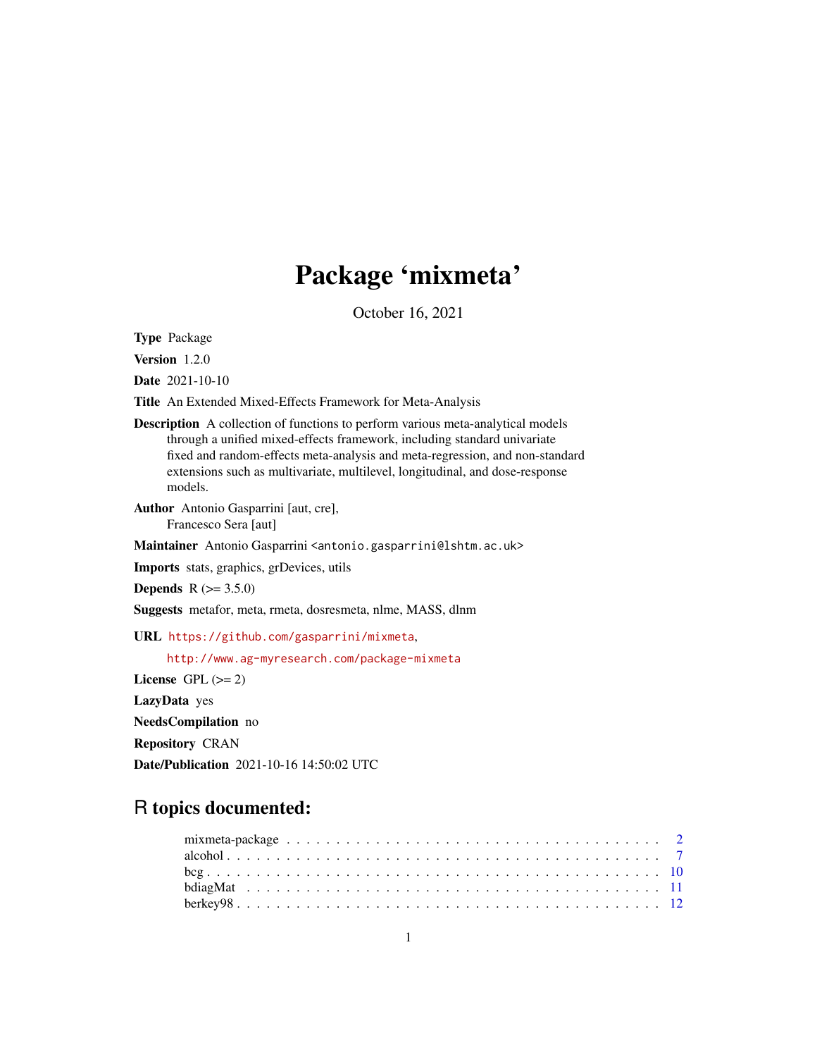# Package 'mixmeta'

October 16, 2021

**Type** Package

**Version** 1.2.0

**Date** 2021-10-10

**Title** An Extended Mixed-Effects Framework for Meta-Analysis

**Description** A collection of functions to perform various meta-analytical models through a unified mixed-effects framework, including standard univariate fixed and random-effects meta-analysis and meta-regression, and non-standard extensions such as multivariate, multilevel, longitudinal, and dose-response models.

**Author** Antonio Gasparrini [aut, cre],
Francesco Sera [aut]

**Maintainer** Antonio Gasparrini <antonio.gasparrini@lshtm.ac.uk>

**Imports** stats, graphics, grDevices, utils

**Depends** R (>= 3.5.0)

**Suggests** metafor, meta, rmeta, dosresmeta, nlme, MASS, dlnm

**URL** https://github.com/gasparrini/mixmeta,
http://www.ag-myresearch.com/package-mixmeta

**License** GPL (>= 2)

**LazyData** yes

**NeedsCompilation** no

**Repository** CRAN

**Date/Publication** 2021-10-16 14:50:02 UTC

## R topics documented:

- mixmeta-package . . . . . . . . . . . . . . . . . . . . . . . . . . . . . . . . . . . . . 2
- alcohol . . . . . . . . . . . . . . . . . . . . . . . . . . . . . . . . . . . . . . . . . . 7
- bcg . . . . . . . . . . . . . . . . . . . . . . . . . . . . . . . . . . . . . . . . . . . . 10
- bdiagMat . . . . . . . . . . . . . . . . . . . . . . . . . . . . . . . . . . . . . . . . . 11
- berkey98 . . . . . . . . . . . . . . . . . . . . . . . . . . . . . . . . . . . . . . . . . 12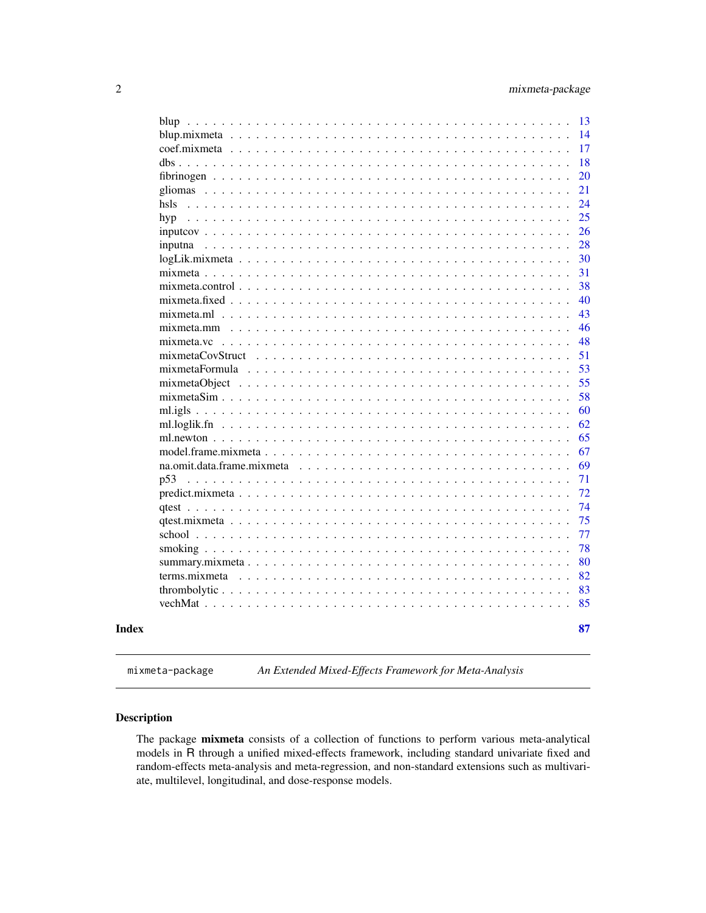| | |
|---|---|
| blup | 13 |
| blup.mixmeta | 14 |
| coef.mixmeta | 17 |
| dbs | 18 |
| fibrinogen | 20 |
| gliomas | 21 |
| hsls | 24 |
| hyp | 25 |
| inputcov | 26 |
| inputna | 28 |
| logLik.mixmeta | 30 |
| mixmeta | 31 |
| mixmeta.control | 38 |
| mixmeta.fixed | 40 |
| mixmeta.ml | 43 |
| mixmeta.mm | 46 |
| mixmeta.vc | 48 |
| mixmetaCovStruct | 51 |
| mixmetaFormula | 53 |
| mixmetaObject | 55 |
| mixmetaSim | 58 |
| ml.igls | 60 |
| ml.loglik.fn | 62 |
| ml.newton | 65 |
| model.frame.mixmeta | 67 |
| na.omit.data.frame.mixmeta | 69 |
| p53 | 71 |
| predict.mixmeta | 72 |
| qtest | 74 |
| qtest.mixmeta | 75 |
| school | 77 |
| smoking | 78 |
| summary.mixmeta | 80 |
| terms.mixmeta | 82 |
| thrombolytic | 83 |
| vechMat | 85 |

**Index** **87**

---

`mixmeta-package` *An Extended Mixed-Effects Framework for Meta-Analysis*

---

## Description

The package **mixmeta** consists of a collection of functions to perform various meta-analytical models in R through a unified mixed-effects framework, including standard univariate fixed and random-effects meta-analysis and meta-regression, and non-standard extensions such as multivariate, multilevel, longitudinal, and dose-response models.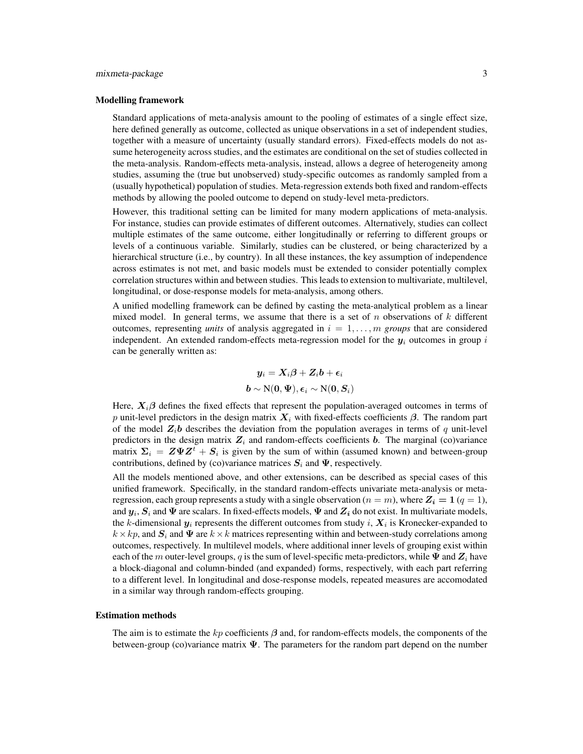### Modelling framework

Standard applications of meta-analysis amount to the pooling of estimates of a single effect size, here defined generally as outcome, collected as unique observations in a set of independent studies, together with a measure of uncertainty (usually standard errors). Fixed-effects models do not assume heterogeneity across studies, and the estimates are conditional on the set of studies collected in the meta-analysis. Random-effects meta-analysis, instead, allows a degree of heterogeneity among studies, assuming the (true but unobserved) study-specific outcomes as randomly sampled from a (usually hypothetical) population of studies. Meta-regression extends both fixed and random-effects methods by allowing the pooled outcome to depend on study-level meta-predictors.

However, this traditional setting can be limited for many modern applications of meta-analysis. For instance, studies can provide estimates of different outcomes. Alternatively, studies can collect multiple estimates of the same outcome, either longitudinally or referring to different groups or levels of a continuous variable. Similarly, studies can be clustered, or being characterized by a hierarchical structure (i.e., by country). In all these instances, the key assumption of independence across estimates is not met, and basic models must be extended to consider potentially complex correlation structures within and between studies. This leads to extension to multivariate, multilevel, longitudinal, or dose-response models for meta-analysis, among others.

A unified modelling framework can be defined by casting the meta-analytical problem as a linear mixed model. In general terms, we assume that there is a set of $n$ observations of $k$ different outcomes, representing *units* of analysis aggregated in $i = 1, \ldots, m$ *groups* that are considered independent. An extended random-effects meta-regression model for the $\boldsymbol{y}_i$ outcomes in group $i$ can be generally written as:

$$\boldsymbol{y}_i = \boldsymbol{X}_i\boldsymbol{\beta} + \boldsymbol{Z}_i\boldsymbol{b} + \boldsymbol{\epsilon}_i$$

$$\boldsymbol{b} \sim \mathrm{N}(\boldsymbol{0}, \boldsymbol{\Psi}), \boldsymbol{\epsilon}_i \sim \mathrm{N}(\boldsymbol{0}, \boldsymbol{S}_i)$$

Here, $\boldsymbol{X}_i\boldsymbol{\beta}$ defines the fixed effects that represent the population-averaged outcomes in terms of $p$ unit-level predictors in the design matrix $\boldsymbol{X}_i$ with fixed-effects coefficients $\boldsymbol{\beta}$. The random part of the model $\boldsymbol{Z}_i\boldsymbol{b}$ describes the deviation from the population averages in terms of $q$ unit-level predictors in the design matrix $\boldsymbol{Z}_i$ and random-effects coefficients $\boldsymbol{b}$. The marginal (co)variance matrix $\boldsymbol{\Sigma}_i = \boldsymbol{Z}\boldsymbol{\Psi}\boldsymbol{Z}^t + \boldsymbol{S}_i$ is given by the sum of within (assumed known) and between-group contributions, defined by (co)variance matrices $\boldsymbol{S}_i$ and $\boldsymbol{\Psi}$, respectively.

All the models mentioned above, and other extensions, can be described as special cases of this unified framework. Specifically, in the standard random-effects univariate meta-analysis or meta-regression, each group represents a study with a single observation ($n = m$), where $\boldsymbol{Z_i} = \boldsymbol{1}$ ($q = 1$), and $\boldsymbol{y}_i$, $\boldsymbol{S}_i$ and $\boldsymbol{\Psi}$ are scalars. In fixed-effects models, $\boldsymbol{\Psi}$ and $\boldsymbol{Z_i}$ do not exist. In multivariate models, the $k$-dimensional $\boldsymbol{y}_i$ represents the different outcomes from study $i$, $\boldsymbol{X}_i$ is Kronecker-expanded to $k \times kp$, and $\boldsymbol{S}_i$ and $\boldsymbol{\Psi}$ are $k \times k$ matrices representing within and between-study correlations among outcomes, respectively. In multilevel models, where additional inner levels of grouping exist within each of the $m$ outer-level groups, $q$ is the sum of level-specific meta-predictors, while $\boldsymbol{\Psi}$ and $\boldsymbol{Z}_i$ have a block-diagonal and column-binded (and expanded) forms, respectively, with each part referring to a different level. In longitudinal and dose-response models, repeated measures are accomodated in a similar way through random-effects grouping.

### Estimation methods

The aim is to estimate the $kp$ coefficients $\boldsymbol{\beta}$ and, for random-effects models, the components of the between-group (co)variance matrix $\boldsymbol{\Psi}$. The parameters for the random part depend on the number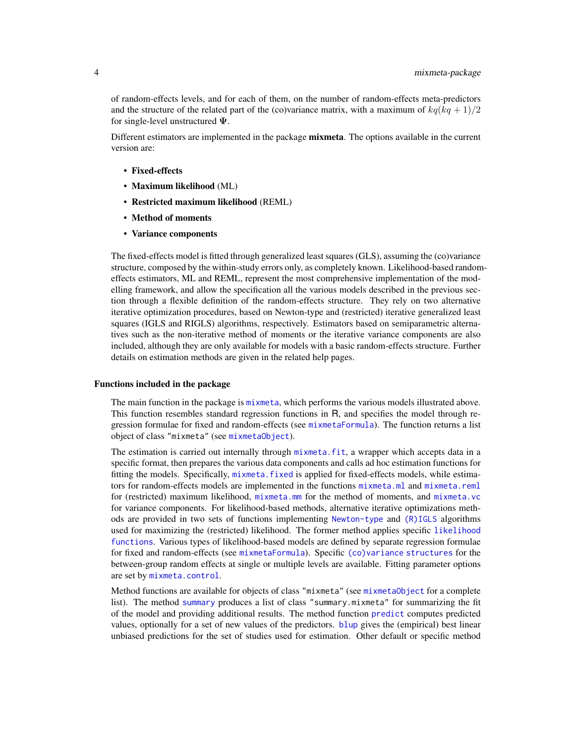of random-effects levels, and for each of them, on the number of random-effects meta-predictors and the structure of the related part of the (co)variance matrix, with a maximum of $kq(kq+1)/2$ for single-level unstructured $\mathbf{\Psi}$.

Different estimators are implemented in the package **mixmeta**. The options available in the current version are:

- **Fixed-effects**
- **Maximum likelihood** (ML)
- **Restricted maximum likelihood** (REML)
- **Method of moments**
- **Variance components**

The fixed-effects model is fitted through generalized least squares (GLS), assuming the (co)variance structure, composed by the within-study errors only, as completely known. Likelihood-based random-effects estimators, ML and REML, represent the most comprehensive implementation of the modelling framework, and allow the specification all the various models described in the previous section through a flexible definition of the random-effects structure. They rely on two alternative iterative optimization procedures, based on Newton-type and (restricted) iterative generalized least squares (IGLS and RIGLS) algorithms, respectively. Estimators based on semiparametric alternatives such as the non-iterative method of moments or the iterative variance components are also included, although they are only available for models with a basic random-effects structure. Further details on estimation methods are given in the related help pages.

### Functions included in the package

The main function in the package is `mixmeta`, which performs the various models illustrated above. This function resembles standard regression functions in R, and specifies the model through regression formulae for fixed and random-effects (see `mixmetaFormula`). The function returns a list object of class `"mixmeta"` (see `mixmetaObject`).

The estimation is carried out internally through `mixmeta.fit`, a wrapper which accepts data in a specific format, then prepares the various data components and calls ad hoc estimation functions for fitting the models. Specifically, `mixmeta.fixed` is applied for fixed-effects models, while estimators for random-effects models are implemented in the functions `mixmeta.ml` and `mixmeta.reml` for (restricted) maximum likelihood, `mixmeta.mm` for the method of moments, and `mixmeta.vc` for variance components. For likelihood-based methods, alternative iterative optimizations methods are provided in two sets of functions implementing `Newton-type` and `(R)IGLS` algorithms used for maximizing the (restricted) likelihood. The former method applies specific `likelihood functions`. Various types of likelihood-based models are defined by separate regression formulae for fixed and random-effects (see `mixmetaFormula`). Specific `(co)variance structures` for the between-group random effects at single or multiple levels are available. Fitting parameter options are set by `mixmeta.control`.

Method functions are available for objects of class `"mixmeta"` (see `mixmetaObject` for a complete list). The method `summary` produces a list of class `"summary.mixmeta"` for summarizing the fit of the model and providing additional results. The method function `predict` computes predicted values, optionally for a set of new values of the predictors. `blup` gives the (empirical) best linear unbiased predictions for the set of studies used for estimation. Other default or specific method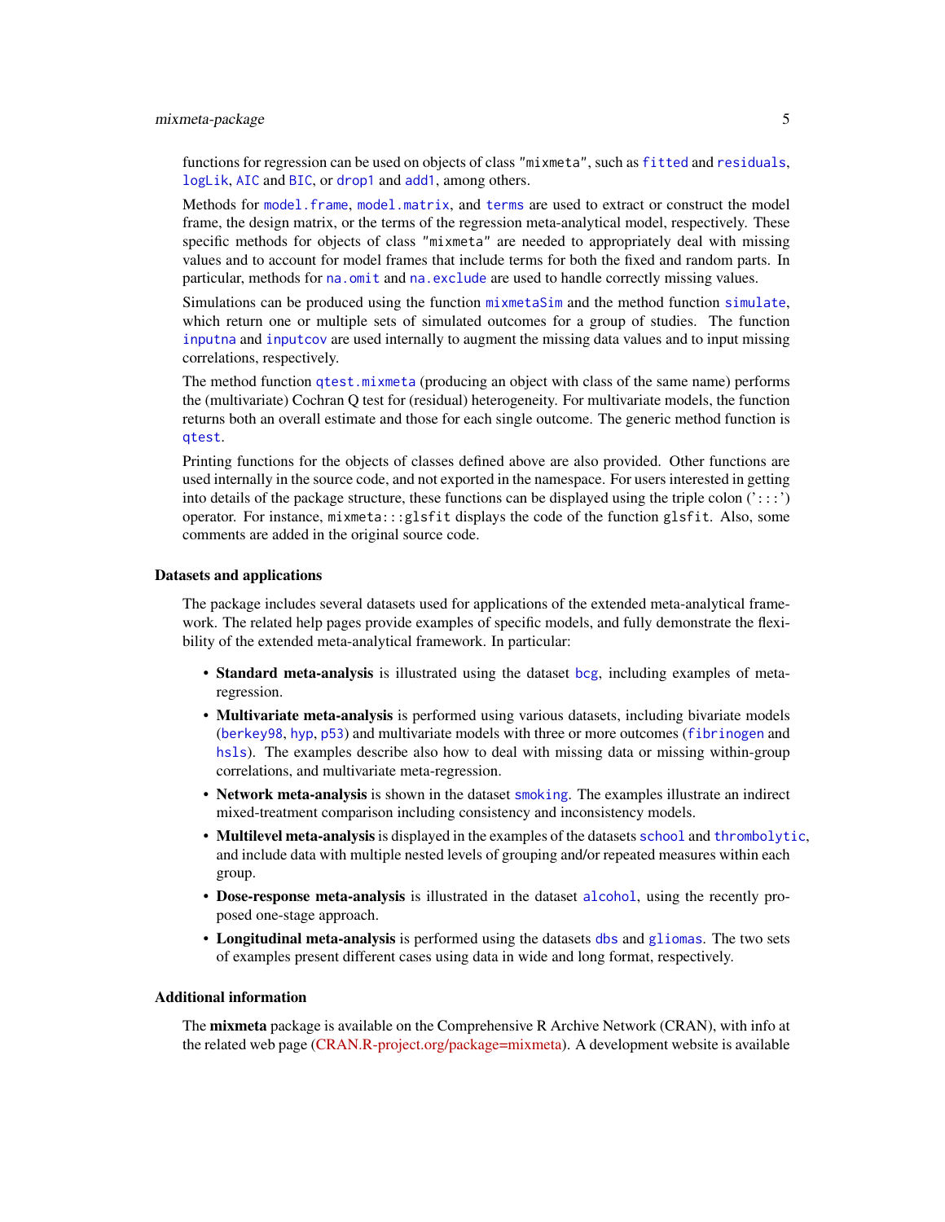functions for regression can be used on objects of class "mixmeta", such as `fitted` and `residuals`, `logLik`, `AIC` and `BIC`, or `drop1` and `add1`, among others.

Methods for `model.frame`, `model.matrix`, and `terms` are used to extract or construct the model frame, the design matrix, or the terms of the regression meta-analytical model, respectively. These specific methods for objects of class "mixmeta" are needed to appropriately deal with missing values and to account for model frames that include terms for both the fixed and random parts. In particular, methods for `na.omit` and `na.exclude` are used to handle correctly missing values.

Simulations can be produced using the function `mixmetaSim` and the method function `simulate`, which return one or multiple sets of simulated outcomes for a group of studies. The function `inputna` and `inputcov` are used internally to augment the missing data values and to input missing correlations, respectively.

The method function `qtest.mixmeta` (producing an object with class of the same name) performs the (multivariate) Cochran Q test for (residual) heterogeneity. For multivariate models, the function returns both an overall estimate and those for each single outcome. The generic method function is `qtest`.

Printing functions for the objects of classes defined above are also provided. Other functions are used internally in the source code, and not exported in the namespace. For users interested in getting into details of the package structure, these functions can be displayed using the triple colon (':::') operator. For instance, `mixmeta:::glsfit` displays the code of the function `glsfit`. Also, some comments are added in the original source code.

### Datasets and applications

The package includes several datasets used for applications of the extended meta-analytical framework. The related help pages provide examples of specific models, and fully demonstrate the flexibility of the extended meta-analytical framework. In particular:

- **Standard meta-analysis** is illustrated using the dataset `bcg`, including examples of meta-regression.
- **Multivariate meta-analysis** is performed using various datasets, including bivariate models (`berkey98`, `hyp`, `p53`) and multivariate models with three or more outcomes (`fibrinogen` and `hsls`). The examples describe also how to deal with missing data or missing within-group correlations, and multivariate meta-regression.
- **Network meta-analysis** is shown in the dataset `smoking`. The examples illustrate an indirect mixed-treatment comparison including consistency and inconsistency models.
- **Multilevel meta-analysis** is displayed in the examples of the datasets `school` and `thrombolytic`, and include data with multiple nested levels of grouping and/or repeated measures within each group.
- **Dose-response meta-analysis** is illustrated in the dataset `alcohol`, using the recently proposed one-stage approach.
- **Longitudinal meta-analysis** is performed using the datasets `dbs` and `gliomas`. The two sets of examples present different cases using data in wide and long format, respectively.

### Additional information

The **mixmeta** package is available on the Comprehensive R Archive Network (CRAN), with info at the related web page (CRAN.R-project.org/package=mixmeta). A development website is available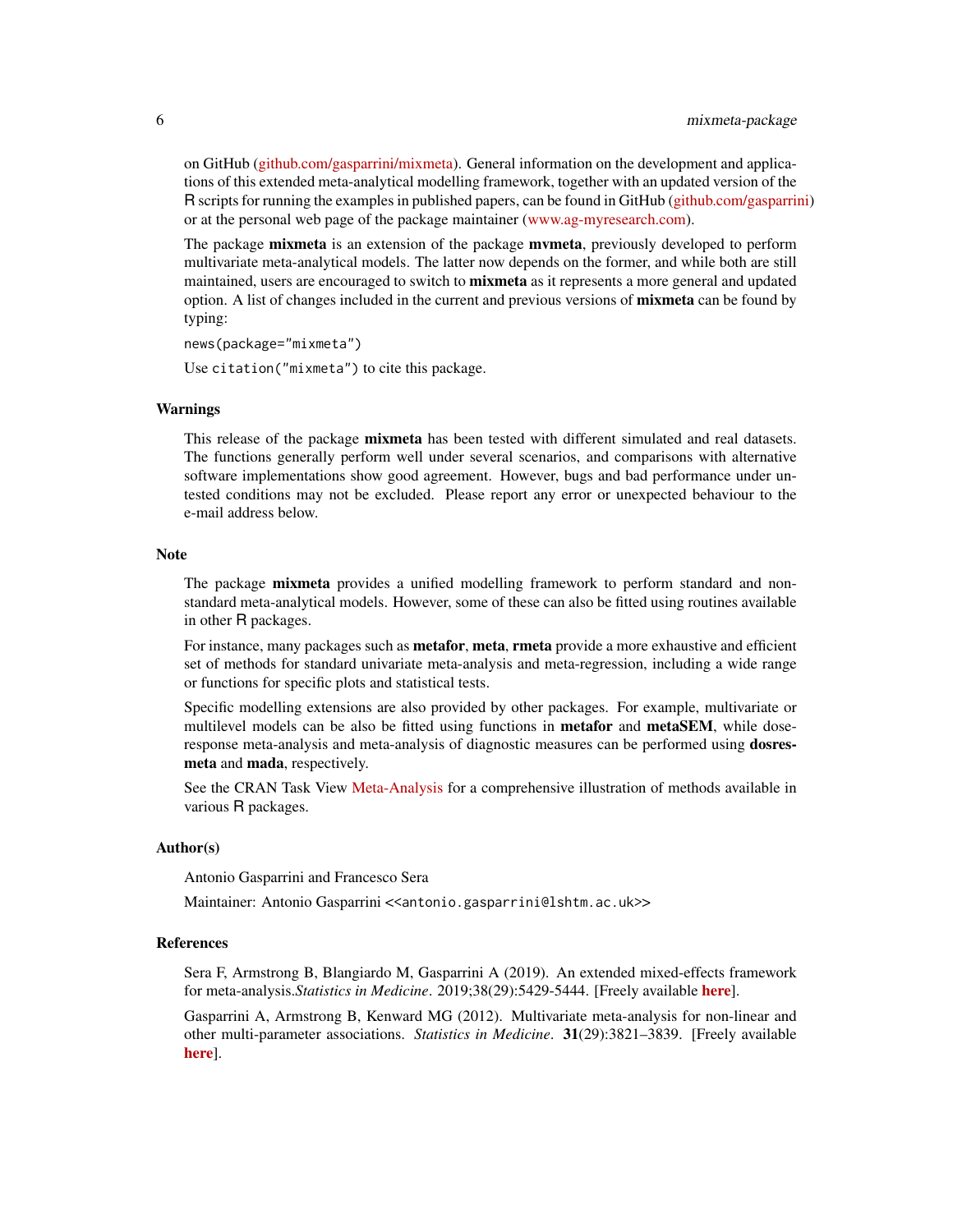on GitHub (github.com/gasparrini/mixmeta). General information on the development and applications of this extended meta-analytical modelling framework, together with an updated version of the R scripts for running the examples in published papers, can be found in GitHub (github.com/gasparrini) or at the personal web page of the package maintainer (www.ag-myresearch.com).

The package **mixmeta** is an extension of the package **mvmeta**, previously developed to perform multivariate meta-analytical models. The latter now depends on the former, and while both are still maintained, users are encouraged to switch to **mixmeta** as it represents a more general and updated option. A list of changes included in the current and previous versions of **mixmeta** can be found by typing:

```
news(package="mixmeta")
```

Use `citation("mixmeta")` to cite this package.

## Warnings

This release of the package **mixmeta** has been tested with different simulated and real datasets. The functions generally perform well under several scenarios, and comparisons with alternative software implementations show good agreement. However, bugs and bad performance under untested conditions may not be excluded. Please report any error or unexpected behaviour to the e-mail address below.

## Note

The package **mixmeta** provides a unified modelling framework to perform standard and non-standard meta-analytical models. However, some of these can also be fitted using routines available in other R packages.

For instance, many packages such as **metafor**, **meta**, **rmeta** provide a more exhaustive and efficient set of methods for standard univariate meta-analysis and meta-regression, including a wide range or functions for specific plots and statistical tests.

Specific modelling extensions are also provided by other packages. For example, multivariate or multilevel models can be also be fitted using functions in **metafor** and **metaSEM**, while dose-response meta-analysis and meta-analysis of diagnostic measures can be performed using **dosresmeta** and **mada**, respectively.

See the CRAN Task View Meta-Analysis for a comprehensive illustration of methods available in various R packages.

## Author(s)

Antonio Gasparrini and Francesco Sera

Maintainer: Antonio Gasparrini <<antonio.gasparrini@lshtm.ac.uk>>

## References

Sera F, Armstrong B, Blangiardo M, Gasparrini A (2019). An extended mixed-effects framework for meta-analysis.*Statistics in Medicine*. 2019;38(29):5429-5444. [Freely available **here**].

Gasparrini A, Armstrong B, Kenward MG (2012). Multivariate meta-analysis for non-linear and other multi-parameter associations. *Statistics in Medicine*. **31**(29):3821–3839. [Freely available **here**].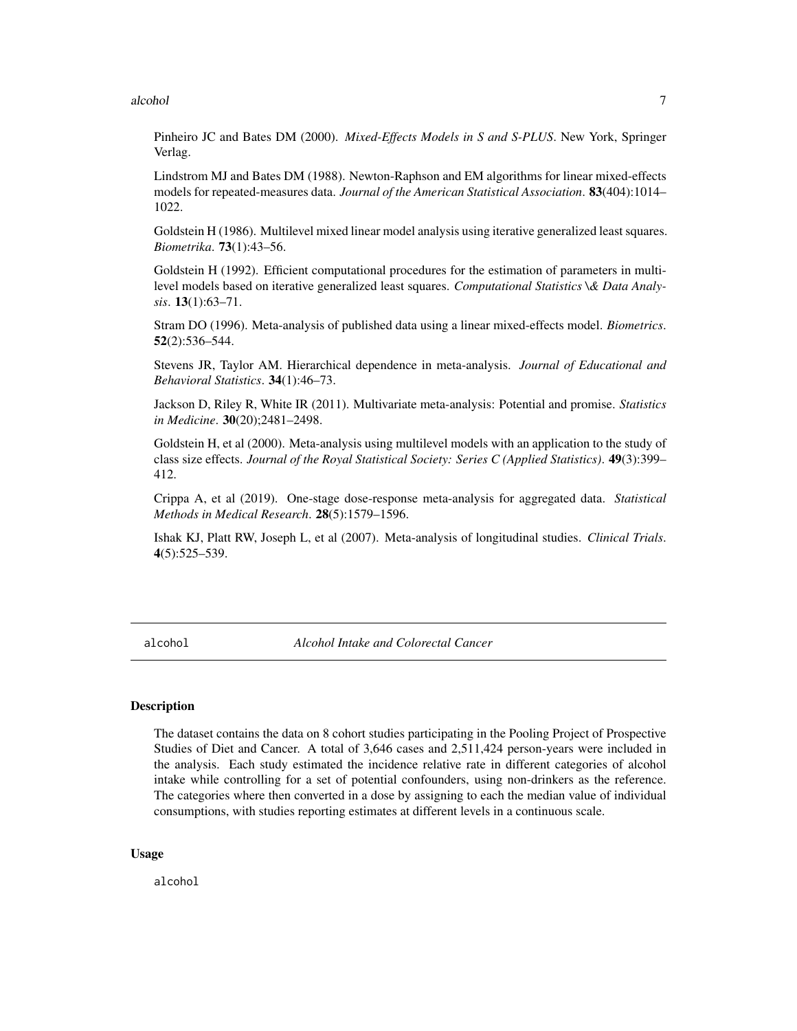Pinheiro JC and Bates DM (2000). *Mixed-Effects Models in S and S-PLUS*. New York, Springer Verlag.

Lindstrom MJ and Bates DM (1988). Newton-Raphson and EM algorithms for linear mixed-effects models for repeated-measures data. *Journal of the American Statistical Association*. **83**(404):1014–1022.

Goldstein H (1986). Multilevel mixed linear model analysis using iterative generalized least squares. *Biometrika*. **73**(1):43–56.

Goldstein H (1992). Efficient computational procedures for the estimation of parameters in multilevel models based on iterative generalized least squares. *Computational Statistics \& Data Analysis*. **13**(1):63–71.

Stram DO (1996). Meta-analysis of published data using a linear mixed-effects model. *Biometrics*. **52**(2):536–544.

Stevens JR, Taylor AM. Hierarchical dependence in meta-analysis. *Journal of Educational and Behavioral Statistics*. **34**(1):46–73.

Jackson D, Riley R, White IR (2011). Multivariate meta-analysis: Potential and promise. *Statistics in Medicine*. **30**(20);2481–2498.

Goldstein H, et al (2000). Meta-analysis using multilevel models with an application to the study of class size effects. *Journal of the Royal Statistical Society: Series C (Applied Statistics)*. **49**(3):399–412.

Crippa A, et al (2019). One-stage dose-response meta-analysis for aggregated data. *Statistical Methods in Medical Research*. **28**(5):1579–1596.

Ishak KJ, Platt RW, Joseph L, et al (2007). Meta-analysis of longitudinal studies. *Clinical Trials*. **4**(5):525–539.

---

## alcohol — *Alcohol Intake and Colorectal Cancer*

### Description

The dataset contains the data on 8 cohort studies participating in the Pooling Project of Prospective Studies of Diet and Cancer. A total of 3,646 cases and 2,511,424 person-years were included in the analysis. Each study estimated the incidence relative rate in different categories of alcohol intake while controlling for a set of potential confounders, using non-drinkers as the reference. The categories where then converted in a dose by assigning to each the median value of individual consumptions, with studies reporting estimates at different levels in a continuous scale.

### Usage

```
alcohol
```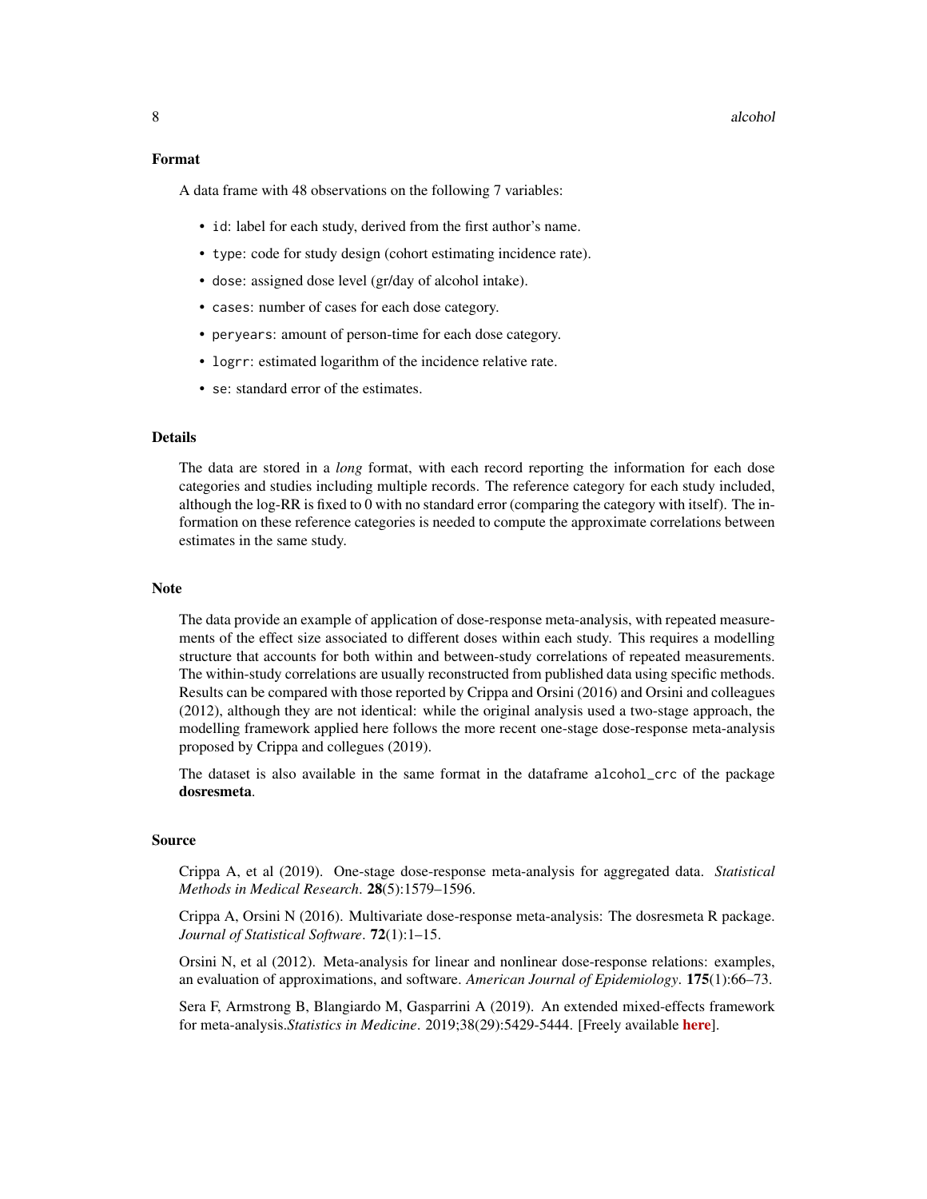## Format

A data frame with 48 observations on the following 7 variables:

- `id`: label for each study, derived from the first author's name.
- `type`: code for study design (cohort estimating incidence rate).
- `dose`: assigned dose level (gr/day of alcohol intake).
- `cases`: number of cases for each dose category.
- `peryears`: amount of person-time for each dose category.
- `logrr`: estimated logarithm of the incidence relative rate.
- `se`: standard error of the estimates.

## Details

The data are stored in a *long* format, with each record reporting the information for each dose categories and studies including multiple records. The reference category for each study included, although the log-RR is fixed to 0 with no standard error (comparing the category with itself). The information on these reference categories is needed to compute the approximate correlations between estimates in the same study.

## Note

The data provide an example of application of dose-response meta-analysis, with repeated measurements of the effect size associated to different doses within each study. This requires a modelling structure that accounts for both within and between-study correlations of repeated measurements. The within-study correlations are usually reconstructed from published data using specific methods. Results can be compared with those reported by Crippa and Orsini (2016) and Orsini and colleagues (2012), although they are not identical: while the original analysis used a two-stage approach, the modelling framework applied here follows the more recent one-stage dose-response meta-analysis proposed by Crippa and collegues (2019).

The dataset is also available in the same format in the dataframe `alcohol_crc` of the package **dosresmeta**.

## Source

Crippa A, et al (2019). One-stage dose-response meta-analysis for aggregated data. *Statistical Methods in Medical Research*. **28**(5):1579–1596.

Crippa A, Orsini N (2016). Multivariate dose-response meta-analysis: The dosresmeta R package. *Journal of Statistical Software*. **72**(1):1–15.

Orsini N, et al (2012). Meta-analysis for linear and nonlinear dose-response relations: examples, an evaluation of approximations, and software. *American Journal of Epidemiology*. **175**(1):66–73.

Sera F, Armstrong B, Blangiardo M, Gasparrini A (2019). An extended mixed-effects framework for meta-analysis.*Statistics in Medicine*. 2019;38(29):5429-5444. [Freely available **here**].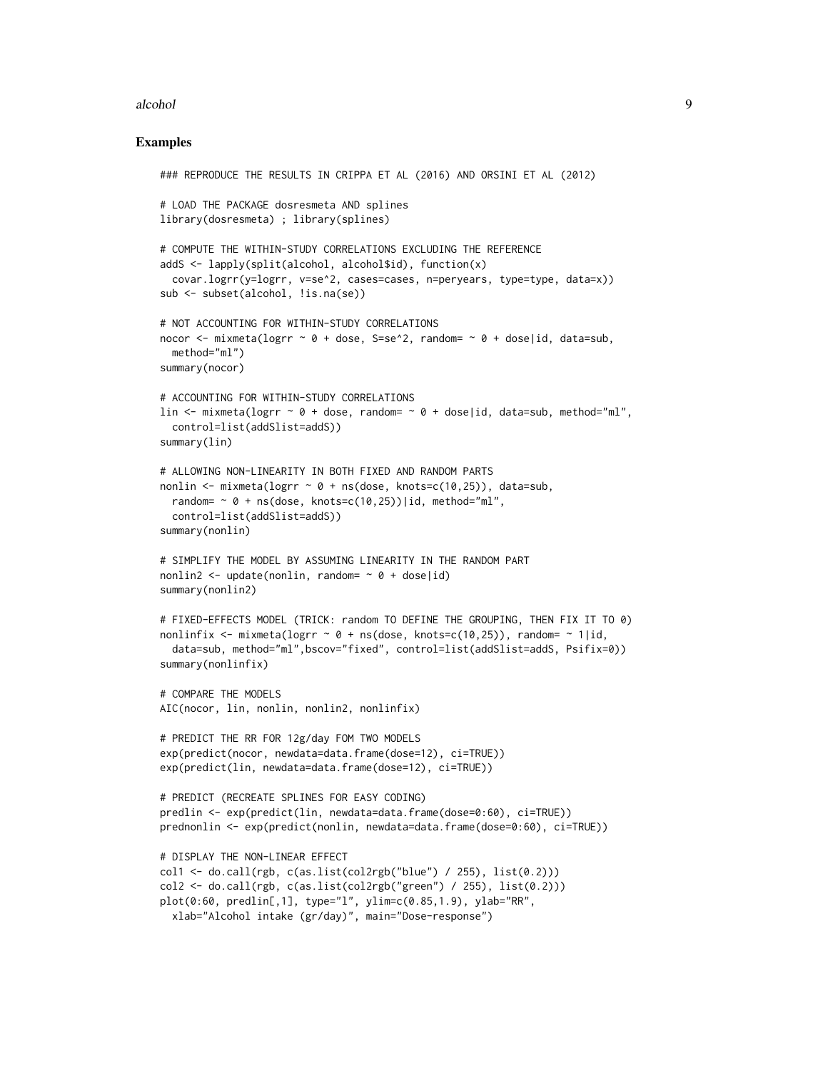## Examples

```
### REPRODUCE THE RESULTS IN CRIPPA ET AL (2016) AND ORSINI ET AL (2012)

# LOAD THE PACKAGE dosresmeta AND splines
library(dosresmeta) ; library(splines)

# COMPUTE THE WITHIN-STUDY CORRELATIONS EXCLUDING THE REFERENCE
addS <- lapply(split(alcohol, alcohol$id), function(x)
  covar.logrr(y=logrr, v=se^2, cases=cases, n=peryears, type=type, data=x))
sub <- subset(alcohol, !is.na(se))

# NOT ACCOUNTING FOR WITHIN-STUDY CORRELATIONS
nocor <- mixmeta(logrr ~ 0 + dose, S=se^2, random= ~ 0 + dose|id, data=sub,
  method="ml")
summary(nocor)

# ACCOUNTING FOR WITHIN-STUDY CORRELATIONS
lin <- mixmeta(logrr ~ 0 + dose, random= ~ 0 + dose|id, data=sub, method="ml",
  control=list(addSlist=addS))
summary(lin)

# ALLOWING NON-LINEARITY IN BOTH FIXED AND RANDOM PARTS
nonlin <- mixmeta(logrr ~ 0 + ns(dose, knots=c(10,25)), data=sub,
  random= ~ 0 + ns(dose, knots=c(10,25))|id, method="ml",
  control=list(addSlist=addS))
summary(nonlin)

# SIMPLIFY THE MODEL BY ASSUMING LINEARITY IN THE RANDOM PART
nonlin2 <- update(nonlin, random= ~ 0 + dose|id)
summary(nonlin2)

# FIXED-EFFECTS MODEL (TRICK: random TO DEFINE THE GROUPING, THEN FIX IT TO 0)
nonlinfix <- mixmeta(logrr ~ 0 + ns(dose, knots=c(10,25)), random= ~ 1|id,
  data=sub, method="ml",bscov="fixed", control=list(addSlist=addS, Psifix=0))
summary(nonlinfix)

# COMPARE THE MODELS
AIC(nocor, lin, nonlin, nonlin2, nonlinfix)

# PREDICT THE RR FOR 12g/day FOM TWO MODELS
exp(predict(nocor, newdata=data.frame(dose=12), ci=TRUE))
exp(predict(lin, newdata=data.frame(dose=12), ci=TRUE))

# PREDICT (RECREATE SPLINES FOR EASY CODING)
predlin <- exp(predict(lin, newdata=data.frame(dose=0:60), ci=TRUE))
prednonlin <- exp(predict(nonlin, newdata=data.frame(dose=0:60), ci=TRUE))

# DISPLAY THE NON-LINEAR EFFECT
col1 <- do.call(rgb, c(as.list(col2rgb("blue") / 255), list(0.2)))
col2 <- do.call(rgb, c(as.list(col2rgb("green") / 255), list(0.2)))
plot(0:60, predlin[,1], type="l", ylim=c(0.85,1.9), ylab="RR",
  xlab="Alcohol intake (gr/day)", main="Dose-response")
```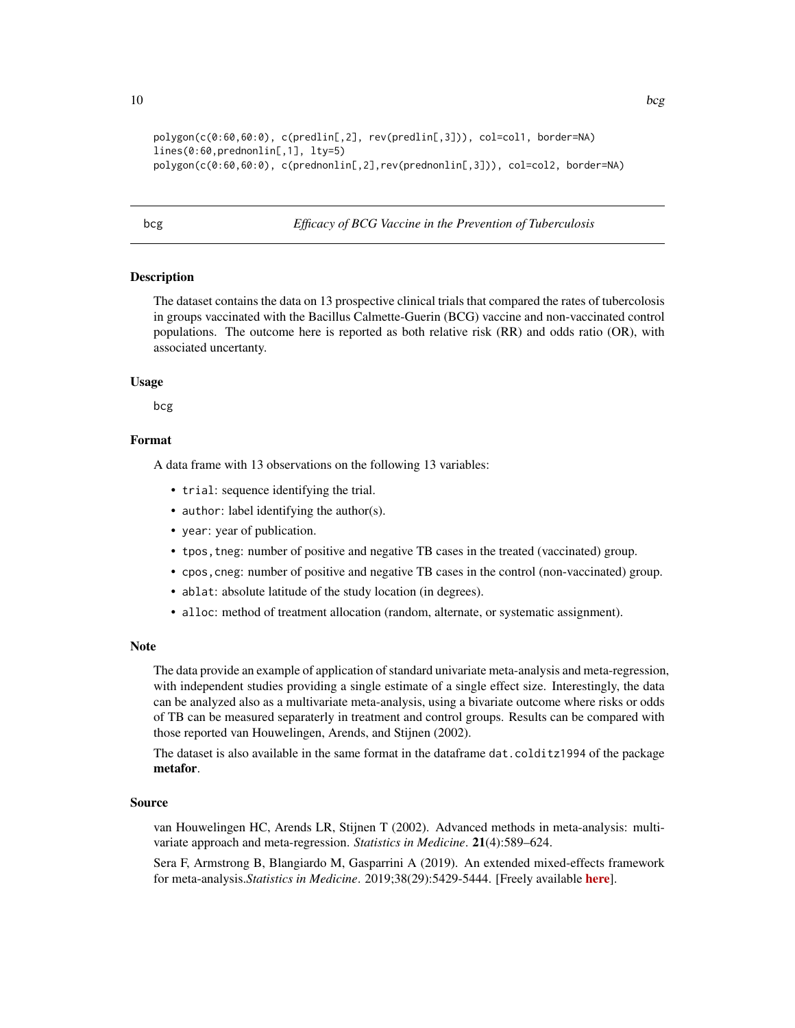```
polygon(c(0:60,60:0), c(predlin[,2], rev(predlin[,3])), col=col1, border=NA)
lines(0:60,prednonlin[,1], lty=5)
polygon(c(0:60,60:0), c(prednonlin[,2],rev(prednonlin[,3])), col=col2, border=NA)
```

## bcg — *Efficacy of BCG Vaccine in the Prevention of Tuberculosis*

### Description

The dataset contains the data on 13 prospective clinical trials that compared the rates of tubercolosis in groups vaccinated with the Bacillus Calmette-Guerin (BCG) vaccine and non-vaccinated control populations. The outcome here is reported as both relative risk (RR) and odds ratio (OR), with associated uncertanty.

### Usage

```
bcg
```

### Format

A data frame with 13 observations on the following 13 variables:

- `trial`: sequence identifying the trial.
- `author`: label identifying the author(s).
- `year`: year of publication.
- `tpos,tneg`: number of positive and negative TB cases in the treated (vaccinated) group.
- `cpos,cneg`: number of positive and negative TB cases in the control (non-vaccinated) group.
- `ablat`: absolute latitude of the study location (in degrees).
- `alloc`: method of treatment allocation (random, alternate, or systematic assignment).

### Note

The data provide an example of application of standard univariate meta-analysis and meta-regression, with independent studies providing a single estimate of a single effect size. Interestingly, the data can be analyzed also as a multivariate meta-analysis, using a bivariate outcome where risks or odds of TB can be measured separaterly in treatment and control groups. Results can be compared with those reported van Houwelingen, Arends, and Stijnen (2002).

The dataset is also available in the same format in the dataframe `dat.colditz1994` of the package **metafor**.

### Source

van Houwelingen HC, Arends LR, Stijnen T (2002). Advanced methods in meta-analysis: multivariate approach and meta-regression. *Statistics in Medicine*. **21**(4):589–624.

Sera F, Armstrong B, Blangiardo M, Gasparrini A (2019). An extended mixed-effects framework for meta-analysis.*Statistics in Medicine*. 2019;38(29):5429-5444. [Freely available **here**].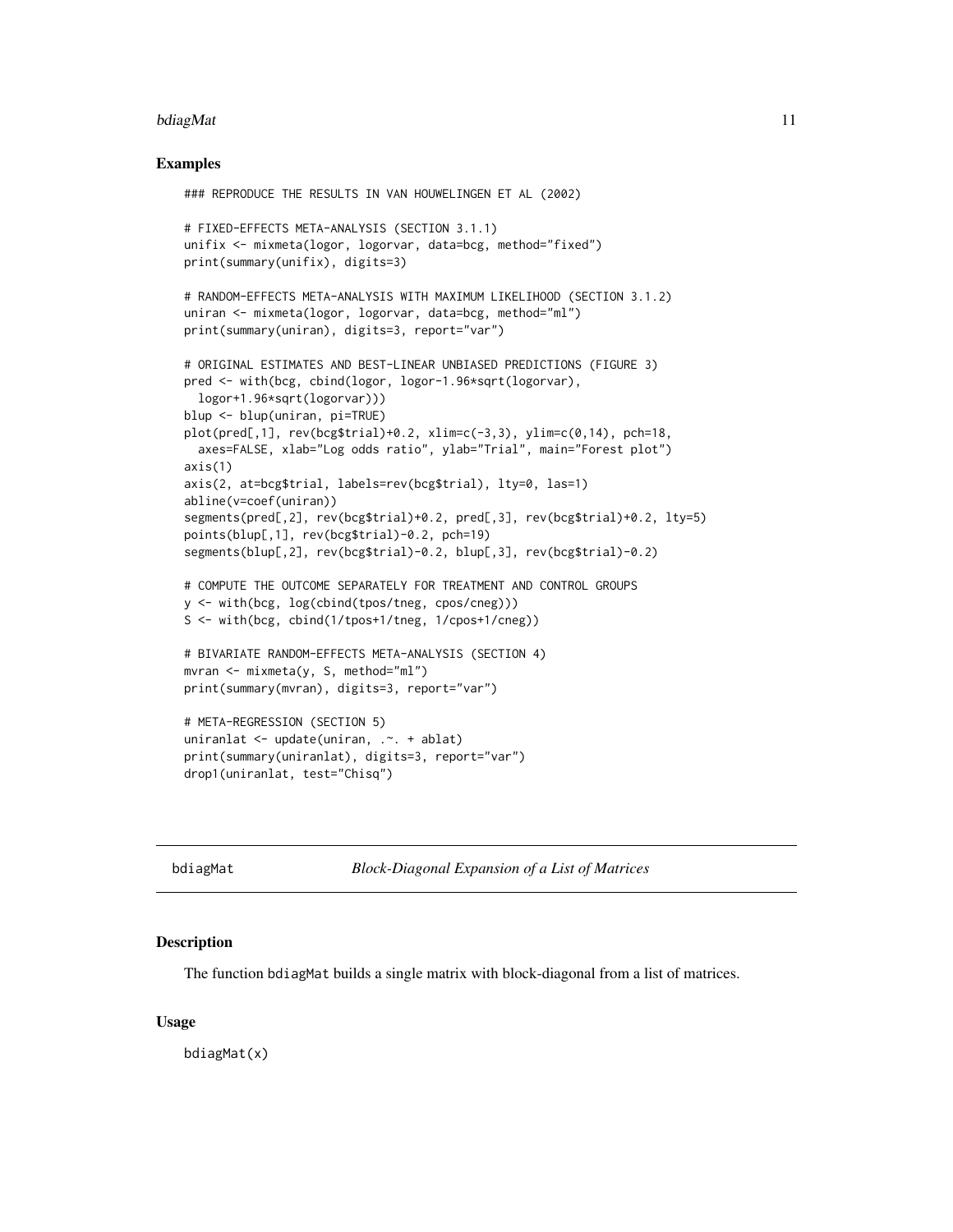## Examples

```
### REPRODUCE THE RESULTS IN VAN HOUWELINGEN ET AL (2002)

# FIXED-EFFECTS META-ANALYSIS (SECTION 3.1.1)
unifix <- mixmeta(logor, logorvar, data=bcg, method="fixed")
print(summary(unifix), digits=3)

# RANDOM-EFFECTS META-ANALYSIS WITH MAXIMUM LIKELIHOOD (SECTION 3.1.2)
uniran <- mixmeta(logor, logorvar, data=bcg, method="ml")
print(summary(uniran), digits=3, report="var")

# ORIGINAL ESTIMATES AND BEST-LINEAR UNBIASED PREDICTIONS (FIGURE 3)
pred <- with(bcg, cbind(logor, logor-1.96*sqrt(logorvar),
  logor+1.96*sqrt(logorvar)))
blup <- blup(uniran, pi=TRUE)
plot(pred[,1], rev(bcg$trial)+0.2, xlim=c(-3,3), ylim=c(0,14), pch=18,
  axes=FALSE, xlab="Log odds ratio", ylab="Trial", main="Forest plot")
axis(1)
axis(2, at=bcg$trial, labels=rev(bcg$trial), lty=0, las=1)
abline(v=coef(uniran))
segments(pred[,2], rev(bcg$trial)+0.2, pred[,3], rev(bcg$trial)+0.2, lty=5)
points(blup[,1], rev(bcg$trial)-0.2, pch=19)
segments(blup[,2], rev(bcg$trial)-0.2, blup[,3], rev(bcg$trial)-0.2)

# COMPUTE THE OUTCOME SEPARATELY FOR TREATMENT AND CONTROL GROUPS
y <- with(bcg, log(cbind(tpos/tneg, cpos/cneg)))
S <- with(bcg, cbind(1/tpos+1/tneg, 1/cpos+1/cneg))

# BIVARIATE RANDOM-EFFECTS META-ANALYSIS (SECTION 4)
mvran <- mixmeta(y, S, method="ml")
print(summary(mvran), digits=3, report="var")

# META-REGRESSION (SECTION 5)
uniranlat <- update(uniran, .~. + ablat)
print(summary(uniranlat), digits=3, report="var")
drop1(uniranlat, test="Chisq")
```

---

# bdiagMat — *Block-Diagonal Expansion of a List of Matrices*

## Description

The function bdiagMat builds a single matrix with block-diagonal from a list of matrices.

## Usage

```
bdiagMat(x)
```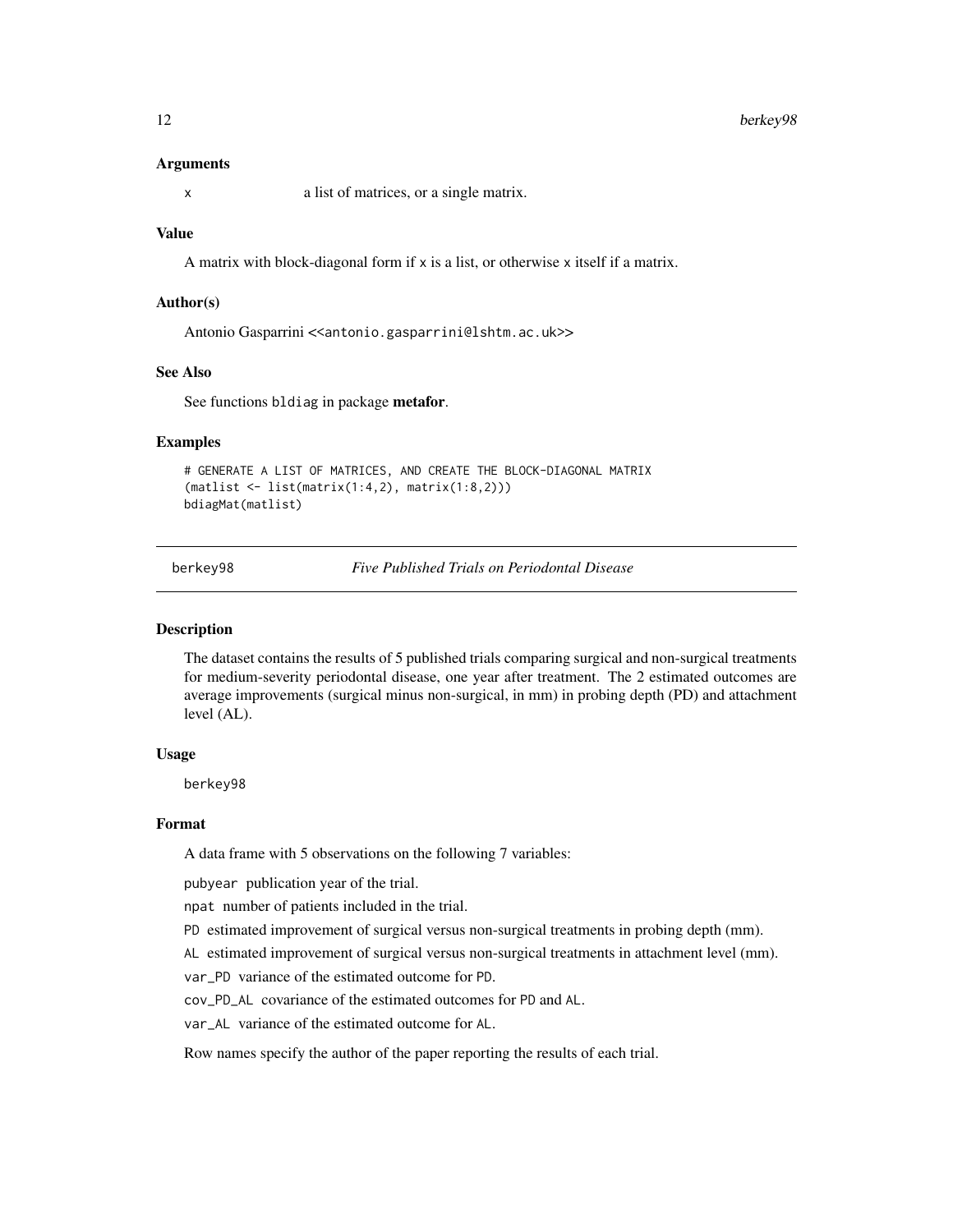### Arguments

`x` a list of matrices, or a single matrix.

### Value

A matrix with block-diagonal form if `x` is a list, or otherwise `x` itself if a matrix.

### Author(s)

Antonio Gasparrini <<antonio.gasparrini@lshtm.ac.uk>>

### See Also

See functions `bldiag` in package **metafor**.

### Examples

```
# GENERATE A LIST OF MATRICES, AND CREATE THE BLOCK-DIAGONAL MATRIX
(matlist <- list(matrix(1:4,2), matrix(1:8,2)))
bdiagMat(matlist)
```

---

## berkey98 *Five Published Trials on Periodontal Disease*

### Description

The dataset contains the results of 5 published trials comparing surgical and non-surgical treatments for medium-severity periodontal disease, one year after treatment. The 2 estimated outcomes are average improvements (surgical minus non-surgical, in mm) in probing depth (PD) and attachment level (AL).

### Usage

```
berkey98
```

### Format

A data frame with 5 observations on the following 7 variables:

- `pubyear` publication year of the trial.
- `npat` number of patients included in the trial.
- `PD` estimated improvement of surgical versus non-surgical treatments in probing depth (mm).
- `AL` estimated improvement of surgical versus non-surgical treatments in attachment level (mm).
- `var_PD` variance of the estimated outcome for `PD`.
- `cov_PD_AL` covariance of the estimated outcomes for `PD` and `AL`.
- `var_AL` variance of the estimated outcome for `AL`.

Row names specify the author of the paper reporting the results of each trial.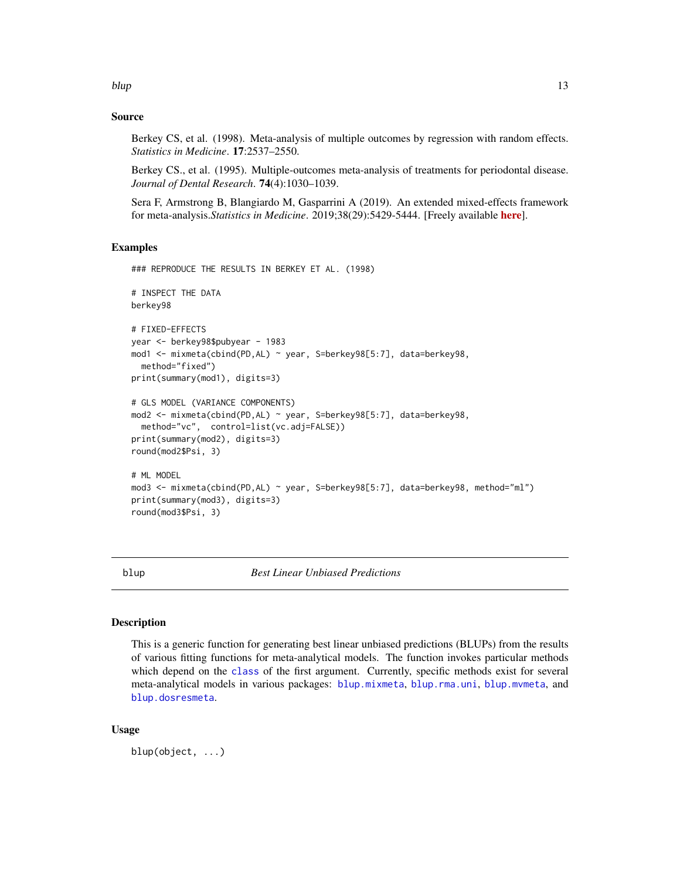## Source

Berkey CS, et al. (1998). Meta-analysis of multiple outcomes by regression with random effects. *Statistics in Medicine*. **17**:2537–2550.

Berkey CS., et al. (1995). Multiple-outcomes meta-analysis of treatments for periodontal disease. *Journal of Dental Research*. **74**(4):1030–1039.

Sera F, Armstrong B, Blangiardo M, Gasparrini A (2019). An extended mixed-effects framework for meta-analysis.*Statistics in Medicine*. 2019;38(29):5429-5444. [Freely available **here**].

## Examples

```
### REPRODUCE THE RESULTS IN BERKEY ET AL. (1998)

# INSPECT THE DATA
berkey98

# FIXED-EFFECTS
year <- berkey98$pubyear - 1983
mod1 <- mixmeta(cbind(PD,AL) ~ year, S=berkey98[5:7], data=berkey98,
  method="fixed")
print(summary(mod1), digits=3)

# GLS MODEL (VARIANCE COMPONENTS)
mod2 <- mixmeta(cbind(PD,AL) ~ year, S=berkey98[5:7], data=berkey98,
  method="vc",  control=list(vc.adj=FALSE))
print(summary(mod2), digits=3)
round(mod2$Psi, 3)

# ML MODEL
mod3 <- mixmeta(cbind(PD,AL) ~ year, S=berkey98[5:7], data=berkey98, method="ml")
print(summary(mod3), digits=3)
round(mod3$Psi, 3)
```

---

# blup — *Best Linear Unbiased Predictions*

## Description

This is a generic function for generating best linear unbiased predictions (BLUPs) from the results of various fitting functions for meta-analytical models. The function invokes particular methods which depend on the `class` of the first argument. Currently, specific methods exist for several meta-analytical models in various packages: `blup.mixmeta`, `blup.rma.uni`, `blup.mvmeta`, and `blup.dosresmeta`.

## Usage

```
blup(object, ...)
```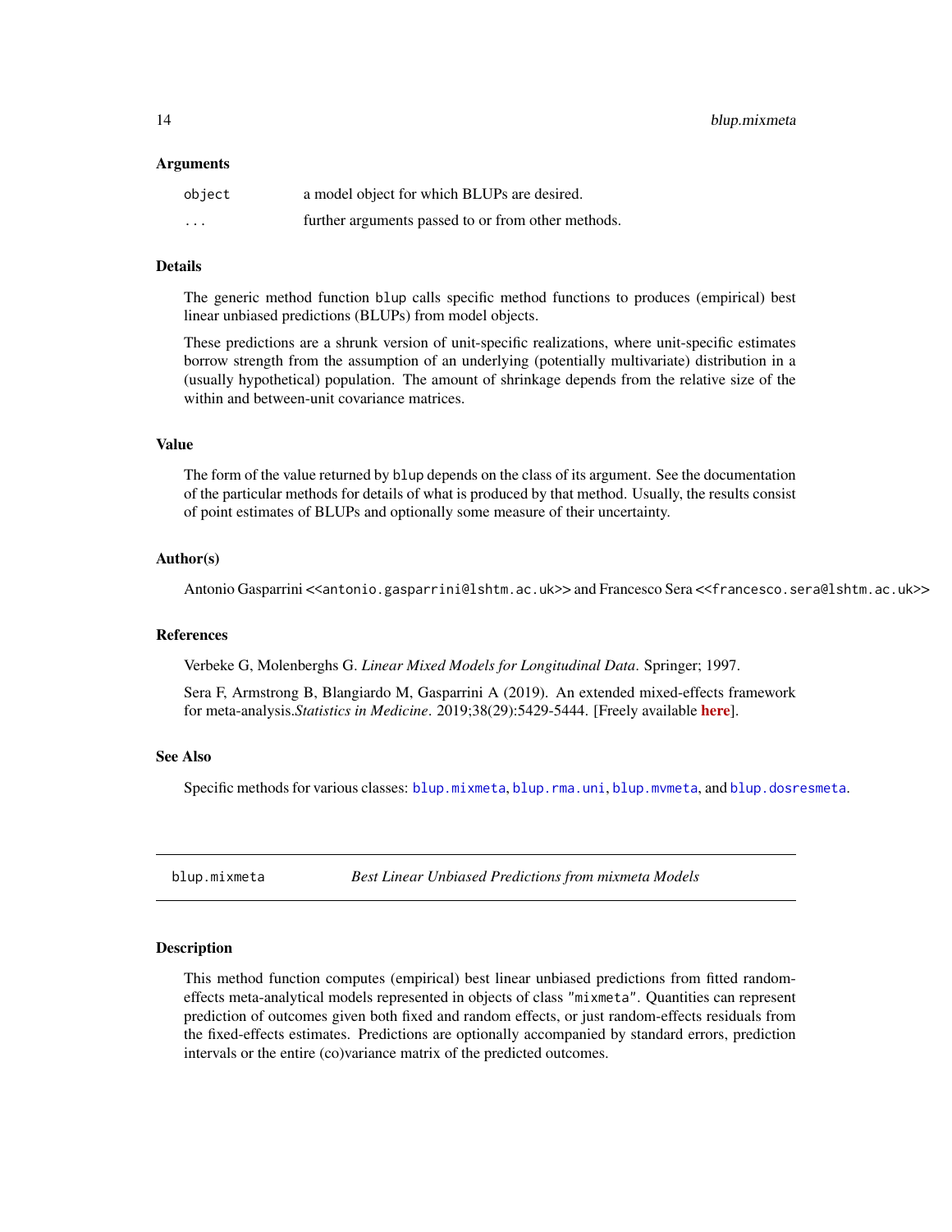### Arguments

| | |
|---|---|
| `object` | a model object for which BLUPs are desired. |
| `...` | further arguments passed to or from other methods. |

### Details

The generic method function `blup` calls specific method functions to produces (empirical) best linear unbiased predictions (BLUPs) from model objects.

These predictions are a shrunk version of unit-specific realizations, where unit-specific estimates borrow strength from the assumption of an underlying (potentially multivariate) distribution in a (usually hypothetical) population. The amount of shrinkage depends from the relative size of the within and between-unit covariance matrices.

### Value

The form of the value returned by `blup` depends on the class of its argument. See the documentation of the particular methods for details of what is produced by that method. Usually, the results consist of point estimates of BLUPs and optionally some measure of their uncertainty.

### Author(s)

Antonio Gasparrini <<antonio.gasparrini@lshtm.ac.uk>> and Francesco Sera <<francesco.sera@lshtm.ac.uk>>

### References

Verbeke G, Molenberghs G. *Linear Mixed Models for Longitudinal Data*. Springer; 1997.

Sera F, Armstrong B, Blangiardo M, Gasparrini A (2019). An extended mixed-effects framework for meta-analysis.*Statistics in Medicine*. 2019;38(29):5429-5444. [Freely available **here**].

### See Also

Specific methods for various classes: `blup.mixmeta`, `blup.rma.uni`, `blup.mvmeta`, and `blup.dosresmeta`.

---

## blup.mixmeta — *Best Linear Unbiased Predictions from mixmeta Models*

---

### Description

This method function computes (empirical) best linear unbiased predictions from fitted random-effects meta-analytical models represented in objects of class `"mixmeta"`. Quantities can represent prediction of outcomes given both fixed and random effects, or just random-effects residuals from the fixed-effects estimates. Predictions are optionally accompanied by standard errors, prediction intervals or the entire (co)variance matrix of the predicted outcomes.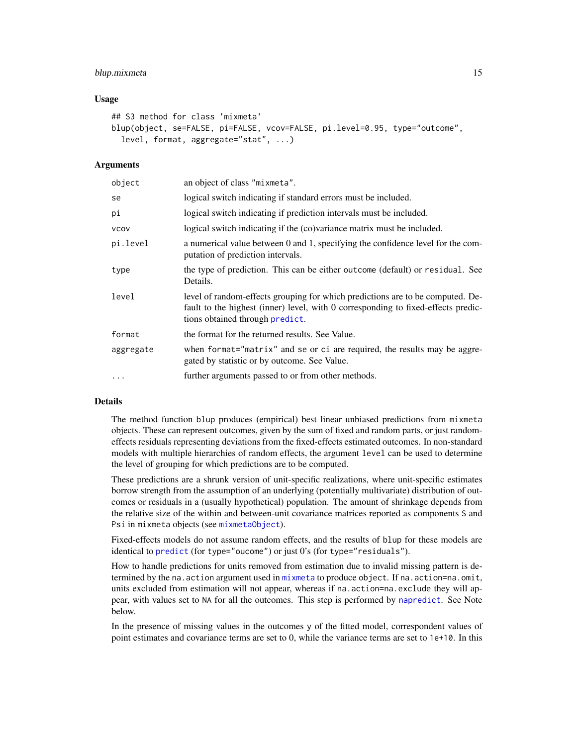### Usage

```
## S3 method for class 'mixmeta'
blup(object, se=FALSE, pi=FALSE, vcov=FALSE, pi.level=0.95, type="outcome",
  level, format, aggregate="stat", ...)
```

### Arguments

| | |
|---|---|
| object | an object of class "mixmeta". |
| se | logical switch indicating if standard errors must be included. |
| pi | logical switch indicating if prediction intervals must be included. |
| vcov | logical switch indicating if the (co)variance matrix must be included. |
| pi.level | a numerical value between 0 and 1, specifying the confidence level for the computation of prediction intervals. |
| type | the type of prediction. This can be either outcome (default) or residual. See Details. |
| level | level of random-effects grouping for which predictions are to be computed. Default to the highest (inner) level, with 0 corresponding to fixed-effects predictions obtained through predict. |
| format | the format for the returned results. See Value. |
| aggregate | when format="matrix" and se or ci are required, the results may be aggregated by statistic or by outcome. See Value. |
| ... | further arguments passed to or from other methods. |

### Details

The method function blup produces (empirical) best linear unbiased predictions from mixmeta objects. These can represent outcomes, given by the sum of fixed and random parts, or just random-effects residuals representing deviations from the fixed-effects estimated outcomes. In non-standard models with multiple hierarchies of random effects, the argument level can be used to determine the level of grouping for which predictions are to be computed.

These predictions are a shrunk version of unit-specific realizations, where unit-specific estimates borrow strength from the assumption of an underlying (potentially multivariate) distribution of outcomes or residuals in a (usually hypothetical) population. The amount of shrinkage depends from the relative size of the within and between-unit covariance matrices reported as components S and Psi in mixmeta objects (see mixmetaObject).

Fixed-effects models do not assume random effects, and the results of blup for these models are identical to predict (for type="oucome") or just 0's (for type="residuals").

How to handle predictions for units removed from estimation due to invalid missing pattern is determined by the na.action argument used in mixmeta to produce object. If na.action=na.omit, units excluded from estimation will not appear, whereas if na.action=na.exclude they will appear, with values set to NA for all the outcomes. This step is performed by napredict. See Note below.

In the presence of missing values in the outcomes y of the fitted model, correspondent values of point estimates and covariance terms are set to 0, while the variance terms are set to 1e+10. In this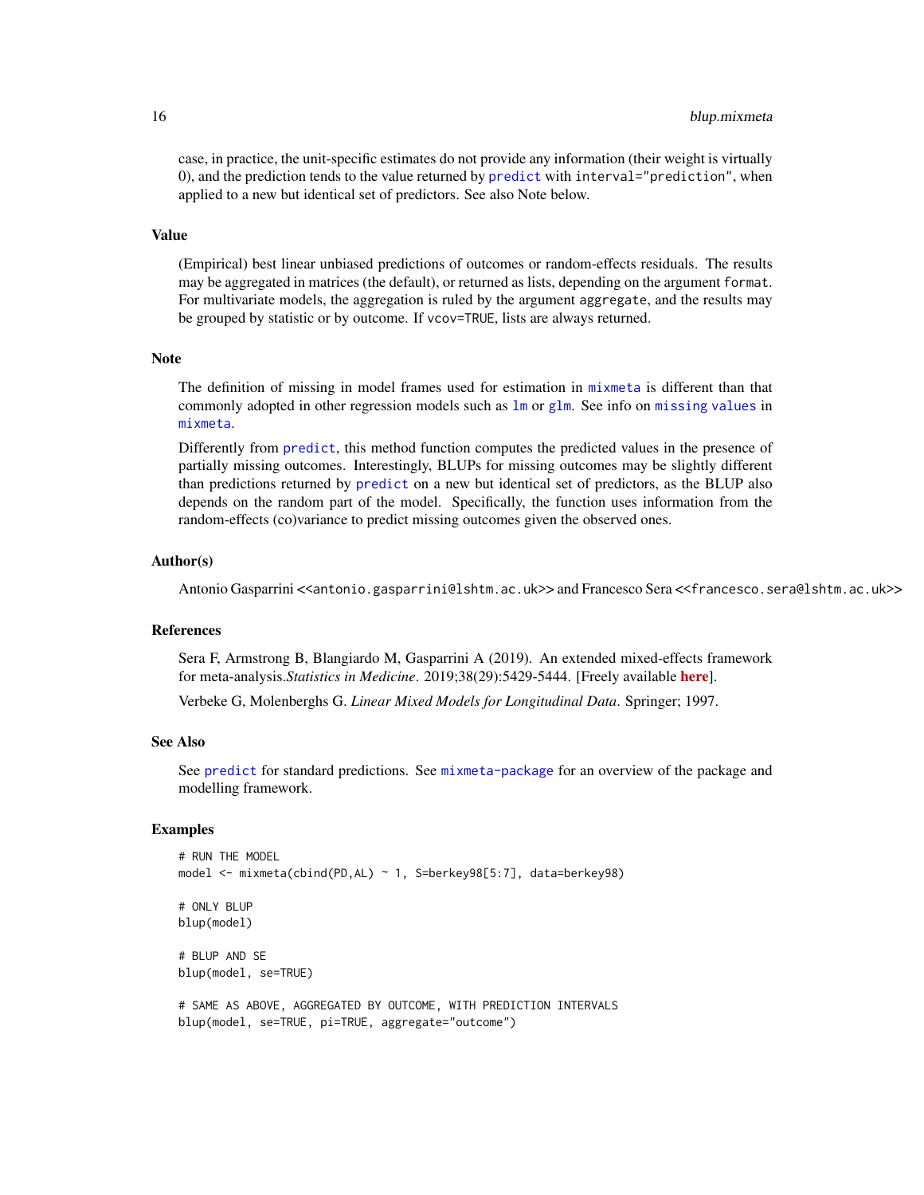case, in practice, the unit-specific estimates do not provide any information (their weight is virtually 0), and the prediction tends to the value returned by predict with interval="prediction", when applied to a new but identical set of predictors. See also Note below.

### Value

(Empirical) best linear unbiased predictions of outcomes or random-effects residuals. The results may be aggregated in matrices (the default), or returned as lists, depending on the argument format. For multivariate models, the aggregation is ruled by the argument aggregate, and the results may be grouped by statistic or by outcome. If vcov=TRUE, lists are always returned.

### Note

The definition of missing in model frames used for estimation in mixmeta is different than that commonly adopted in other regression models such as lm or glm. See info on missing values in mixmeta.

Differently from predict, this method function computes the predicted values in the presence of partially missing outcomes. Interestingly, BLUPs for missing outcomes may be slightly different than predictions returned by predict on a new but identical set of predictors, as the BLUP also depends on the random part of the model. Specifically, the function uses information from the random-effects (co)variance to predict missing outcomes given the observed ones.

### Author(s)

Antonio Gasparrini <<antonio.gasparrini@lshtm.ac.uk>> and Francesco Sera <<francesco.sera@lshtm.ac.uk>>

### References

Sera F, Armstrong B, Blangiardo M, Gasparrini A (2019). An extended mixed-effects framework for meta-analysis.*Statistics in Medicine*. 2019;38(29):5429-5444. [Freely available **here**].

Verbeke G, Molenberghs G. *Linear Mixed Models for Longitudinal Data*. Springer; 1997.

### See Also

See predict for standard predictions. See mixmeta-package for an overview of the package and modelling framework.

### Examples

```
# RUN THE MODEL
model <- mixmeta(cbind(PD,AL) ~ 1, S=berkey98[5:7], data=berkey98)

# ONLY BLUP
blup(model)

# BLUP AND SE
blup(model, se=TRUE)

# SAME AS ABOVE, AGGREGATED BY OUTCOME, WITH PREDICTION INTERVALS
blup(model, se=TRUE, pi=TRUE, aggregate="outcome")
```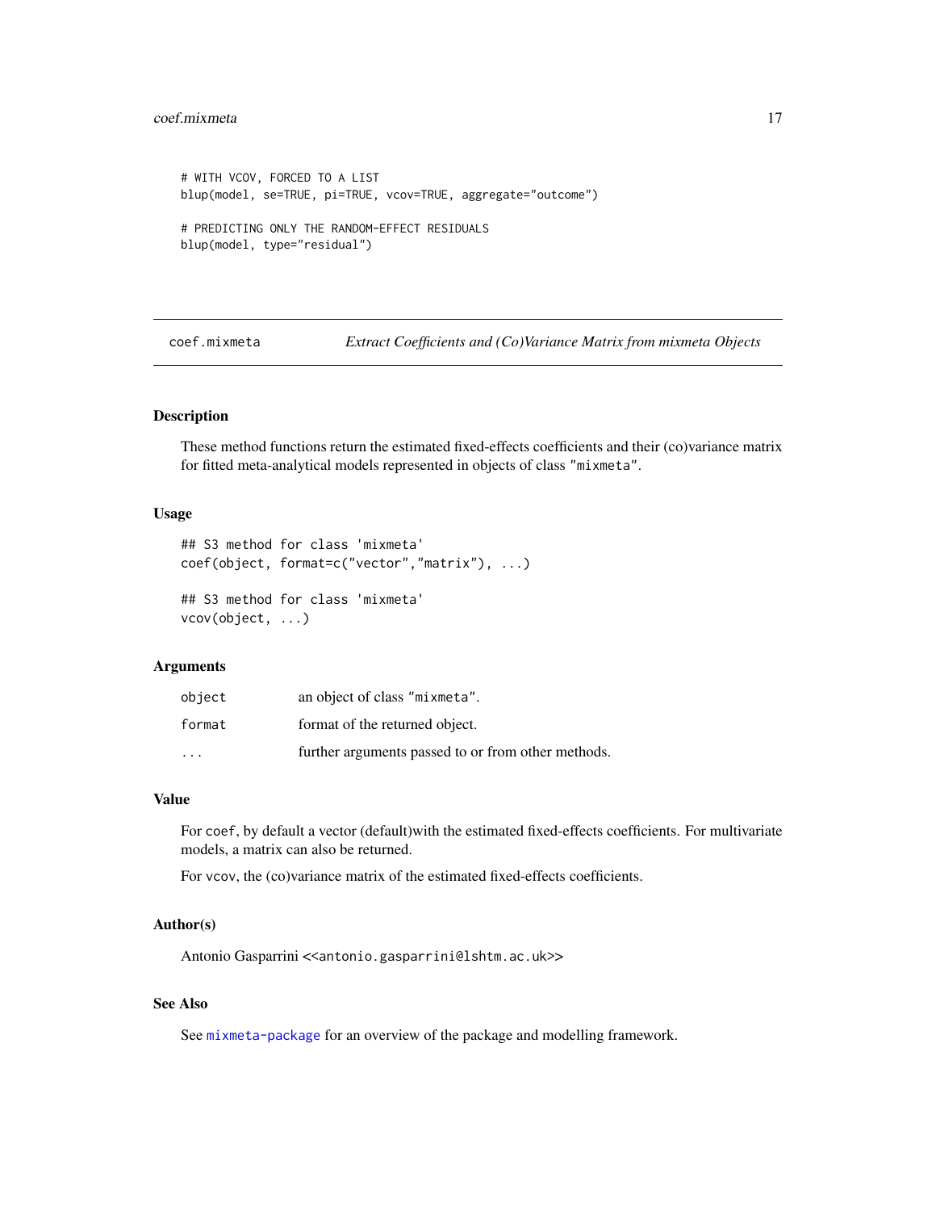```
# WITH VCOV, FORCED TO A LIST
blup(model, se=TRUE, pi=TRUE, vcov=TRUE, aggregate="outcome")

# PREDICTING ONLY THE RANDOM-EFFECT RESIDUALS
blup(model, type="residual")
```

---

## coef.mixmeta — *Extract Coefficients and (Co)Variance Matrix from mixmeta Objects*

### Description

These method functions return the estimated fixed-effects coefficients and their (co)variance matrix for fitted meta-analytical models represented in objects of class "mixmeta".

### Usage

```
## S3 method for class 'mixmeta'
coef(object, format=c("vector","matrix"), ...)

## S3 method for class 'mixmeta'
vcov(object, ...)
```

### Arguments

| | |
|---|---|
| object | an object of class "mixmeta". |
| format | format of the returned object. |
| ... | further arguments passed to or from other methods. |

### Value

For coef, by default a vector (default)with the estimated fixed-effects coefficients. For multivariate models, a matrix can also be returned.

For vcov, the (co)variance matrix of the estimated fixed-effects coefficients.

### Author(s)

Antonio Gasparrini <<antonio.gasparrini@lshtm.ac.uk>>

### See Also

See mixmeta-package for an overview of the package and modelling framework.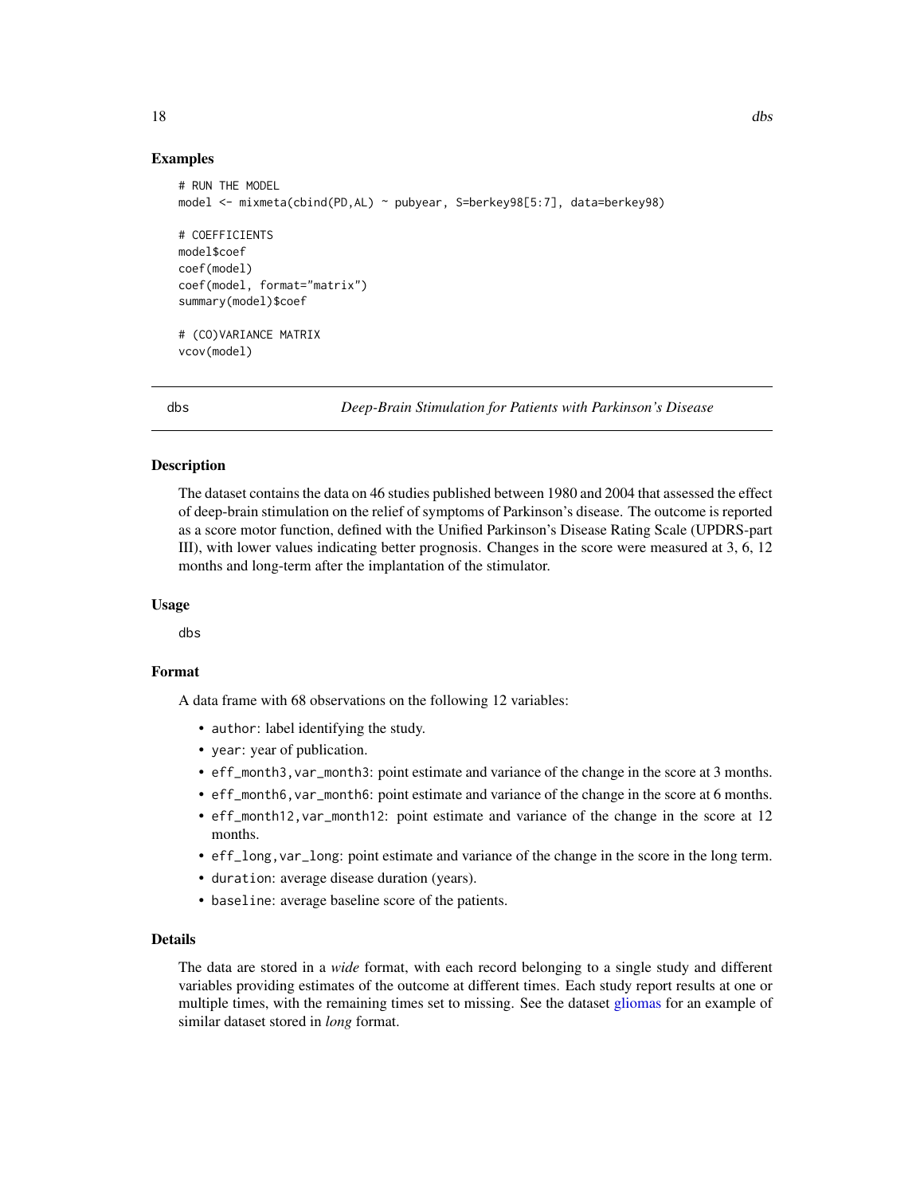### Examples

```
# RUN THE MODEL
model <- mixmeta(cbind(PD,AL) ~ pubyear, S=berkey98[5:7], data=berkey98)

# COEFFICIENTS
model$coef
coef(model)
coef(model, format="matrix")
summary(model)$coef

# (CO)VARIANCE MATRIX
vcov(model)
```

---

## dbs — *Deep-Brain Stimulation for Patients with Parkinson's Disease*

---

### Description

The dataset contains the data on 46 studies published between 1980 and 2004 that assessed the effect of deep-brain stimulation on the relief of symptoms of Parkinson's disease. The outcome is reported as a score motor function, defined with the Unified Parkinson's Disease Rating Scale (UPDRS-part III), with lower values indicating better prognosis. Changes in the score were measured at 3, 6, 12 months and long-term after the implantation of the stimulator.

### Usage

```
dbs
```

### Format

A data frame with 68 observations on the following 12 variables:

- `author`: label identifying the study.
- `year`: year of publication.
- `eff_month3,var_month3`: point estimate and variance of the change in the score at 3 months.
- `eff_month6,var_month6`: point estimate and variance of the change in the score at 6 months.
- `eff_month12,var_month12`: point estimate and variance of the change in the score at 12 months.
- `eff_long,var_long`: point estimate and variance of the change in the score in the long term.
- `duration`: average disease duration (years).
- `baseline`: average baseline score of the patients.

### Details

The data are stored in a *wide* format, with each record belonging to a single study and different variables providing estimates of the outcome at different times. Each study report results at one or multiple times, with the remaining times set to missing. See the dataset gliomas for an example of similar dataset stored in *long* format.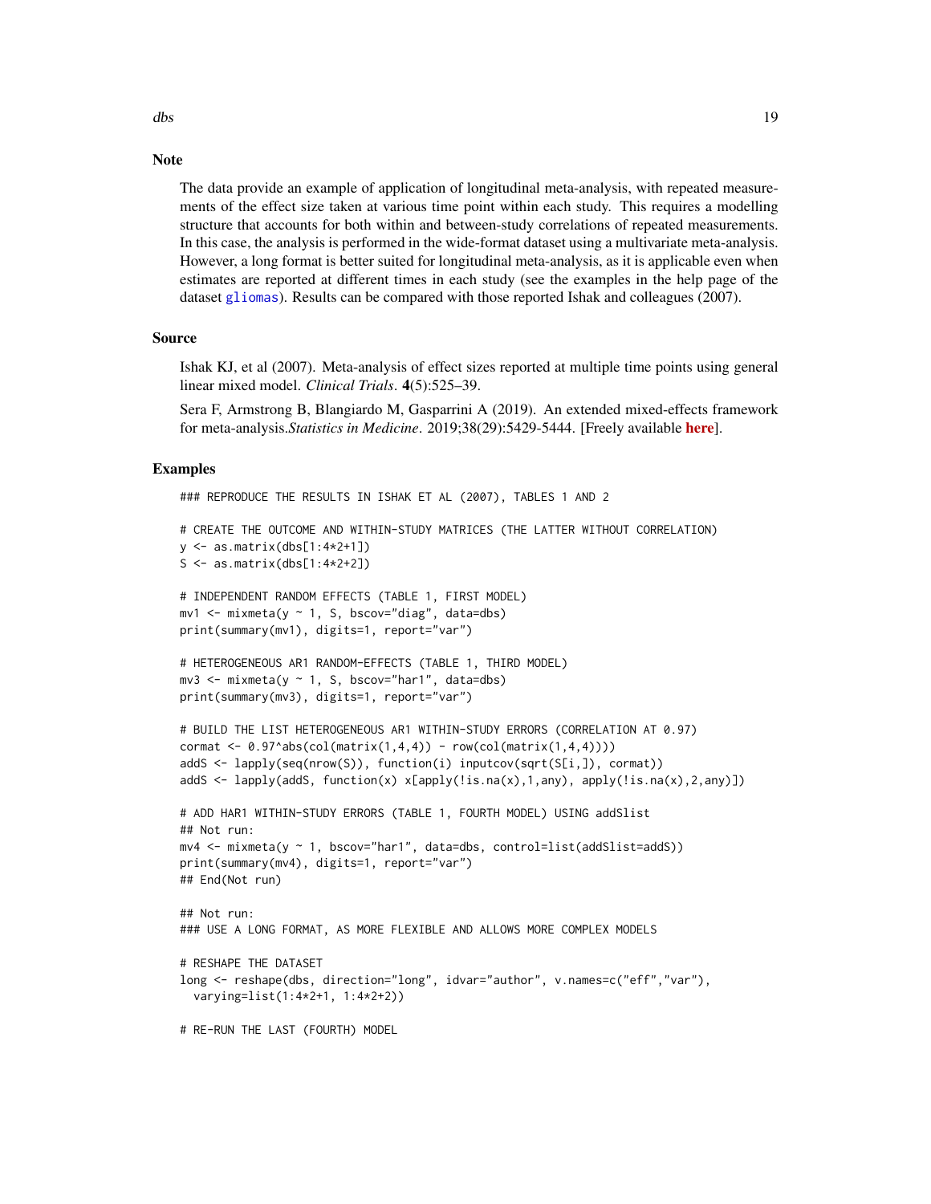## Note

The data provide an example of application of longitudinal meta-analysis, with repeated measurements of the effect size taken at various time point within each study. This requires a modelling structure that accounts for both within and between-study correlations of repeated measurements. In this case, the analysis is performed in the wide-format dataset using a multivariate meta-analysis. However, a long format is better suited for longitudinal meta-analysis, as it is applicable even when estimates are reported at different times in each study (see the examples in the help page of the dataset gliomas). Results can be compared with those reported Ishak and colleagues (2007).

## Source

Ishak KJ, et al (2007). Meta-analysis of effect sizes reported at multiple time points using general linear mixed model. *Clinical Trials*. **4**(5):525–39.

Sera F, Armstrong B, Blangiardo M, Gasparrini A (2019). An extended mixed-effects framework for meta-analysis.*Statistics in Medicine*. 2019;38(29):5429-5444. [Freely available **here**].

## Examples

```
### REPRODUCE THE RESULTS IN ISHAK ET AL (2007), TABLES 1 AND 2

# CREATE THE OUTCOME AND WITHIN-STUDY MATRICES (THE LATTER WITHOUT CORRELATION)
y <- as.matrix(dbs[1:4*2+1])
S <- as.matrix(dbs[1:4*2+2])

# INDEPENDENT RANDOM EFFECTS (TABLE 1, FIRST MODEL)
mv1 <- mixmeta(y ~ 1, S, bscov="diag", data=dbs)
print(summary(mv1), digits=1, report="var")

# HETEROGENEOUS AR1 RANDOM-EFFECTS (TABLE 1, THIRD MODEL)
mv3 <- mixmeta(y ~ 1, S, bscov="har1", data=dbs)
print(summary(mv3), digits=1, report="var")

# BUILD THE LIST HETEROGENEOUS AR1 WITHIN-STUDY ERRORS (CORRELATION AT 0.97)
cormat <- 0.97^abs(col(matrix(1,4,4)) - row(col(matrix(1,4,4))))
addS <- lapply(seq(nrow(S)), function(i) inputcov(sqrt(S[i,]), cormat))
addS <- lapply(addS, function(x) x[apply(!is.na(x),1,any), apply(!is.na(x),2,any)])

# ADD HAR1 WITHIN-STUDY ERRORS (TABLE 1, FOURTH MODEL) USING addSlist
## Not run:
mv4 <- mixmeta(y ~ 1, bscov="har1", data=dbs, control=list(addSlist=addS))
print(summary(mv4), digits=1, report="var")
## End(Not run)

## Not run:
### USE A LONG FORMAT, AS MORE FLEXIBLE AND ALLOWS MORE COMPLEX MODELS

# RESHAPE THE DATASET
long <- reshape(dbs, direction="long", idvar="author", v.names=c("eff","var"),
  varying=list(1:4*2+1, 1:4*2+2))

# RE-RUN THE LAST (FOURTH) MODEL
```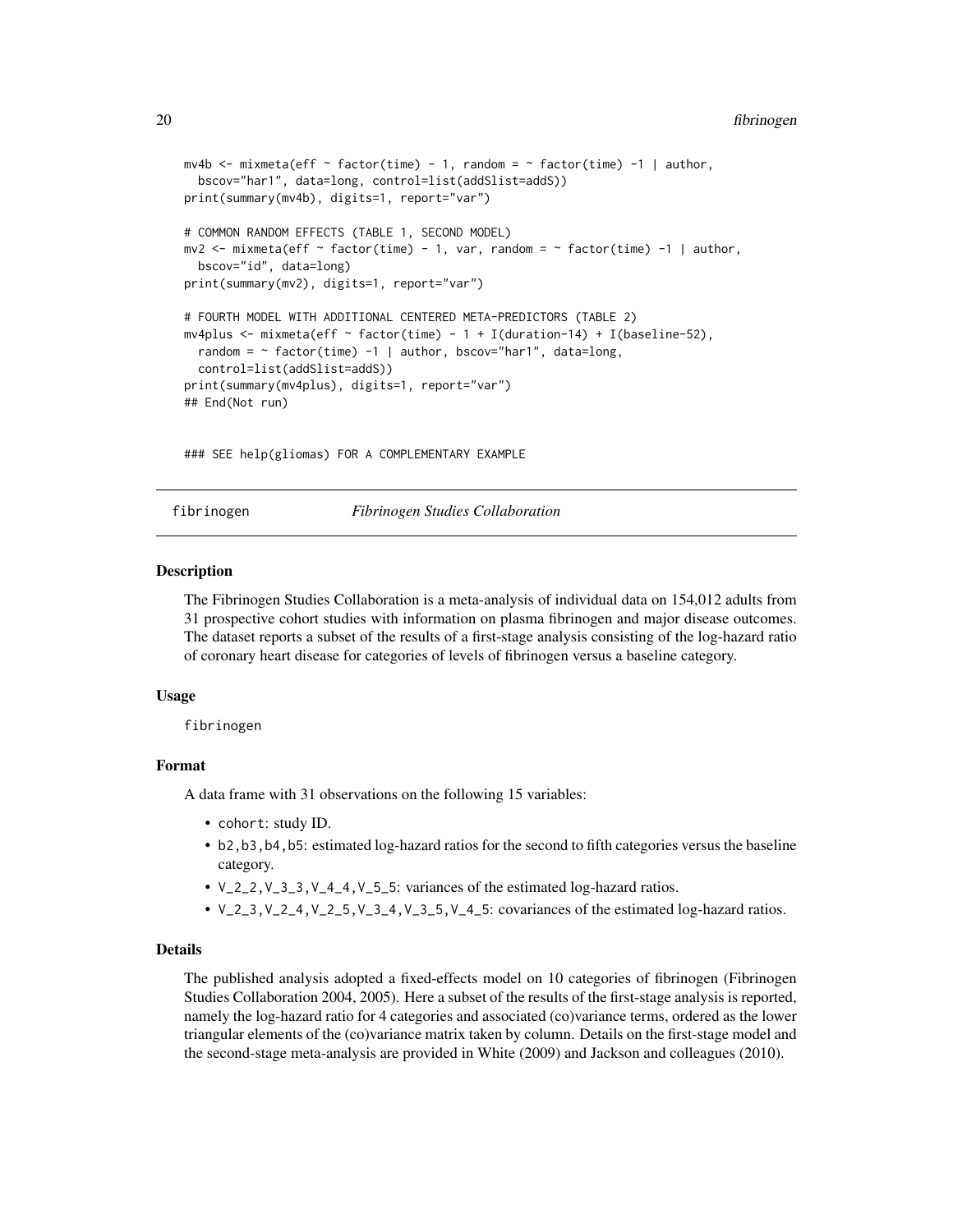```
mv4b <- mixmeta(eff ~ factor(time) - 1, random = ~ factor(time) -1 | author,
  bscov="har1", data=long, control=list(addSlist=addS))
print(summary(mv4b), digits=1, report="var")

# COMMON RANDOM EFFECTS (TABLE 1, SECOND MODEL)
mv2 <- mixmeta(eff ~ factor(time) - 1, var, random = ~ factor(time) -1 | author,
  bscov="id", data=long)
print(summary(mv2), digits=1, report="var")

# FOURTH MODEL WITH ADDITIONAL CENTERED META-PREDICTORS (TABLE 2)
mv4plus <- mixmeta(eff ~ factor(time) - 1 + I(duration-14) + I(baseline-52),
  random = ~ factor(time) -1 | author, bscov="har1", data=long,
  control=list(addSlist=addS))
print(summary(mv4plus), digits=1, report="var")
## End(Not run)

### SEE help(gliomas) FOR A COMPLEMENTARY EXAMPLE
```

---

`fibrinogen` *Fibrinogen Studies Collaboration*

---

## Description

The Fibrinogen Studies Collaboration is a meta-analysis of individual data on 154,012 adults from 31 prospective cohort studies with information on plasma fibrinogen and major disease outcomes. The dataset reports a subset of the results of a first-stage analysis consisting of the log-hazard ratio of coronary heart disease for categories of levels of fibrinogen versus a baseline category.

## Usage

```
fibrinogen
```

## Format

A data frame with 31 observations on the following 15 variables:

- `cohort`: study ID.
- `b2,b3,b4,b5`: estimated log-hazard ratios for the second to fifth categories versus the baseline category.
- `V_2_2,V_3_3,V_4_4,V_5_5`: variances of the estimated log-hazard ratios.
- `V_2_3,V_2_4,V_2_5,V_3_4,V_3_5,V_4_5`: covariances of the estimated log-hazard ratios.

## Details

The published analysis adopted a fixed-effects model on 10 categories of fibrinogen (Fibrinogen Studies Collaboration 2004, 2005). Here a subset of the results of the first-stage analysis is reported, namely the log-hazard ratio for 4 categories and associated (co)variance terms, ordered as the lower triangular elements of the (co)variance matrix taken by column. Details on the first-stage model and the second-stage meta-analysis are provided in White (2009) and Jackson and colleagues (2010).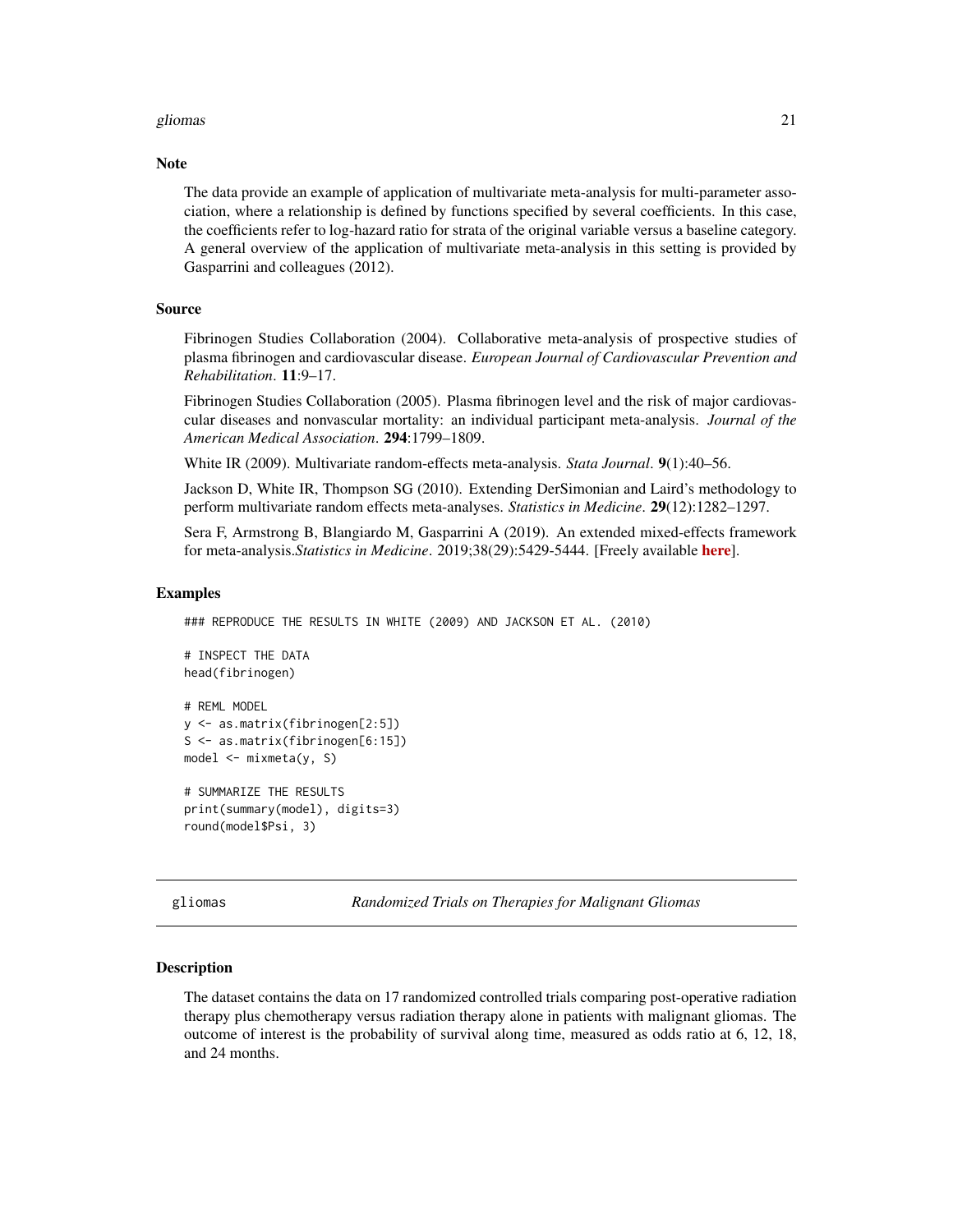## Note

The data provide an example of application of multivariate meta-analysis for multi-parameter association, where a relationship is defined by functions specified by several coefficients. In this case, the coefficients refer to log-hazard ratio for strata of the original variable versus a baseline category. A general overview of the application of multivariate meta-analysis in this setting is provided by Gasparrini and colleagues (2012).

## Source

Fibrinogen Studies Collaboration (2004). Collaborative meta-analysis of prospective studies of plasma fibrinogen and cardiovascular disease. *European Journal of Cardiovascular Prevention and Rehabilitation*. **11**:9–17.

Fibrinogen Studies Collaboration (2005). Plasma fibrinogen level and the risk of major cardiovascular diseases and nonvascular mortality: an individual participant meta-analysis. *Journal of the American Medical Association*. **294**:1799–1809.

White IR (2009). Multivariate random-effects meta-analysis. *Stata Journal*. **9**(1):40–56.

Jackson D, White IR, Thompson SG (2010). Extending DerSimonian and Laird's methodology to perform multivariate random effects meta-analyses. *Statistics in Medicine*. **29**(12):1282–1297.

Sera F, Armstrong B, Blangiardo M, Gasparrini A (2019). An extended mixed-effects framework for meta-analysis.*Statistics in Medicine*. 2019;38(29):5429-5444. [Freely available **here**].

## Examples

```
### REPRODUCE THE RESULTS IN WHITE (2009) AND JACKSON ET AL. (2010)

# INSPECT THE DATA
head(fibrinogen)

# REML MODEL
y <- as.matrix(fibrinogen[2:5])
S <- as.matrix(fibrinogen[6:15])
model <- mixmeta(y, S)

# SUMMARIZE THE RESULTS
print(summary(model), digits=3)
round(model$Psi, 3)
```

---

# gliomas — *Randomized Trials on Therapies for Malignant Gliomas*

## Description

The dataset contains the data on 17 randomized controlled trials comparing post-operative radiation therapy plus chemotherapy versus radiation therapy alone in patients with malignant gliomas. The outcome of interest is the probability of survival along time, measured as odds ratio at 6, 12, 18, and 24 months.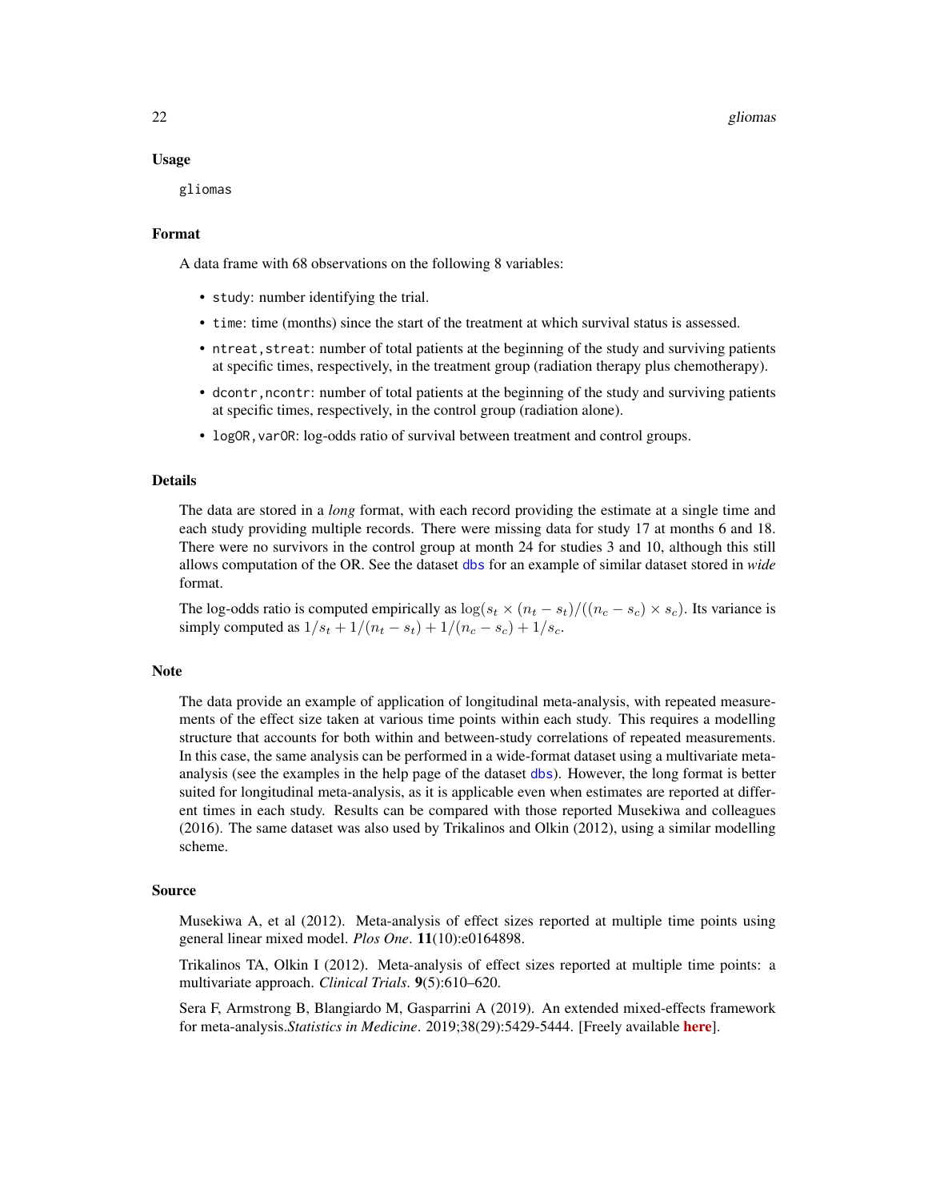## Usage

```
gliomas
```

## Format

A data frame with 68 observations on the following 8 variables:

- `study`: number identifying the trial.
- `time`: time (months) since the start of the treatment at which survival status is assessed.
- `ntreat,streat`: number of total patients at the beginning of the study and surviving patients at specific times, respectively, in the treatment group (radiation therapy plus chemotherapy).
- `dcontr,ncontr`: number of total patients at the beginning of the study and surviving patients at specific times, respectively, in the control group (radiation alone).
- `logOR,varOR`: log-odds ratio of survival between treatment and control groups.

## Details

The data are stored in a *long* format, with each record providing the estimate at a single time and each study providing multiple records. There were missing data for study 17 at months 6 and 18. There were no survivors in the control group at month 24 for studies 3 and 10, although this still allows computation of the OR. See the dataset `dbs` for an example of similar dataset stored in *wide* format.

The log-odds ratio is computed empirically as $\log(s_t \times (n_t - s_t)/((n_c - s_c) \times s_c)$. Its variance is simply computed as $1/s_t + 1/(n_t - s_t) + 1/(n_c - s_c) + 1/s_c$.

## Note

The data provide an example of application of longitudinal meta-analysis, with repeated measurements of the effect size taken at various time points within each study. This requires a modelling structure that accounts for both within and between-study correlations of repeated measurements. In this case, the same analysis can be performed in a wide-format dataset using a multivariate meta-analysis (see the examples in the help page of the dataset `dbs`). However, the long format is better suited for longitudinal meta-analysis, as it is applicable even when estimates are reported at different times in each study. Results can be compared with those reported Musekiwa and colleagues (2016). The same dataset was also used by Trikalinos and Olkin (2012), using a similar modelling scheme.

## Source

Musekiwa A, et al (2012). Meta-analysis of effect sizes reported at multiple time points using general linear mixed model. *Plos One*. **11**(10):e0164898.

Trikalinos TA, Olkin I (2012). Meta-analysis of effect sizes reported at multiple time points: a multivariate approach. *Clinical Trials*. **9**(5):610–620.

Sera F, Armstrong B, Blangiardo M, Gasparrini A (2019). An extended mixed-effects framework for meta-analysis.*Statistics in Medicine*. 2019;38(29):5429-5444. [Freely available **here**].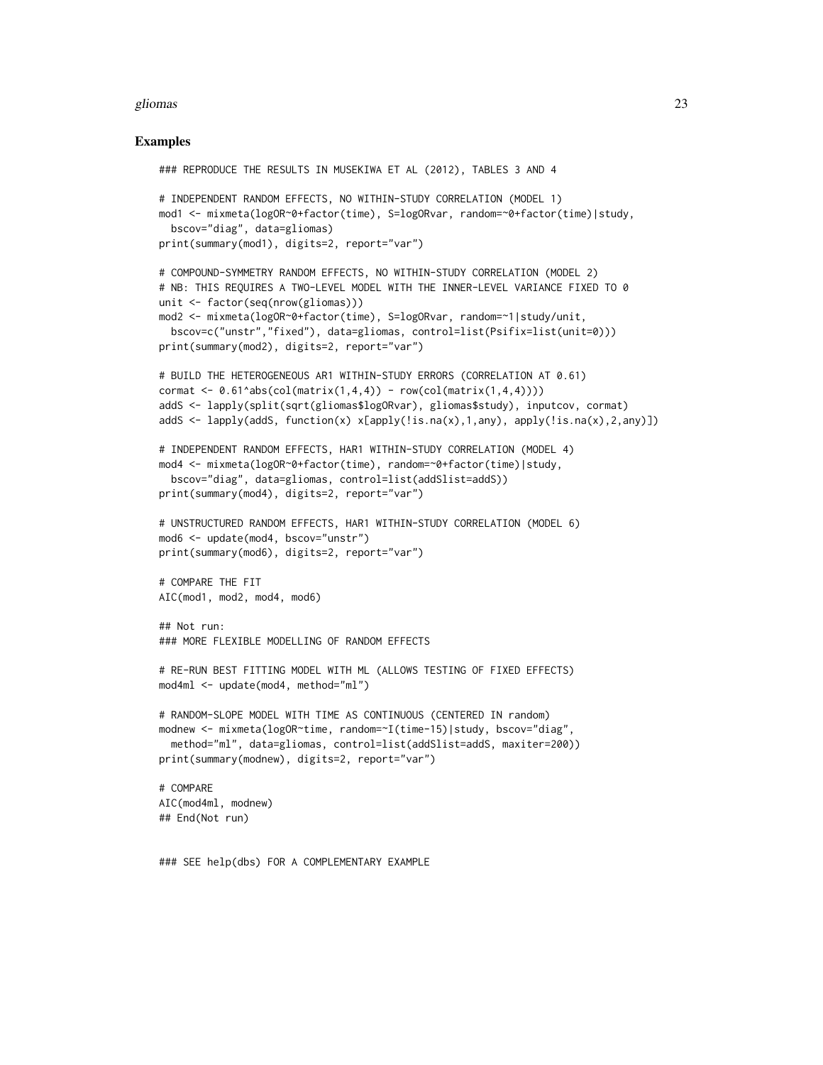## Examples

```
### REPRODUCE THE RESULTS IN MUSEKIWA ET AL (2012), TABLES 3 AND 4

# INDEPENDENT RANDOM EFFECTS, NO WITHIN-STUDY CORRELATION (MODEL 1)
mod1 <- mixmeta(logOR~0+factor(time), S=logORvar, random=~0+factor(time)|study,
  bscov="diag", data=gliomas)
print(summary(mod1), digits=2, report="var")

# COMPOUND-SYMMETRY RANDOM EFFECTS, NO WITHIN-STUDY CORRELATION (MODEL 2)
# NB: THIS REQUIRES A TWO-LEVEL MODEL WITH THE INNER-LEVEL VARIANCE FIXED TO 0
unit <- factor(seq(nrow(gliomas)))
mod2 <- mixmeta(logOR~0+factor(time), S=logORvar, random=~1|study/unit,
  bscov=c("unstr","fixed"), data=gliomas, control=list(Psifix=list(unit=0)))
print(summary(mod2), digits=2, report="var")

# BUILD THE HETEROGENEOUS AR1 WITHIN-STUDY ERRORS (CORRELATION AT 0.61)
cormat <- 0.61^abs(col(matrix(1,4,4)) - row(col(matrix(1,4,4))))
addS <- lapply(split(sqrt(gliomas$logORvar), gliomas$study), inputcov, cormat)
addS <- lapply(addS, function(x) x[apply(!is.na(x),1,any), apply(!is.na(x),2,any)])

# INDEPENDENT RANDOM EFFECTS, HAR1 WITHIN-STUDY CORRELATION (MODEL 4)
mod4 <- mixmeta(logOR~0+factor(time), random=~0+factor(time)|study,
  bscov="diag", data=gliomas, control=list(addSlist=addS))
print(summary(mod4), digits=2, report="var")

# UNSTRUCTURED RANDOM EFFECTS, HAR1 WITHIN-STUDY CORRELATION (MODEL 6)
mod6 <- update(mod4, bscov="unstr")
print(summary(mod6), digits=2, report="var")

# COMPARE THE FIT
AIC(mod1, mod2, mod4, mod6)

## Not run:
### MORE FLEXIBLE MODELLING OF RANDOM EFFECTS

# RE-RUN BEST FITTING MODEL WITH ML (ALLOWS TESTING OF FIXED EFFECTS)
mod4ml <- update(mod4, method="ml")

# RANDOM-SLOPE MODEL WITH TIME AS CONTINUOUS (CENTERED IN random)
modnew <- mixmeta(logOR~time, random=~I(time-15)|study, bscov="diag",
  method="ml", data=gliomas, control=list(addSlist=addS, maxiter=200))
print(summary(modnew), digits=2, report="var")

# COMPARE
AIC(mod4ml, modnew)
## End(Not run)


### SEE help(dbs) FOR A COMPLEMENTARY EXAMPLE
```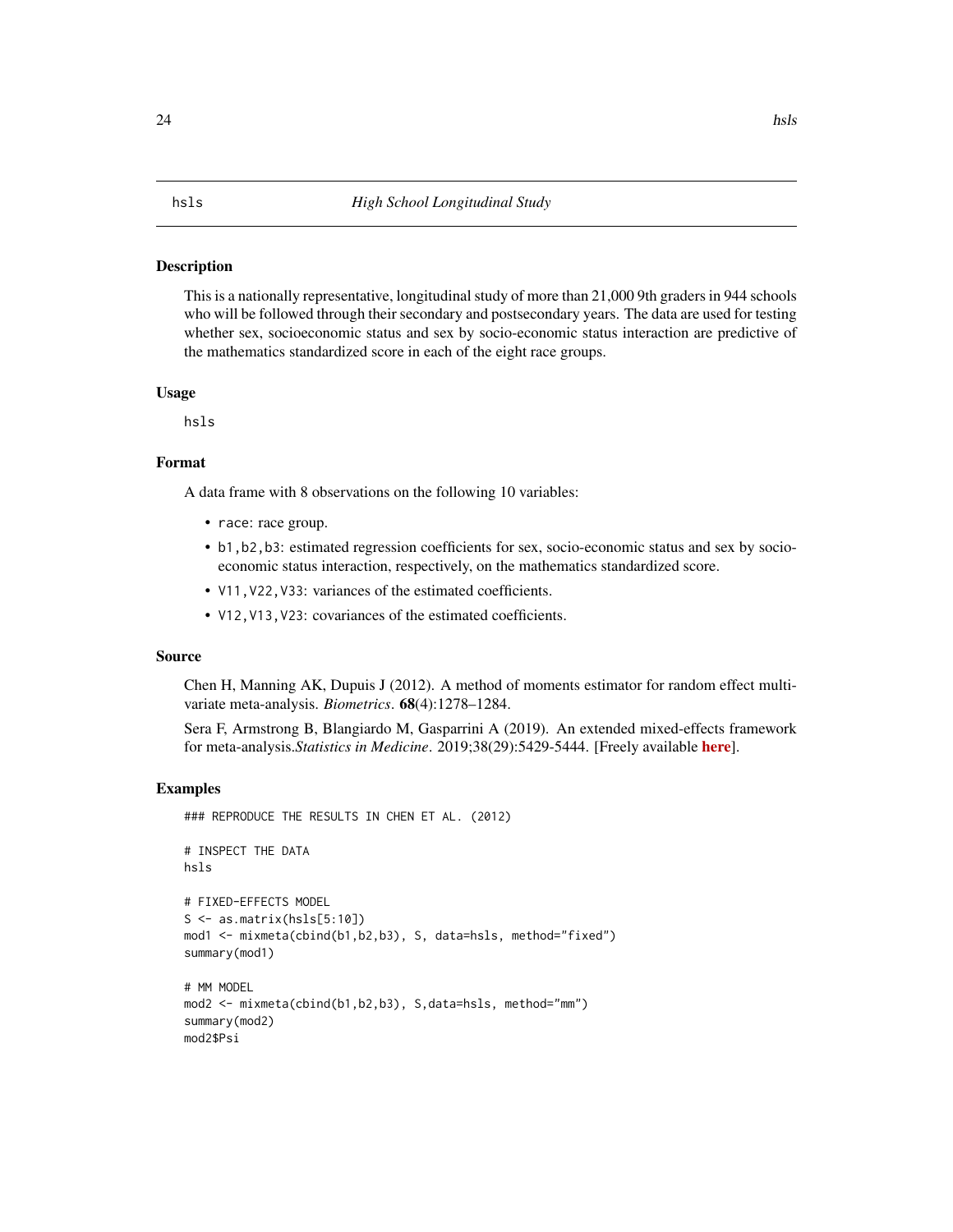# hsls — *High School Longitudinal Study*

## Description

This is a nationally representative, longitudinal study of more than 21,000 9th graders in 944 schools who will be followed through their secondary and postsecondary years. The data are used for testing whether sex, socioeconomic status and sex by socio-economic status interaction are predictive of the mathematics standardized score in each of the eight race groups.

## Usage

```
hsls
```

## Format

A data frame with 8 observations on the following 10 variables:

- `race`: race group.
- `b1,b2,b3`: estimated regression coefficients for sex, socio-economic status and sex by socio-economic status interaction, respectively, on the mathematics standardized score.
- `V11,V22,V33`: variances of the estimated coefficients.
- `V12,V13,V23`: covariances of the estimated coefficients.

## Source

Chen H, Manning AK, Dupuis J (2012). A method of moments estimator for random effect multivariate meta-analysis. *Biometrics*. **68**(4):1278–1284.

Sera F, Armstrong B, Blangiardo M, Gasparrini A (2019). An extended mixed-effects framework for meta-analysis.*Statistics in Medicine*. 2019;38(29):5429-5444. [Freely available **here**].

## Examples

```
### REPRODUCE THE RESULTS IN CHEN ET AL. (2012)

# INSPECT THE DATA
hsls

# FIXED-EFFECTS MODEL
S <- as.matrix(hsls[5:10])
mod1 <- mixmeta(cbind(b1,b2,b3), S, data=hsls, method="fixed")
summary(mod1)

# MM MODEL
mod2 <- mixmeta(cbind(b1,b2,b3), S,data=hsls, method="mm")
summary(mod2)
mod2$Psi
```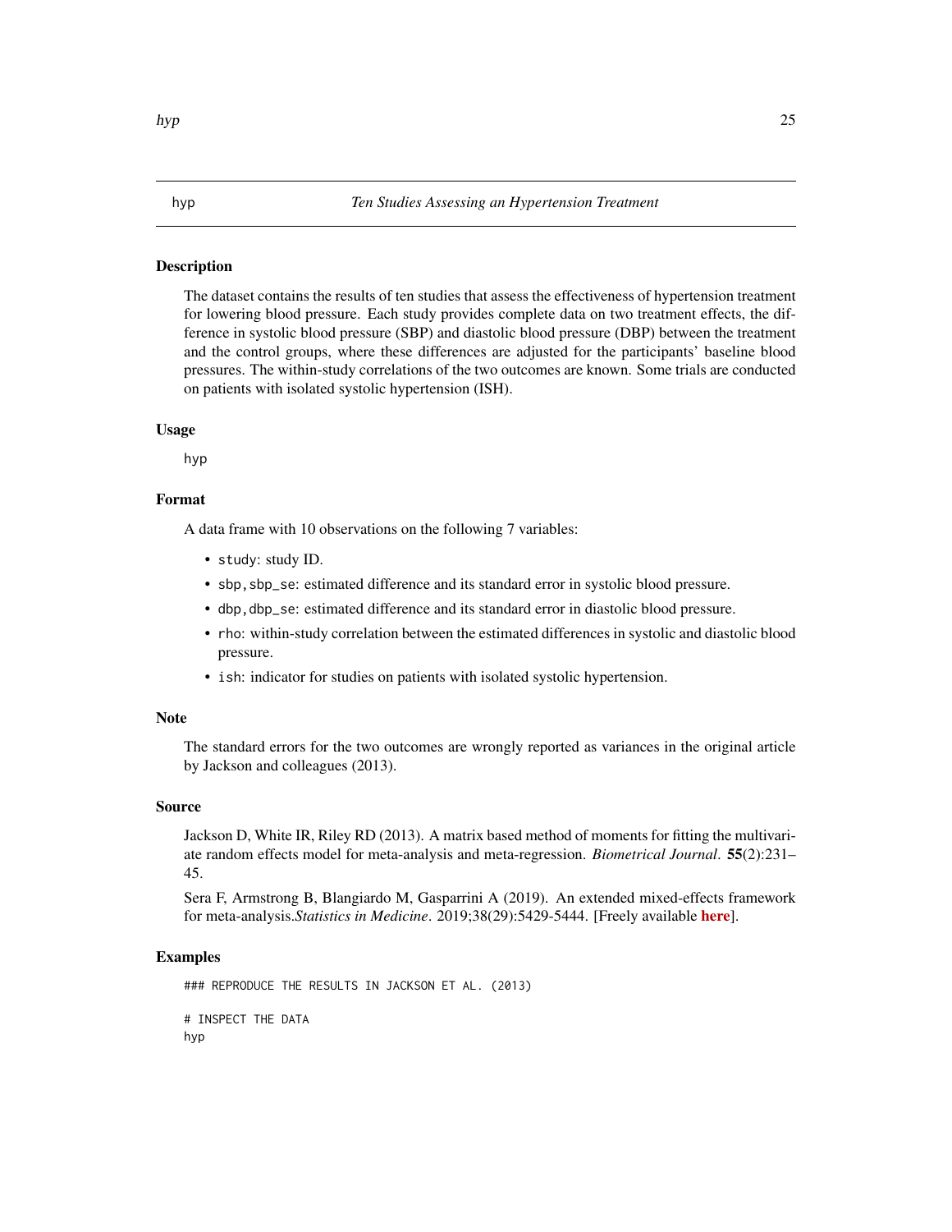hyp *Ten Studies Assessing an Hypertension Treatment*

## Description

The dataset contains the results of ten studies that assess the effectiveness of hypertension treatment for lowering blood pressure. Each study provides complete data on two treatment effects, the difference in systolic blood pressure (SBP) and diastolic blood pressure (DBP) between the treatment and the control groups, where these differences are adjusted for the participants' baseline blood pressures. The within-study correlations of the two outcomes are known. Some trials are conducted on patients with isolated systolic hypertension (ISH).

## Usage

```
hyp
```

## Format

A data frame with 10 observations on the following 7 variables:

- `study`: study ID.
- `sbp,sbp_se`: estimated difference and its standard error in systolic blood pressure.
- `dbp,dbp_se`: estimated difference and its standard error in diastolic blood pressure.
- `rho`: within-study correlation between the estimated differences in systolic and diastolic blood pressure.
- `ish`: indicator for studies on patients with isolated systolic hypertension.

## Note

The standard errors for the two outcomes are wrongly reported as variances in the original article by Jackson and colleagues (2013).

## Source

Jackson D, White IR, Riley RD (2013). A matrix based method of moments for fitting the multivariate random effects model for meta-analysis and meta-regression. *Biometrical Journal*. **55**(2):231–45.

Sera F, Armstrong B, Blangiardo M, Gasparrini A (2019). An extended mixed-effects framework for meta-analysis.*Statistics in Medicine*. 2019;38(29):5429-5444. [Freely available **here**].

## Examples

```
### REPRODUCE THE RESULTS IN JACKSON ET AL. (2013)

# INSPECT THE DATA
hyp
```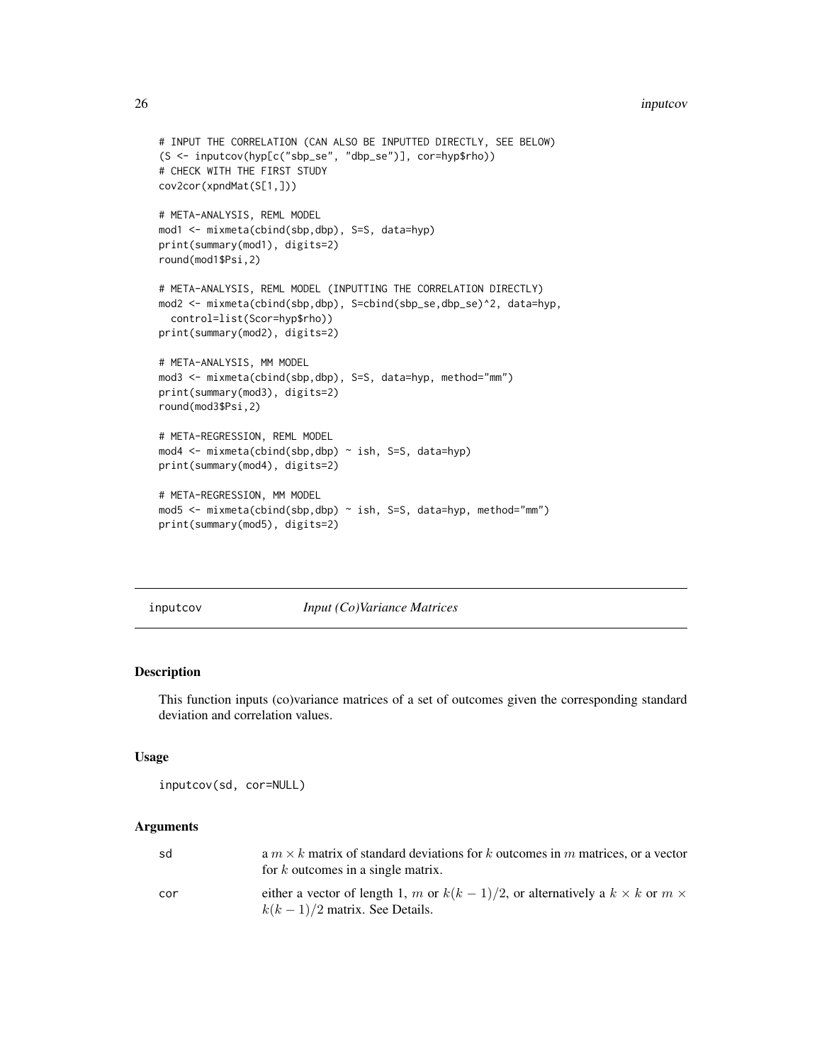```
# INPUT THE CORRELATION (CAN ALSO BE INPUTTED DIRECTLY, SEE BELOW)
(S <- inputcov(hyp[c("sbp_se", "dbp_se")], cor=hyp$rho))
# CHECK WITH THE FIRST STUDY
cov2cor(xpndMat(S[1,]))

# META-ANALYSIS, REML MODEL
mod1 <- mixmeta(cbind(sbp,dbp), S=S, data=hyp)
print(summary(mod1), digits=2)
round(mod1$Psi,2)

# META-ANALYSIS, REML MODEL (INPUTTING THE CORRELATION DIRECTLY)
mod2 <- mixmeta(cbind(sbp,dbp), S=cbind(sbp_se,dbp_se)^2, data=hyp,
  control=list(Scor=hyp$rho))
print(summary(mod2), digits=2)

# META-ANALYSIS, MM MODEL
mod3 <- mixmeta(cbind(sbp,dbp), S=S, data=hyp, method="mm")
print(summary(mod3), digits=2)
round(mod3$Psi,2)

# META-REGRESSION, REML MODEL
mod4 <- mixmeta(cbind(sbp,dbp) ~ ish, S=S, data=hyp)
print(summary(mod4), digits=2)

# META-REGRESSION, MM MODEL
mod5 <- mixmeta(cbind(sbp,dbp) ~ ish, S=S, data=hyp, method="mm")
print(summary(mod5), digits=2)
```

---

## inputcov *Input (Co)Variance Matrices*

### Description

This function inputs (co)variance matrices of a set of outcomes given the corresponding standard deviation and correlation values.

### Usage

```
inputcov(sd, cor=NULL)
```

### Arguments

| | |
|---|---|
| sd | a $m \times k$ matrix of standard deviations for $k$ outcomes in $m$ matrices, or a vector for $k$ outcomes in a single matrix. |
| cor | either a vector of length 1, $m$ or $k(k-1)/2$, or alternatively a $k \times k$ or $m \times k(k-1)/2$ matrix. See Details. |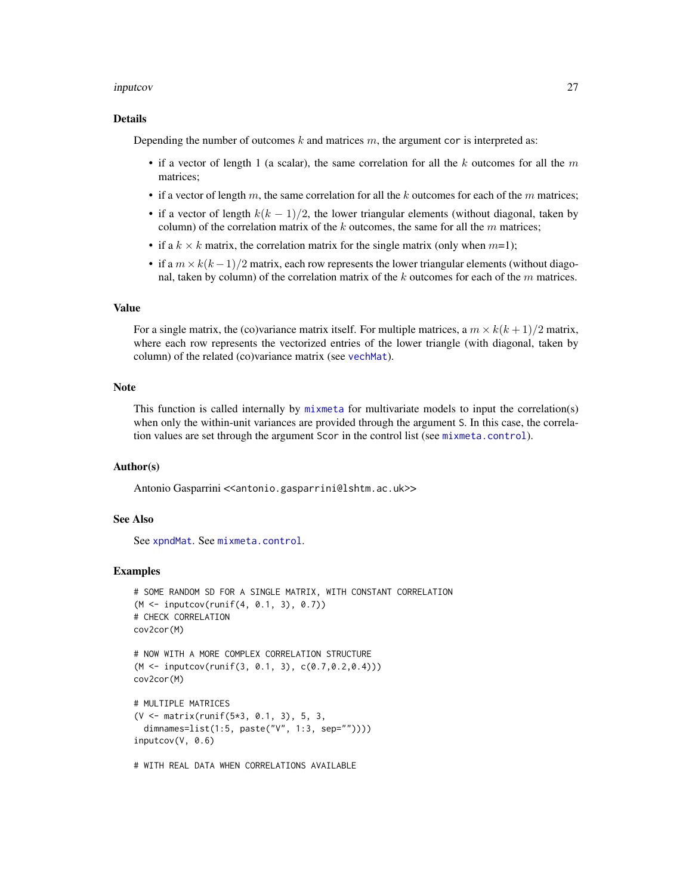## Details

Depending the number of outcomes $k$ and matrices $m$, the argument `cor` is interpreted as:

- if a vector of length 1 (a scalar), the same correlation for all the $k$ outcomes for all the $m$ matrices;
- if a vector of length $m$, the same correlation for all the $k$ outcomes for each of the $m$ matrices;
- if a vector of length $k(k-1)/2$, the lower triangular elements (without diagonal, taken by column) of the correlation matrix of the $k$ outcomes, the same for all the $m$ matrices;
- if a $k \times k$ matrix, the correlation matrix for the single matrix (only when $m$=1);
- if a $m \times k(k-1)/2$ matrix, each row represents the lower triangular elements (without diagonal, taken by column) of the correlation matrix of the $k$ outcomes for each of the $m$ matrices.

## Value

For a single matrix, the (co)variance matrix itself. For multiple matrices, a $m \times k(k+1)/2$ matrix, where each row represents the vectorized entries of the lower triangle (with diagonal, taken by column) of the related (co)variance matrix (see `vechMat`).

## Note

This function is called internally by `mixmeta` for multivariate models to input the correlation(s) when only the within-unit variances are provided through the argument `S`. In this case, the correlation values are set through the argument `Scor` in the control list (see `mixmeta.control`).

## Author(s)

Antonio Gasparrini <<antonio.gasparrini@lshtm.ac.uk>>

## See Also

See `xpndMat`. See `mixmeta.control`.

## Examples

```
# SOME RANDOM SD FOR A SINGLE MATRIX, WITH CONSTANT CORRELATION
(M <- inputcov(runif(4, 0.1, 3), 0.7))
# CHECK CORRELATION
cov2cor(M)

# NOW WITH A MORE COMPLEX CORRELATION STRUCTURE
(M <- inputcov(runif(3, 0.1, 3), c(0.7,0.2,0.4)))
cov2cor(M)

# MULTIPLE MATRICES
(V <- matrix(runif(5*3, 0.1, 3), 5, 3,
  dimnames=list(1:5, paste("V", 1:3, sep=""))))
inputcov(V, 0.6)

# WITH REAL DATA WHEN CORRELATIONS AVAILABLE
```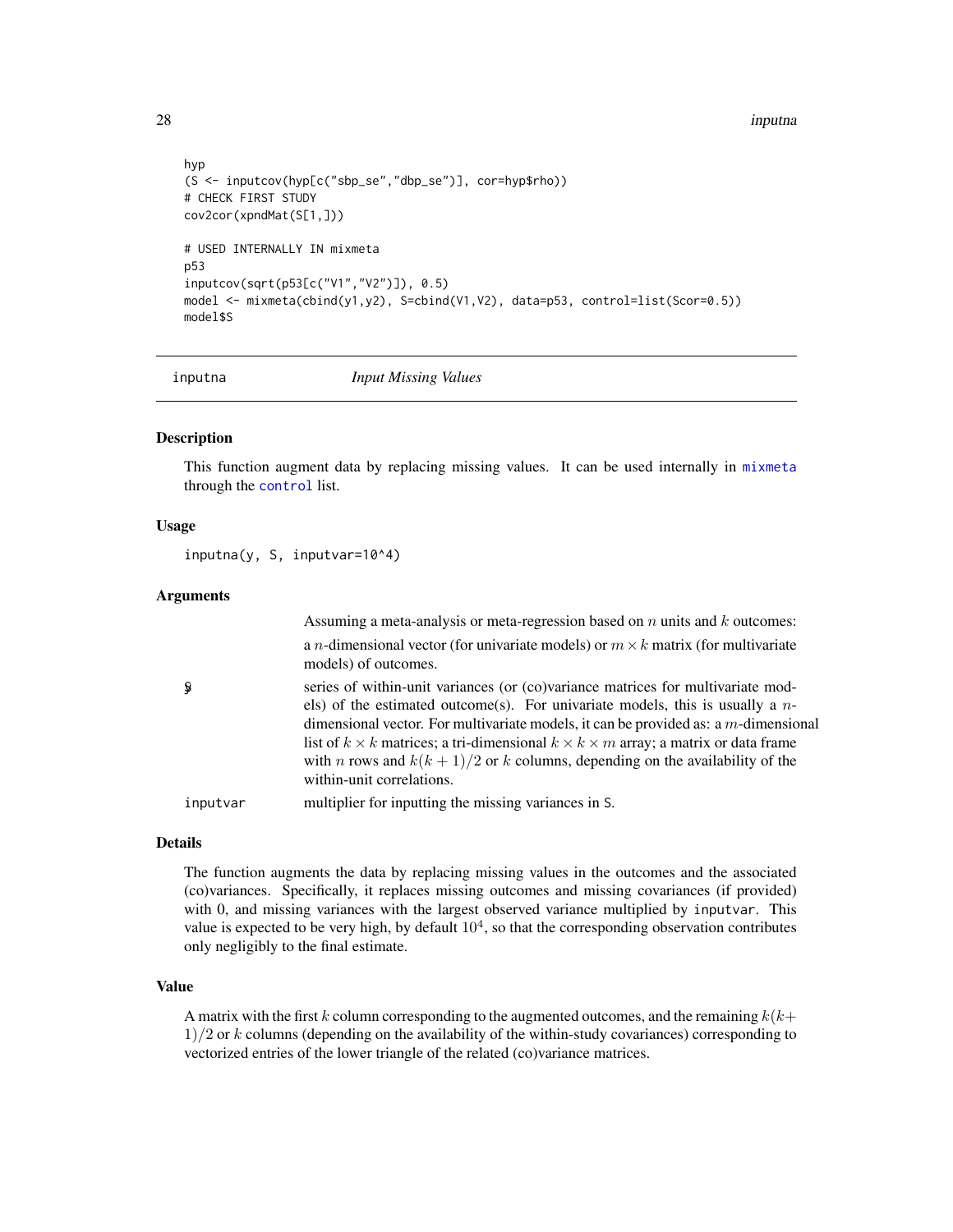```
hyp
(S <- inputcov(hyp[c("sbp_se","dbp_se")], cor=hyp$rho))
# CHECK FIRST STUDY
cov2cor(xpndMat(S[1,]))

# USED INTERNALLY IN mixmeta
p53
inputcov(sqrt(p53[c("V1","V2")]), 0.5)
model <- mixmeta(cbind(y1,y2), S=cbind(V1,V2), data=p53, control=list(Scor=0.5))
model$S
```

---

`inputna` *Input Missing Values*

---

### Description

This function augment data by replacing missing values. It can be used internally in `mixmeta` through the `control` list.

### Usage

```
inputna(y, S, inputvar=10^4)
```

### Arguments

Assuming a meta-analysis or meta-regression based on $n$ units and $k$ outcomes:

| | |
|---|---|
| `y` | a $n$-dimensional vector (for univariate models) or $m \times k$ matrix (for multivariate models) of outcomes. |
| `S` | series of within-unit variances (or (co)variance matrices for multivariate models) of the estimated outcome(s). For univariate models, this is usually a $n$-dimensional vector. For multivariate models, it can be provided as: a $m$-dimensional list of $k \times k$ matrices; a tri-dimensional $k \times k \times m$ array; a matrix or data frame with $n$ rows and $k(k+1)/2$ or $k$ columns, depending on the availability of the within-unit correlations. |
| `inputvar` | multiplier for inputting the missing variances in `S`. |

### Details

The function augments the data by replacing missing values in the outcomes and the associated (co)variances. Specifically, it replaces missing outcomes and missing covariances (if provided) with 0, and missing variances with the largest observed variance multiplied by `inputvar`. This value is expected to be very high, by default $10^4$, so that the corresponding observation contributes only negligibly to the final estimate.

### Value

A matrix with the first $k$ column corresponding to the augmented outcomes, and the remaining $k(k+1)/2$ or $k$ columns (depending on the availability of the within-study covariances) corresponding to vectorized entries of the lower triangle of the related (co)variance matrices.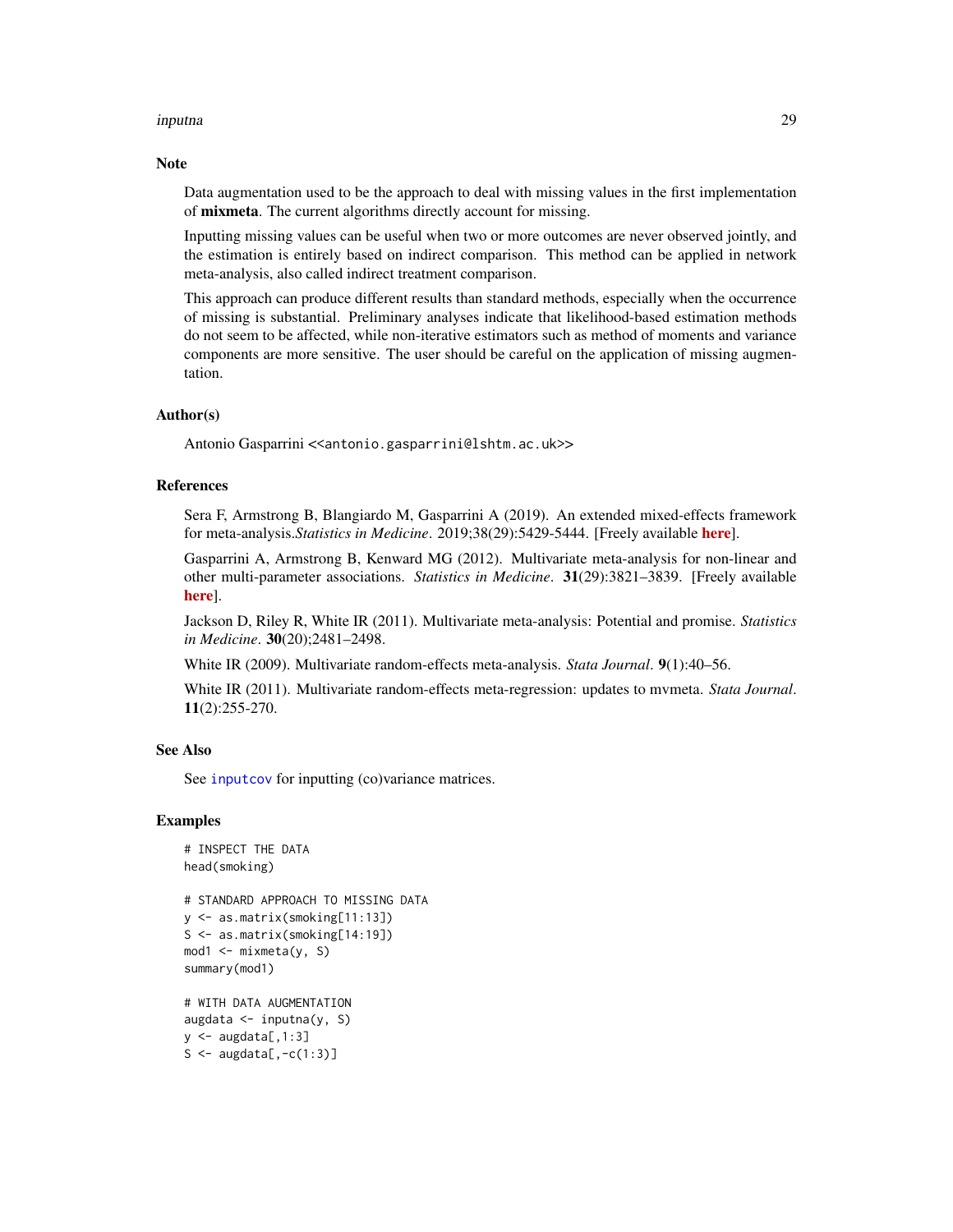### Note

Data augmentation used to be the approach to deal with missing values in the first implementation of **mixmeta**. The current algorithms directly account for missing.

Inputting missing values can be useful when two or more outcomes are never observed jointly, and the estimation is entirely based on indirect comparison. This method can be applied in network meta-analysis, also called indirect treatment comparison.

This approach can produce different results than standard methods, especially when the occurrence of missing is substantial. Preliminary analyses indicate that likelihood-based estimation methods do not seem to be affected, while non-iterative estimators such as method of moments and variance components are more sensitive. The user should be careful on the application of missing augmentation.

### Author(s)

Antonio Gasparrini <<antonio.gasparrini@lshtm.ac.uk>>

### References

Sera F, Armstrong B, Blangiardo M, Gasparrini A (2019). An extended mixed-effects framework for meta-analysis.*Statistics in Medicine*. 2019;38(29):5429-5444. [Freely available **here**].

Gasparrini A, Armstrong B, Kenward MG (2012). Multivariate meta-analysis for non-linear and other multi-parameter associations. *Statistics in Medicine*. **31**(29):3821–3839. [Freely available **here**].

Jackson D, Riley R, White IR (2011). Multivariate meta-analysis: Potential and promise. *Statistics in Medicine*. **30**(20);2481–2498.

White IR (2009). Multivariate random-effects meta-analysis. *Stata Journal*. **9**(1):40–56.

White IR (2011). Multivariate random-effects meta-regression: updates to mvmeta. *Stata Journal*. **11**(2):255-270.

### See Also

See `inputcov` for inputting (co)variance matrices.

### Examples

```
# INSPECT THE DATA
head(smoking)

# STANDARD APPROACH TO MISSING DATA
y <- as.matrix(smoking[11:13])
S <- as.matrix(smoking[14:19])
mod1 <- mixmeta(y, S)
summary(mod1)

# WITH DATA AUGMENTATION
augdata <- inputna(y, S)
y <- augdata[,1:3]
S <- augdata[,-c(1:3)]
```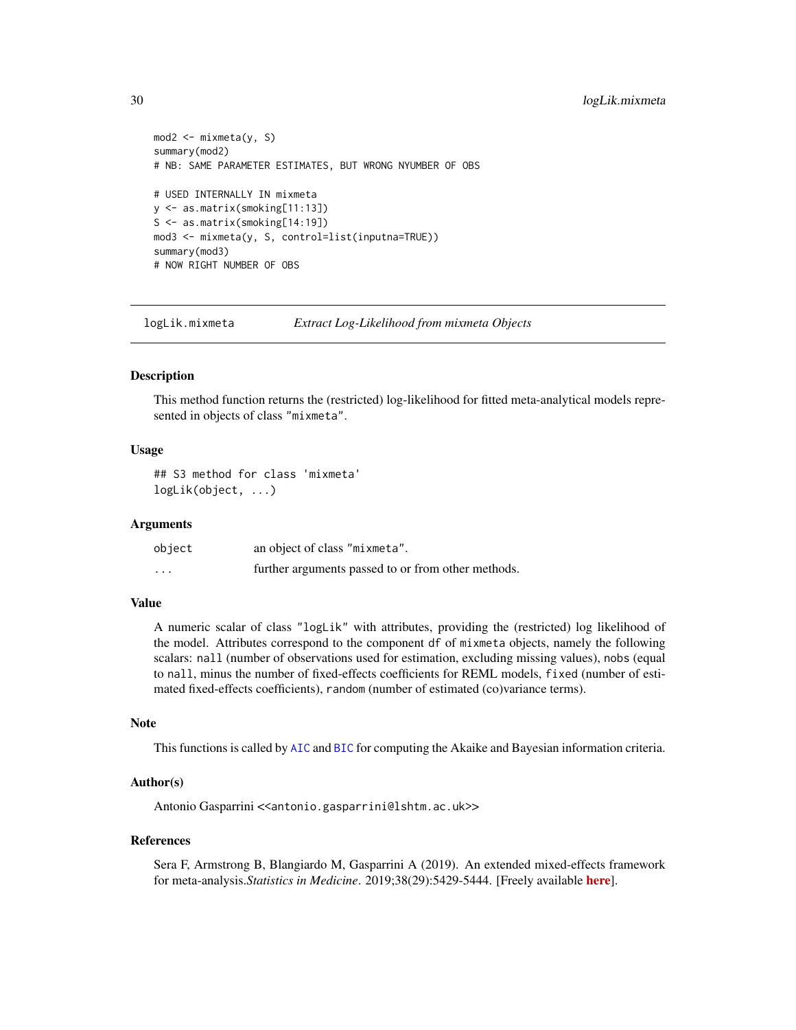```
mod2 <- mixmeta(y, S)
summary(mod2)
# NB: SAME PARAMETER ESTIMATES, BUT WRONG NYUMBER OF OBS

# USED INTERNALLY IN mixmeta
y <- as.matrix(smoking[11:13])
S <- as.matrix(smoking[14:19])
mod3 <- mixmeta(y, S, control=list(inputna=TRUE))
summary(mod3)
# NOW RIGHT NUMBER OF OBS
```

---

## logLik.mixmeta — *Extract Log-Likelihood from mixmeta Objects*

---

### Description

This method function returns the (restricted) log-likelihood for fitted meta-analytical models represented in objects of class "mixmeta".

### Usage

```
## S3 method for class 'mixmeta'
logLik(object, ...)
```

### Arguments

| | |
|---|---|
| `object` | an object of class "mixmeta". |
| `...` | further arguments passed to or from other methods. |

### Value

A numeric scalar of class "logLik" with attributes, providing the (restricted) log likelihood of the model. Attributes correspond to the component `df` of `mixmeta` objects, namely the following scalars: `nall` (number of observations used for estimation, excluding missing values), `nobs` (equal to `nall`, minus the number of fixed-effects coefficients for REML models, `fixed` (number of estimated fixed-effects coefficients), `random` (number of estimated (co)variance terms).

### Note

This functions is called by `AIC` and `BIC` for computing the Akaike and Bayesian information criteria.

### Author(s)

Antonio Gasparrini <<antonio.gasparrini@lshtm.ac.uk>>

### References

Sera F, Armstrong B, Blangiardo M, Gasparrini A (2019). An extended mixed-effects framework for meta-analysis.*Statistics in Medicine*. 2019;38(29):5429-5444. [Freely available **here**].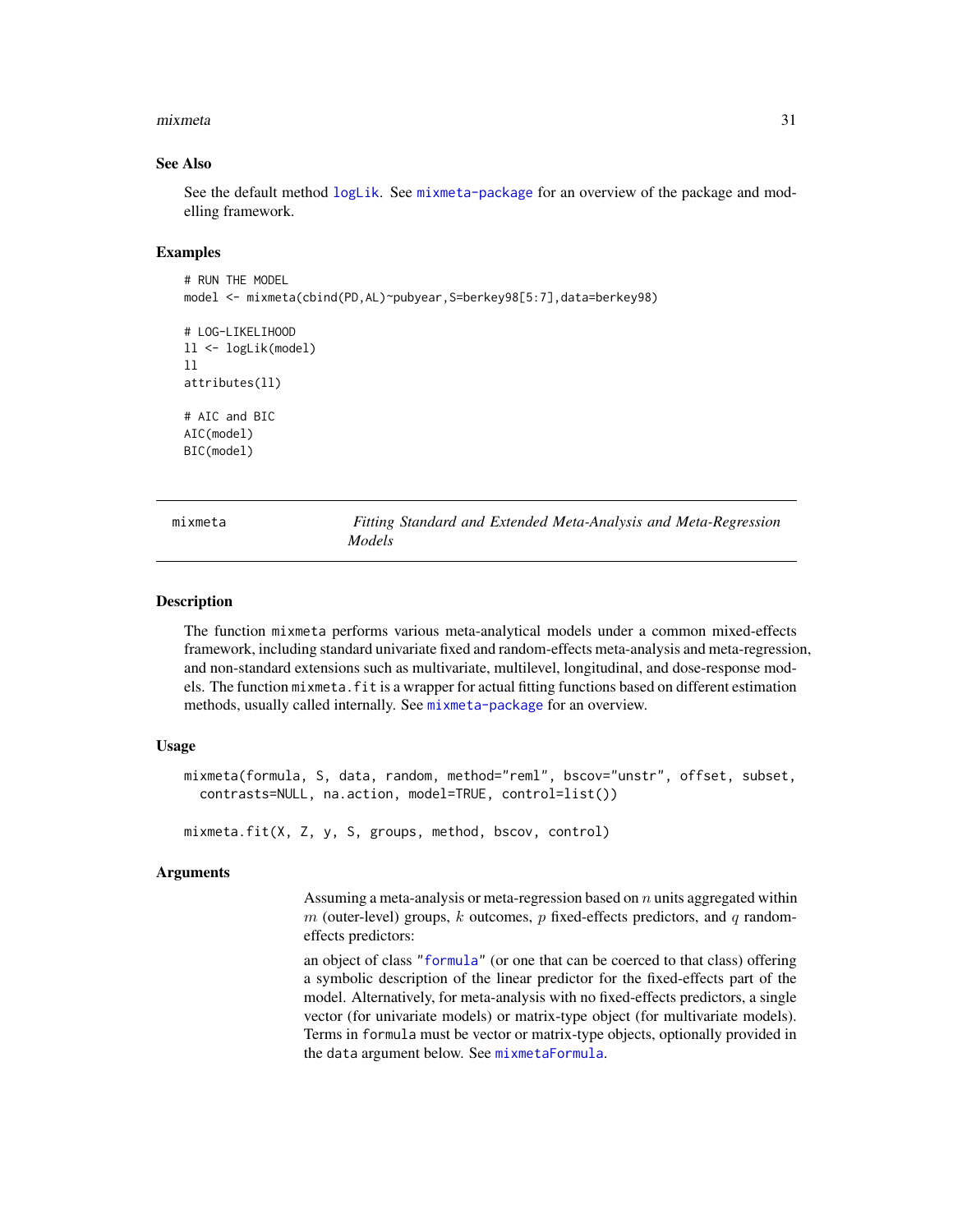### See Also

See the default method `logLik`. See `mixmeta-package` for an overview of the package and modelling framework.

### Examples

```
# RUN THE MODEL
model <- mixmeta(cbind(PD,AL)~pubyear,S=berkey98[5:7],data=berkey98)

# LOG-LIKELIHOOD
ll <- logLik(model)
ll
attributes(ll)

# AIC and BIC
AIC(model)
BIC(model)
```

---

## mixmeta — *Fitting Standard and Extended Meta-Analysis and Meta-Regression Models*

### Description

The function `mixmeta` performs various meta-analytical models under a common mixed-effects framework, including standard univariate fixed and random-effects meta-analysis and meta-regression, and non-standard extensions such as multivariate, multilevel, longitudinal, and dose-response models. The function `mixmeta.fit` is a wrapper for actual fitting functions based on different estimation methods, usually called internally. See `mixmeta-package` for an overview.

### Usage

```
mixmeta(formula, S, data, random, method="reml", bscov="unstr", offset, subset,
  contrasts=NULL, na.action, model=TRUE, control=list())

mixmeta.fit(X, Z, y, S, groups, method, bscov, control)
```

### Arguments

Assuming a meta-analysis or meta-regression based on $n$ units aggregated within $m$ (outer-level) groups, $k$ outcomes, $p$ fixed-effects predictors, and $q$ random-effects predictors:

an object of class "`formula`" (or one that can be coerced to that class) offering a symbolic description of the linear predictor for the fixed-effects part of the model. Alternatively, for meta-analysis with no fixed-effects predictors, a single vector (for univariate models) or matrix-type object (for multivariate models). Terms in `formula` must be vector or matrix-type objects, optionally provided in the `data` argument below. See `mixmetaFormula`.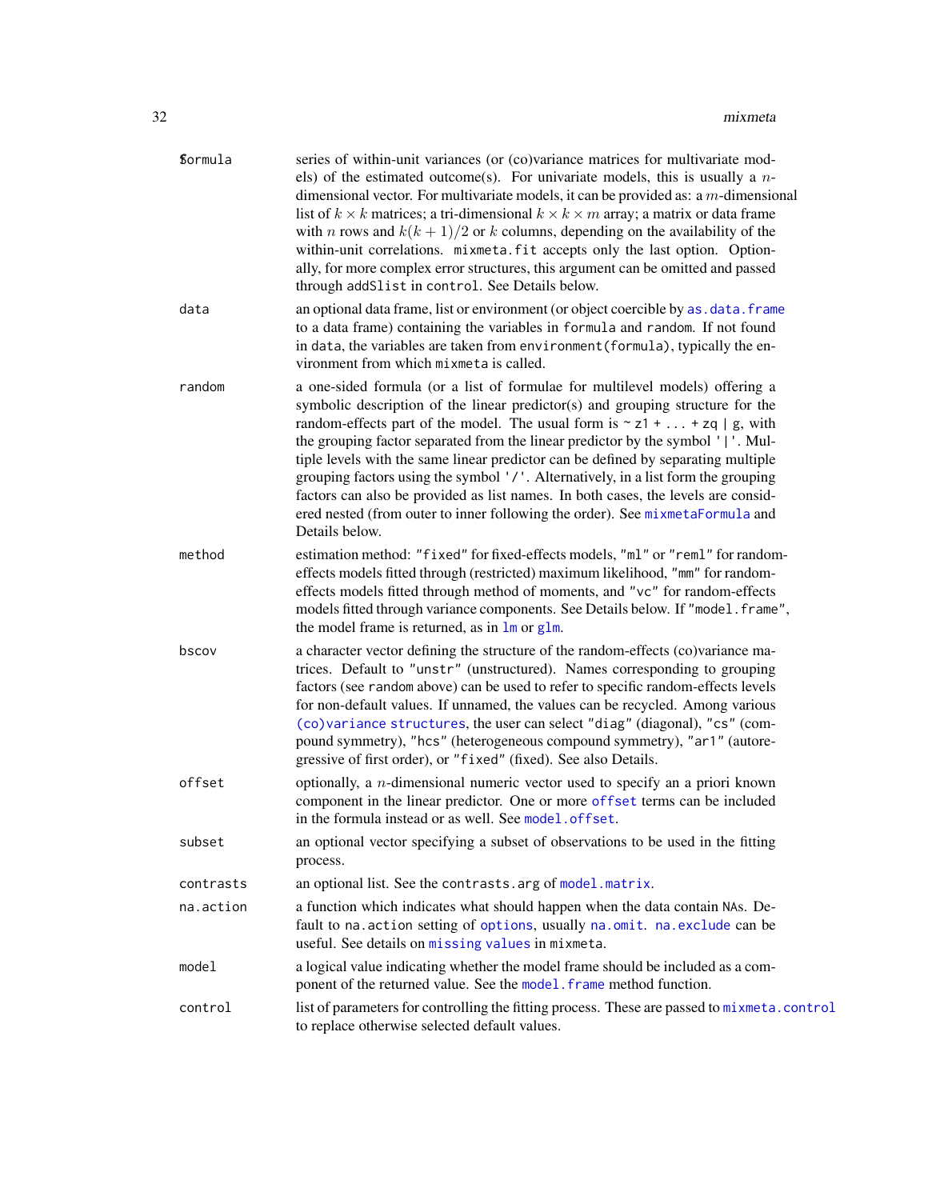| | |
|---|---|
| S | series of within-unit variances (or (co)variance matrices for multivariate models) of the estimated outcome(s). For univariate models, this is usually a $n$-dimensional vector. For multivariate models, it can be provided as: a $m$-dimensional list of $k \times k$ matrices; a tri-dimensional $k \times k \times m$ array; a matrix or data frame with $n$ rows and $k(k+1)/2$ or $k$ columns, depending on the availability of the within-unit correlations. `mixmeta.fit` accepts only the last option. Optionally, for more complex error structures, this argument can be omitted and passed through `addSlist` in `control`. See Details below. |
| data | an optional data frame, list or environment (or object coercible by `as.data.frame` to a data frame) containing the variables in `formula` and `random`. If not found in `data`, the variables are taken from `environment(formula)`, typically the environment from which `mixmeta` is called. |
| random | a one-sided formula (or a list of formulae for multilevel models) offering a symbolic description of the linear predictor(s) and grouping structure for the random-effects part of the model. The usual form is `~ z1 + ... + zq \| g`, with the grouping factor separated from the linear predictor by the symbol `'\|'`. Multiple levels with the same linear predictor can be defined by separating multiple grouping factors using the symbol `'/'`. Alternatively, in a list form the grouping factors can also be provided as list names. In both cases, the levels are considered nested (from outer to inner following the order). See `mixmetaFormula` and Details below. |
| method | estimation method: `"fixed"` for fixed-effects models, `"ml"` or `"reml"` for random-effects models fitted through (restricted) maximum likelihood, `"mm"` for random-effects models fitted through method of moments, and `"vc"` for random-effects models fitted through variance components. See Details below. If `"model.frame"`, the model frame is returned, as in `lm` or `glm`. |
| bscov | a character vector defining the structure of the random-effects (co)variance matrices. Default to `"unstr"` (unstructured). Names corresponding to grouping factors (see `random` above) can be used to refer to specific random-effects levels for non-default values. If unnamed, the values can be recycled. Among various `(co)variance structures`, the user can select `"diag"` (diagonal), `"cs"` (compound symmetry), `"hcs"` (heterogeneous compound symmetry), `"ar1"` (autoregressive of first order), or `"fixed"` (fixed). See also Details. |
| offset | optionally, a $n$-dimensional numeric vector used to specify an a priori known component in the linear predictor. One or more `offset` terms can be included in the formula instead or as well. See `model.offset`. |
| subset | an optional vector specifying a subset of observations to be used in the fitting process. |
| contrasts | an optional list. See the `contrasts.arg` of `model.matrix`. |
| na.action | a function which indicates what should happen when the data contain `NA`s. Default to `na.action` setting of `options`, usually `na.omit`. `na.exclude` can be useful. See details on `missing values` in `mixmeta`. |
| model | a logical value indicating whether the model frame should be included as a component of the returned value. See the `model.frame` method function. |
| control | list of parameters for controlling the fitting process. These are passed to `mixmeta.control` to replace otherwise selected default values. |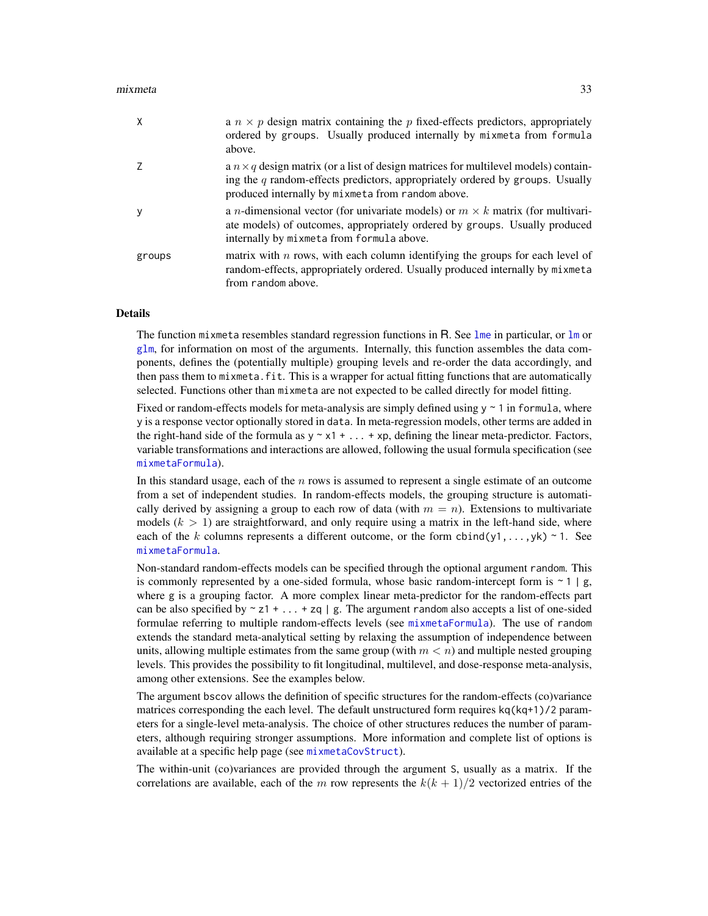| | |
|---|---|
| X | a $n \times p$ design matrix containing the $p$ fixed-effects predictors, appropriately ordered by groups. Usually produced internally by `mixmeta` from `formula` above. |
| Z | a $n \times q$ design matrix (or a list of design matrices for multilevel models) containing the $q$ random-effects predictors, appropriately ordered by groups. Usually produced internally by `mixmeta` from `random` above. |
| y | a $n$-dimensional vector (for univariate models) or $m \times k$ matrix (for multivariate models) of outcomes, appropriately ordered by groups. Usually produced internally by `mixmeta` from `formula` above. |
| groups | matrix with $n$ rows, with each column identifying the groups for each level of random-effects, appropriately ordered. Usually produced internally by `mixmeta` from `random` above. |

## Details

The function `mixmeta` resembles standard regression functions in R. See `lme` in particular, or `lm` or `glm`, for information on most of the arguments. Internally, this function assembles the data components, defines the (potentially multiple) grouping levels and re-order the data accordingly, and then pass them to `mixmeta.fit`. This is a wrapper for actual fitting functions that are automatically selected. Functions other than `mixmeta` are not expected to be called directly for model fitting.

Fixed or random-effects models for meta-analysis are simply defined using `y ~ 1` in `formula`, where `y` is a response vector optionally stored in `data`. In meta-regression models, other terms are added in the right-hand side of the formula as `y ~ x1 + ... + xp`, defining the linear meta-predictor. Factors, variable transformations and interactions are allowed, following the usual formula specification (see `mixmetaFormula`).

In this standard usage, each of the $n$ rows is assumed to represent a single estimate of an outcome from a set of independent studies. In random-effects models, the grouping structure is automatically derived by assigning a group to each row of data (with $m = n$). Extensions to multivariate models ($k > 1$) are straightforward, and only require using a matrix in the left-hand side, where each of the $k$ columns represents a different outcome, or the form `cbind(y1,...,yk) ~ 1`. See `mixmetaFormula`.

Non-standard random-effects models can be specified through the optional argument `random`. This is commonly represented by a one-sided formula, whose basic random-intercept form is `~ 1 | g`, where `g` is a grouping factor. A more complex linear meta-predictor for the random-effects part can be also specified by `~ z1 + ... + zq | g`. The argument `random` also accepts a list of one-sided formulae referring to multiple random-effects levels (see `mixmetaFormula`). The use of `random` extends the standard meta-analytical setting by relaxing the assumption of independence between units, allowing multiple estimates from the same group (with $m < n$) and multiple nested grouping levels. This provides the possibility to fit longitudinal, multilevel, and dose-response meta-analysis, among other extensions. See the examples below.

The argument `bscov` allows the definition of specific structures for the random-effects (co)variance matrices corresponding the each level. The default unstructured form requires `kq(kq+1)/2` parameters for a single-level meta-analysis. The choice of other structures reduces the number of parameters, although requiring stronger assumptions. More information and complete list of options is available at a specific help page (see `mixmetaCovStruct`).

The within-unit (co)variances are provided through the argument `S`, usually as a matrix. If the correlations are available, each of the $m$ row represents the $k(k + 1)/2$ vectorized entries of the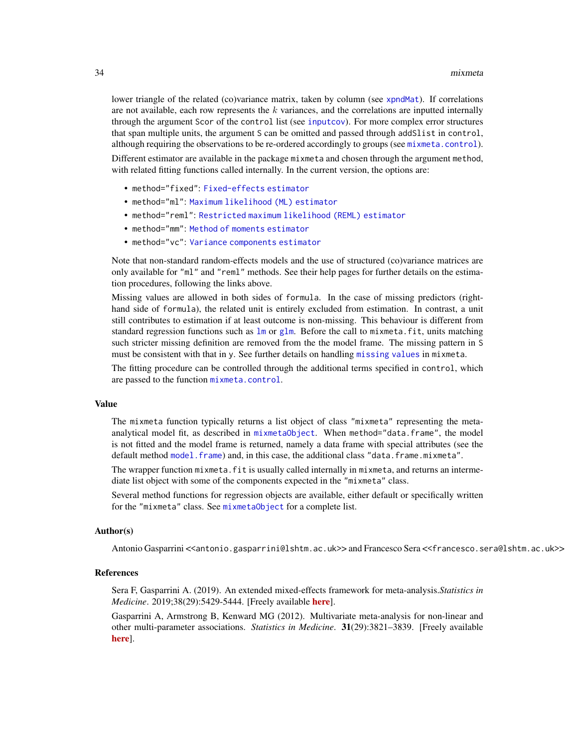lower triangle of the related (co)variance matrix, taken by column (see xpndMat). If correlations are not available, each row represents the $k$ variances, and the correlations are inputted internally through the argument Scor of the control list (see inputcov). For more complex error structures that span multiple units, the argument S can be omitted and passed through addSlist in control, although requiring the observations to be re-ordered accordingly to groups (see mixmeta.control).

Different estimator are available in the package mixmeta and chosen through the argument method, with related fitting functions called internally. In the current version, the options are:

- method="fixed": Fixed-effects estimator
- method="ml": Maximum likelihood (ML) estimator
- method="reml": Restricted maximum likelihood (REML) estimator
- method="mm": Method of moments estimator
- method="vc": Variance components estimator

Note that non-standard random-effects models and the use of structured (co)variance matrices are only available for "ml" and "reml" methods. See their help pages for further details on the estimation procedures, following the links above.

Missing values are allowed in both sides of formula. In the case of missing predictors (right-hand side of formula), the related unit is entirely excluded from estimation. In contrast, a unit still contributes to estimation if at least outcome is non-missing. This behaviour is different from standard regression functions such as lm or glm. Before the call to mixmeta.fit, units matching such stricter missing definition are removed from the the model frame. The missing pattern in S must be consistent with that in y. See further details on handling missing values in mixmeta.

The fitting procedure can be controlled through the additional terms specified in control, which are passed to the function mixmeta.control.

## Value

The mixmeta function typically returns a list object of class "mixmeta" representing the meta-analytical model fit, as described in mixmetaObject. When method="data.frame", the model is not fitted and the model frame is returned, namely a data frame with special attributes (see the default method model.frame) and, in this case, the additional class "data.frame.mixmeta".

The wrapper function mixmeta.fit is usually called internally in mixmeta, and returns an intermediate list object with some of the components expected in the "mixmeta" class.

Several method functions for regression objects are available, either default or specifically written for the "mixmeta" class. See mixmetaObject for a complete list.

## Author(s)

Antonio Gasparrini <<antonio.gasparrini@lshtm.ac.uk>> and Francesco Sera <<francesco.sera@lshtm.ac.uk>>

## References

Sera F, Gasparrini A. (2019). An extended mixed-effects framework for meta-analysis.*Statistics in Medicine*. 2019;38(29):5429-5444. [Freely available **here**].

Gasparrini A, Armstrong B, Kenward MG (2012). Multivariate meta-analysis for non-linear and other multi-parameter associations. *Statistics in Medicine*. **31**(29):3821–3839. [Freely available **here**].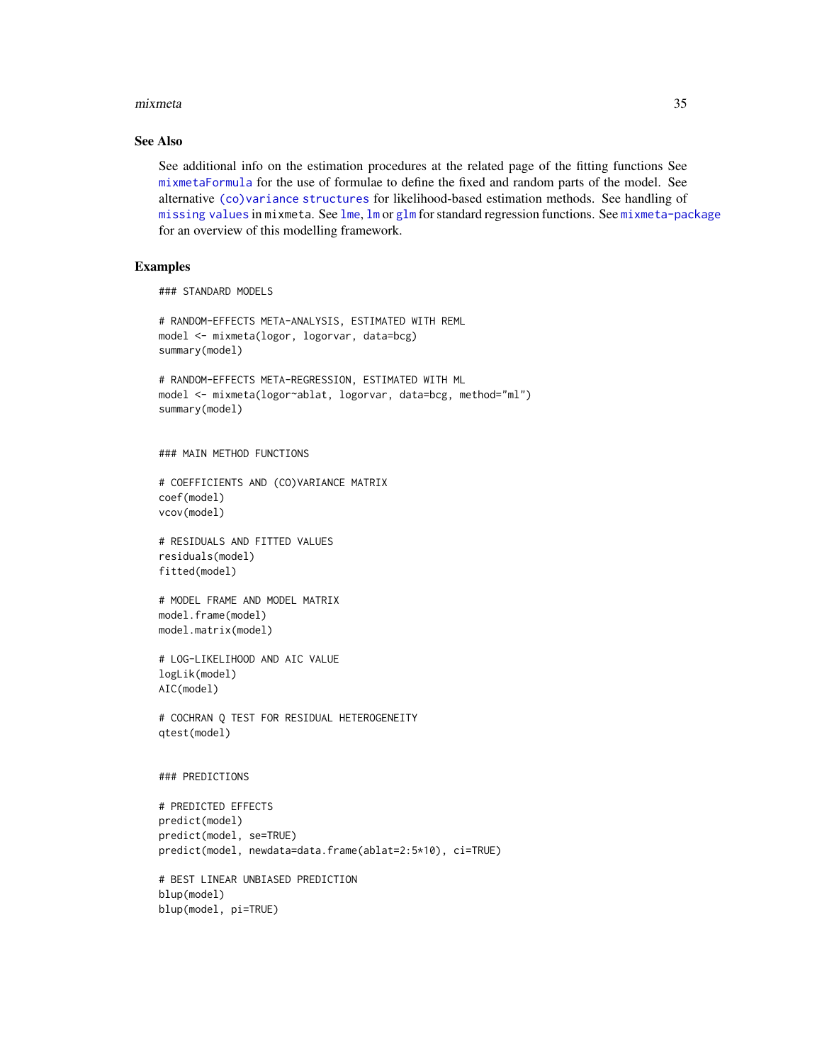## See Also

See additional info on the estimation procedures at the related page of the fitting functions See `mixmetaFormula` for the use of formulae to define the fixed and random parts of the model. See alternative `(co)variance structures` for likelihood-based estimation methods. See handling of `missing values` in `mixmeta`. See `lme`, `lm` or `glm` for standard regression functions. See `mixmeta-package` for an overview of this modelling framework.

## Examples

```
### STANDARD MODELS

# RANDOM-EFFECTS META-ANALYSIS, ESTIMATED WITH REML
model <- mixmeta(logor, logorvar, data=bcg)
summary(model)

# RANDOM-EFFECTS META-REGRESSION, ESTIMATED WITH ML
model <- mixmeta(logor~ablat, logorvar, data=bcg, method="ml")
summary(model)


### MAIN METHOD FUNCTIONS

# COEFFICIENTS AND (CO)VARIANCE MATRIX
coef(model)
vcov(model)

# RESIDUALS AND FITTED VALUES
residuals(model)
fitted(model)

# MODEL FRAME AND MODEL MATRIX
model.frame(model)
model.matrix(model)

# LOG-LIKELIHOOD AND AIC VALUE
logLik(model)
AIC(model)

# COCHRAN Q TEST FOR RESIDUAL HETEROGENEITY
qtest(model)


### PREDICTIONS

# PREDICTED EFFECTS
predict(model)
predict(model, se=TRUE)
predict(model, newdata=data.frame(ablat=2:5*10), ci=TRUE)

# BEST LINEAR UNBIASED PREDICTION
blup(model)
blup(model, pi=TRUE)
```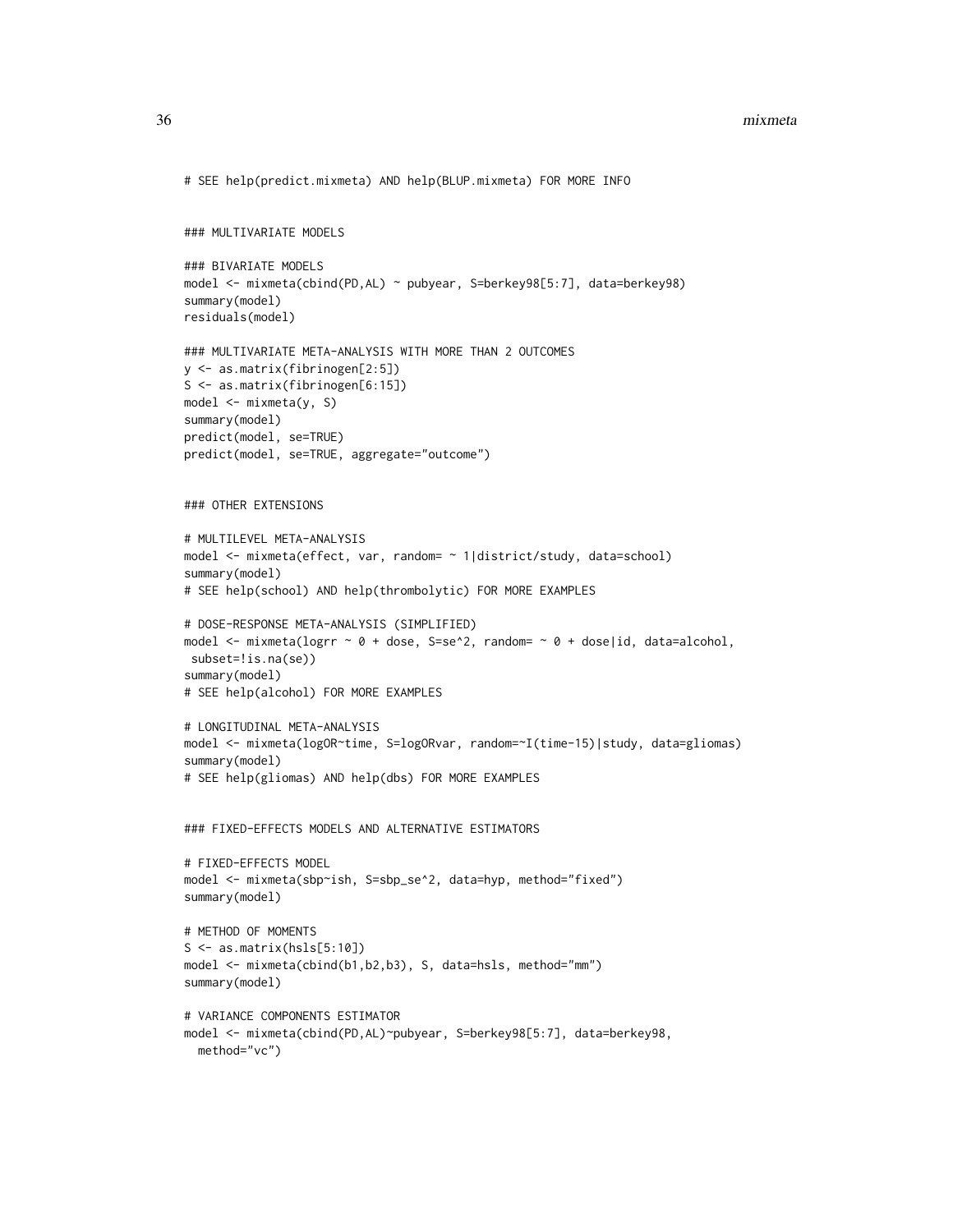```
# SEE help(predict.mixmeta) AND help(BLUP.mixmeta) FOR MORE INFO


### MULTIVARIATE MODELS

### BIVARIATE MODELS
model <- mixmeta(cbind(PD,AL) ~ pubyear, S=berkey98[5:7], data=berkey98)
summary(model)
residuals(model)

### MULTIVARIATE META-ANALYSIS WITH MORE THAN 2 OUTCOMES
y <- as.matrix(fibrinogen[2:5])
S <- as.matrix(fibrinogen[6:15])
model <- mixmeta(y, S)
summary(model)
predict(model, se=TRUE)
predict(model, se=TRUE, aggregate="outcome")


### OTHER EXTENSIONS

# MULTILEVEL META-ANALYSIS
model <- mixmeta(effect, var, random= ~ 1|district/study, data=school)
summary(model)
# SEE help(school) AND help(thrombolytic) FOR MORE EXAMPLES

# DOSE-RESPONSE META-ANALYSIS (SIMPLIFIED)
model <- mixmeta(logrr ~ 0 + dose, S=se^2, random= ~ 0 + dose|id, data=alcohol,
 subset=!is.na(se))
summary(model)
# SEE help(alcohol) FOR MORE EXAMPLES

# LONGITUDINAL META-ANALYSIS
model <- mixmeta(logOR~time, S=logORvar, random=~I(time-15)|study, data=gliomas)
summary(model)
# SEE help(gliomas) AND help(dbs) FOR MORE EXAMPLES


### FIXED-EFFECTS MODELS AND ALTERNATIVE ESTIMATORS

# FIXED-EFFECTS MODEL
model <- mixmeta(sbp~ish, S=sbp_se^2, data=hyp, method="fixed")
summary(model)

# METHOD OF MOMENTS
S <- as.matrix(hsls[5:10])
model <- mixmeta(cbind(b1,b2,b3), S, data=hsls, method="mm")
summary(model)

# VARIANCE COMPONENTS ESTIMATOR
model <- mixmeta(cbind(PD,AL)~pubyear, S=berkey98[5:7], data=berkey98,
  method="vc")
```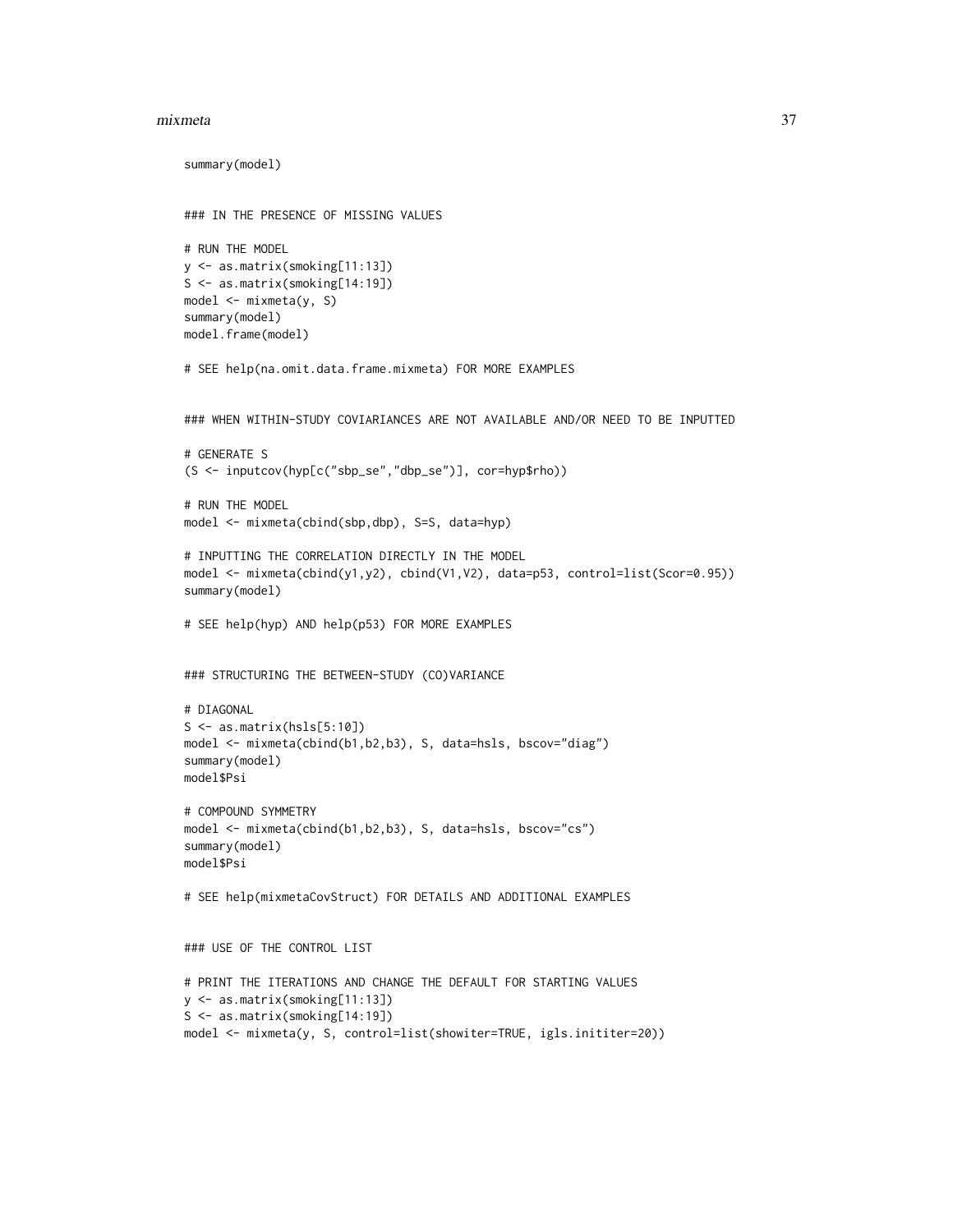```
summary(model)


### IN THE PRESENCE OF MISSING VALUES

# RUN THE MODEL
y <- as.matrix(smoking[11:13])
S <- as.matrix(smoking[14:19])
model <- mixmeta(y, S)
summary(model)
model.frame(model)

# SEE help(na.omit.data.frame.mixmeta) FOR MORE EXAMPLES


### WHEN WITHIN-STUDY COVIARIANCES ARE NOT AVAILABLE AND/OR NEED TO BE INPUTTED

# GENERATE S
(S <- inputcov(hyp[c("sbp_se","dbp_se")], cor=hyp$rho))

# RUN THE MODEL
model <- mixmeta(cbind(sbp,dbp), S=S, data=hyp)

# INPUTTING THE CORRELATION DIRECTLY IN THE MODEL
model <- mixmeta(cbind(y1,y2), cbind(V1,V2), data=p53, control=list(Scor=0.95))
summary(model)

# SEE help(hyp) AND help(p53) FOR MORE EXAMPLES


### STRUCTURING THE BETWEEN-STUDY (CO)VARIANCE

# DIAGONAL
S <- as.matrix(hsls[5:10])
model <- mixmeta(cbind(b1,b2,b3), S, data=hsls, bscov="diag")
summary(model)
model$Psi

# COMPOUND SYMMETRY
model <- mixmeta(cbind(b1,b2,b3), S, data=hsls, bscov="cs")
summary(model)
model$Psi

# SEE help(mixmetaCovStruct) FOR DETAILS AND ADDITIONAL EXAMPLES


### USE OF THE CONTROL LIST

# PRINT THE ITERATIONS AND CHANGE THE DEFAULT FOR STARTING VALUES
y <- as.matrix(smoking[11:13])
S <- as.matrix(smoking[14:19])
model <- mixmeta(y, S, control=list(showiter=TRUE, igls.inititer=20))
```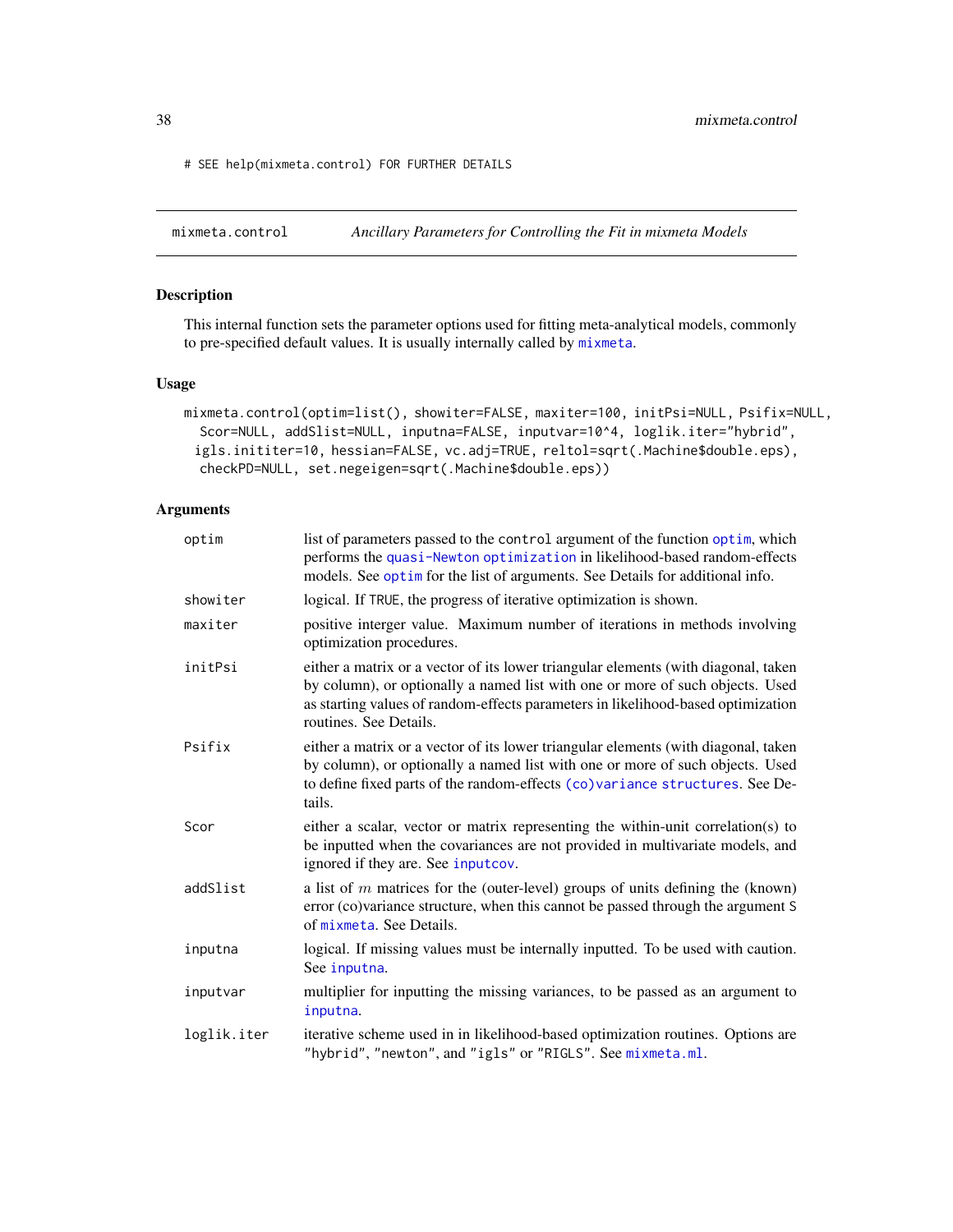```
# SEE help(mixmeta.control) FOR FURTHER DETAILS
```

## mixmeta.control — *Ancillary Parameters for Controlling the Fit in mixmeta Models*

### Description

This internal function sets the parameter options used for fitting meta-analytical models, commonly to pre-specified default values. It is usually internally called by mixmeta.

### Usage

```
mixmeta.control(optim=list(), showiter=FALSE, maxiter=100, initPsi=NULL, Psifix=NULL,
  Scor=NULL, addSlist=NULL, inputna=FALSE, inputvar=10^4, loglik.iter="hybrid",
 igls.inititer=10, hessian=FALSE, vc.adj=TRUE, reltol=sqrt(.Machine$double.eps),
  checkPD=NULL, set.negeigen=sqrt(.Machine$double.eps))
```

### Arguments

| | |
|---|---|
| optim | list of parameters passed to the control argument of the function optim, which performs the quasi-Newton optimization in likelihood-based random-effects models. See optim for the list of arguments. See Details for additional info. |
| showiter | logical. If TRUE, the progress of iterative optimization is shown. |
| maxiter | positive interger value. Maximum number of iterations in methods involving optimization procedures. |
| initPsi | either a matrix or a vector of its lower triangular elements (with diagonal, taken by column), or optionally a named list with one or more of such objects. Used as starting values of random-effects parameters in likelihood-based optimization routines. See Details. |
| Psifix | either a matrix or a vector of its lower triangular elements (with diagonal, taken by column), or optionally a named list with one or more of such objects. Used to define fixed parts of the random-effects (co)variance structures. See Details. |
| Scor | either a scalar, vector or matrix representing the within-unit correlation(s) to be inputted when the covariances are not provided in multivariate models, and ignored if they are. See inputcov. |
| addSlist | a list of $m$ matrices for the (outer-level) groups of units defining the (known) error (co)variance structure, when this cannot be passed through the argument S of mixmeta. See Details. |
| inputna | logical. If missing values must be internally inputted. To be used with caution. See inputna. |
| inputvar | multiplier for inputting the missing variances, to be passed as an argument to inputna. |
| loglik.iter | iterative scheme used in in likelihood-based optimization routines. Options are "hybrid", "newton", and "igls" or "RIGLS". See mixmeta.ml. |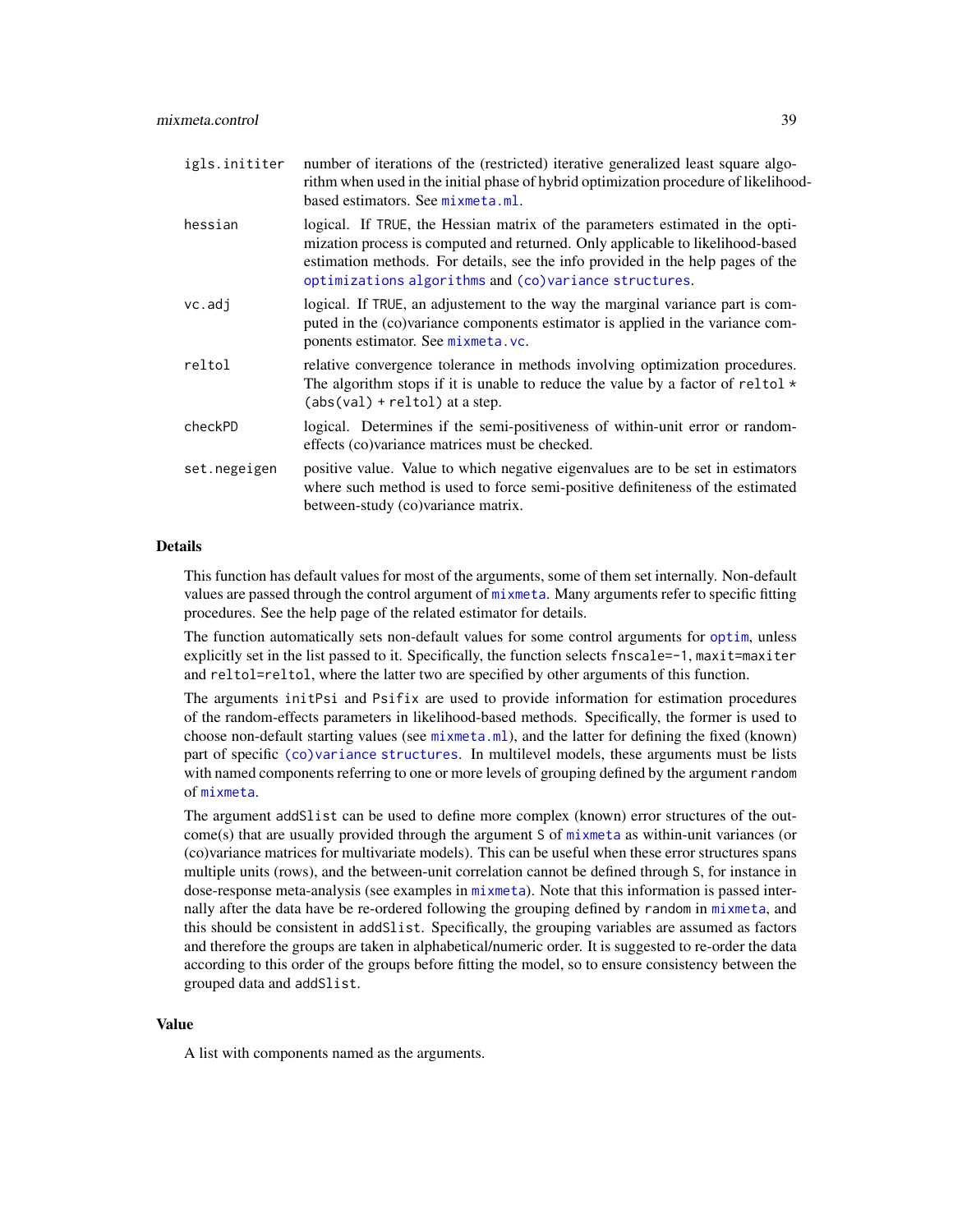| | |
|---|---|
| `igls.inititer` | number of iterations of the (restricted) iterative generalized least square algorithm when used in the initial phase of hybrid optimization procedure of likelihood-based estimators. See `mixmeta.ml`. |
| `hessian` | logical. If `TRUE`, the Hessian matrix of the parameters estimated in the optimization process is computed and returned. Only applicable to likelihood-based estimation methods. For details, see the info provided in the help pages of the `optimizations algorithms` and `(co)variance structures`. |
| `vc.adj` | logical. If `TRUE`, an adjustement to the way the marginal variance part is computed in the (co)variance components estimator is applied in the variance components estimator. See `mixmeta.vc`. |
| `reltol` | relative convergence tolerance in methods involving optimization procedures. The algorithm stops if it is unable to reduce the value by a factor of `reltol * (abs(val) + reltol)` at a step. |
| `checkPD` | logical. Determines if the semi-positiveness of within-unit error or random-effects (co)variance matrices must be checked. |
| `set.negeigen` | positive value. Value to which negative eigenvalues are to be set in estimators where such method is used to force semi-positive definiteness of the estimated between-study (co)variance matrix. |

## Details

This function has default values for most of the arguments, some of them set internally. Non-default values are passed through the control argument of `mixmeta`. Many arguments refer to specific fitting procedures. See the help page of the related estimator for details.

The function automatically sets non-default values for some control arguments for `optim`, unless explicitly set in the list passed to it. Specifically, the function selects `fnscale=-1`, `maxit=maxiter` and `reltol=reltol`, where the latter two are specified by other arguments of this function.

The arguments `initPsi` and `Psifix` are used to provide information for estimation procedures of the random-effects parameters in likelihood-based methods. Specifically, the former is used to choose non-default starting values (see `mixmeta.ml`), and the latter for defining the fixed (known) part of specific `(co)variance structures`. In multilevel models, these arguments must be lists with named components referring to one or more levels of grouping defined by the argument `random` of `mixmeta`.

The argument `addSlist` can be used to define more complex (known) error structures of the outcome(s) that are usually provided through the argument `S` of `mixmeta` as within-unit variances (or (co)variance matrices for multivariate models). This can be useful when these error structures spans multiple units (rows), and the between-unit correlation cannot be defined through `S`, for instance in dose-response meta-analysis (see examples in `mixmeta`). Note that this information is passed internally after the data have be re-ordered following the grouping defined by `random` in `mixmeta`, and this should be consistent in `addSlist`. Specifically, the grouping variables are assumed as factors and therefore the groups are taken in alphabetical/numeric order. It is suggested to re-order the data according to this order of the groups before fitting the model, so to ensure consistency between the grouped data and `addSlist`.

## Value

A list with components named as the arguments.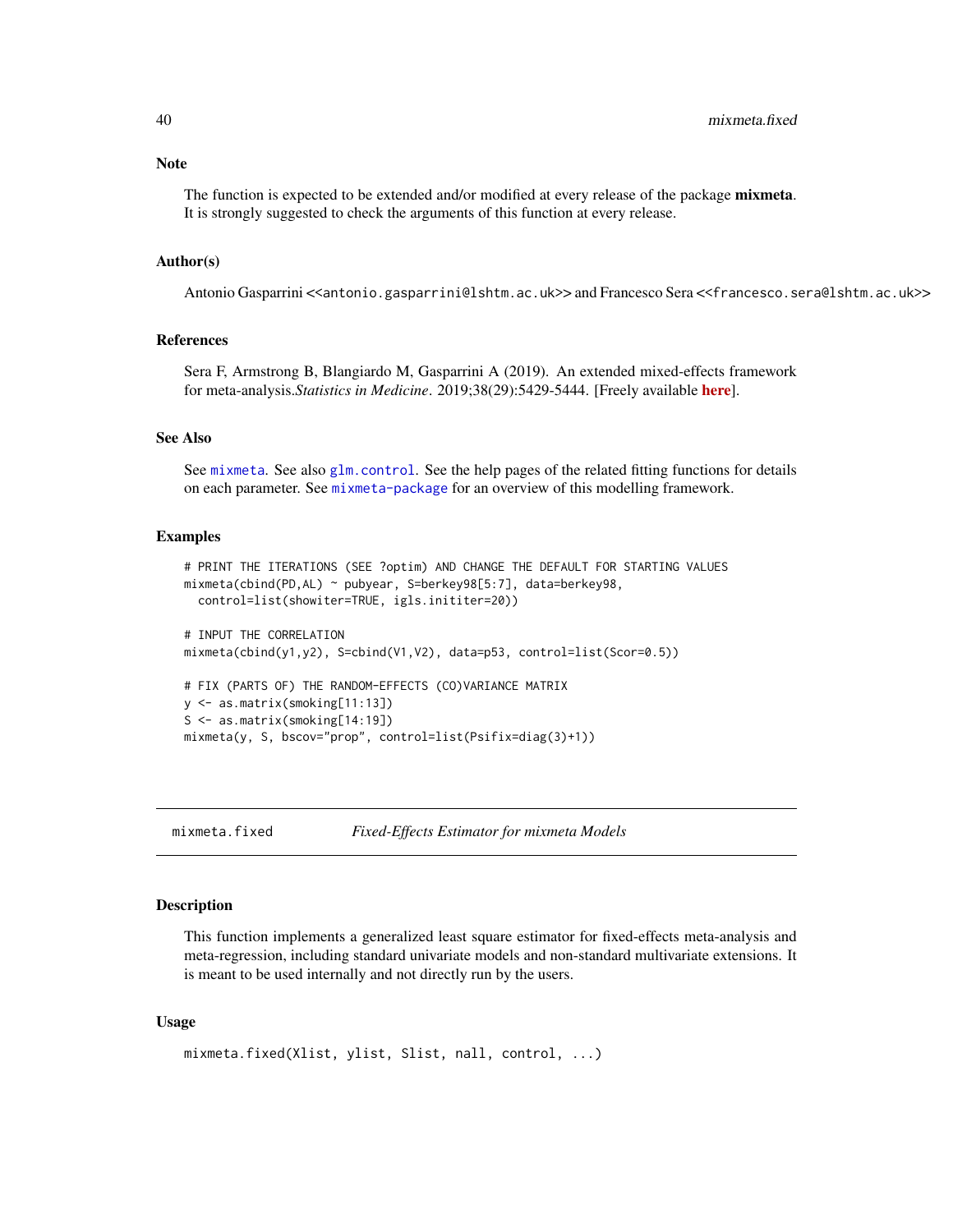### Note

The function is expected to be extended and/or modified at every release of the package **mixmeta**. It is strongly suggested to check the arguments of this function at every release.

### Author(s)

Antonio Gasparrini <<antonio.gasparrini@lshtm.ac.uk>> and Francesco Sera <<francesco.sera@lshtm.ac.uk>>

### References

Sera F, Armstrong B, Blangiardo M, Gasparrini A (2019). An extended mixed-effects framework for meta-analysis.*Statistics in Medicine*. 2019;38(29):5429-5444. [Freely available **here**].

### See Also

See `mixmeta`. See also `glm.control`. See the help pages of the related fitting functions for details on each parameter. See `mixmeta-package` for an overview of this modelling framework.

### Examples

```
# PRINT THE ITERATIONS (SEE ?optim) AND CHANGE THE DEFAULT FOR STARTING VALUES
mixmeta(cbind(PD,AL) ~ pubyear, S=berkey98[5:7], data=berkey98,
  control=list(showiter=TRUE, igls.inititer=20))

# INPUT THE CORRELATION
mixmeta(cbind(y1,y2), S=cbind(V1,V2), data=p53, control=list(Scor=0.5))

# FIX (PARTS OF) THE RANDOM-EFFECTS (CO)VARIANCE MATRIX
y <- as.matrix(smoking[11:13])
S <- as.matrix(smoking[14:19])
mixmeta(y, S, bscov="prop", control=list(Psifix=diag(3)+1))
```

---

## mixmeta.fixed — *Fixed-Effects Estimator for mixmeta Models*

### Description

This function implements a generalized least square estimator for fixed-effects meta-analysis and meta-regression, including standard univariate models and non-standard multivariate extensions. It is meant to be used internally and not directly run by the users.

### Usage

```
mixmeta.fixed(Xlist, ylist, Slist, nall, control, ...)
```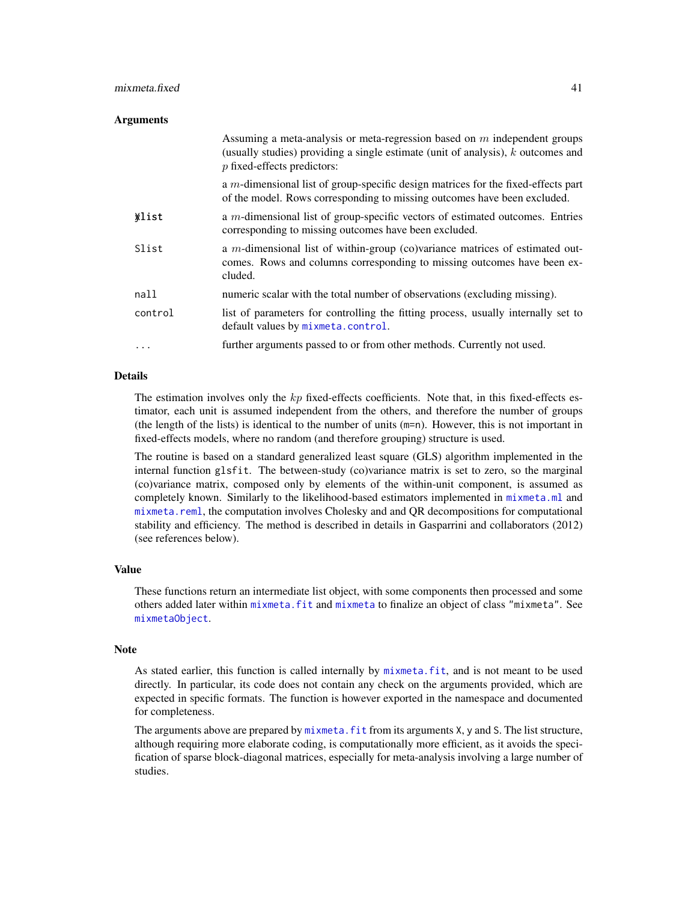### Arguments

Assuming a meta-analysis or meta-regression based on $m$ independent groups (usually studies) providing a single estimate (unit of analysis), $k$ outcomes and $p$ fixed-effects predictors:

| | |
|---|---|
| Xlist | a $m$-dimensional list of group-specific design matrices for the fixed-effects part of the model. Rows corresponding to missing outcomes have been excluded. |
| ylist | a $m$-dimensional list of group-specific vectors of estimated outcomes. Entries corresponding to missing outcomes have been excluded. |
| Slist | a $m$-dimensional list of within-group (co)variance matrices of estimated outcomes. Rows and columns corresponding to missing outcomes have been excluded. |
| nall | numeric scalar with the total number of observations (excluding missing). |
| control | list of parameters for controlling the fitting process, usually internally set to default values by mixmeta.control. |
| ... | further arguments passed to or from other methods. Currently not used. |

### Details

The estimation involves only the $kp$ fixed-effects coefficients. Note that, in this fixed-effects estimator, each unit is assumed independent from the others, and therefore the number of groups (the length of the lists) is identical to the number of units (m=n). However, this is not important in fixed-effects models, where no random (and therefore grouping) structure is used.

The routine is based on a standard generalized least square (GLS) algorithm implemented in the internal function glsfit. The between-study (co)variance matrix is set to zero, so the marginal (co)variance matrix, composed only by elements of the within-unit component, is assumed as completely known. Similarly to the likelihood-based estimators implemented in mixmeta.ml and mixmeta.reml, the computation involves Cholesky and and QR decompositions for computational stability and efficiency. The method is described in details in Gasparrini and collaborators (2012) (see references below).

### Value

These functions return an intermediate list object, with some components then processed and some others added later within mixmeta.fit and mixmeta to finalize an object of class "mixmeta". See mixmetaObject.

### Note

As stated earlier, this function is called internally by mixmeta.fit, and is not meant to be used directly. In particular, its code does not contain any check on the arguments provided, which are expected in specific formats. The function is however exported in the namespace and documented for completeness.

The arguments above are prepared by mixmeta.fit from its arguments X, y and S. The list structure, although requiring more elaborate coding, is computationally more efficient, as it avoids the specification of sparse block-diagonal matrices, especially for meta-analysis involving a large number of studies.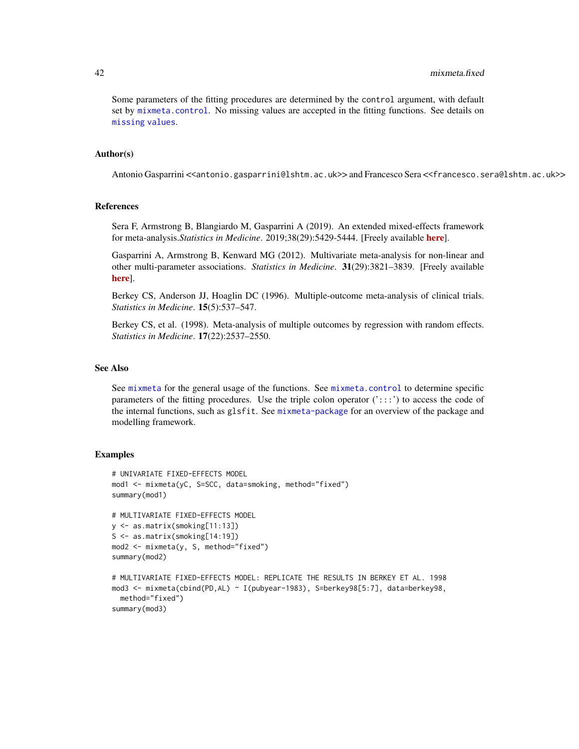Some parameters of the fitting procedures are determined by the control argument, with default set by mixmeta.control. No missing values are accepted in the fitting functions. See details on missing values.

## Author(s)

Antonio Gasparrini <<antonio.gasparrini@lshtm.ac.uk>> and Francesco Sera <<francesco.sera@lshtm.ac.uk>>

## References

Sera F, Armstrong B, Blangiardo M, Gasparrini A (2019). An extended mixed-effects framework for meta-analysis.*Statistics in Medicine*. 2019;38(29):5429-5444. [Freely available **here**].

Gasparrini A, Armstrong B, Kenward MG (2012). Multivariate meta-analysis for non-linear and other multi-parameter associations. *Statistics in Medicine*. **31**(29):3821–3839. [Freely available **here**].

Berkey CS, Anderson JJ, Hoaglin DC (1996). Multiple-outcome meta-analysis of clinical trials. *Statistics in Medicine*. **15**(5):537–547.

Berkey CS, et al. (1998). Meta-analysis of multiple outcomes by regression with random effects. *Statistics in Medicine*. **17**(22):2537–2550.

## See Also

See mixmeta for the general usage of the functions. See mixmeta.control to determine specific parameters of the fitting procedures. Use the triple colon operator (':::') to access the code of the internal functions, such as glsfit. See mixmeta-package for an overview of the package and modelling framework.

## Examples

```
# UNIVARIATE FIXED-EFFECTS MODEL
mod1 <- mixmeta(yC, S=SCC, data=smoking, method="fixed")
summary(mod1)

# MULTIVARIATE FIXED-EFFECTS MODEL
y <- as.matrix(smoking[11:13])
S <- as.matrix(smoking[14:19])
mod2 <- mixmeta(y, S, method="fixed")
summary(mod2)

# MULTIVARIATE FIXED-EFFECTS MODEL: REPLICATE THE RESULTS IN BERKEY ET AL. 1998
mod3 <- mixmeta(cbind(PD,AL) ~ I(pubyear-1983), S=berkey98[5:7], data=berkey98,
  method="fixed")
summary(mod3)
```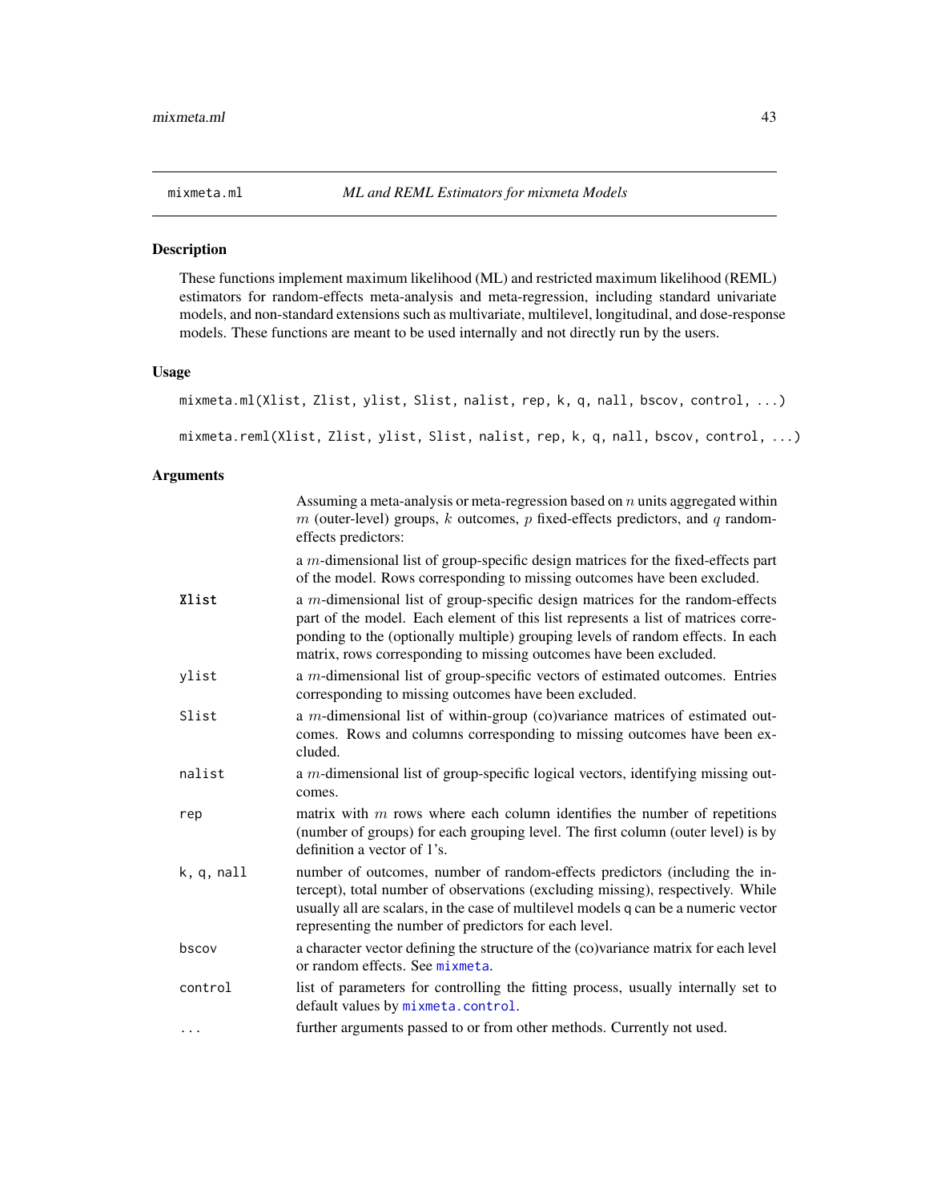mixmeta.ml *ML and REML Estimators for mixmeta Models*

## Description

These functions implement maximum likelihood (ML) and restricted maximum likelihood (REML) estimators for random-effects meta-analysis and meta-regression, including standard univariate models, and non-standard extensions such as multivariate, multilevel, longitudinal, and dose-response models. These functions are meant to be used internally and not directly run by the users.

## Usage

```
mixmeta.ml(Xlist, Zlist, ylist, Slist, nalist, rep, k, q, nall, bscov, control, ...)

mixmeta.reml(Xlist, Zlist, ylist, Slist, nalist, rep, k, q, nall, bscov, control, ...)
```

## Arguments

| | |
|---|---|
| | Assuming a meta-analysis or meta-regression based on $n$ units aggregated within $m$ (outer-level) groups, $k$ outcomes, $p$ fixed-effects predictors, and $q$ random-effects predictors: |
| | a $m$-dimensional list of group-specific design matrices for the fixed-effects part of the model. Rows corresponding to missing outcomes have been excluded. |
| `Xlist` | a $m$-dimensional list of group-specific design matrices for the random-effects part of the model. Each element of this list represents a list of matrices corresponding to the (optionally multiple) grouping levels of random effects. In each matrix, rows corresponding to missing outcomes have been excluded. |
| `ylist` | a $m$-dimensional list of group-specific vectors of estimated outcomes. Entries corresponding to missing outcomes have been excluded. |
| `Slist` | a $m$-dimensional list of within-group (co)variance matrices of estimated outcomes. Rows and columns corresponding to missing outcomes have been excluded. |
| `nalist` | a $m$-dimensional list of group-specific logical vectors, identifying missing outcomes. |
| `rep` | matrix with $m$ rows where each column identifies the number of repetitions (number of groups) for each grouping level. The first column (outer level) is by definition a vector of 1's. |
| `k, q, nall` | number of outcomes, number of random-effects predictors (including the intercept), total number of observations (excluding missing), respectively. While usually all are scalars, in the case of multilevel models q can be a numeric vector representing the number of predictors for each level. |
| `bscov` | a character vector defining the structure of the (co)variance matrix for each level or random effects. See `mixmeta`. |
| `control` | list of parameters for controlling the fitting process, usually internally set to default values by `mixmeta.control`. |
| `...` | further arguments passed to or from other methods. Currently not used. |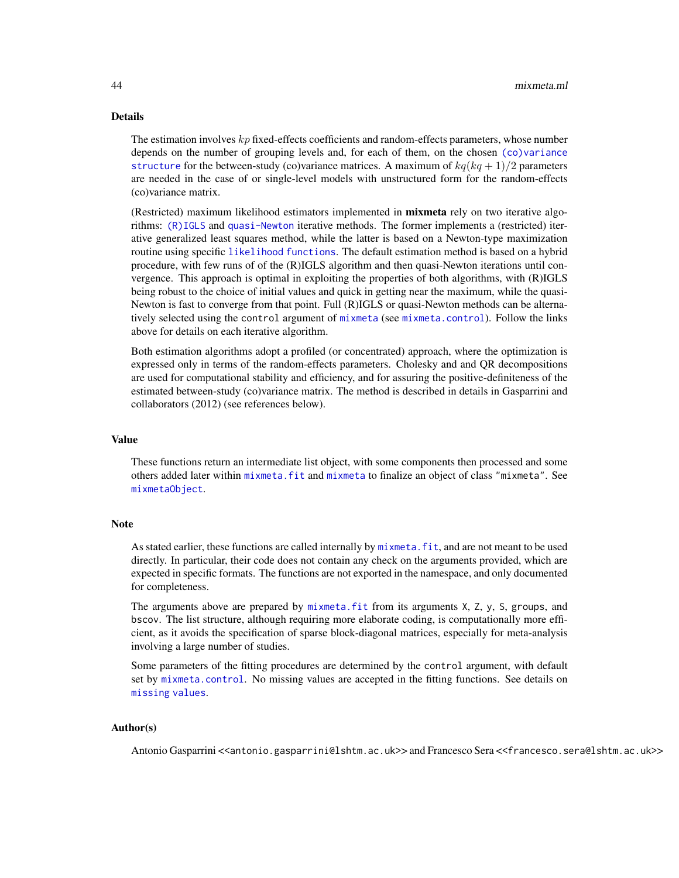## Details

The estimation involves $kp$ fixed-effects coefficients and random-effects parameters, whose number depends on the number of grouping levels and, for each of them, on the chosen (co)variance structure for the between-study (co)variance matrices. A maximum of $kq(kq+1)/2$ parameters are needed in the case of or single-level models with unstructured form for the random-effects (co)variance matrix.

(Restricted) maximum likelihood estimators implemented in **mixmeta** rely on two iterative algorithms: (R)IGLS and quasi-Newton iterative methods. The former implements a (restricted) iterative generalized least squares method, while the latter is based on a Newton-type maximization routine using specific likelihood functions. The default estimation method is based on a hybrid procedure, with few runs of of the (R)IGLS algorithm and then quasi-Newton iterations until convergence. This approach is optimal in exploiting the properties of both algorithms, with (R)IGLS being robust to the choice of initial values and quick in getting near the maximum, while the quasi-Newton is fast to converge from that point. Full (R)IGLS or quasi-Newton methods can be alternatively selected using the `control` argument of `mixmeta` (see `mixmeta.control`). Follow the links above for details on each iterative algorithm.

Both estimation algorithms adopt a profiled (or concentrated) approach, where the optimization is expressed only in terms of the random-effects parameters. Cholesky and and QR decompositions are used for computational stability and efficiency, and for assuring the positive-definiteness of the estimated between-study (co)variance matrix. The method is described in details in Gasparrini and collaborators (2012) (see references below).

## Value

These functions return an intermediate list object, with some components then processed and some others added later within `mixmeta.fit` and `mixmeta` to finalize an object of class "mixmeta". See `mixmetaObject`.

## Note

As stated earlier, these functions are called internally by `mixmeta.fit`, and are not meant to be used directly. In particular, their code does not contain any check on the arguments provided, which are expected in specific formats. The functions are not exported in the namespace, and only documented for completeness.

The arguments above are prepared by `mixmeta.fit` from its arguments `X`, `Z`, `y`, `S`, `groups`, and `bscov`. The list structure, although requiring more elaborate coding, is computationally more efficient, as it avoids the specification of sparse block-diagonal matrices, especially for meta-analysis involving a large number of studies.

Some parameters of the fitting procedures are determined by the `control` argument, with default set by `mixmeta.control`. No missing values are accepted in the fitting functions. See details on missing values.

## Author(s)

Antonio Gasparrini <<antonio.gasparrini@lshtm.ac.uk>> and Francesco Sera <<francesco.sera@lshtm.ac.uk>>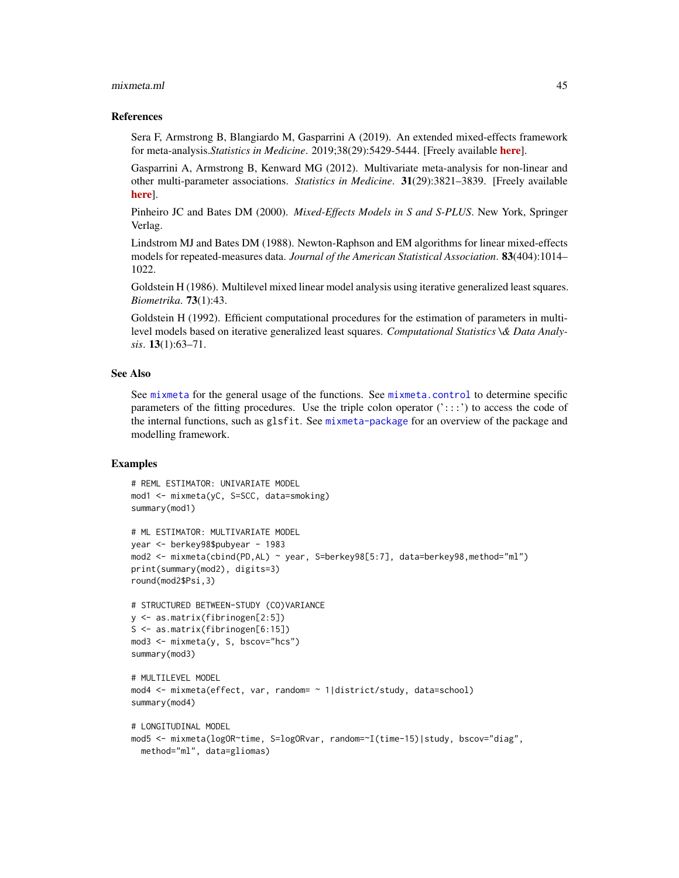## References

Sera F, Armstrong B, Blangiardo M, Gasparrini A (2019). An extended mixed-effects framework for meta-analysis.*Statistics in Medicine*. 2019;38(29):5429-5444. [Freely available **here**].

Gasparrini A, Armstrong B, Kenward MG (2012). Multivariate meta-analysis for non-linear and other multi-parameter associations. *Statistics in Medicine*. **31**(29):3821–3839. [Freely available **here**].

Pinheiro JC and Bates DM (2000). *Mixed-Effects Models in S and S-PLUS*. New York, Springer Verlag.

Lindstrom MJ and Bates DM (1988). Newton-Raphson and EM algorithms for linear mixed-effects models for repeated-measures data. *Journal of the American Statistical Association*. **83**(404):1014–1022.

Goldstein H (1986). Multilevel mixed linear model analysis using iterative generalized least squares. *Biometrika*. **73**(1):43.

Goldstein H (1992). Efficient computational procedures for the estimation of parameters in multilevel models based on iterative generalized least squares. *Computational Statistics \& Data Analysis*. **13**(1):63–71.

## See Also

See `mixmeta` for the general usage of the functions. See `mixmeta.control` to determine specific parameters of the fitting procedures. Use the triple colon operator (':::') to access the code of the internal functions, such as `glsfit`. See `mixmeta-package` for an overview of the package and modelling framework.

## Examples

```
# REML ESTIMATOR: UNIVARIATE MODEL
mod1 <- mixmeta(yC, S=SCC, data=smoking)
summary(mod1)

# ML ESTIMATOR: MULTIVARIATE MODEL
year <- berkey98$pubyear - 1983
mod2 <- mixmeta(cbind(PD,AL) ~ year, S=berkey98[5:7], data=berkey98,method="ml")
print(summary(mod2), digits=3)
round(mod2$Psi,3)

# STRUCTURED BETWEEN-STUDY (CO)VARIANCE
y <- as.matrix(fibrinogen[2:5])
S <- as.matrix(fibrinogen[6:15])
mod3 <- mixmeta(y, S, bscov="hcs")
summary(mod3)

# MULTILEVEL MODEL
mod4 <- mixmeta(effect, var, random= ~ 1|district/study, data=school)
summary(mod4)

# LONGITUDINAL MODEL
mod5 <- mixmeta(logOR~time, S=logORvar, random=~I(time-15)|study, bscov="diag",
  method="ml", data=gliomas)
```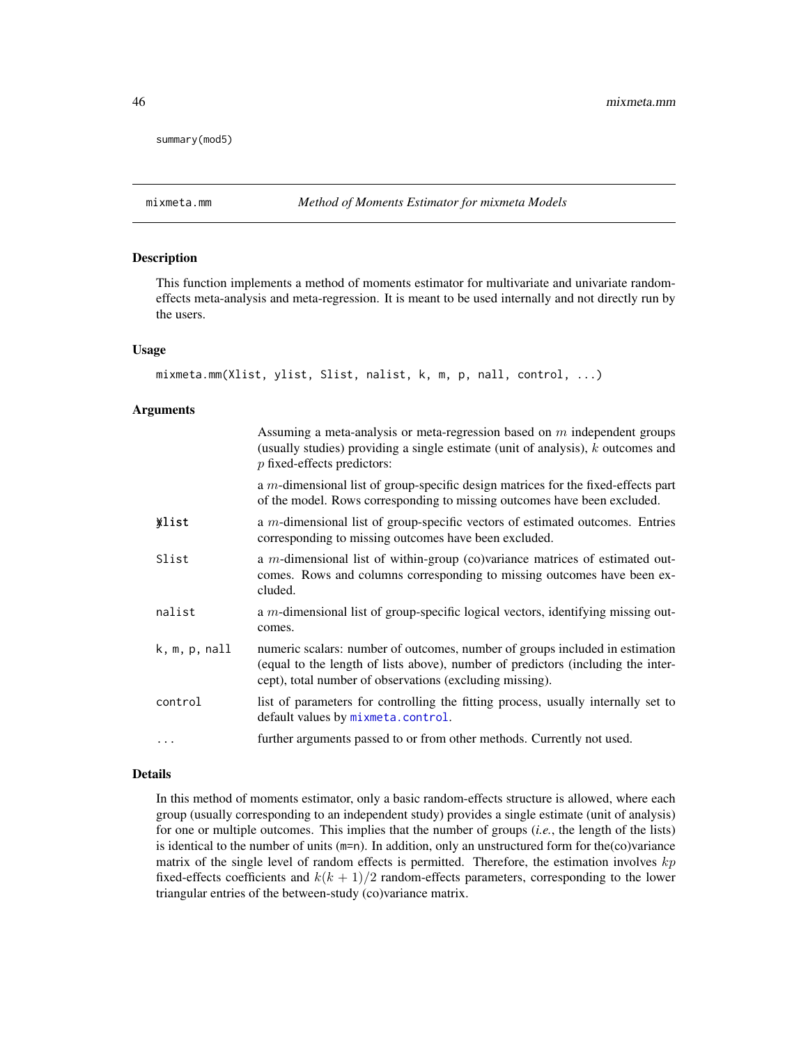```
summary(mod5)
```

## mixmeta.mm — *Method of Moments Estimator for mixmeta Models*

### Description

This function implements a method of moments estimator for multivariate and univariate random-effects meta-analysis and meta-regression. It is meant to be used internally and not directly run by the users.

### Usage

```
mixmeta.mm(Xlist, ylist, Slist, nalist, k, m, p, nall, control, ...)
```

### Arguments

| | |
|---|---|
| | Assuming a meta-analysis or meta-regression based on $m$ independent groups (usually studies) providing a single estimate (unit of analysis), $k$ outcomes and $p$ fixed-effects predictors: |
| | a $m$-dimensional list of group-specific design matrices for the fixed-effects part of the model. Rows corresponding to missing outcomes have been excluded. |
| `Xlist` | a $m$-dimensional list of group-specific vectors of estimated outcomes. Entries corresponding to missing outcomes have been excluded. |
| `Slist` | a $m$-dimensional list of within-group (co)variance matrices of estimated outcomes. Rows and columns corresponding to missing outcomes have been excluded. |
| `nalist` | a $m$-dimensional list of group-specific logical vectors, identifying missing outcomes. |
| `k, m, p, nall` | numeric scalars: number of outcomes, number of groups included in estimation (equal to the length of lists above), number of predictors (including the intercept), total number of observations (excluding missing). |
| `control` | list of parameters for controlling the fitting process, usually internally set to default values by `mixmeta.control`. |
| `...` | further arguments passed to or from other methods. Currently not used. |

### Details

In this method of moments estimator, only a basic random-effects structure is allowed, where each group (usually corresponding to an independent study) provides a single estimate (unit of analysis) for one or multiple outcomes. This implies that the number of groups (*i.e.*, the length of the lists) is identical to the number of units (`m=n`). In addition, only an unstructured form for the(co)variance matrix of the single level of random effects is permitted. Therefore, the estimation involves $kp$ fixed-effects coefficients and $k(k+1)/2$ random-effects parameters, corresponding to the lower triangular entries of the between-study (co)variance matrix.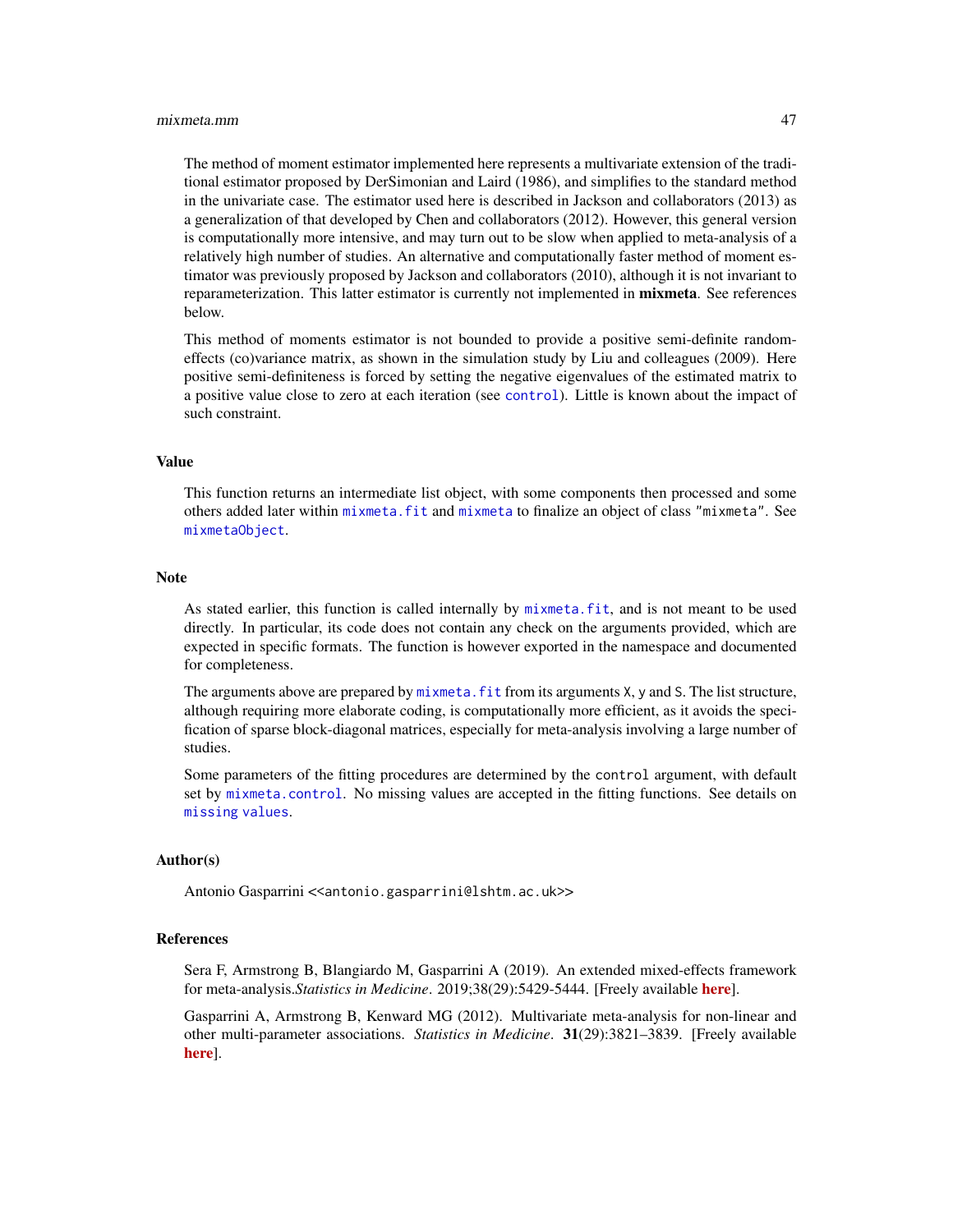The method of moment estimator implemented here represents a multivariate extension of the traditional estimator proposed by DerSimonian and Laird (1986), and simplifies to the standard method in the univariate case. The estimator used here is described in Jackson and collaborators (2013) as a generalization of that developed by Chen and collaborators (2012). However, this general version is computationally more intensive, and may turn out to be slow when applied to meta-analysis of a relatively high number of studies. An alternative and computationally faster method of moment estimator was previously proposed by Jackson and collaborators (2010), although it is not invariant to reparameterization. This latter estimator is currently not implemented in **mixmeta**. See references below.

This method of moments estimator is not bounded to provide a positive semi-definite random-effects (co)variance matrix, as shown in the simulation study by Liu and colleagues (2009). Here positive semi-definiteness is forced by setting the negative eigenvalues of the estimated matrix to a positive value close to zero at each iteration (see `control`). Little is known about the impact of such constraint.

## Value

This function returns an intermediate list object, with some components then processed and some others added later within `mixmeta.fit` and `mixmeta` to finalize an object of class `"mixmeta"`. See `mixmetaObject`.

## Note

As stated earlier, this function is called internally by `mixmeta.fit`, and is not meant to be used directly. In particular, its code does not contain any check on the arguments provided, which are expected in specific formats. The function is however exported in the namespace and documented for completeness.

The arguments above are prepared by `mixmeta.fit` from its arguments `X`, `y` and `S`. The list structure, although requiring more elaborate coding, is computationally more efficient, as it avoids the specification of sparse block-diagonal matrices, especially for meta-analysis involving a large number of studies.

Some parameters of the fitting procedures are determined by the `control` argument, with default set by `mixmeta.control`. No missing values are accepted in the fitting functions. See details on `missing values`.

## Author(s)

Antonio Gasparrini <<antonio.gasparrini@lshtm.ac.uk>>

## References

Sera F, Armstrong B, Blangiardo M, Gasparrini A (2019). An extended mixed-effects framework for meta-analysis.*Statistics in Medicine*. 2019;38(29):5429-5444. [Freely available **here**].

Gasparrini A, Armstrong B, Kenward MG (2012). Multivariate meta-analysis for non-linear and other multi-parameter associations. *Statistics in Medicine*. **31**(29):3821–3839. [Freely available **here**].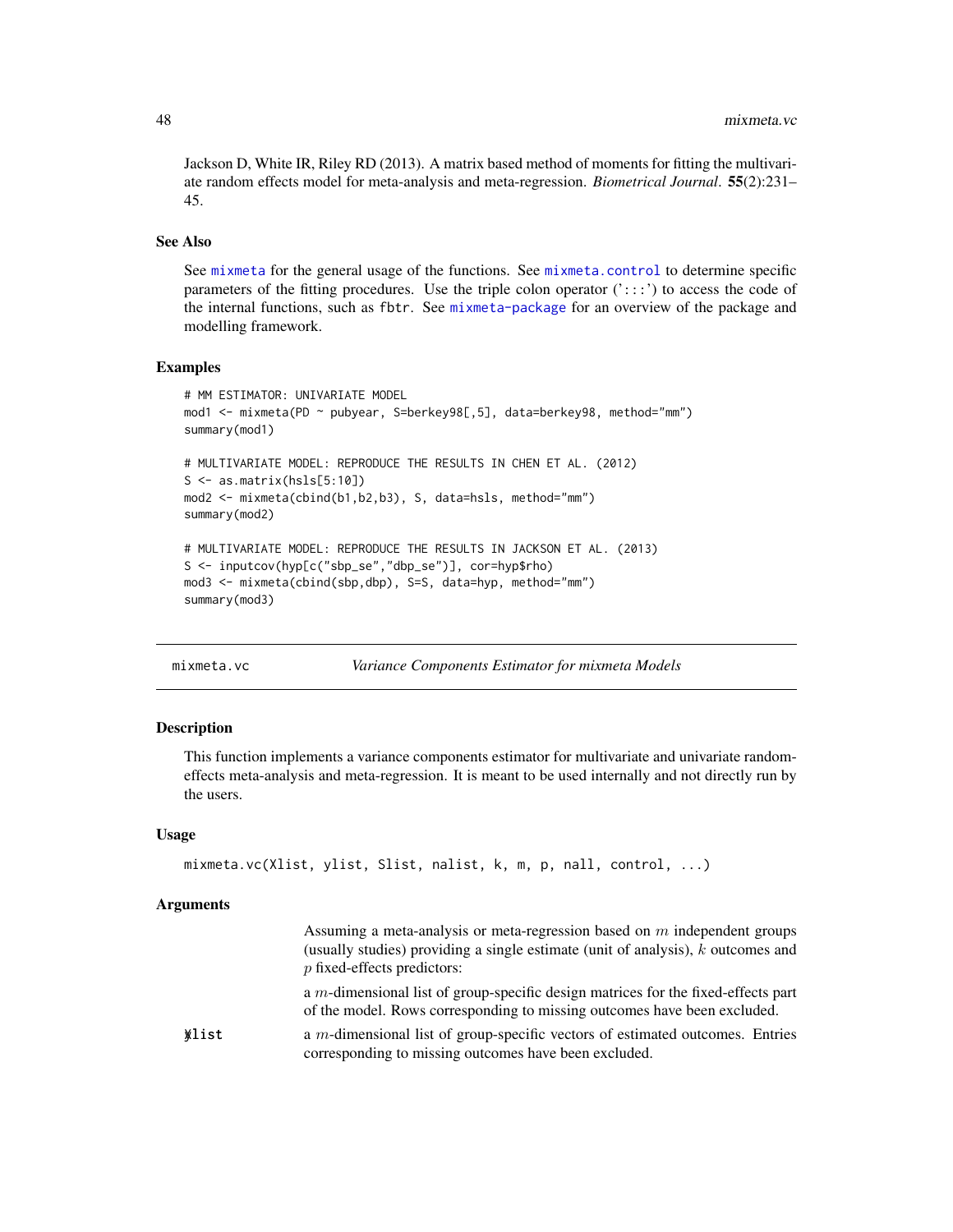Jackson D, White IR, Riley RD (2013). A matrix based method of moments for fitting the multivariate random effects model for meta-analysis and meta-regression. *Biometrical Journal*. **55**(2):231–45.

### See Also

See `mixmeta` for the general usage of the functions. See `mixmeta.control` to determine specific parameters of the fitting procedures. Use the triple colon operator (':::') to access the code of the internal functions, such as `fbtr`. See `mixmeta-package` for an overview of the package and modelling framework.

### Examples

```
# MM ESTIMATOR: UNIVARIATE MODEL
mod1 <- mixmeta(PD ~ pubyear, S=berkey98[,5], data=berkey98, method="mm")
summary(mod1)

# MULTIVARIATE MODEL: REPRODUCE THE RESULTS IN CHEN ET AL. (2012)
S <- as.matrix(hsls[5:10])
mod2 <- mixmeta(cbind(b1,b2,b3), S, data=hsls, method="mm")
summary(mod2)

# MULTIVARIATE MODEL: REPRODUCE THE RESULTS IN JACKSON ET AL. (2013)
S <- inputcov(hyp[c("sbp_se","dbp_se")], cor=hyp$rho)
mod3 <- mixmeta(cbind(sbp,dbp), S=S, data=hyp, method="mm")
summary(mod3)
```

---

## mixmeta.vc — *Variance Components Estimator for mixmeta Models*

### Description

This function implements a variance components estimator for multivariate and univariate random-effects meta-analysis and meta-regression. It is meant to be used internally and not directly run by the users.

### Usage

```
mixmeta.vc(Xlist, ylist, Slist, nalist, k, m, p, nall, control, ...)
```

### Arguments

Assuming a meta-analysis or meta-regression based on $m$ independent groups (usually studies) providing a single estimate (unit of analysis), $k$ outcomes and $p$ fixed-effects predictors:

`Xlist` — a $m$-dimensional list of group-specific design matrices for the fixed-effects part of the model. Rows corresponding to missing outcomes have been excluded.

`ylist` — a $m$-dimensional list of group-specific vectors of estimated outcomes. Entries corresponding to missing outcomes have been excluded.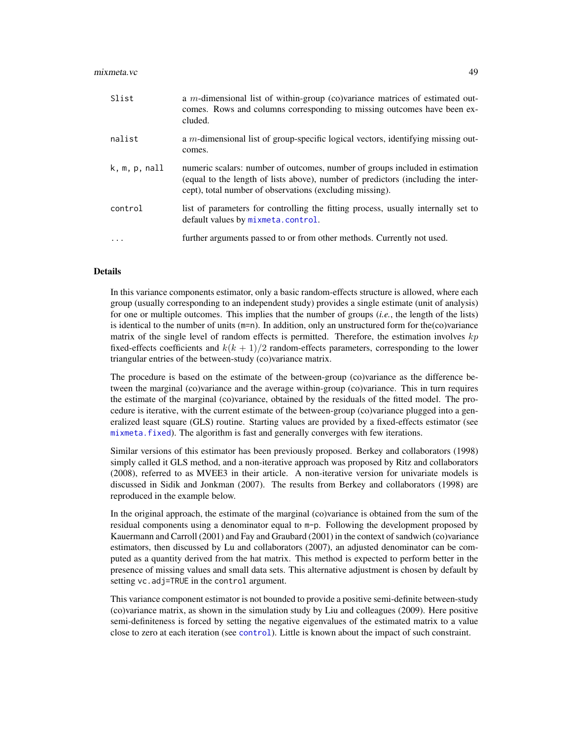| | |
|---|---|
| `Slist` | a $m$-dimensional list of within-group (co)variance matrices of estimated outcomes. Rows and columns corresponding to missing outcomes have been excluded. |
| `nalist` | a $m$-dimensional list of group-specific logical vectors, identifying missing outcomes. |
| `k, m, p, nall` | numeric scalars: number of outcomes, number of groups included in estimation (equal to the length of lists above), number of predictors (including the intercept), total number of observations (excluding missing). |
| `control` | list of parameters for controlling the fitting process, usually internally set to default values by `mixmeta.control`. |
| `...` | further arguments passed to or from other methods. Currently not used. |

## Details

In this variance components estimator, only a basic random-effects structure is allowed, where each group (usually corresponding to an independent study) provides a single estimate (unit of analysis) for one or multiple outcomes. This implies that the number of groups (*i.e.*, the length of the lists) is identical to the number of units (`m=n`). In addition, only an unstructured form for the(co)variance matrix of the single level of random effects is permitted. Therefore, the estimation involves $kp$ fixed-effects coefficients and $k(k+1)/2$ random-effects parameters, corresponding to the lower triangular entries of the between-study (co)variance matrix.

The procedure is based on the estimate of the between-group (co)variance as the difference between the marginal (co)variance and the average within-group (co)variance. This in turn requires the estimate of the marginal (co)variance, obtained by the residuals of the fitted model. The procedure is iterative, with the current estimate of the between-group (co)variance plugged into a generalized least square (GLS) routine. Starting values are provided by a fixed-effects estimator (see `mixmeta.fixed`). The algorithm is fast and generally converges with few iterations.

Similar versions of this estimator has been previously proposed. Berkey and collaborators (1998) simply called it GLS method, and a non-iterative approach was proposed by Ritz and collaborators (2008), referred to as MVEE3 in their article. A non-iterative version for univariate models is discussed in Sidik and Jonkman (2007). The results from Berkey and collaborators (1998) are reproduced in the example below.

In the original approach, the estimate of the marginal (co)variance is obtained from the sum of the residual components using a denominator equal to `m-p`. Following the development proposed by Kauermann and Carroll (2001) and Fay and Graubard (2001) in the context of sandwich (co)variance estimators, then discussed by Lu and collaborators (2007), an adjusted denominator can be computed as a quantity derived from the hat matrix. This method is expected to perform better in the presence of missing values and small data sets. This alternative adjustment is chosen by default by setting `vc.adj=TRUE` in the `control` argument.

This variance component estimator is not bounded to provide a positive semi-definite between-study (co)variance matrix, as shown in the simulation study by Liu and colleagues (2009). Here positive semi-definiteness is forced by setting the negative eigenvalues of the estimated matrix to a value close to zero at each iteration (see `control`). Little is known about the impact of such constraint.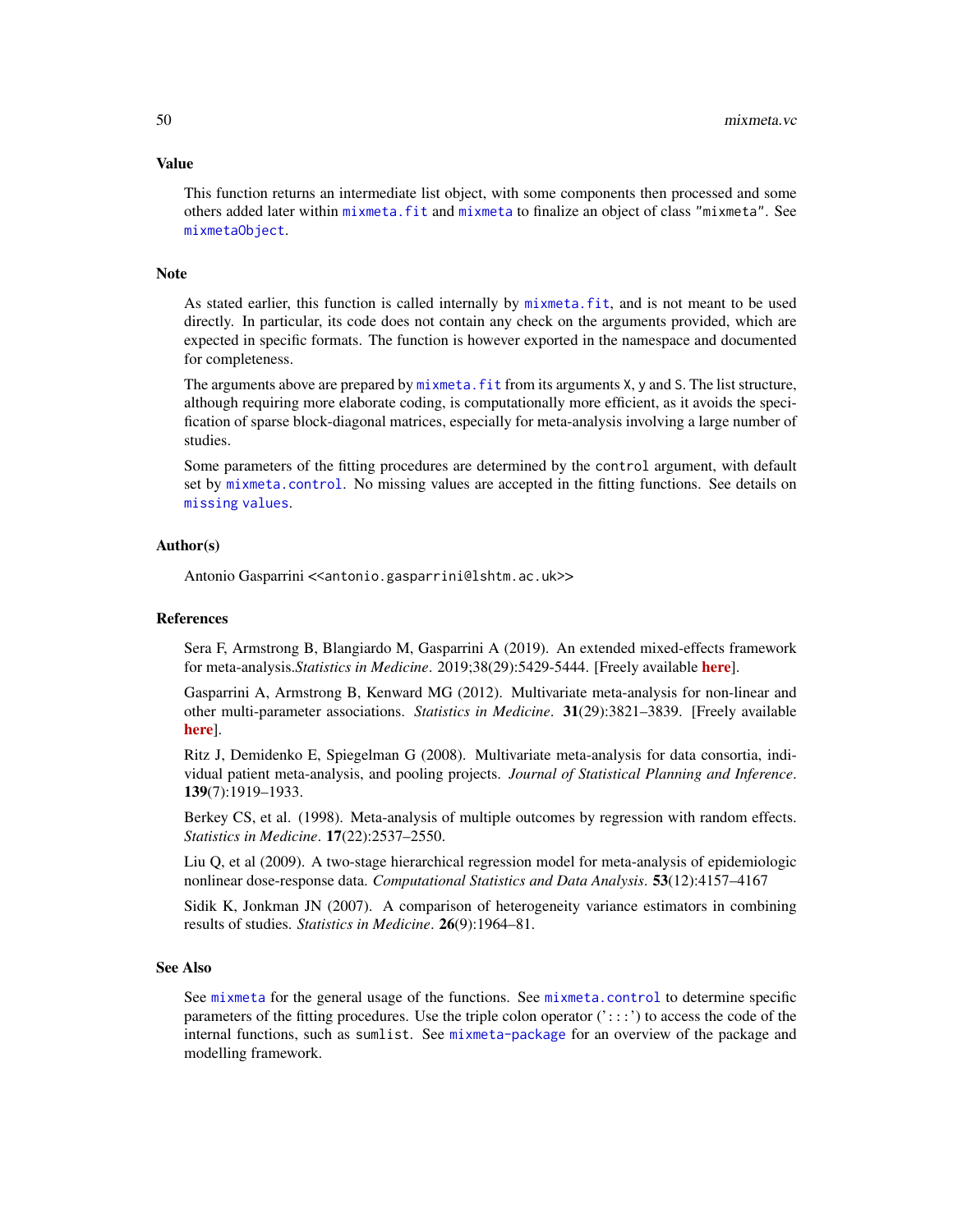## Value

This function returns an intermediate list object, with some components then processed and some others added later within `mixmeta.fit` and `mixmeta` to finalize an object of class "mixmeta". See `mixmetaObject`.

## Note

As stated earlier, this function is called internally by `mixmeta.fit`, and is not meant to be used directly. In particular, its code does not contain any check on the arguments provided, which are expected in specific formats. The function is however exported in the namespace and documented for completeness.

The arguments above are prepared by `mixmeta.fit` from its arguments `X`, `y` and `S`. The list structure, although requiring more elaborate coding, is computationally more efficient, as it avoids the specification of sparse block-diagonal matrices, especially for meta-analysis involving a large number of studies.

Some parameters of the fitting procedures are determined by the `control` argument, with default set by `mixmeta.control`. No missing values are accepted in the fitting functions. See details on `missing values`.

## Author(s)

Antonio Gasparrini <<antonio.gasparrini@lshtm.ac.uk>>

## References

Sera F, Armstrong B, Blangiardo M, Gasparrini A (2019). An extended mixed-effects framework for meta-analysis.*Statistics in Medicine*. 2019;38(29):5429-5444. [Freely available **here**].

Gasparrini A, Armstrong B, Kenward MG (2012). Multivariate meta-analysis for non-linear and other multi-parameter associations. *Statistics in Medicine*. **31**(29):3821–3839. [Freely available **here**].

Ritz J, Demidenko E, Spiegelman G (2008). Multivariate meta-analysis for data consortia, individual patient meta-analysis, and pooling projects. *Journal of Statistical Planning and Inference*. **139**(7):1919–1933.

Berkey CS, et al. (1998). Meta-analysis of multiple outcomes by regression with random effects. *Statistics in Medicine*. **17**(22):2537–2550.

Liu Q, et al (2009). A two-stage hierarchical regression model for meta-analysis of epidemiologic nonlinear dose-response data. *Computational Statistics and Data Analysis*. **53**(12):4157–4167

Sidik K, Jonkman JN (2007). A comparison of heterogeneity variance estimators in combining results of studies. *Statistics in Medicine*. **26**(9):1964–81.

## See Also

See `mixmeta` for the general usage of the functions. See `mixmeta.control` to determine specific parameters of the fitting procedures. Use the triple colon operator (':::') to access the code of the internal functions, such as `sumlist`. See `mixmeta-package` for an overview of the package and modelling framework.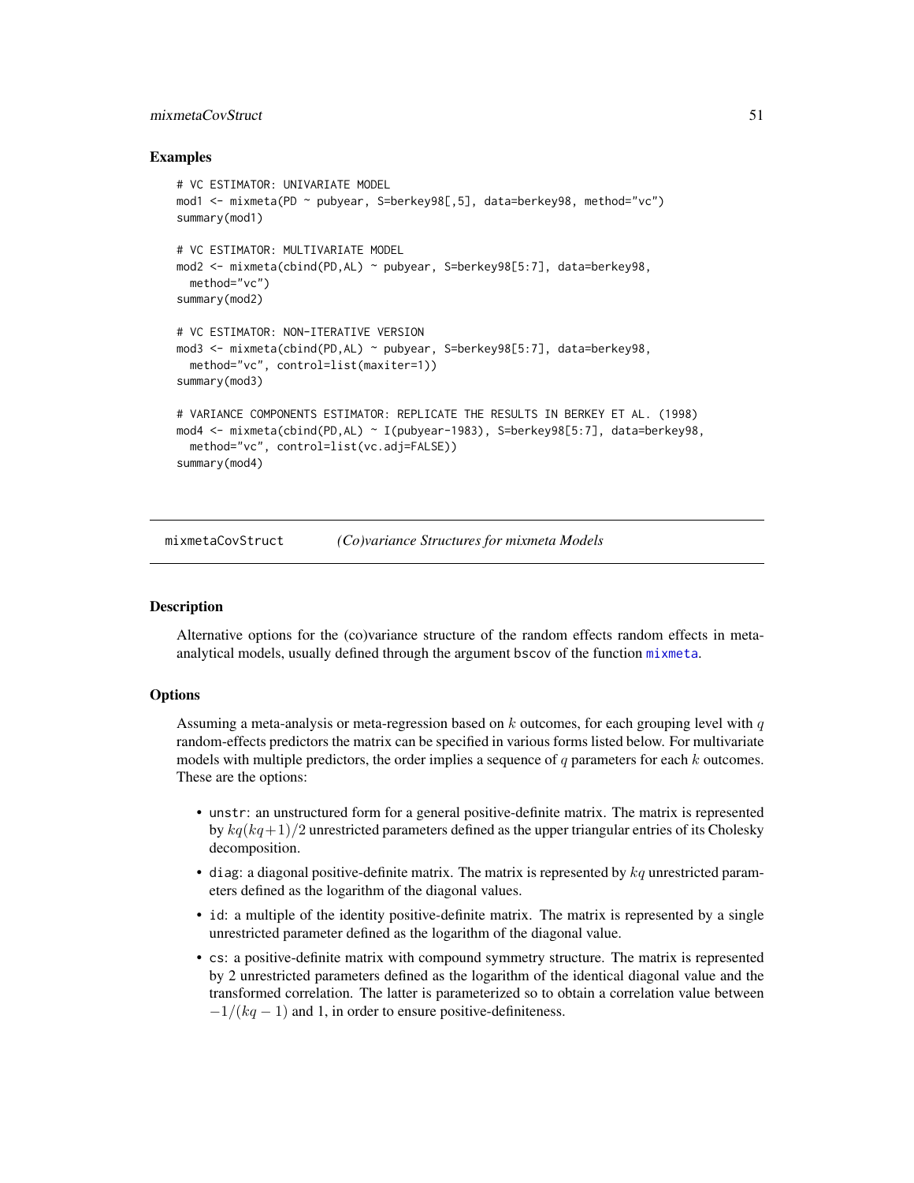## Examples

```
# VC ESTIMATOR: UNIVARIATE MODEL
mod1 <- mixmeta(PD ~ pubyear, S=berkey98[,5], data=berkey98, method="vc")
summary(mod1)

# VC ESTIMATOR: MULTIVARIATE MODEL
mod2 <- mixmeta(cbind(PD,AL) ~ pubyear, S=berkey98[5:7], data=berkey98,
  method="vc")
summary(mod2)

# VC ESTIMATOR: NON-ITERATIVE VERSION
mod3 <- mixmeta(cbind(PD,AL) ~ pubyear, S=berkey98[5:7], data=berkey98,
  method="vc", control=list(maxiter=1))
summary(mod3)

# VARIANCE COMPONENTS ESTIMATOR: REPLICATE THE RESULTS IN BERKEY ET AL. (1998)
mod4 <- mixmeta(cbind(PD,AL) ~ I(pubyear-1983), S=berkey98[5:7], data=berkey98,
  method="vc", control=list(vc.adj=FALSE))
summary(mod4)
```

---

# mixmetaCovStruct    *(Co)variance Structures for mixmeta Models*

## Description

Alternative options for the (co)variance structure of the random effects random effects in meta-analytical models, usually defined through the argument bscov of the function mixmeta.

## Options

Assuming a meta-analysis or meta-regression based on $k$ outcomes, for each grouping level with $q$ random-effects predictors the matrix can be specified in various forms listed below. For multivariate models with multiple predictors, the order implies a sequence of $q$ parameters for each $k$ outcomes. These are the options:

- unstr: an unstructured form for a general positive-definite matrix. The matrix is represented by $kq(kq+1)/2$ unrestricted parameters defined as the upper triangular entries of its Cholesky decomposition.
- diag: a diagonal positive-definite matrix. The matrix is represented by $kq$ unrestricted parameters defined as the logarithm of the diagonal values.
- id: a multiple of the identity positive-definite matrix. The matrix is represented by a single unrestricted parameter defined as the logarithm of the diagonal value.
- cs: a positive-definite matrix with compound symmetry structure. The matrix is represented by 2 unrestricted parameters defined as the logarithm of the identical diagonal value and the transformed correlation. The latter is parameterized so to obtain a correlation value between $-1/(kq-1)$ and 1, in order to ensure positive-definiteness.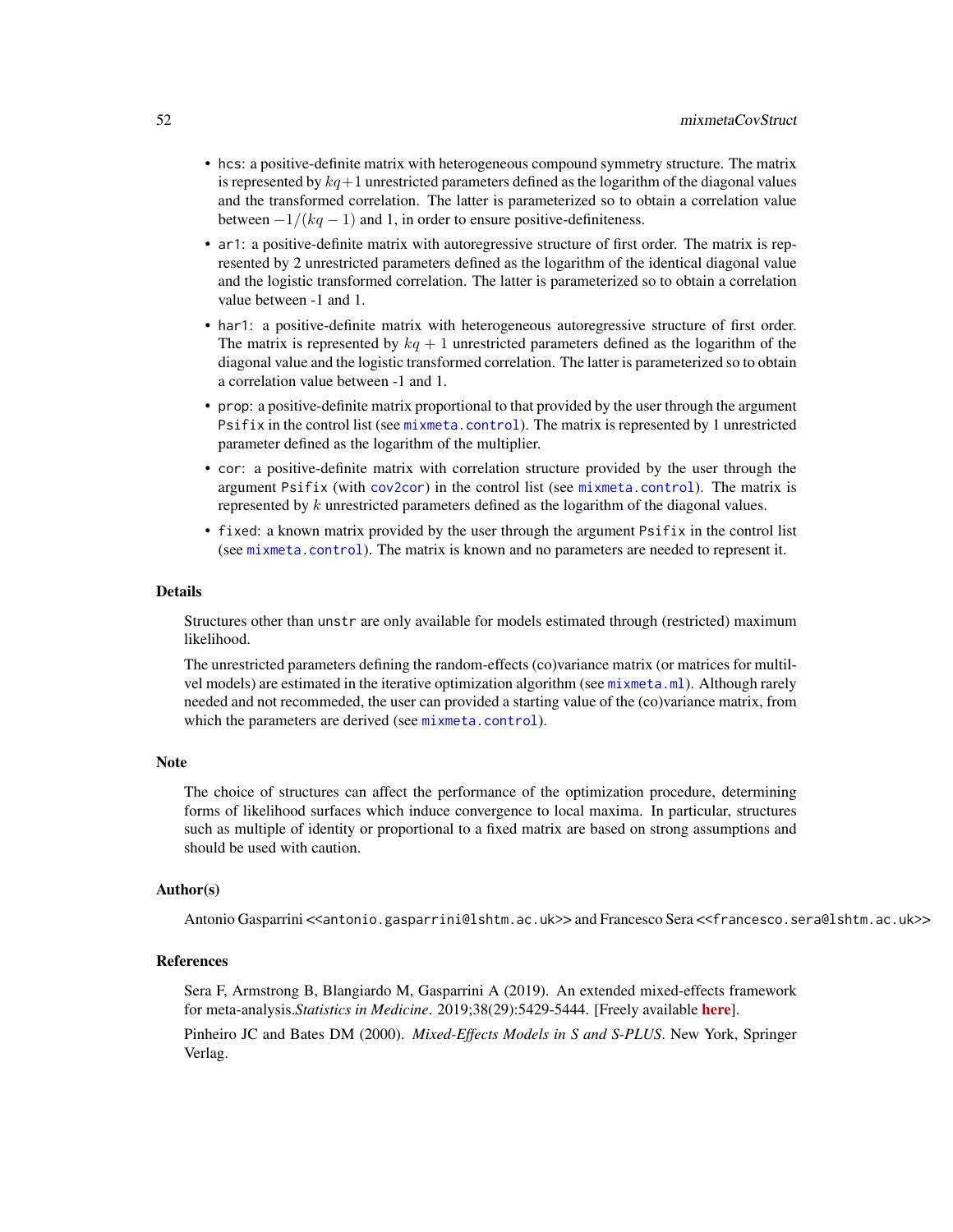- hcs: a positive-definite matrix with heterogeneous compound symmetry structure. The matrix is represented by $kq+1$ unrestricted parameters defined as the logarithm of the diagonal values and the transformed correlation. The latter is parameterized so to obtain a correlation value between $-1/(kq-1)$ and 1, in order to ensure positive-definiteness.
- ar1: a positive-definite matrix with autoregressive structure of first order. The matrix is represented by 2 unrestricted parameters defined as the logarithm of the identical diagonal value and the logistic transformed correlation. The latter is parameterized so to obtain a correlation value between -1 and 1.
- har1: a positive-definite matrix with heterogeneous autoregressive structure of first order. The matrix is represented by $kq + 1$ unrestricted parameters defined as the logarithm of the diagonal value and the logistic transformed correlation. The latter is parameterized so to obtain a correlation value between -1 and 1.
- prop: a positive-definite matrix proportional to that provided by the user through the argument Psifix in the control list (see mixmeta.control). The matrix is represented by 1 unrestricted parameter defined as the logarithm of the multiplier.
- cor: a positive-definite matrix with correlation structure provided by the user through the argument Psifix (with cov2cor) in the control list (see mixmeta.control). The matrix is represented by $k$ unrestricted parameters defined as the logarithm of the diagonal values.
- fixed: a known matrix provided by the user through the argument Psifix in the control list (see mixmeta.control). The matrix is known and no parameters are needed to represent it.

## Details

Structures other than unstr are only available for models estimated through (restricted) maximum likelihood.

The unrestricted parameters defining the random-effects (co)variance matrix (or matrices for multilvel models) are estimated in the iterative optimization algorithm (see mixmeta.ml). Although rarely needed and not recommeded, the user can provided a starting value of the (co)variance matrix, from which the parameters are derived (see mixmeta.control).

## Note

The choice of structures can affect the performance of the optimization procedure, determining forms of likelihood surfaces which induce convergence to local maxima. In particular, structures such as multiple of identity or proportional to a fixed matrix are based on strong assumptions and should be used with caution.

## Author(s)

Antonio Gasparrini <<antonio.gasparrini@lshtm.ac.uk>> and Francesco Sera <<francesco.sera@lshtm.ac.uk>>

## References

Sera F, Armstrong B, Blangiardo M, Gasparrini A (2019). An extended mixed-effects framework for meta-analysis.*Statistics in Medicine*. 2019;38(29):5429-5444. [Freely available **here**].

Pinheiro JC and Bates DM (2000). *Mixed-Effects Models in S and S-PLUS*. New York, Springer Verlag.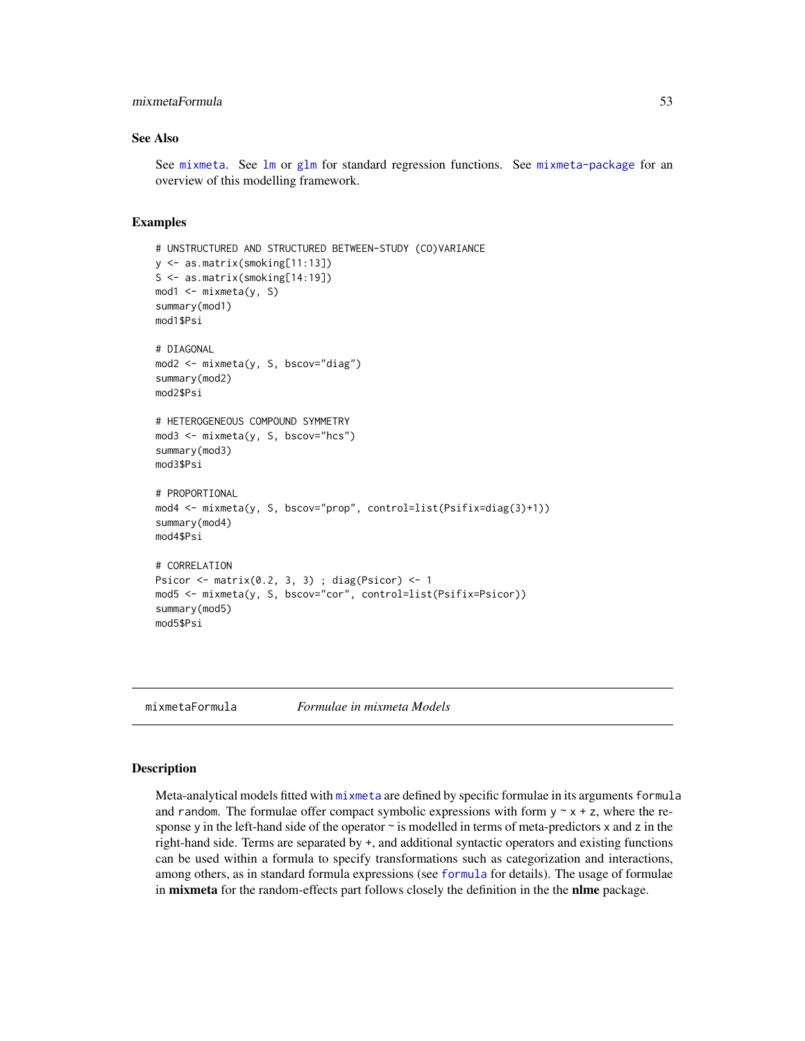## See Also

See mixmeta. See lm or glm for standard regression functions. See mixmeta-package for an overview of this modelling framework.

## Examples

```
# UNSTRUCTURED AND STRUCTURED BETWEEN-STUDY (CO)VARIANCE
y <- as.matrix(smoking[11:13])
S <- as.matrix(smoking[14:19])
mod1 <- mixmeta(y, S)
summary(mod1)
mod1$Psi

# DIAGONAL
mod2 <- mixmeta(y, S, bscov="diag")
summary(mod2)
mod2$Psi

# HETEROGENEOUS COMPOUND SYMMETRY
mod3 <- mixmeta(y, S, bscov="hcs")
summary(mod3)
mod3$Psi

# PROPORTIONAL
mod4 <- mixmeta(y, S, bscov="prop", control=list(Psifix=diag(3)+1))
summary(mod4)
mod4$Psi

# CORRELATION
Psicor <- matrix(0.2, 3, 3) ; diag(Psicor) <- 1
mod5 <- mixmeta(y, S, bscov="cor", control=list(Psifix=Psicor))
summary(mod5)
mod5$Psi
```

---

# mixmetaFormula    *Formulae in mixmeta Models*

---

## Description

Meta-analytical models fitted with mixmeta are defined by specific formulae in its arguments `formula` and `random`. The formulae offer compact symbolic expressions with form `y ~ x + z`, where the response `y` in the left-hand side of the operator `~` is modelled in terms of meta-predictors `x` and `z` in the right-hand side. Terms are separated by `+`, and additional syntactic operators and existing functions can be used within a formula to specify transformations such as categorization and interactions, among others, as in standard formula expressions (see formula for details). The usage of formulae in **mixmeta** for the random-effects part follows closely the definition in the the **nlme** package.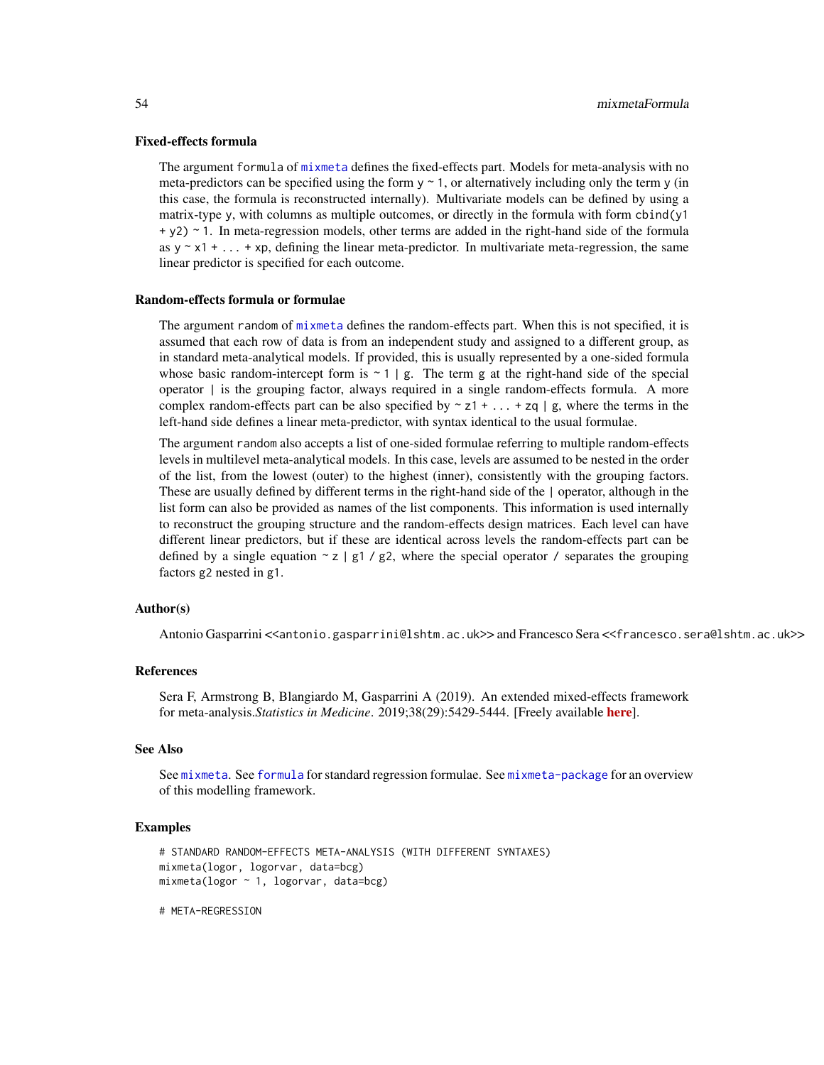### Fixed-effects formula

The argument `formula` of `mixmeta` defines the fixed-effects part. Models for meta-analysis with no meta-predictors can be specified using the form `y ~ 1`, or alternatively including only the term `y` (in this case, the formula is reconstructed internally). Multivariate models can be defined by using a matrix-type `y`, with columns as multiple outcomes, or directly in the formula with form `cbind(y1 + y2) ~ 1`. In meta-regression models, other terms are added in the right-hand side of the formula as `y ~ x1 + ... + xp`, defining the linear meta-predictor. In multivariate meta-regression, the same linear predictor is specified for each outcome.

### Random-effects formula or formulae

The argument `random` of `mixmeta` defines the random-effects part. When this is not specified, it is assumed that each row of data is from an independent study and assigned to a different group, as in standard meta-analytical models. If provided, this is usually represented by a one-sided formula whose basic random-intercept form is `~ 1 | g`. The term `g` at the right-hand side of the special operator `|` is the grouping factor, always required in a single random-effects formula. A more complex random-effects part can be also specified by `~ z1 + ... + zq | g`, where the terms in the left-hand side defines a linear meta-predictor, with syntax identical to the usual formulae.

The argument `random` also accepts a list of one-sided formulae referring to multiple random-effects levels in multilevel meta-analytical models. In this case, levels are assumed to be nested in the order of the list, from the lowest (outer) to the highest (inner), consistently with the grouping factors. These are usually defined by different terms in the right-hand side of the `|` operator, although in the list form can also be provided as names of the list components. This information is used internally to reconstruct the grouping structure and the random-effects design matrices. Each level can have different linear predictors, but if these are identical across levels the random-effects part can be defined by a single equation `~ z | g1 / g2`, where the special operator `/` separates the grouping factors `g2` nested in `g1`.

### Author(s)

Antonio Gasparrini <<antonio.gasparrini@lshtm.ac.uk>> and Francesco Sera <<francesco.sera@lshtm.ac.uk>>

### References

Sera F, Armstrong B, Blangiardo M, Gasparrini A (2019). An extended mixed-effects framework for meta-analysis.*Statistics in Medicine*. 2019;38(29):5429-5444. [Freely available **here**].

### See Also

See `mixmeta`. See `formula` for standard regression formulae. See `mixmeta-package` for an overview of this modelling framework.

### Examples

```
# STANDARD RANDOM-EFFECTS META-ANALYSIS (WITH DIFFERENT SYNTAXES)
mixmeta(logor, logorvar, data=bcg)
mixmeta(logor ~ 1, logorvar, data=bcg)

# META-REGRESSION
```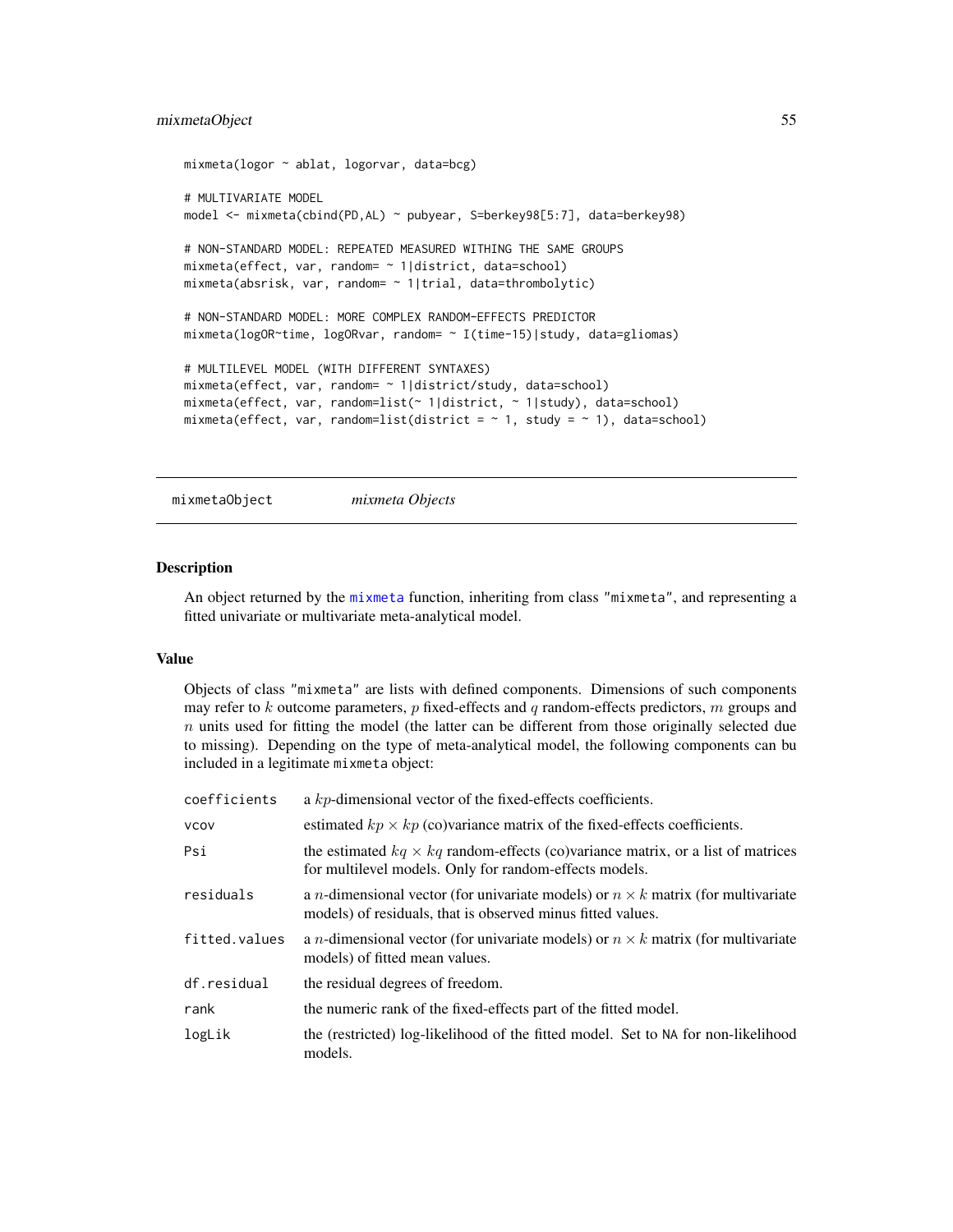```
mixmeta(logor ~ ablat, logorvar, data=bcg)

# MULTIVARIATE MODEL
model <- mixmeta(cbind(PD,AL) ~ pubyear, S=berkey98[5:7], data=berkey98)

# NON-STANDARD MODEL: REPEATED MEASURED WITHING THE SAME GROUPS
mixmeta(effect, var, random= ~ 1|district, data=school)
mixmeta(absrisk, var, random= ~ 1|trial, data=thrombolytic)

# NON-STANDARD MODEL: MORE COMPLEX RANDOM-EFFECTS PREDICTOR
mixmeta(logOR~time, logORvar, random= ~ I(time-15)|study, data=gliomas)

# MULTILEVEL MODEL (WITH DIFFERENT SYNTAXES)
mixmeta(effect, var, random= ~ 1|district/study, data=school)
mixmeta(effect, var, random=list(~ 1|district, ~ 1|study), data=school)
mixmeta(effect, var, random=list(district = ~ 1, study = ~ 1), data=school)
```

---

## mixmetaObject *mixmeta Objects*

### Description

An object returned by the mixmeta function, inheriting from class "mixmeta", and representing a fitted univariate or multivariate meta-analytical model.

### Value

Objects of class "mixmeta" are lists with defined components. Dimensions of such components may refer to $k$ outcome parameters, $p$ fixed-effects and $q$ random-effects predictors, $m$ groups and $n$ units used for fitting the model (the latter can be different from those originally selected due to missing). Depending on the type of meta-analytical model, the following components can bu included in a legitimate mixmeta object:

| | |
|---|---|
| `coefficients` | a $kp$-dimensional vector of the fixed-effects coefficients. |
| `vcov` | estimated $kp \times kp$ (co)variance matrix of the fixed-effects coefficients. |
| `Psi` | the estimated $kq \times kq$ random-effects (co)variance matrix, or a list of matrices for multilevel models. Only for random-effects models. |
| `residuals` | a $n$-dimensional vector (for univariate models) or $n \times k$ matrix (for multivariate models) of residuals, that is observed minus fitted values. |
| `fitted.values` | a $n$-dimensional vector (for univariate models) or $n \times k$ matrix (for multivariate models) of fitted mean values. |
| `df.residual` | the residual degrees of freedom. |
| `rank` | the numeric rank of the fixed-effects part of the fitted model. |
| `logLik` | the (restricted) log-likelihood of the fitted model. Set to NA for non-likelihood models. |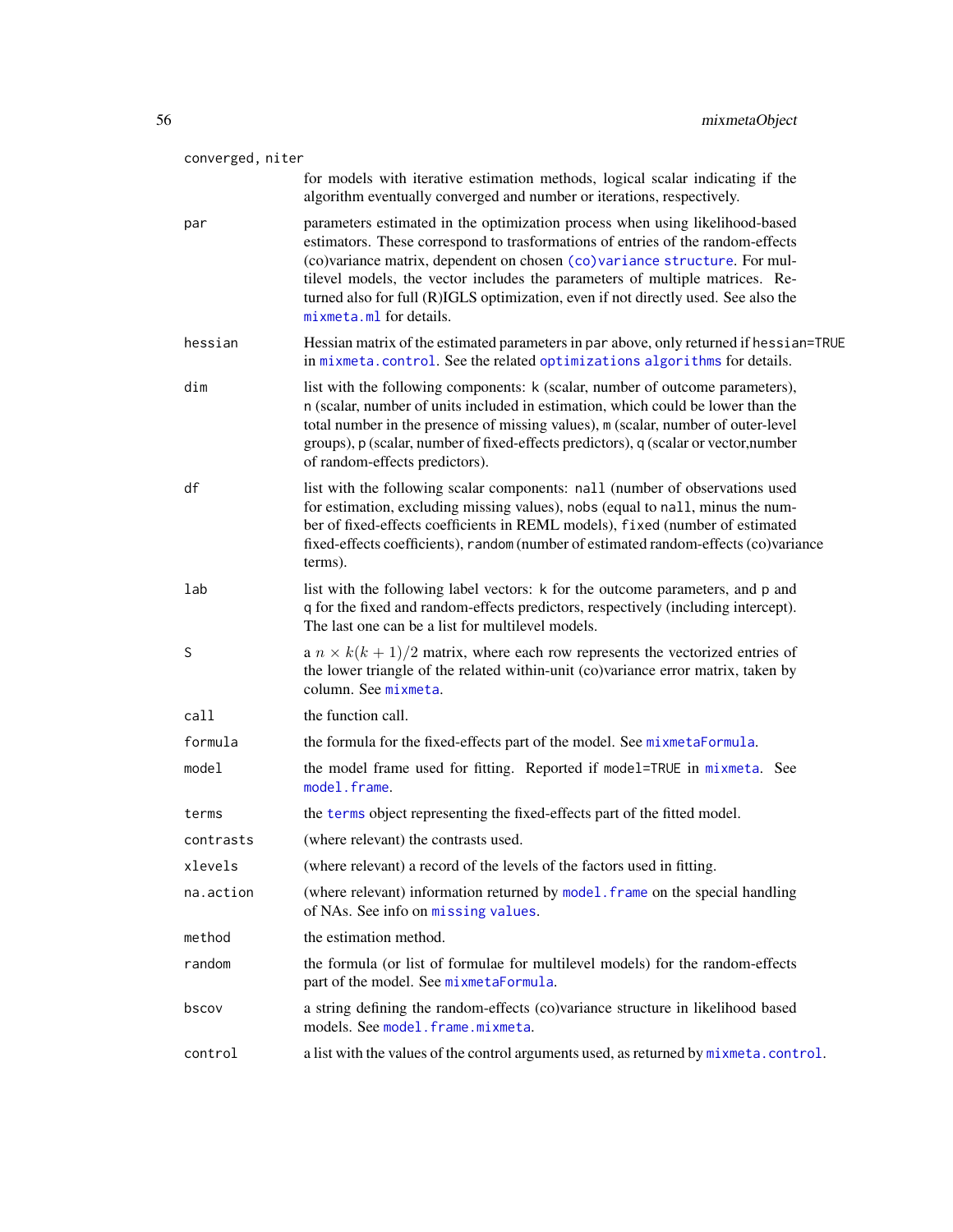`converged, niter`
: for models with iterative estimation methods, logical scalar indicating if the algorithm eventually converged and number or iterations, respectively.

`par`
: parameters estimated in the optimization process when using likelihood-based estimators. These correspond to trasformations of entries of the random-effects (co)variance matrix, dependent on chosen (co)variance structure. For multilevel models, the vector includes the parameters of multiple matrices. Returned also for full (R)IGLS optimization, even if not directly used. See also the `mixmeta.ml` for details.

`hessian`
: Hessian matrix of the estimated parameters in `par` above, only returned if `hessian=TRUE` in `mixmeta.control`. See the related optimizations algorithms for details.

`dim`
: list with the following components: `k` (scalar, number of outcome parameters), `n` (scalar, number of units included in estimation, which could be lower than the total number in the presence of missing values), `m` (scalar, number of outer-level groups), `p` (scalar, number of fixed-effects predictors), `q` (scalar or vector,number of random-effects predictors).

`df`
: list with the following scalar components: `nall` (number of observations used for estimation, excluding missing values), `nobs` (equal to `nall`, minus the number of fixed-effects coefficients in REML models), `fixed` (number of estimated fixed-effects coefficients), `random` (number of estimated random-effects (co)variance terms).

`lab`
: list with the following label vectors: `k` for the outcome parameters, and `p` and `q` for the fixed and random-effects predictors, respectively (including intercept). The last one can be a list for multilevel models.

`S`
: a $n \times k(k+1)/2$ matrix, where each row represents the vectorized entries of the lower triangle of the related within-unit (co)variance error matrix, taken by column. See `mixmeta`.

`call`
: the function call.

`formula`
: the formula for the fixed-effects part of the model. See `mixmetaFormula`.

`model`
: the model frame used for fitting. Reported if `model=TRUE` in `mixmeta`. See `model.frame`.

`terms`
: the `terms` object representing the fixed-effects part of the fitted model.

`contrasts`
: (where relevant) the contrasts used.

`xlevels`
: (where relevant) a record of the levels of the factors used in fitting.

`na.action`
: (where relevant) information returned by `model.frame` on the special handling of NAs. See info on missing values.

`method`
: the estimation method.

`random`
: the formula (or list of formulae for multilevel models) for the random-effects part of the model. See `mixmetaFormula`.

`bscov`
: a string defining the random-effects (co)variance structure in likelihood based models. See `model.frame.mixmeta`.

`control`
: a list with the values of the control arguments used, as returned by `mixmeta.control`.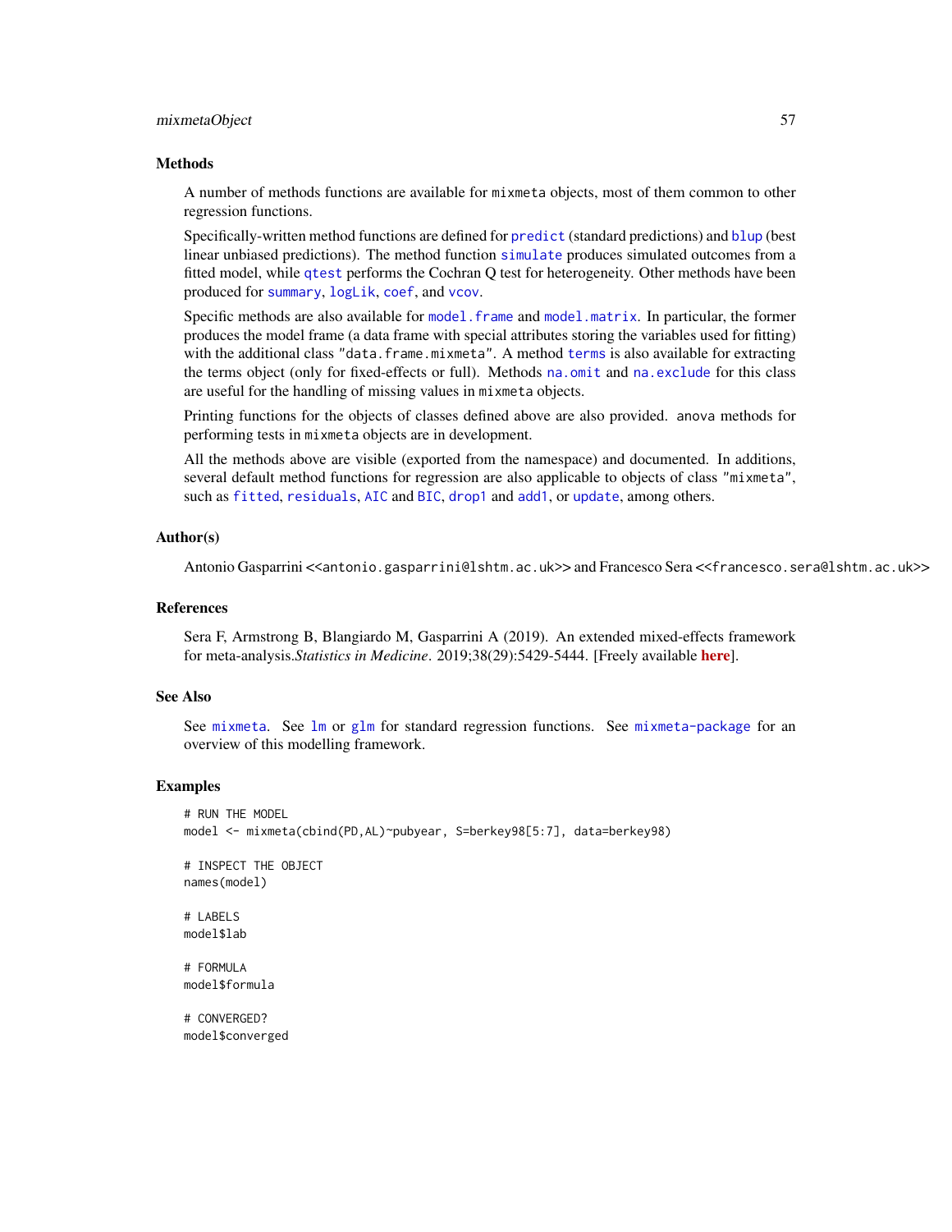## Methods

A number of methods functions are available for `mixmeta` objects, most of them common to other regression functions.

Specifically-written method functions are defined for `predict` (standard predictions) and `blup` (best linear unbiased predictions). The method function `simulate` produces simulated outcomes from a fitted model, while `qtest` performs the Cochran Q test for heterogeneity. Other methods have been produced for `summary`, `logLik`, `coef`, and `vcov`.

Specific methods are also available for `model.frame` and `model.matrix`. In particular, the former produces the model frame (a data frame with special attributes storing the variables used for fitting) with the additional class `"data.frame.mixmeta"`. A method `terms` is also available for extracting the terms object (only for fixed-effects or full). Methods `na.omit` and `na.exclude` for this class are useful for the handling of missing values in `mixmeta` objects.

Printing functions for the objects of classes defined above are also provided. `anova` methods for performing tests in `mixmeta` objects are in development.

All the methods above are visible (exported from the namespace) and documented. In additions, several default method functions for regression are also applicable to objects of class `"mixmeta"`, such as `fitted`, `residuals`, `AIC` and `BIC`, `drop1` and `add1`, or `update`, among others.

## Author(s)

Antonio Gasparrini <<antonio.gasparrini@lshtm.ac.uk>> and Francesco Sera <<francesco.sera@lshtm.ac.uk>>

## References

Sera F, Armstrong B, Blangiardo M, Gasparrini A (2019). An extended mixed-effects framework for meta-analysis.*Statistics in Medicine*. 2019;38(29):5429-5444. [Freely available **here**].

## See Also

See `mixmeta`. See `lm` or `glm` for standard regression functions. See `mixmeta-package` for an overview of this modelling framework.

## Examples

```
# RUN THE MODEL
model <- mixmeta(cbind(PD,AL)~pubyear, S=berkey98[5:7], data=berkey98)

# INSPECT THE OBJECT
names(model)

# LABELS
model$lab

# FORMULA
model$formula

# CONVERGED?
model$converged
```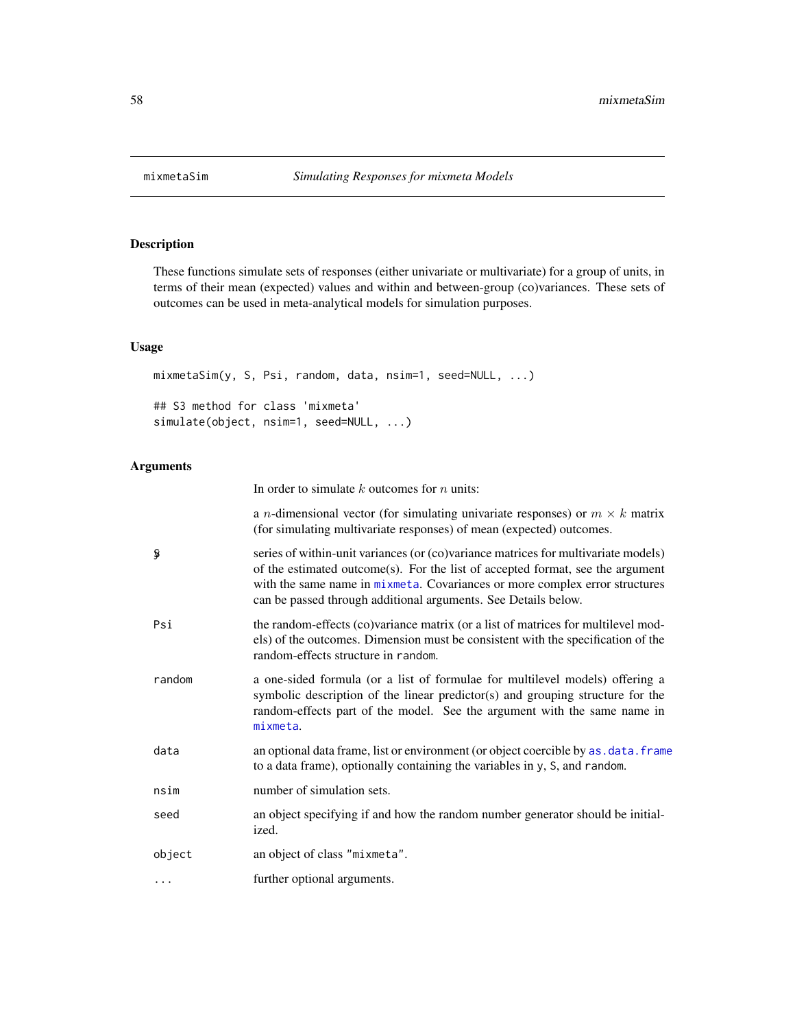mixmetaSim *Simulating Responses for mixmeta Models*

## Description

These functions simulate sets of responses (either univariate or multivariate) for a group of units, in terms of their mean (expected) values and within and between-group (co)variances. These sets of outcomes can be used in meta-analytical models for simulation purposes.

## Usage

```
mixmetaSim(y, S, Psi, random, data, nsim=1, seed=NULL, ...)

## S3 method for class 'mixmeta'
simulate(object, nsim=1, seed=NULL, ...)
```

## Arguments

In order to simulate $k$ outcomes for $n$ units:

| | |
|---|---|
| y | a $n$-dimensional vector (for simulating univariate responses) or $m \times k$ matrix (for simulating multivariate responses) of mean (expected) outcomes. |
| S | series of within-unit variances (or (co)variance matrices for multivariate models) of the estimated outcome(s). For the list of accepted format, see the argument with the same name in mixmeta. Covariances or more complex error structures can be passed through additional arguments. See Details below. |
| Psi | the random-effects (co)variance matrix (or a list of matrices for multilevel models) of the outcomes. Dimension must be consistent with the specification of the random-effects structure in random. |
| random | a one-sided formula (or a list of formulae for multilevel models) offering a symbolic description of the linear predictor(s) and grouping structure for the random-effects part of the model. See the argument with the same name in mixmeta. |
| data | an optional data frame, list or environment (or object coercible by as.data.frame to a data frame), optionally containing the variables in y, S, and random. |
| nsim | number of simulation sets. |
| seed | an object specifying if and how the random number generator should be initialized. |
| object | an object of class "mixmeta". |
| ... | further optional arguments. |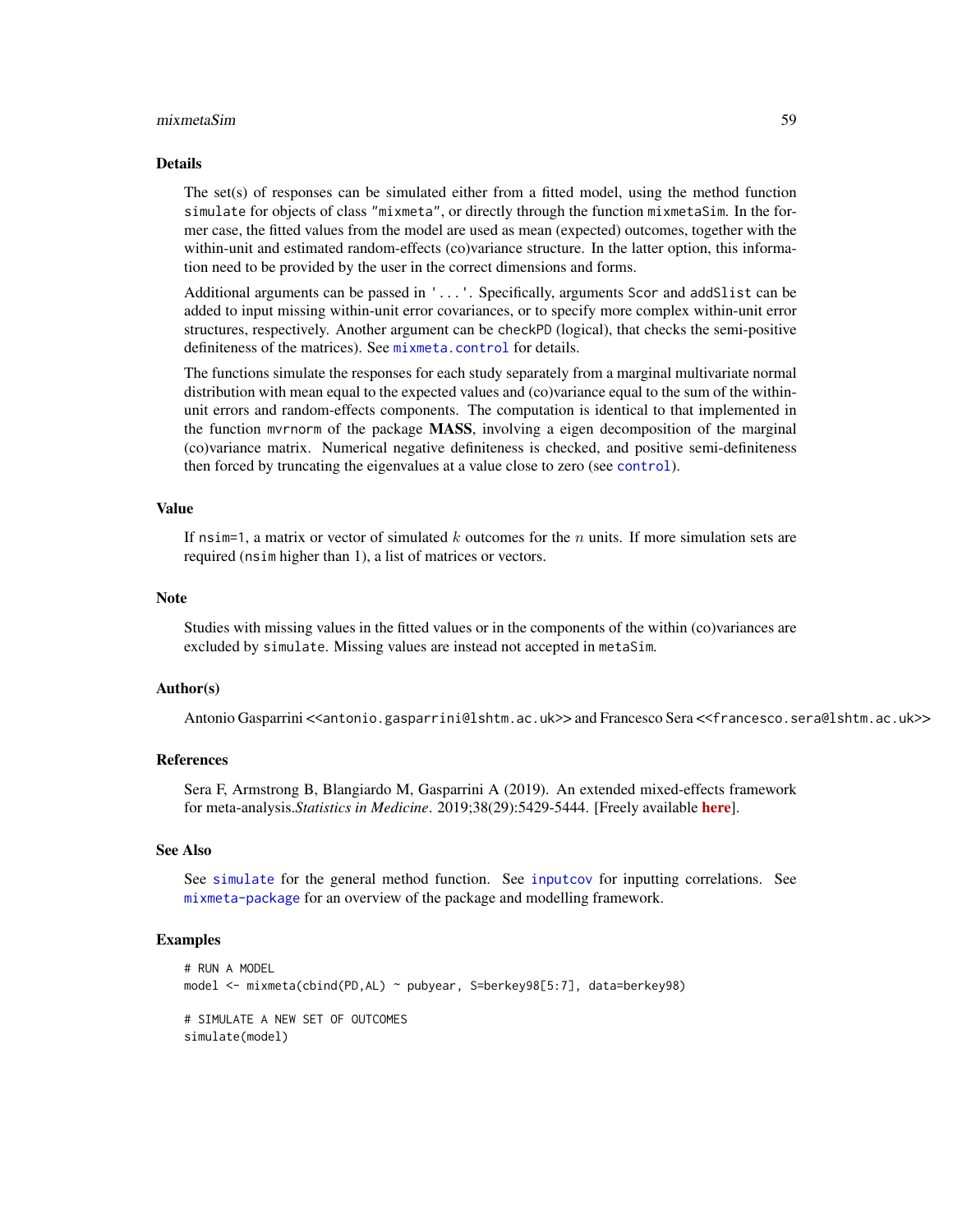## Details

The set(s) of responses can be simulated either from a fitted model, using the method function `simulate` for objects of class "mixmeta", or directly through the function `mixmetaSim`. In the former case, the fitted values from the model are used as mean (expected) outcomes, together with the within-unit and estimated random-effects (co)variance structure. In the latter option, this information need to be provided by the user in the correct dimensions and forms.

Additional arguments can be passed in '...'. Specifically, arguments `Scor` and `addSlist` can be added to input missing within-unit error covariances, or to specify more complex within-unit error structures, respectively. Another argument can be `checkPD` (logical), that checks the semi-positive definiteness of the matrices). See `mixmeta.control` for details.

The functions simulate the responses for each study separately from a marginal multivariate normal distribution with mean equal to the expected values and (co)variance equal to the sum of the within-unit errors and random-effects components. The computation is identical to that implemented in the function `mvrnorm` of the package **MASS**, involving a eigen decomposition of the marginal (co)variance matrix. Numerical negative definiteness is checked, and positive semi-definiteness then forced by truncating the eigenvalues at a value close to zero (see `control`).

## Value

If `nsim=1`, a matrix or vector of simulated $k$ outcomes for the $n$ units. If more simulation sets are required (`nsim` higher than 1), a list of matrices or vectors.

## Note

Studies with missing values in the fitted values or in the components of the within (co)variances are excluded by `simulate`. Missing values are instead not accepted in `metaSim`.

## Author(s)

Antonio Gasparrini <<antonio.gasparrini@lshtm.ac.uk>> and Francesco Sera <<francesco.sera@lshtm.ac.uk>>

## References

Sera F, Armstrong B, Blangiardo M, Gasparrini A (2019). An extended mixed-effects framework for meta-analysis.*Statistics in Medicine*. 2019;38(29):5429-5444. [Freely available **here**].

## See Also

See `simulate` for the general method function. See `inputcov` for inputting correlations. See `mixmeta-package` for an overview of the package and modelling framework.

## Examples

```
# RUN A MODEL
model <- mixmeta(cbind(PD,AL) ~ pubyear, S=berkey98[5:7], data=berkey98)

# SIMULATE A NEW SET OF OUTCOMES
simulate(model)
```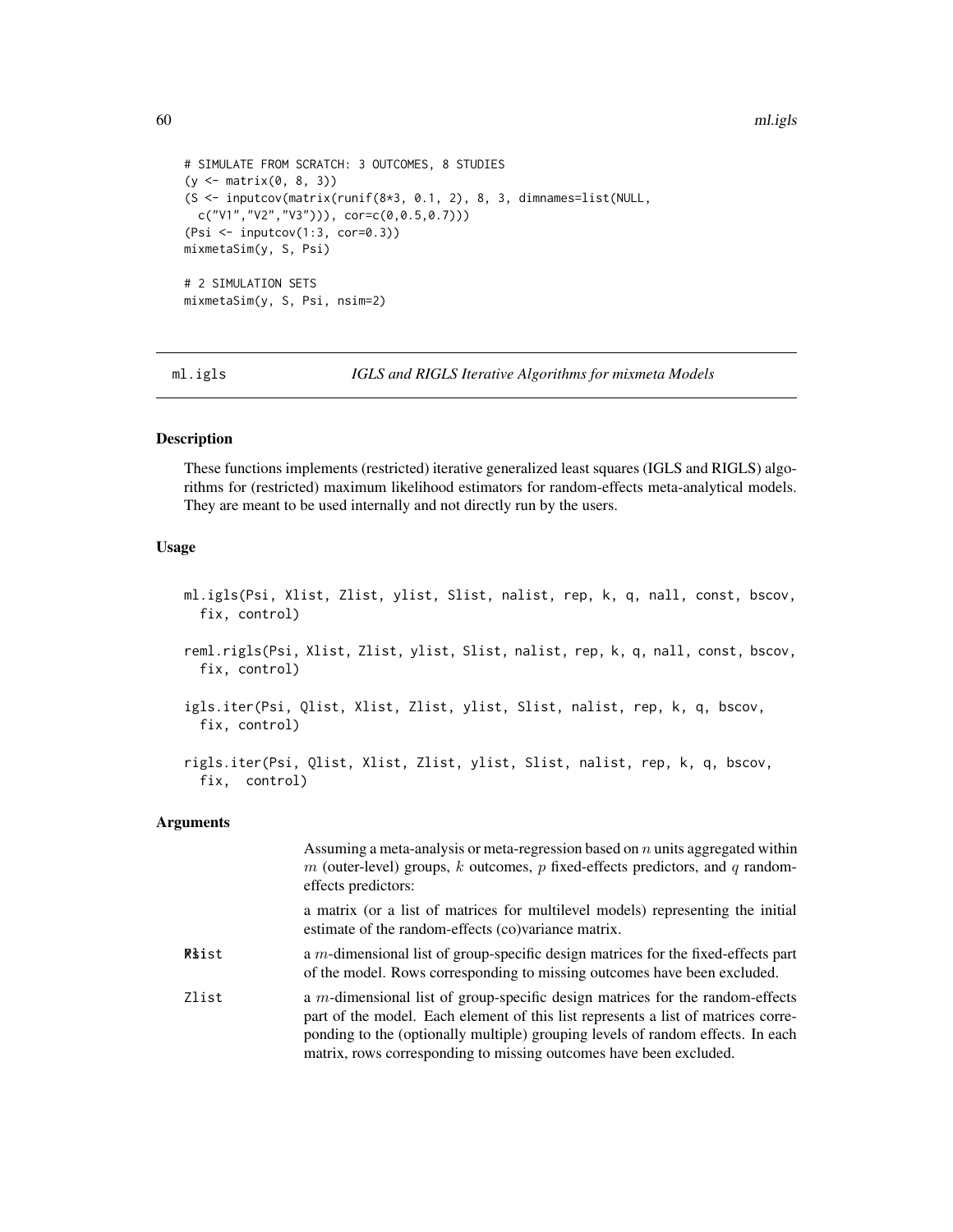```
# SIMULATE FROM SCRATCH: 3 OUTCOMES, 8 STUDIES
(y <- matrix(0, 8, 3))
(S <- inputcov(matrix(runif(8*3, 0.1, 2), 8, 3, dimnames=list(NULL,
  c("V1","V2","V3"))), cor=c(0,0.5,0.7)))
(Psi <- inputcov(1:3, cor=0.3))
mixmetaSim(y, S, Psi)

# 2 SIMULATION SETS
mixmetaSim(y, S, Psi, nsim=2)
```

---

ml.igls *IGLS and RIGLS Iterative Algorithms for mixmeta Models*

---

## Description

These functions implements (restricted) iterative generalized least squares (IGLS and RIGLS) algorithms for (restricted) maximum likelihood estimators for random-effects meta-analytical models. They are meant to be used internally and not directly run by the users.

## Usage

```
ml.igls(Psi, Xlist, Zlist, ylist, Slist, nalist, rep, k, q, nall, const, bscov,
  fix, control)

reml.rigls(Psi, Xlist, Zlist, ylist, Slist, nalist, rep, k, q, nall, const, bscov,
  fix, control)

igls.iter(Psi, Qlist, Xlist, Zlist, ylist, Slist, nalist, rep, k, q, bscov,
  fix, control)

rigls.iter(Psi, Qlist, Xlist, Zlist, ylist, Slist, nalist, rep, k, q, bscov,
  fix,  control)
```

## Arguments

| | |
|---|---|
| | Assuming a meta-analysis or meta-regression based on $n$ units aggregated within $m$ (outer-level) groups, $k$ outcomes, $p$ fixed-effects predictors, and $q$ random-effects predictors: |
| Psi | a matrix (or a list of matrices for multilevel models) representing the initial estimate of the random-effects (co)variance matrix. |
| Xlist | a $m$-dimensional list of group-specific design matrices for the fixed-effects part of the model. Rows corresponding to missing outcomes have been excluded. |
| Zlist | a $m$-dimensional list of group-specific design matrices for the random-effects part of the model. Each element of this list represents a list of matrices correponding to the (optionally multiple) grouping levels of random effects. In each matrix, rows corresponding to missing outcomes have been excluded. |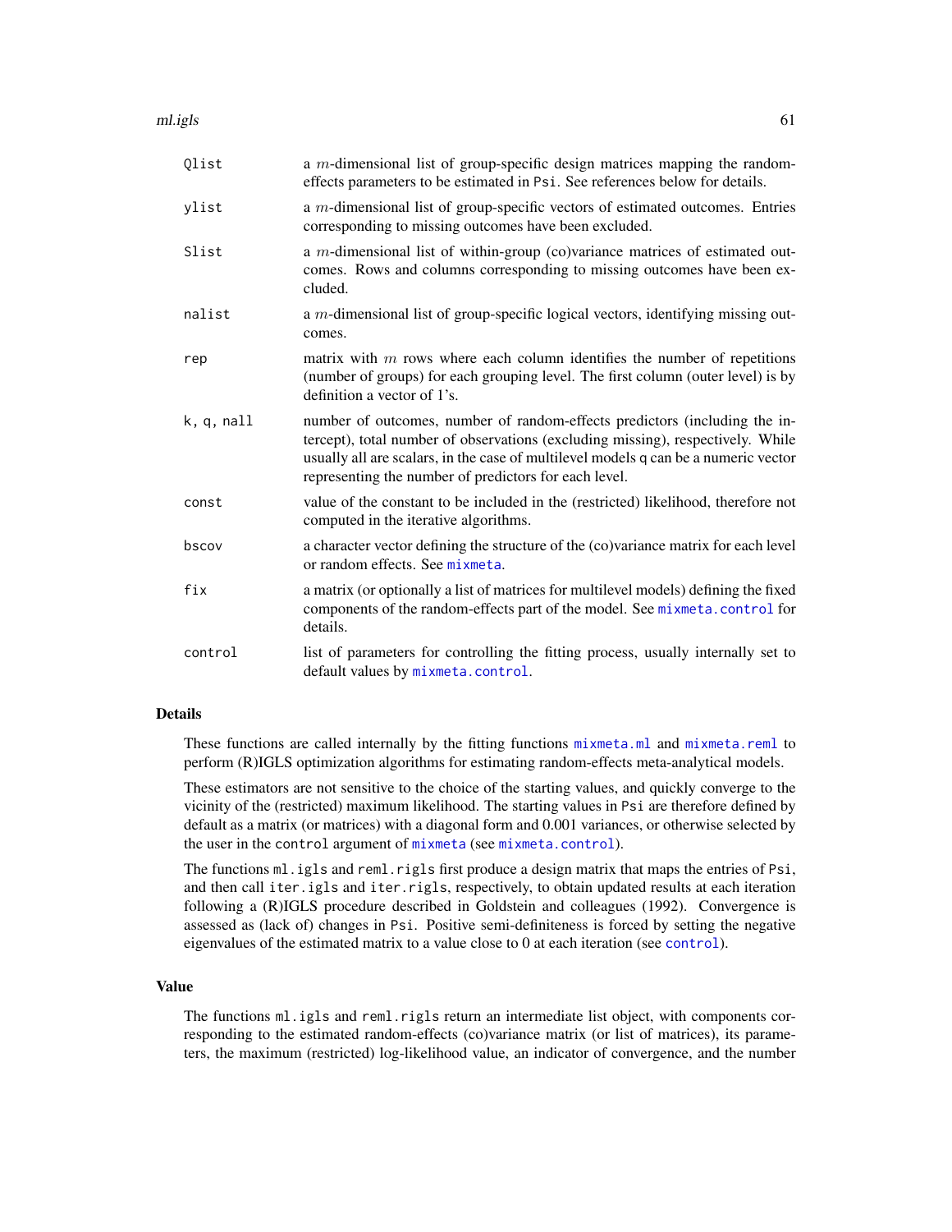| | |
|---|---|
| Qlist | a $m$-dimensional list of group-specific design matrices mapping the random-effects parameters to be estimated in Psi. See references below for details. |
| ylist | a $m$-dimensional list of group-specific vectors of estimated outcomes. Entries corresponding to missing outcomes have been excluded. |
| Slist | a $m$-dimensional list of within-group (co)variance matrices of estimated outcomes. Rows and columns corresponding to missing outcomes have been excluded. |
| nalist | a $m$-dimensional list of group-specific logical vectors, identifying missing outcomes. |
| rep | matrix with $m$ rows where each column identifies the number of repetitions (number of groups) for each grouping level. The first column (outer level) is by definition a vector of 1's. |
| k, q, nall | number of outcomes, number of random-effects predictors (including the intercept), total number of observations (excluding missing), respectively. While usually all are scalars, in the case of multilevel models q can be a numeric vector representing the number of predictors for each level. |
| const | value of the constant to be included in the (restricted) likelihood, therefore not computed in the iterative algorithms. |
| bscov | a character vector defining the structure of the (co)variance matrix for each level or random effects. See mixmeta. |
| fix | a matrix (or optionally a list of matrices for multilevel models) defining the fixed components of the random-effects part of the model. See mixmeta.control for details. |
| control | list of parameters for controlling the fitting process, usually internally set to default values by mixmeta.control. |

## Details

These functions are called internally by the fitting functions mixmeta.ml and mixmeta.reml to perform (R)IGLS optimization algorithms for estimating random-effects meta-analytical models.

These estimators are not sensitive to the choice of the starting values, and quickly converge to the vicinity of the (restricted) maximum likelihood. The starting values in Psi are therefore defined by default as a matrix (or matrices) with a diagonal form and 0.001 variances, or otherwise selected by the user in the control argument of mixmeta (see mixmeta.control).

The functions ml.igls and reml.rigls first produce a design matrix that maps the entries of Psi, and then call iter.igls and iter.rigls, respectively, to obtain updated results at each iteration following a (R)IGLS procedure described in Goldstein and colleagues (1992). Convergence is assessed as (lack of) changes in Psi. Positive semi-definiteness is forced by setting the negative eigenvalues of the estimated matrix to a value close to 0 at each iteration (see control).

## Value

The functions ml.igls and reml.rigls return an intermediate list object, with components corresponding to the estimated random-effects (co)variance matrix (or list of matrices), its parameters, the maximum (restricted) log-likelihood value, an indicator of convergence, and the number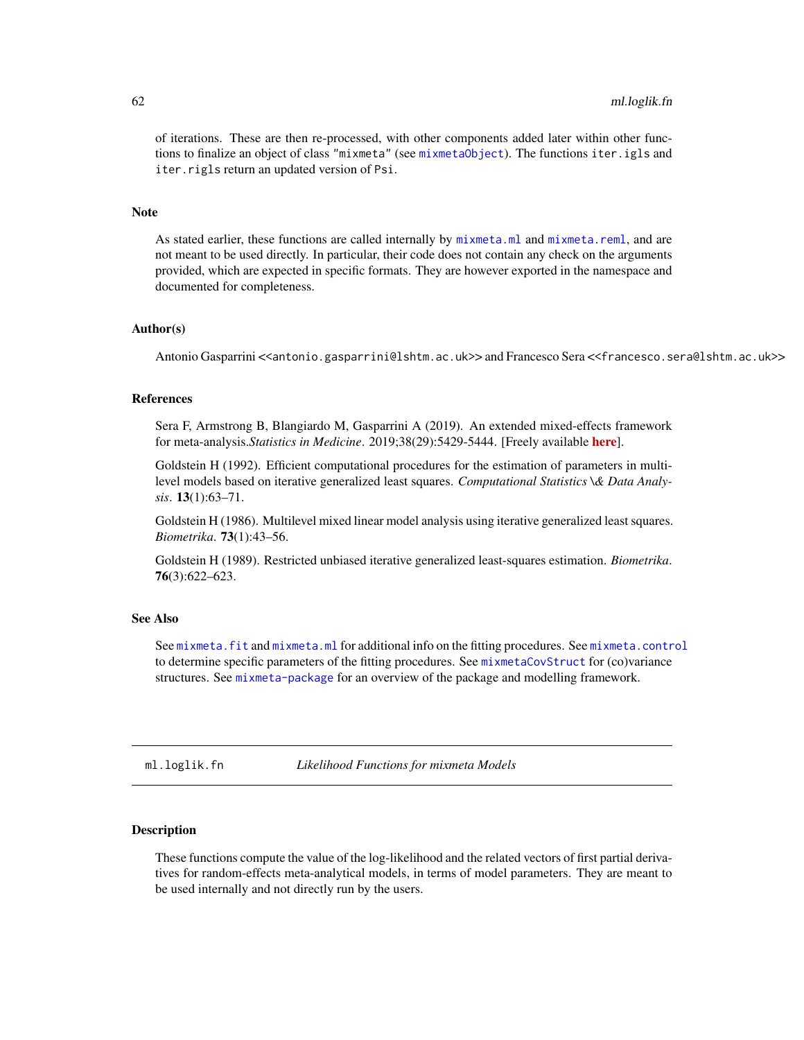of iterations. These are then re-processed, with other components added later within other functions to finalize an object of class "mixmeta" (see `mixmetaObject`). The functions `iter.igls` and `iter.rigls` return an updated version of `Psi`.

## Note

As stated earlier, these functions are called internally by `mixmeta.ml` and `mixmeta.reml`, and are not meant to be used directly. In particular, their code does not contain any check on the arguments provided, which are expected in specific formats. They are however exported in the namespace and documented for completeness.

## Author(s)

Antonio Gasparrini <<antonio.gasparrini@lshtm.ac.uk>> and Francesco Sera <<francesco.sera@lshtm.ac.uk>>

## References

Sera F, Armstrong B, Blangiardo M, Gasparrini A (2019). An extended mixed-effects framework for meta-analysis.*Statistics in Medicine*. 2019;38(29):5429-5444. [Freely available **here**].

Goldstein H (1992). Efficient computational procedures for the estimation of parameters in multilevel models based on iterative generalized least squares. *Computational Statistics \& Data Analysis*. **13**(1):63–71.

Goldstein H (1986). Multilevel mixed linear model analysis using iterative generalized least squares. *Biometrika*. **73**(1):43–56.

Goldstein H (1989). Restricted unbiased iterative generalized least-squares estimation. *Biometrika*. **76**(3):622–623.

## See Also

See `mixmeta.fit` and `mixmeta.ml` for additional info on the fitting procedures. See `mixmeta.control` to determine specific parameters of the fitting procedures. See `mixmetaCovStruct` for (co)variance structures. See `mixmeta-package` for an overview of the package and modelling framework.

---

# ml.loglik.fn — *Likelihood Functions for mixmeta Models*

---

## Description

These functions compute the value of the log-likelihood and the related vectors of first partial derivatives for random-effects meta-analytical models, in terms of model parameters. They are meant to be used internally and not directly run by the users.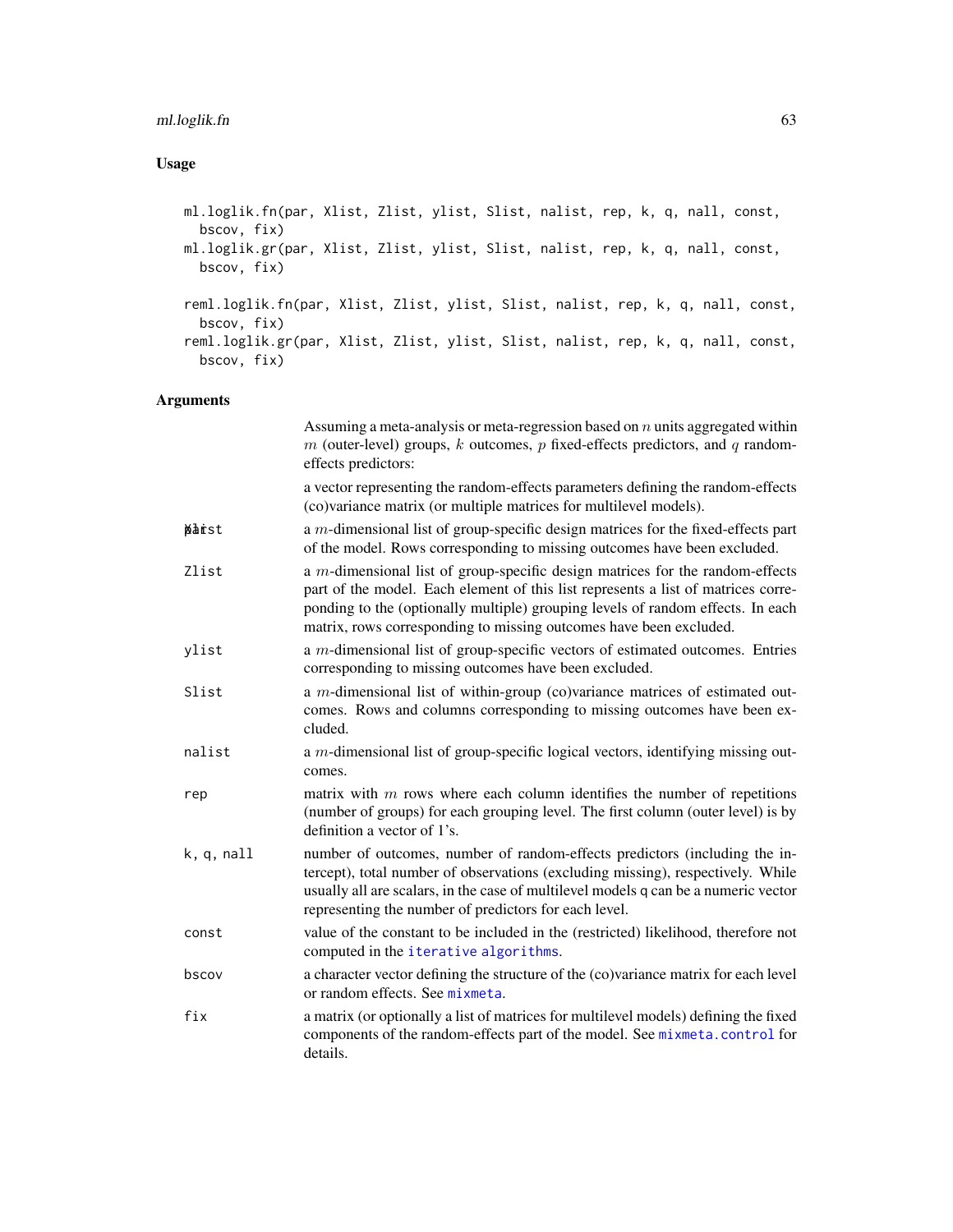## Usage

```
ml.loglik.fn(par, Xlist, Zlist, ylist, Slist, nalist, rep, k, q, nall, const,
  bscov, fix)
ml.loglik.gr(par, Xlist, Zlist, ylist, Slist, nalist, rep, k, q, nall, const,
  bscov, fix)

reml.loglik.fn(par, Xlist, Zlist, ylist, Slist, nalist, rep, k, q, nall, const,
  bscov, fix)
reml.loglik.gr(par, Xlist, Zlist, ylist, Slist, nalist, rep, k, q, nall, const,
  bscov, fix)
```

## Arguments

Assuming a meta-analysis or meta-regression based on $n$ units aggregated within $m$ (outer-level) groups, $k$ outcomes, $p$ fixed-effects predictors, and $q$ random-effects predictors:

| | |
|---|---|
| `par` | a vector representing the random-effects parameters defining the random-effects (co)variance matrix (or multiple matrices for multilevel models). |
| `Xlist` | a $m$-dimensional list of group-specific design matrices for the fixed-effects part of the model. Rows corresponding to missing outcomes have been excluded. |
| `Zlist` | a $m$-dimensional list of group-specific design matrices for the random-effects part of the model. Each element of this list represents a list of matrices corresponding to the (optionally multiple) grouping levels of random effects. In each matrix, rows corresponding to missing outcomes have been excluded. |
| `ylist` | a $m$-dimensional list of group-specific vectors of estimated outcomes. Entries corresponding to missing outcomes have been excluded. |
| `Slist` | a $m$-dimensional list of within-group (co)variance matrices of estimated outcomes. Rows and columns corresponding to missing outcomes have been excluded. |
| `nalist` | a $m$-dimensional list of group-specific logical vectors, identifying missing outcomes. |
| `rep` | matrix with $m$ rows where each column identifies the number of repetitions (number of groups) for each grouping level. The first column (outer level) is by definition a vector of 1's. |
| `k, q, nall` | number of outcomes, number of random-effects predictors (including the intercept), total number of observations (excluding missing), respectively. While usually all are scalars, in the case of multilevel models q can be a numeric vector representing the number of predictors for each level. |
| `const` | value of the constant to be included in the (restricted) likelihood, therefore not computed in the `iterative algorithms`. |
| `bscov` | a character vector defining the structure of the (co)variance matrix for each level or random effects. See `mixmeta`. |
| `fix` | a matrix (or optionally a list of matrices for multilevel models) defining the fixed components of the random-effects part of the model. See `mixmeta.control` for details. |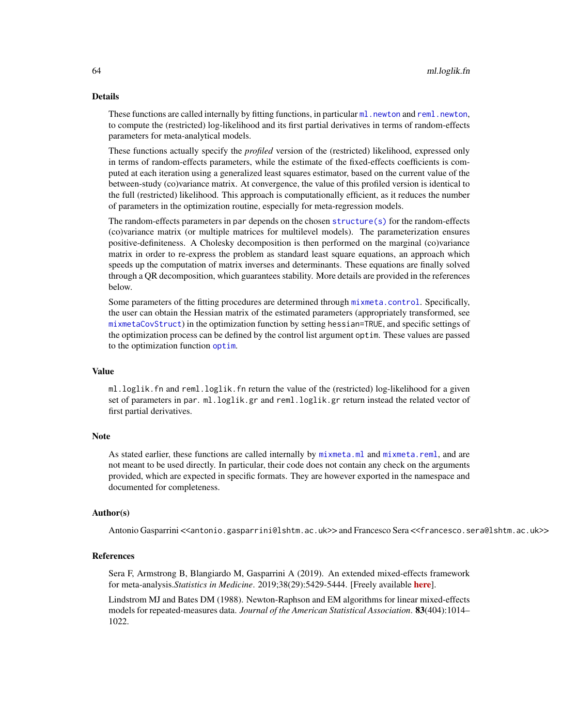## Details

These functions are called internally by fitting functions, in particular `ml.newton` and `reml.newton`, to compute the (restricted) log-likelihood and its first partial derivatives in terms of random-effects parameters for meta-analytical models.

These functions actually specify the *profiled* version of the (restricted) likelihood, expressed only in terms of random-effects parameters, while the estimate of the fixed-effects coefficients is computed at each iteration using a generalized least squares estimator, based on the current value of the between-study (co)variance matrix. At convergence, the value of this profiled version is identical to the full (restricted) likelihood. This approach is computationally efficient, as it reduces the number of parameters in the optimization routine, especially for meta-regression models.

The random-effects parameters in `par` depends on the chosen `structure(s)` for the random-effects (co)variance matrix (or multiple matrices for multilevel models). The parameterization ensures positive-definiteness. A Cholesky decomposition is then performed on the marginal (co)variance matrix in order to re-express the problem as standard least square equations, an approach which speeds up the computation of matrix inverses and determinants. These equations are finally solved through a QR decomposition, which guarantees stability. More details are provided in the references below.

Some parameters of the fitting procedures are determined through `mixmeta.control`. Specifically, the user can obtain the Hessian matrix of the estimated parameters (appropriately transformed, see `mixmetaCovStruct`) in the optimization function by setting `hessian=TRUE`, and specific settings of the optimization process can be defined by the control list argument `optim`. These values are passed to the optimization function `optim`.

## Value

`ml.loglik.fn` and `reml.loglik.fn` return the value of the (restricted) log-likelihood for a given set of parameters in `par`. `ml.loglik.gr` and `reml.loglik.gr` return instead the related vector of first partial derivatives.

## Note

As stated earlier, these functions are called internally by `mixmeta.ml` and `mixmeta.reml`, and are not meant to be used directly. In particular, their code does not contain any check on the arguments provided, which are expected in specific formats. They are however exported in the namespace and documented for completeness.

## Author(s)

Antonio Gasparrini <<antonio.gasparrini@lshtm.ac.uk>> and Francesco Sera <<francesco.sera@lshtm.ac.uk>>

## References

Sera F, Armstrong B, Blangiardo M, Gasparrini A (2019). An extended mixed-effects framework for meta-analysis.*Statistics in Medicine*. 2019;38(29):5429-5444. [Freely available **here**].

Lindstrom MJ and Bates DM (1988). Newton-Raphson and EM algorithms for linear mixed-effects models for repeated-measures data. *Journal of the American Statistical Association*. **83**(404):1014–1022.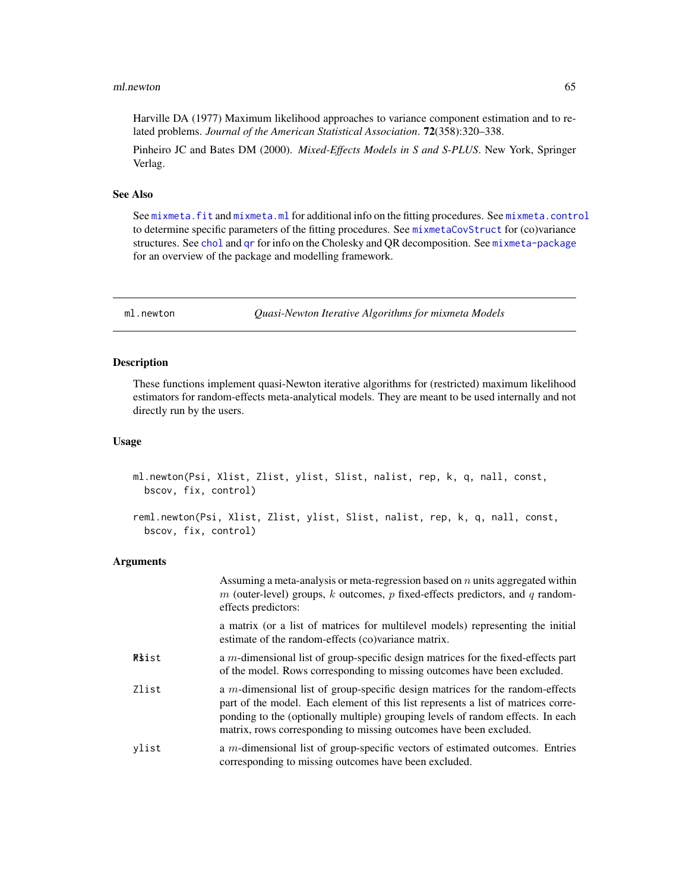Harville DA (1977) Maximum likelihood approaches to variance component estimation and to related problems. *Journal of the American Statistical Association*. **72**(358):320–338.

Pinheiro JC and Bates DM (2000). *Mixed-Effects Models in S and S-PLUS*. New York, Springer Verlag.

### See Also

See `mixmeta.fit` and `mixmeta.ml` for additional info on the fitting procedures. See `mixmeta.control` to determine specific parameters of the fitting procedures. See `mixmetaCovStruct` for (co)variance structures. See `chol` and `qr` for info on the Cholesky and QR decomposition. See `mixmeta-package` for an overview of the package and modelling framework.

---

## ml.newton — *Quasi-Newton Iterative Algorithms for mixmeta Models*

### Description

These functions implement quasi-Newton iterative algorithms for (restricted) maximum likelihood estimators for random-effects meta-analytical models. They are meant to be used internally and not directly run by the users.

### Usage

```
ml.newton(Psi, Xlist, Zlist, ylist, Slist, nalist, rep, k, q, nall, const,
  bscov, fix, control)

reml.newton(Psi, Xlist, Zlist, ylist, Slist, nalist, rep, k, q, nall, const,
  bscov, fix, control)
```

### Arguments

| | |
|---|---|
| | Assuming a meta-analysis or meta-regression based on $n$ units aggregated within $m$ (outer-level) groups, $k$ outcomes, $p$ fixed-effects predictors, and $q$ random-effects predictors: |
| `Psi` | a matrix (or a list of matrices for multilevel models) representing the initial estimate of the random-effects (co)variance matrix. |
| `Xlist` | a $m$-dimensional list of group-specific design matrices for the fixed-effects part of the model. Rows corresponding to missing outcomes have been excluded. |
| `Zlist` | a $m$-dimensional list of group-specific design matrices for the random-effects part of the model. Each element of this list represents a list of matrices corresponding to the (optionally multiple) grouping levels of random effects. In each matrix, rows corresponding to missing outcomes have been excluded. |
| `ylist` | a $m$-dimensional list of group-specific vectors of estimated outcomes. Entries corresponding to missing outcomes have been excluded. |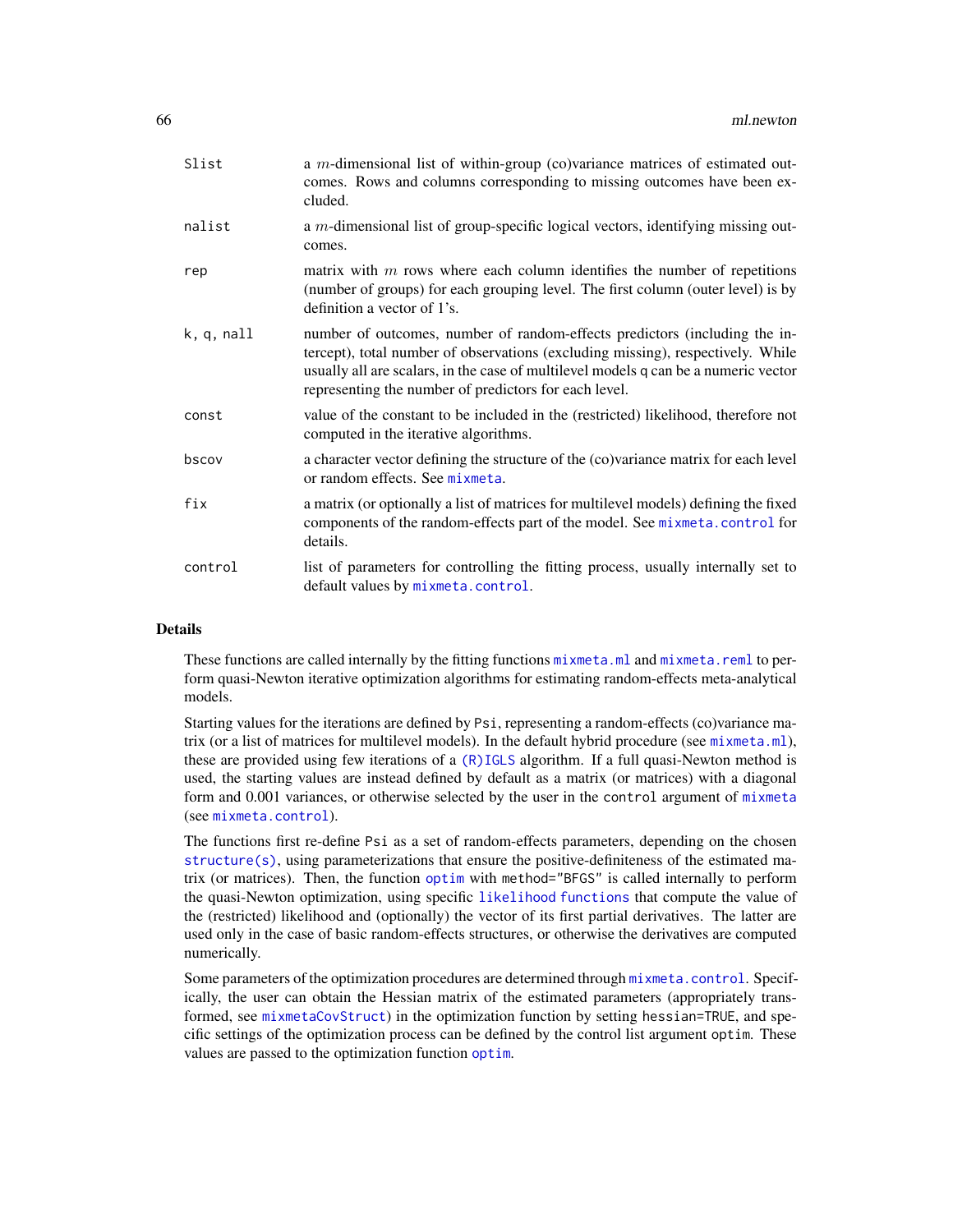| | |
|---|---|
| `Slist` | a $m$-dimensional list of within-group (co)variance matrices of estimated outcomes. Rows and columns corresponding to missing outcomes have been excluded. |
| `nalist` | a $m$-dimensional list of group-specific logical vectors, identifying missing outcomes. |
| `rep` | matrix with $m$ rows where each column identifies the number of repetitions (number of groups) for each grouping level. The first column (outer level) is by definition a vector of 1's. |
| `k, q, nall` | number of outcomes, number of random-effects predictors (including the intercept), total number of observations (excluding missing), respectively. While usually all are scalars, in the case of multilevel models `q` can be a numeric vector representing the number of predictors for each level. |
| `const` | value of the constant to be included in the (restricted) likelihood, therefore not computed in the iterative algorithms. |
| `bscov` | a character vector defining the structure of the (co)variance matrix for each level or random effects. See `mixmeta`. |
| `fix` | a matrix (or optionally a list of matrices for multilevel models) defining the fixed components of the random-effects part of the model. See `mixmeta.control` for details. |
| `control` | list of parameters for controlling the fitting process, usually internally set to default values by `mixmeta.control`. |

## Details

These functions are called internally by the fitting functions `mixmeta.ml` and `mixmeta.reml` to perform quasi-Newton iterative optimization algorithms for estimating random-effects meta-analytical models.

Starting values for the iterations are defined by `Psi`, representing a random-effects (co)variance matrix (or a list of matrices for multilevel models). In the default hybrid procedure (see `mixmeta.ml`), these are provided using few iterations of a `(R)IGLS` algorithm. If a full quasi-Newton method is used, the starting values are instead defined by default as a matrix (or matrices) with a diagonal form and 0.001 variances, or otherwise selected by the user in the `control` argument of `mixmeta` (see `mixmeta.control`).

The functions first re-define `Psi` as a set of random-effects parameters, depending on the chosen `structure(s)`, using parameterizations that ensure the positive-definiteness of the estimated matrix (or matrices). Then, the function `optim` with `method="BFGS"` is called internally to perform the quasi-Newton optimization, using specific `likelihood functions` that compute the value of the (restricted) likelihood and (optionally) the vector of its first partial derivatives. The latter are used only in the case of basic random-effects structures, or otherwise the derivatives are computed numerically.

Some parameters of the optimization procedures are determined through `mixmeta.control`. Specifically, the user can obtain the Hessian matrix of the estimated parameters (appropriately transformed, see `mixmetaCovStruct`) in the optimization function by setting `hessian=TRUE`, and specific settings of the optimization process can be defined by the control list argument `optim`. These values are passed to the optimization function `optim`.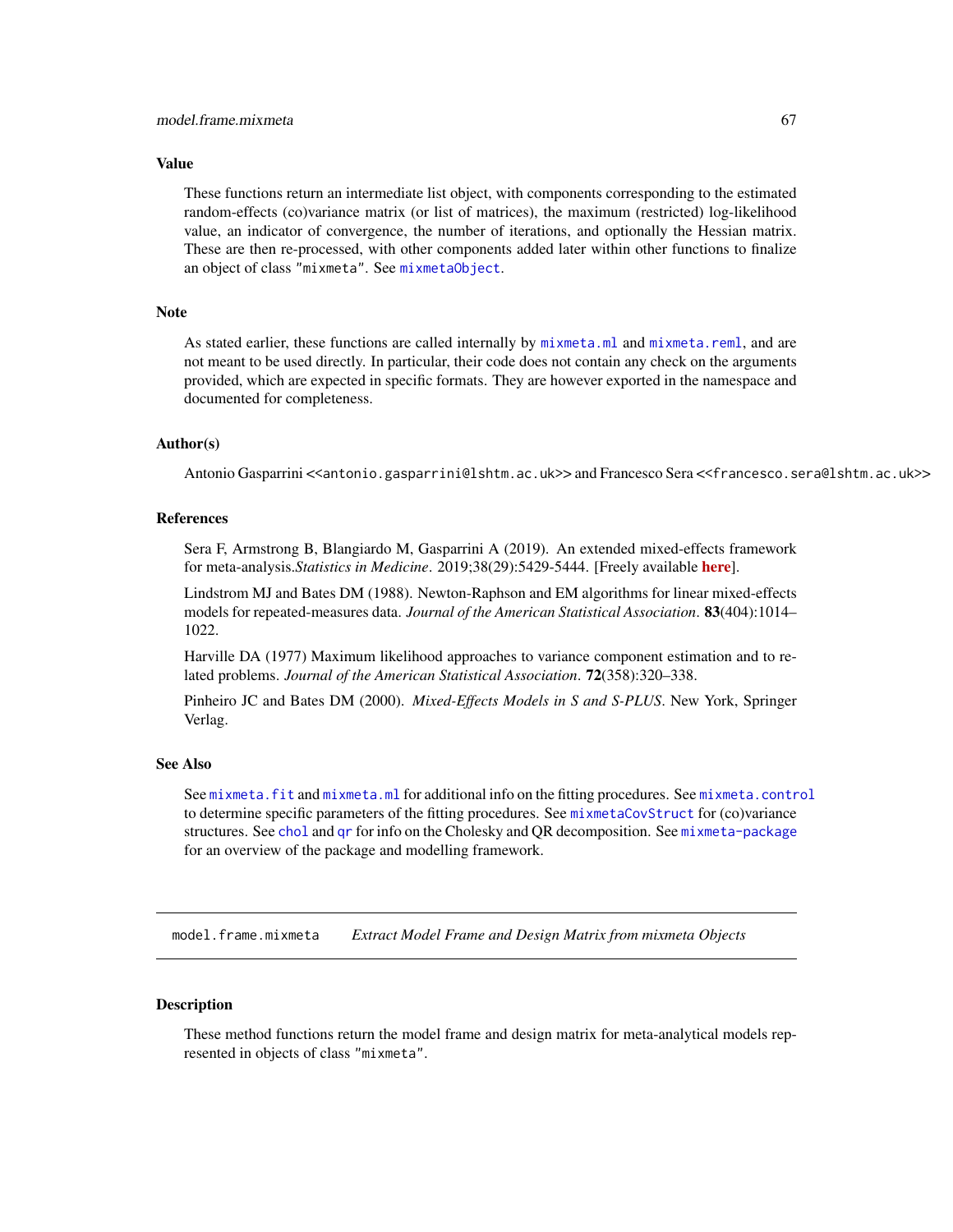### Value

These functions return an intermediate list object, with components corresponding to the estimated random-effects (co)variance matrix (or list of matrices), the maximum (restricted) log-likelihood value, an indicator of convergence, the number of iterations, and optionally the Hessian matrix. These are then re-processed, with other components added later within other functions to finalize an object of class "mixmeta". See `mixmetaObject`.

### Note

As stated earlier, these functions are called internally by `mixmeta.ml` and `mixmeta.reml`, and are not meant to be used directly. In particular, their code does not contain any check on the arguments provided, which are expected in specific formats. They are however exported in the namespace and documented for completeness.

### Author(s)

Antonio Gasparrini <<antonio.gasparrini@lshtm.ac.uk>> and Francesco Sera <<francesco.sera@lshtm.ac.uk>>

### References

Sera F, Armstrong B, Blangiardo M, Gasparrini A (2019). An extended mixed-effects framework for meta-analysis.*Statistics in Medicine*. 2019;38(29):5429-5444. [Freely available **here**].

Lindstrom MJ and Bates DM (1988). Newton-Raphson and EM algorithms for linear mixed-effects models for repeated-measures data. *Journal of the American Statistical Association*. **83**(404):1014–1022.

Harville DA (1977) Maximum likelihood approaches to variance component estimation and to related problems. *Journal of the American Statistical Association*. **72**(358):320–338.

Pinheiro JC and Bates DM (2000). *Mixed-Effects Models in S and S-PLUS*. New York, Springer Verlag.

### See Also

See `mixmeta.fit` and `mixmeta.ml` for additional info on the fitting procedures. See `mixmeta.control` to determine specific parameters of the fitting procedures. See `mixmetaCovStruct` for (co)variance structures. See `chol` and `qr` for info on the Cholesky and QR decomposition. See `mixmeta-package` for an overview of the package and modelling framework.

---

## model.frame.mixmeta — *Extract Model Frame and Design Matrix from mixmeta Objects*

### Description

These method functions return the model frame and design matrix for meta-analytical models represented in objects of class "mixmeta".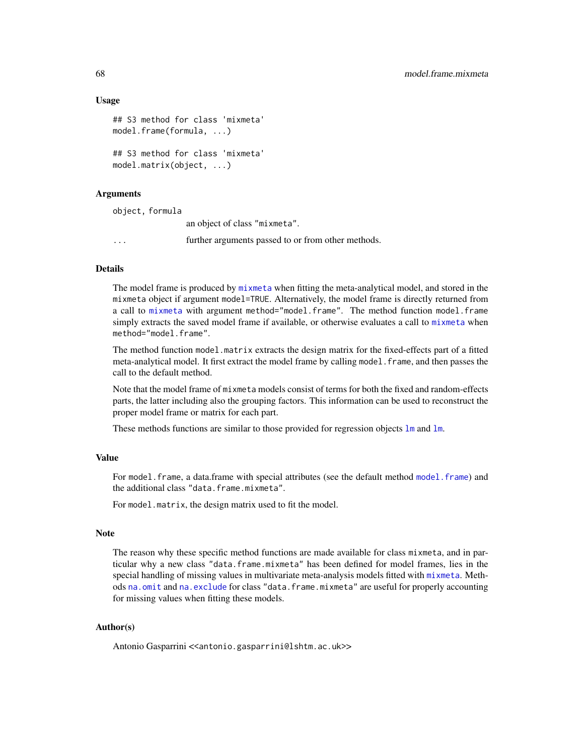### Usage

```
## S3 method for class 'mixmeta'
model.frame(formula, ...)

## S3 method for class 'mixmeta'
model.matrix(object, ...)
```

### Arguments

| | |
|---|---|
| object, formula | an object of class "mixmeta". |
| ... | further arguments passed to or from other methods. |

### Details

The model frame is produced by mixmeta when fitting the meta-analytical model, and stored in the mixmeta object if argument model=TRUE. Alternatively, the model frame is directly returned from a call to mixmeta with argument method="model.frame". The method function model.frame simply extracts the saved model frame if available, or otherwise evaluates a call to mixmeta when method="model.frame".

The method function model.matrix extracts the design matrix for the fixed-effects part of a fitted meta-analytical model. It first extract the model frame by calling model.frame, and then passes the call to the default method.

Note that the model frame of mixmeta models consist of terms for both the fixed and random-effects parts, the latter including also the grouping factors. This information can be used to reconstruct the proper model frame or matrix for each part.

These methods functions are similar to those provided for regression objects lm and lm.

### Value

For model.frame, a data.frame with special attributes (see the default method model.frame) and the additional class "data.frame.mixmeta".

For model.matrix, the design matrix used to fit the model.

### Note

The reason why these specific method functions are made available for class mixmeta, and in particular why a new class "data.frame.mixmeta" has been defined for model frames, lies in the special handling of missing values in multivariate meta-analysis models fitted with mixmeta. Methods na.omit and na.exclude for class "data.frame.mixmeta" are useful for properly accounting for missing values when fitting these models.

### Author(s)

Antonio Gasparrini <<antonio.gasparrini@lshtm.ac.uk>>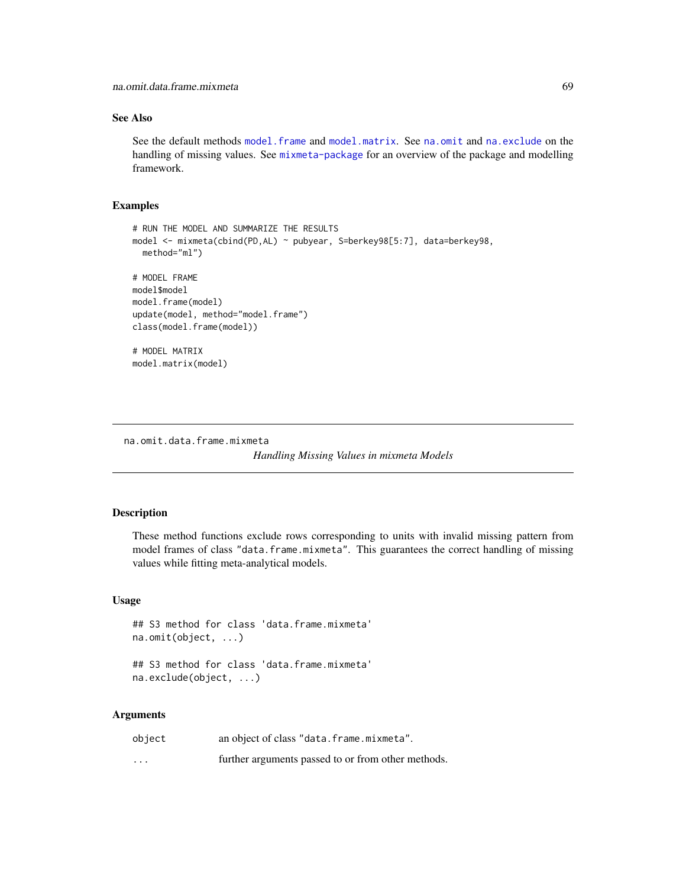## See Also

See the default methods `model.frame` and `model.matrix`. See `na.omit` and `na.exclude` on the handling of missing values. See `mixmeta-package` for an overview of the package and modelling framework.

## Examples

```
# RUN THE MODEL AND SUMMARIZE THE RESULTS
model <- mixmeta(cbind(PD,AL) ~ pubyear, S=berkey98[5:7], data=berkey98,
  method="ml")

# MODEL FRAME
model$model
model.frame(model)
update(model, method="model.frame")
class(model.frame(model))

# MODEL MATRIX
model.matrix(model)
```

---

# na.omit.data.frame.mixmeta

*Handling Missing Values in mixmeta Models*

---

## Description

These method functions exclude rows corresponding to units with invalid missing pattern from model frames of class "data.frame.mixmeta". This guarantees the correct handling of missing values while fitting meta-analytical models.

## Usage

```
## S3 method for class 'data.frame.mixmeta'
na.omit(object, ...)

## S3 method for class 'data.frame.mixmeta'
na.exclude(object, ...)
```

## Arguments

| | |
|---|---|
| object | an object of class "data.frame.mixmeta". |
| ... | further arguments passed to or from other methods. |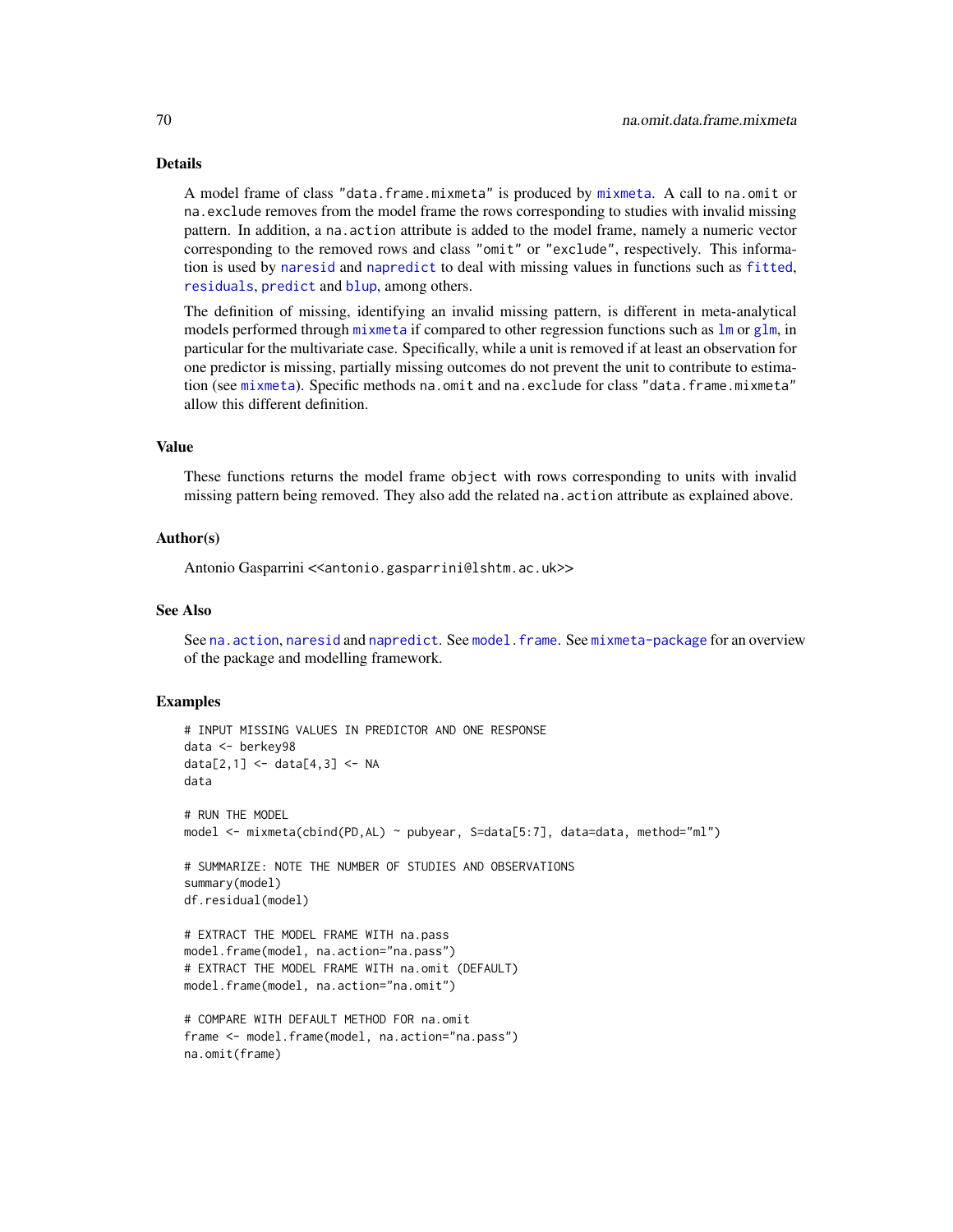## Details

A model frame of class "data.frame.mixmeta" is produced by mixmeta. A call to na.omit or na.exclude removes from the model frame the rows corresponding to studies with invalid missing pattern. In addition, a na.action attribute is added to the model frame, namely a numeric vector corresponding to the removed rows and class "omit" or "exclude", respectively. This information is used by naresid and napredict to deal with missing values in functions such as fitted, residuals, predict and blup, among others.

The definition of missing, identifying an invalid missing pattern, is different in meta-analytical models performed through mixmeta if compared to other regression functions such as lm or glm, in particular for the multivariate case. Specifically, while a unit is removed if at least an observation for one predictor is missing, partially missing outcomes do not prevent the unit to contribute to estimation (see mixmeta). Specific methods na.omit and na.exclude for class "data.frame.mixmeta" allow this different definition.

## Value

These functions returns the model frame object with rows corresponding to units with invalid missing pattern being removed. They also add the related na.action attribute as explained above.

## Author(s)

Antonio Gasparrini <<antonio.gasparrini@lshtm.ac.uk>>

## See Also

See na.action, naresid and napredict. See model.frame. See mixmeta-package for an overview of the package and modelling framework.

## Examples

```
# INPUT MISSING VALUES IN PREDICTOR AND ONE RESPONSE
data <- berkey98
data[2,1] <- data[4,3] <- NA
data

# RUN THE MODEL
model <- mixmeta(cbind(PD,AL) ~ pubyear, S=data[5:7], data=data, method="ml")

# SUMMARIZE: NOTE THE NUMBER OF STUDIES AND OBSERVATIONS
summary(model)
df.residual(model)

# EXTRACT THE MODEL FRAME WITH na.pass
model.frame(model, na.action="na.pass")
# EXTRACT THE MODEL FRAME WITH na.omit (DEFAULT)
model.frame(model, na.action="na.omit")

# COMPARE WITH DEFAULT METHOD FOR na.omit
frame <- model.frame(model, na.action="na.pass")
na.omit(frame)
```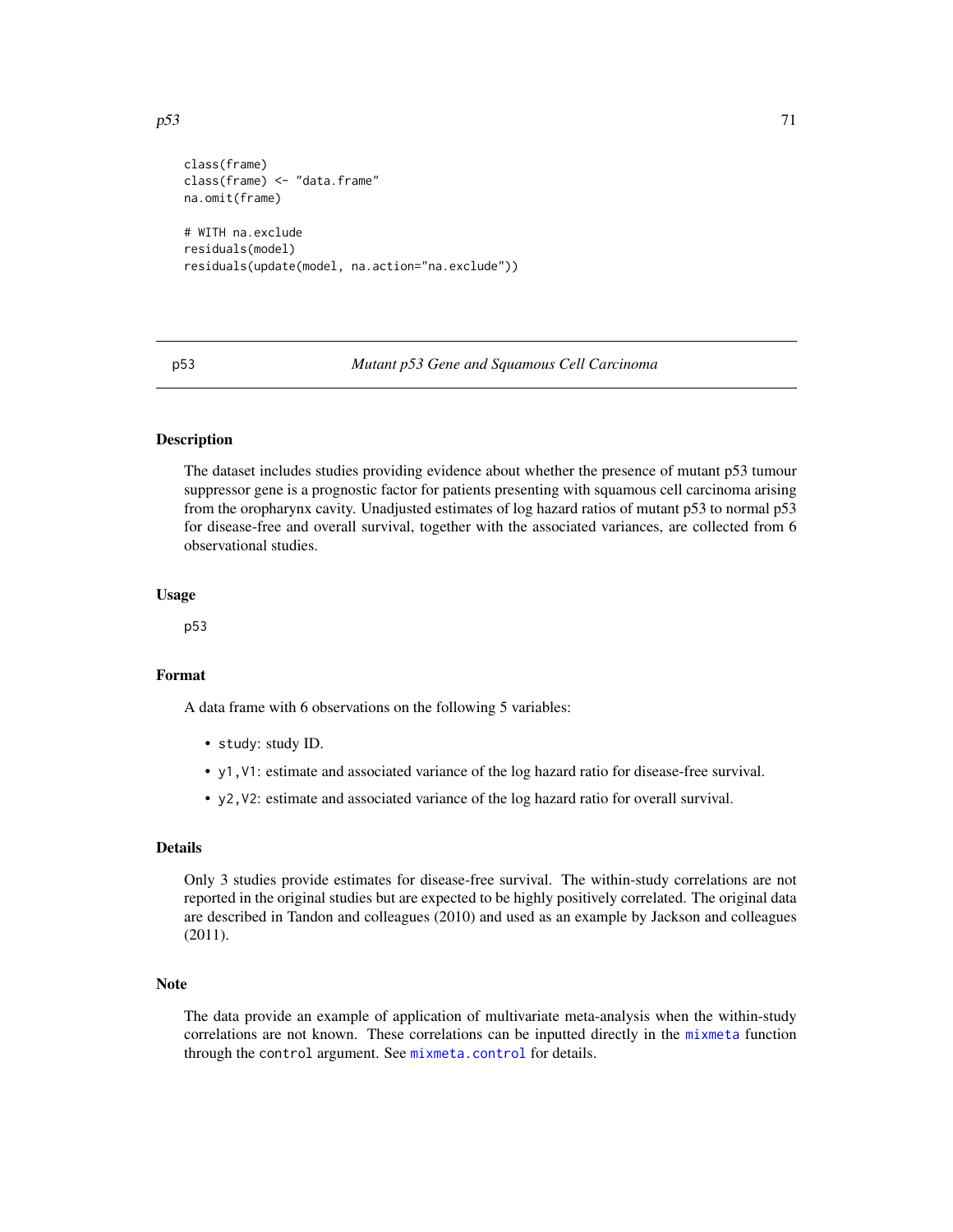```
class(frame)
class(frame) <- "data.frame"
na.omit(frame)

# WITH na.exclude
residuals(model)
residuals(update(model, na.action="na.exclude"))
```

---

p53 *Mutant p53 Gene and Squamous Cell Carcinoma*

---

## Description

The dataset includes studies providing evidence about whether the presence of mutant p53 tumour suppressor gene is a prognostic factor for patients presenting with squamous cell carcinoma arising from the oropharynx cavity. Unadjusted estimates of log hazard ratios of mutant p53 to normal p53 for disease-free and overall survival, together with the associated variances, are collected from 6 observational studies.

## Usage

```
p53
```

## Format

A data frame with 6 observations on the following 5 variables:

- `study`: study ID.
- `y1,V1`: estimate and associated variance of the log hazard ratio for disease-free survival.
- `y2,V2`: estimate and associated variance of the log hazard ratio for overall survival.

## Details

Only 3 studies provide estimates for disease-free survival. The within-study correlations are not reported in the original studies but are expected to be highly positively correlated. The original data are described in Tandon and colleagues (2010) and used as an example by Jackson and colleagues (2011).

## Note

The data provide an example of application of multivariate meta-analysis when the within-study correlations are not known. These correlations can be inputted directly in the `mixmeta` function through the `control` argument. See `mixmeta.control` for details.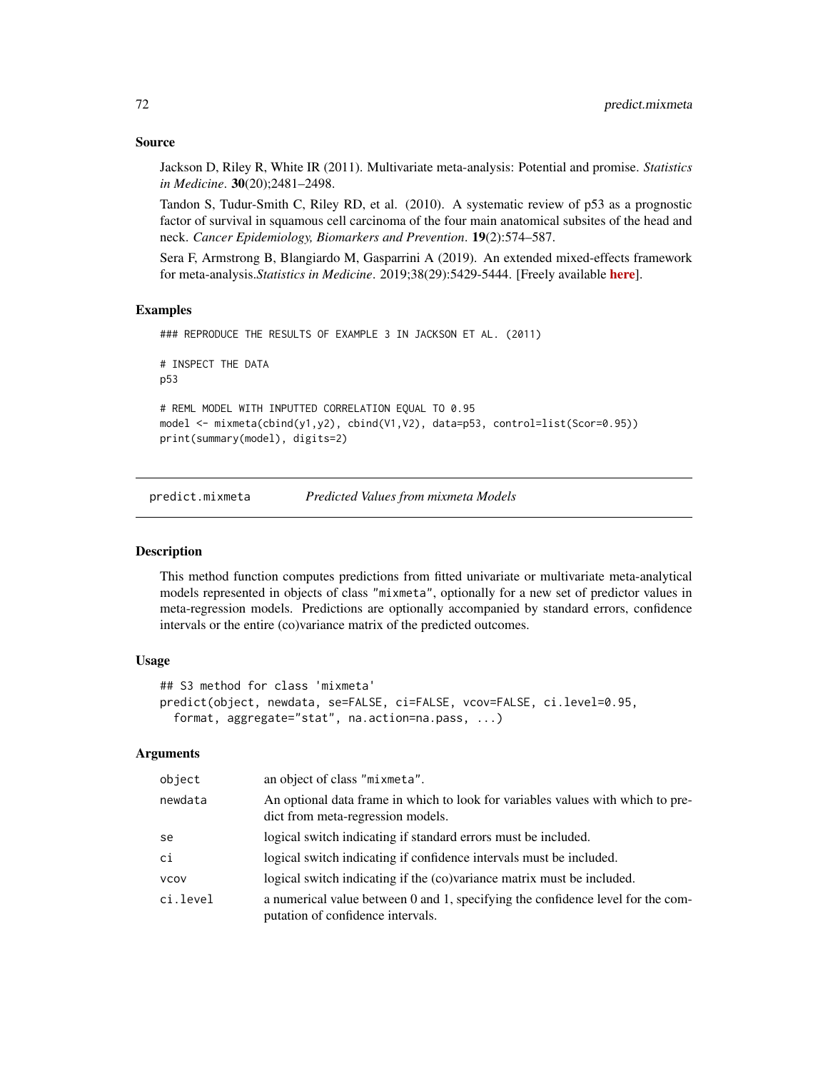## Source

Jackson D, Riley R, White IR (2011). Multivariate meta-analysis: Potential and promise. *Statistics in Medicine*. **30**(20);2481–2498.

Tandon S, Tudur-Smith C, Riley RD, et al. (2010). A systematic review of p53 as a prognostic factor of survival in squamous cell carcinoma of the four main anatomical subsites of the head and neck. *Cancer Epidemiology, Biomarkers and Prevention*. **19**(2):574–587.

Sera F, Armstrong B, Blangiardo M, Gasparrini A (2019). An extended mixed-effects framework for meta-analysis.*Statistics in Medicine*. 2019;38(29):5429-5444. [Freely available **here**].

## Examples

```
### REPRODUCE THE RESULTS OF EXAMPLE 3 IN JACKSON ET AL. (2011)

# INSPECT THE DATA
p53

# REML MODEL WITH INPUTTED CORRELATION EQUAL TO 0.95
model <- mixmeta(cbind(y1,y2), cbind(V1,V2), data=p53, control=list(Scor=0.95))
print(summary(model), digits=2)
```

---

# predict.mixmeta — *Predicted Values from mixmeta Models*

## Description

This method function computes predictions from fitted univariate or multivariate meta-analytical models represented in objects of class "mixmeta", optionally for a new set of predictor values in meta-regression models. Predictions are optionally accompanied by standard errors, confidence intervals or the entire (co)variance matrix of the predicted outcomes.

## Usage

```
## S3 method for class 'mixmeta'
predict(object, newdata, se=FALSE, ci=FALSE, vcov=FALSE, ci.level=0.95,
  format, aggregate="stat", na.action=na.pass, ...)
```

## Arguments

| | |
|---|---|
| object | an object of class "mixmeta". |
| newdata | An optional data frame in which to look for variables values with which to predict from meta-regression models. |
| se | logical switch indicating if standard errors must be included. |
| ci | logical switch indicating if confidence intervals must be included. |
| vcov | logical switch indicating if the (co)variance matrix must be included. |
| ci.level | a numerical value between 0 and 1, specifying the confidence level for the computation of confidence intervals. |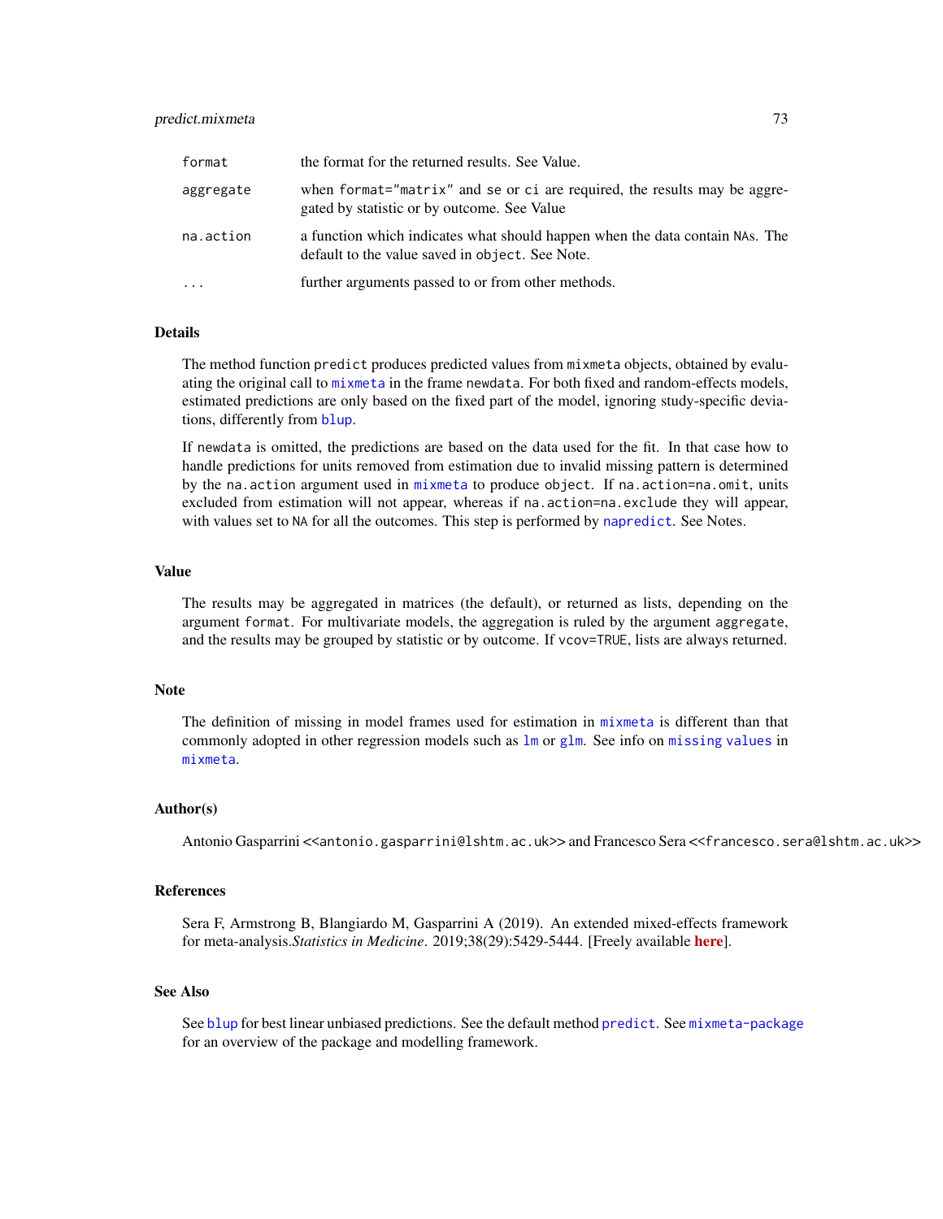| | |
|---|---|
| format | the format for the returned results. See Value. |
| aggregate | when format="matrix" and se or ci are required, the results may be aggregated by statistic or by outcome. See Value |
| na.action | a function which indicates what should happen when the data contain NAs. The default to the value saved in object. See Note. |
| ... | further arguments passed to or from other methods. |

## Details

The method function predict produces predicted values from mixmeta objects, obtained by evaluating the original call to mixmeta in the frame newdata. For both fixed and random-effects models, estimated predictions are only based on the fixed part of the model, ignoring study-specific deviations, differently from blup.

If newdata is omitted, the predictions are based on the data used for the fit. In that case how to handle predictions for units removed from estimation due to invalid missing pattern is determined by the na.action argument used in mixmeta to produce object. If na.action=na.omit, units excluded from estimation will not appear, whereas if na.action=na.exclude they will appear, with values set to NA for all the outcomes. This step is performed by napredict. See Notes.

## Value

The results may be aggregated in matrices (the default), or returned as lists, depending on the argument format. For multivariate models, the aggregation is ruled by the argument aggregate, and the results may be grouped by statistic or by outcome. If vcov=TRUE, lists are always returned.

## Note

The definition of missing in model frames used for estimation in mixmeta is different than that commonly adopted in other regression models such as lm or glm. See info on missing values in mixmeta.

## Author(s)

Antonio Gasparrini <<antonio.gasparrini@lshtm.ac.uk>> and Francesco Sera <<francesco.sera@lshtm.ac.uk>>

## References

Sera F, Armstrong B, Blangiardo M, Gasparrini A (2019). An extended mixed-effects framework for meta-analysis.*Statistics in Medicine*. 2019;38(29):5429-5444. [Freely available **here**].

## See Also

See blup for best linear unbiased predictions. See the default method predict. See mixmeta-package for an overview of the package and modelling framework.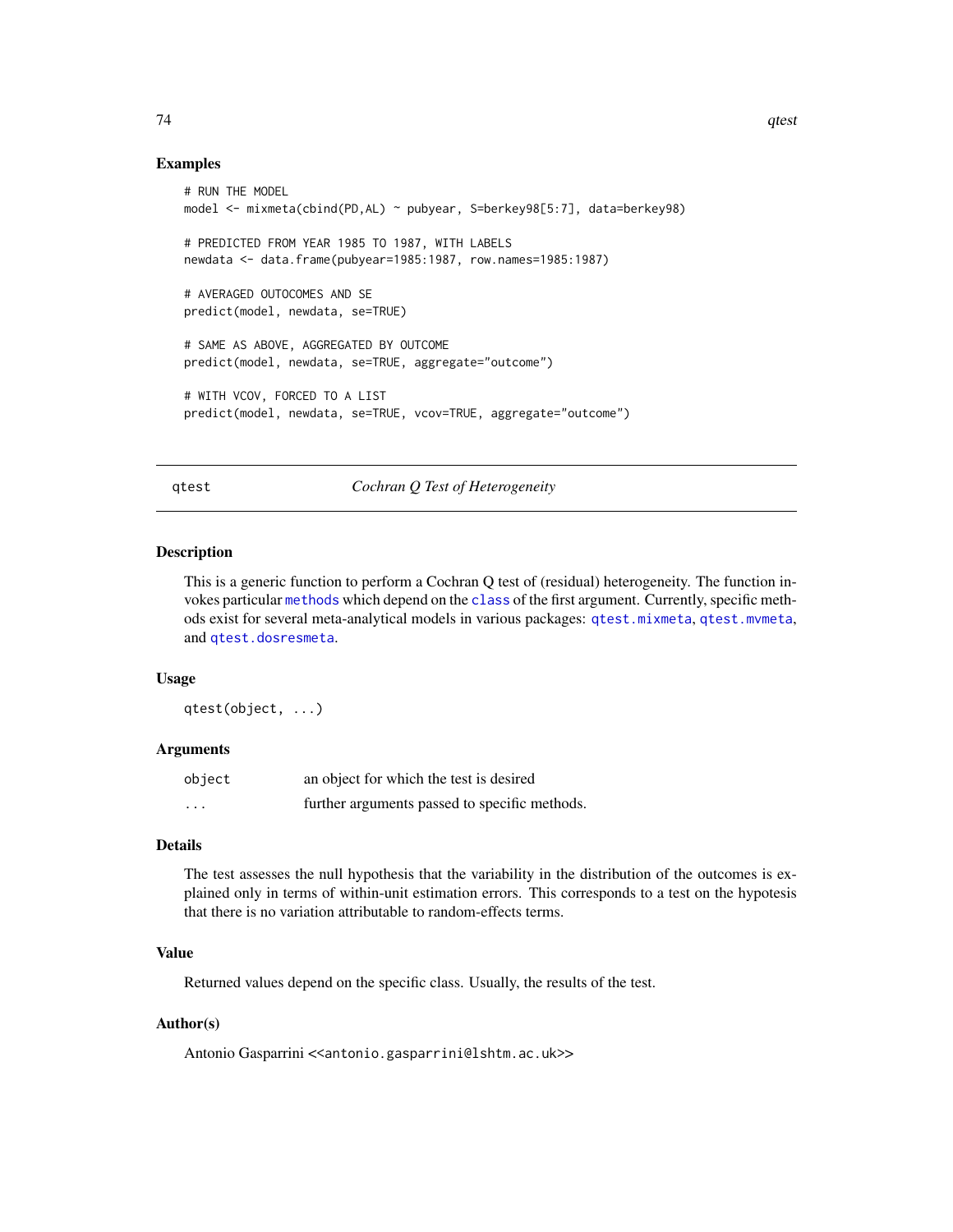## Examples

```
# RUN THE MODEL
model <- mixmeta(cbind(PD,AL) ~ pubyear, S=berkey98[5:7], data=berkey98)

# PREDICTED FROM YEAR 1985 TO 1987, WITH LABELS
newdata <- data.frame(pubyear=1985:1987, row.names=1985:1987)

# AVERAGED OUTOCOMES AND SE
predict(model, newdata, se=TRUE)

# SAME AS ABOVE, AGGREGATED BY OUTCOME
predict(model, newdata, se=TRUE, aggregate="outcome")

# WITH VCOV, FORCED TO A LIST
predict(model, newdata, se=TRUE, vcov=TRUE, aggregate="outcome")
```

---

# qtest — *Cochran Q Test of Heterogeneity*

---

## Description

This is a generic function to perform a Cochran Q test of (residual) heterogeneity. The function invokes particular `methods` which depend on the `class` of the first argument. Currently, specific methods exist for several meta-analytical models in various packages: `qtest.mixmeta`, `qtest.mvmeta`, and `qtest.dosresmeta`.

## Usage

```
qtest(object, ...)
```

## Arguments

| | |
|---|---|
| `object` | an object for which the test is desired |
| `...` | further arguments passed to specific methods. |

## Details

The test assesses the null hypothesis that the variability in the distribution of the outcomes is explained only in terms of within-unit estimation errors. This corresponds to a test on the hypotesis that there is no variation attributable to random-effects terms.

## Value

Returned values depend on the specific class. Usually, the results of the test.

## Author(s)

Antonio Gasparrini <<antonio.gasparrini@lshtm.ac.uk>>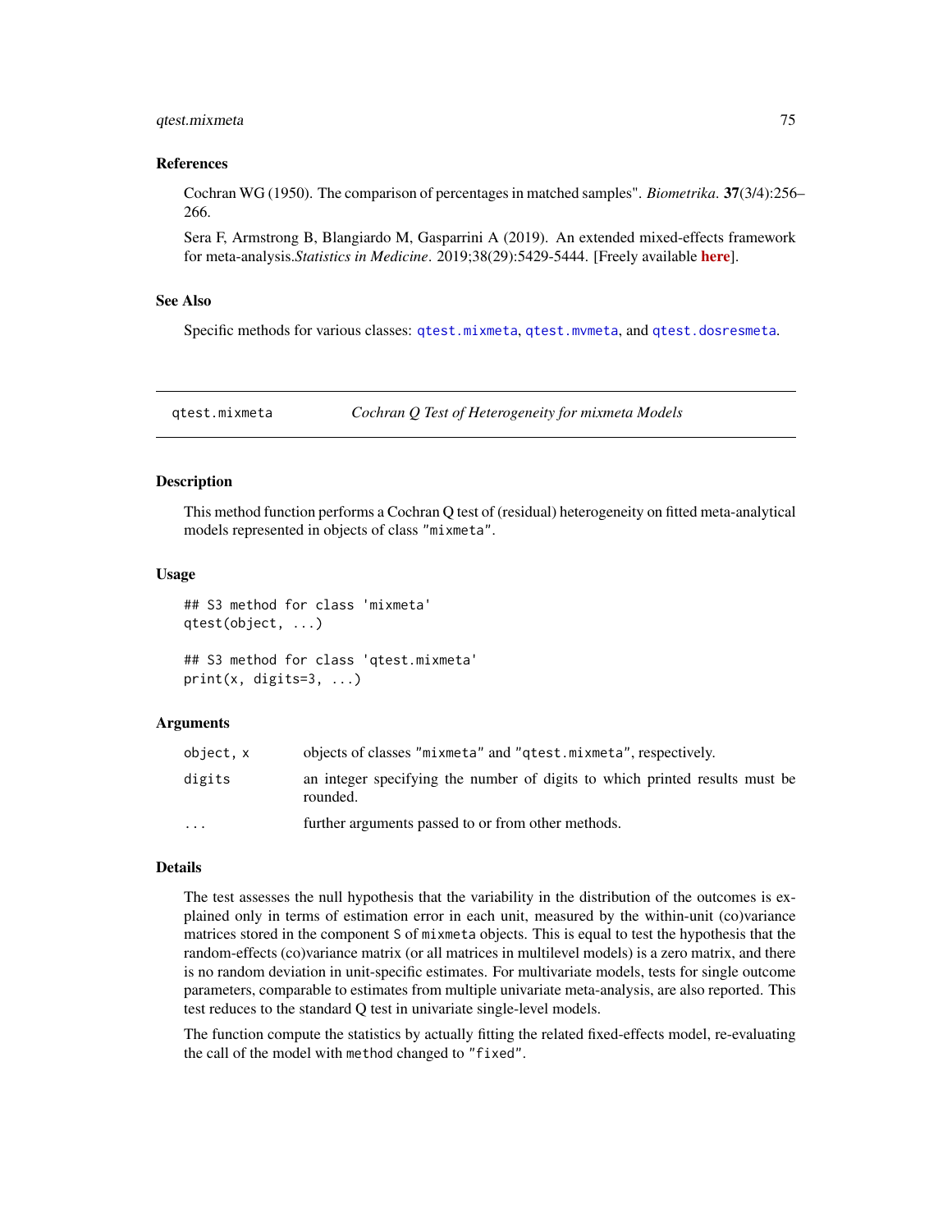### References

Cochran WG (1950). The comparison of percentages in matched samples". *Biometrika*. **37**(3/4):256–266.

Sera F, Armstrong B, Blangiardo M, Gasparrini A (2019). An extended mixed-effects framework for meta-analysis.*Statistics in Medicine*. 2019;38(29):5429-5444. [Freely available **here**].

### See Also

Specific methods for various classes: `qtest.mixmeta`, `qtest.mvmeta`, and `qtest.dosresmeta`.

---

## qtest.mixmeta — *Cochran Q Test of Heterogeneity for mixmeta Models*

### Description

This method function performs a Cochran Q test of (residual) heterogeneity on fitted meta-analytical models represented in objects of class `"mixmeta"`.

### Usage

```
## S3 method for class 'mixmeta'
qtest(object, ...)

## S3 method for class 'qtest.mixmeta'
print(x, digits=3, ...)
```

### Arguments

| | |
|---|---|
| `object, x` | objects of classes `"mixmeta"` and `"qtest.mixmeta"`, respectively. |
| `digits` | an integer specifying the number of digits to which printed results must be rounded. |
| `...` | further arguments passed to or from other methods. |

### Details

The test assesses the null hypothesis that the variability in the distribution of the outcomes is explained only in terms of estimation error in each unit, measured by the within-unit (co)variance matrices stored in the component `S` of `mixmeta` objects. This is equal to test the hypothesis that the random-effects (co)variance matrix (or all matrices in multilevel models) is a zero matrix, and there is no random deviation in unit-specific estimates. For multivariate models, tests for single outcome parameters, comparable to estimates from multiple univariate meta-analysis, are also reported. This test reduces to the standard Q test in univariate single-level models.

The function compute the statistics by actually fitting the related fixed-effects model, re-evaluating the call of the model with `method` changed to `"fixed"`.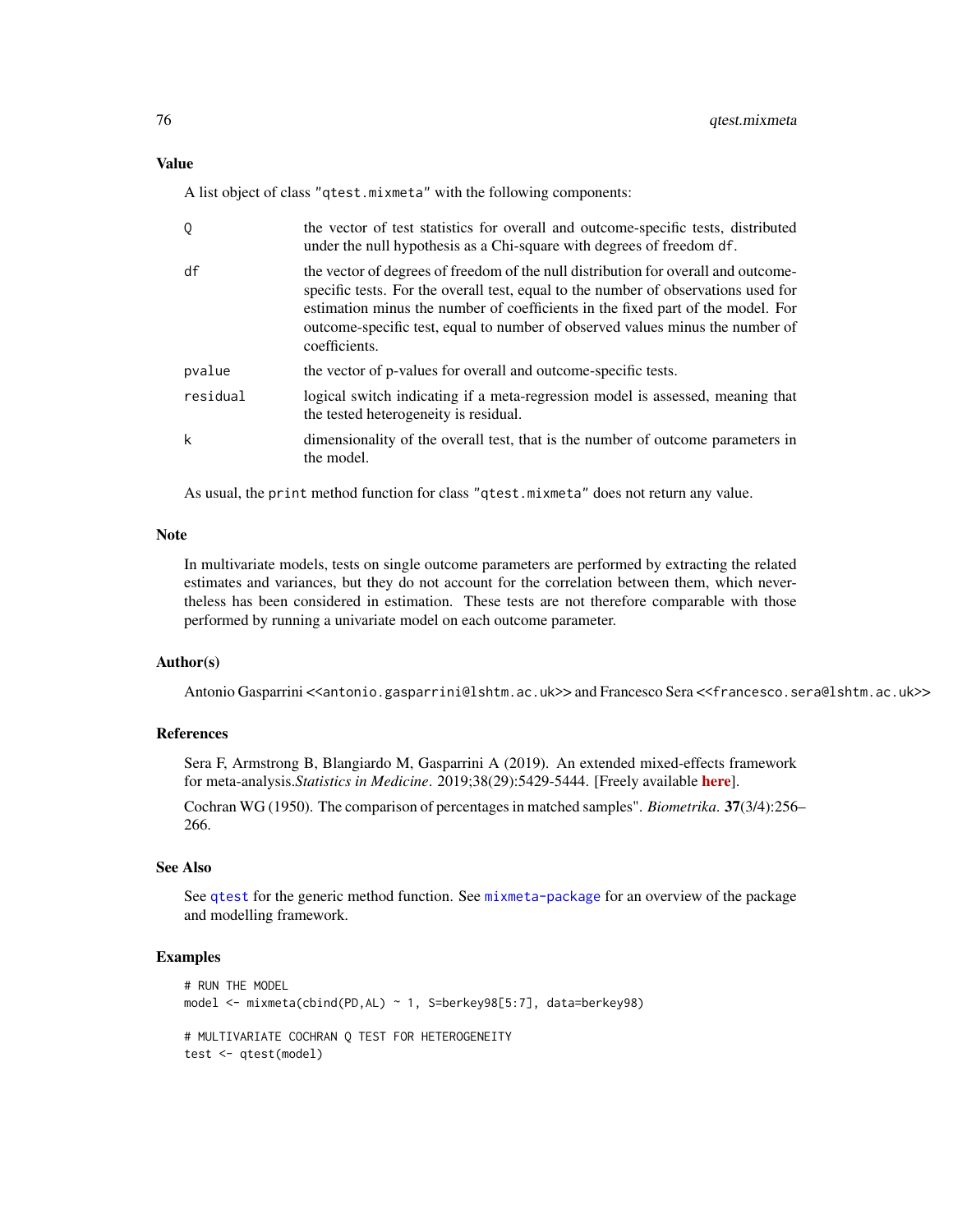## Value

A list object of class "qtest.mixmeta" with the following components:

| | |
|---|---|
| Q | the vector of test statistics for overall and outcome-specific tests, distributed under the null hypothesis as a Chi-square with degrees of freedom df. |
| df | the vector of degrees of freedom of the null distribution for overall and outcome-specific tests. For the overall test, equal to the number of observations used for estimation minus the number of coefficients in the fixed part of the model. For outcome-specific test, equal to number of observed values minus the number of coefficients. |
| pvalue | the vector of p-values for overall and outcome-specific tests. |
| residual | logical switch indicating if a meta-regression model is assessed, meaning that the tested heterogeneity is residual. |
| k | dimensionality of the overall test, that is the number of outcome parameters in the model. |

As usual, the print method function for class "qtest.mixmeta" does not return any value.

## Note

In multivariate models, tests on single outcome parameters are performed by extracting the related estimates and variances, but they do not account for the correlation between them, which nevertheless has been considered in estimation. These tests are not therefore comparable with those performed by running a univariate model on each outcome parameter.

## Author(s)

Antonio Gasparrini <<antonio.gasparrini@lshtm.ac.uk>> and Francesco Sera <<francesco.sera@lshtm.ac.uk>>

## References

Sera F, Armstrong B, Blangiardo M, Gasparrini A (2019). An extended mixed-effects framework for meta-analysis.*Statistics in Medicine*. 2019;38(29):5429-5444. [Freely available **here**].

Cochran WG (1950). The comparison of percentages in matched samples". *Biometrika*. **37**(3/4):256–266.

## See Also

See qtest for the generic method function. See mixmeta-package for an overview of the package and modelling framework.

## Examples

```
# RUN THE MODEL
model <- mixmeta(cbind(PD,AL) ~ 1, S=berkey98[5:7], data=berkey98)

# MULTIVARIATE COCHRAN Q TEST FOR HETEROGENEITY
test <- qtest(model)
```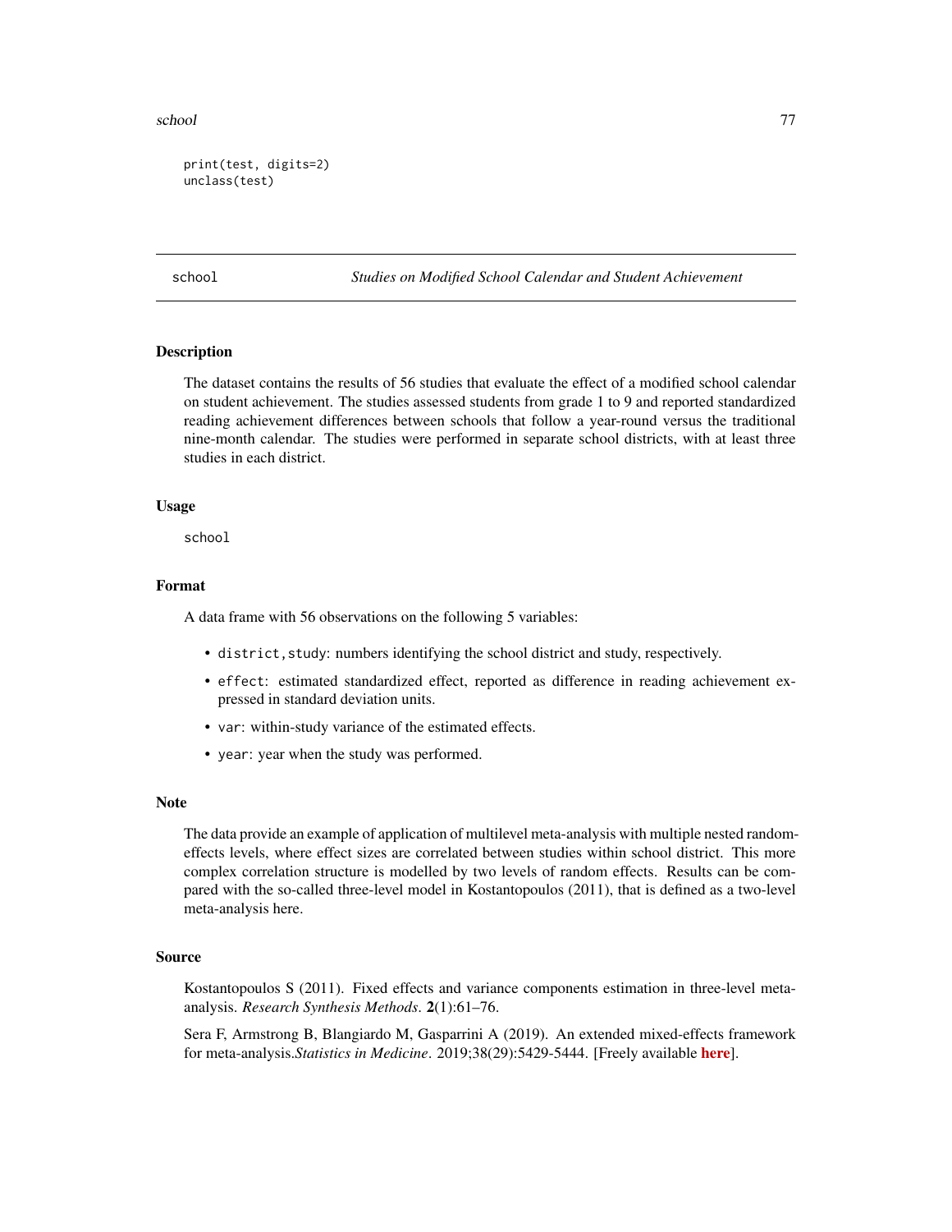```
print(test, digits=2)
unclass(test)
```

## school — *Studies on Modified School Calendar and Student Achievement*

### Description

The dataset contains the results of 56 studies that evaluate the effect of a modified school calendar on student achievement. The studies assessed students from grade 1 to 9 and reported standardized reading achievement differences between schools that follow a year-round versus the traditional nine-month calendar. The studies were performed in separate school districts, with at least three studies in each district.

### Usage

```
school
```

### Format

A data frame with 56 observations on the following 5 variables:

- `district,study`: numbers identifying the school district and study, respectively.
- `effect`: estimated standardized effect, reported as difference in reading achievement expressed in standard deviation units.
- `var`: within-study variance of the estimated effects.
- `year`: year when the study was performed.

### Note

The data provide an example of application of multilevel meta-analysis with multiple nested random-effects levels, where effect sizes are correlated between studies within school district. This more complex correlation structure is modelled by two levels of random effects. Results can be compared with the so-called three-level model in Kostantopoulos (2011), that is defined as a two-level meta-analysis here.

### Source

Kostantopoulos S (2011). Fixed effects and variance components estimation in three-level meta-analysis. *Research Synthesis Methods*. **2**(1):61–76.

Sera F, Armstrong B, Blangiardo M, Gasparrini A (2019). An extended mixed-effects framework for meta-analysis.*Statistics in Medicine*. 2019;38(29):5429-5444. [Freely available **here**].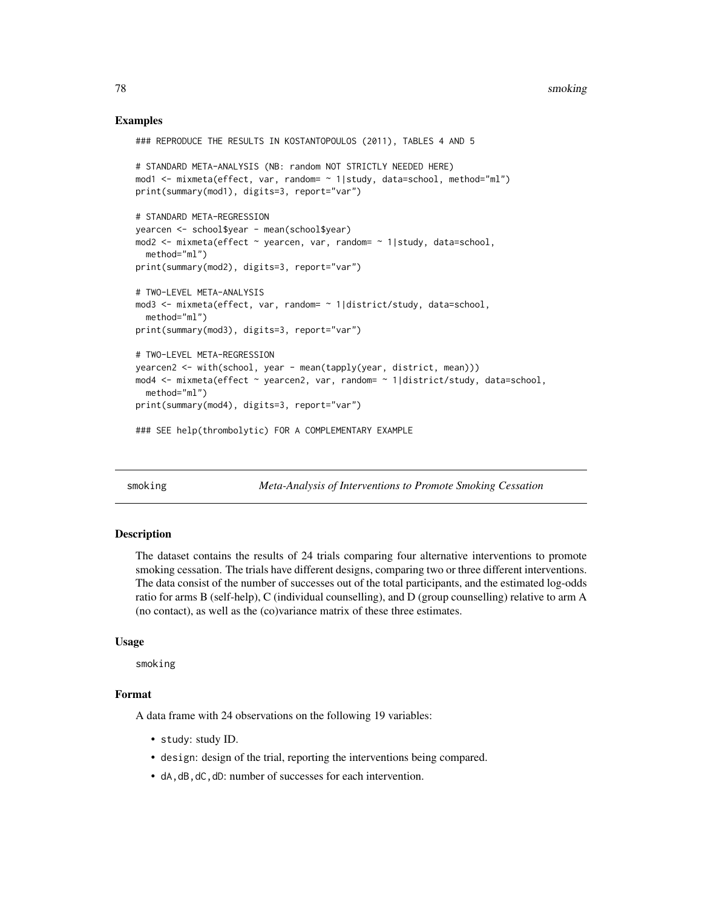### Examples

```
### REPRODUCE THE RESULTS IN KOSTANTOPOULOS (2011), TABLES 4 AND 5

# STANDARD META-ANALYSIS (NB: random NOT STRICTLY NEEDED HERE)
mod1 <- mixmeta(effect, var, random= ~ 1|study, data=school, method="ml")
print(summary(mod1), digits=3, report="var")

# STANDARD META-REGRESSION
yearcen <- school$year - mean(school$year)
mod2 <- mixmeta(effect ~ yearcen, var, random= ~ 1|study, data=school,
  method="ml")
print(summary(mod2), digits=3, report="var")

# TWO-LEVEL META-ANALYSIS
mod3 <- mixmeta(effect, var, random= ~ 1|district/study, data=school,
  method="ml")
print(summary(mod3), digits=3, report="var")

# TWO-LEVEL META-REGRESSION
yearcen2 <- with(school, year - mean(tapply(year, district, mean)))
mod4 <- mixmeta(effect ~ yearcen2, var, random= ~ 1|district/study, data=school,
  method="ml")
print(summary(mod4), digits=3, report="var")

### SEE help(thrombolytic) FOR A COMPLEMENTARY EXAMPLE
```

---

## smoking — *Meta-Analysis of Interventions to Promote Smoking Cessation*

---

### Description

The dataset contains the results of 24 trials comparing four alternative interventions to promote smoking cessation. The trials have different designs, comparing two or three different interventions. The data consist of the number of successes out of the total participants, and the estimated log-odds ratio for arms B (self-help), C (individual counselling), and D (group counselling) relative to arm A (no contact), as well as the (co)variance matrix of these three estimates.

### Usage

```
smoking
```

### Format

A data frame with 24 observations on the following 19 variables:

- `study`: study ID.
- `design`: design of the trial, reporting the interventions being compared.
- `dA,dB,dC,dD`: number of successes for each intervention.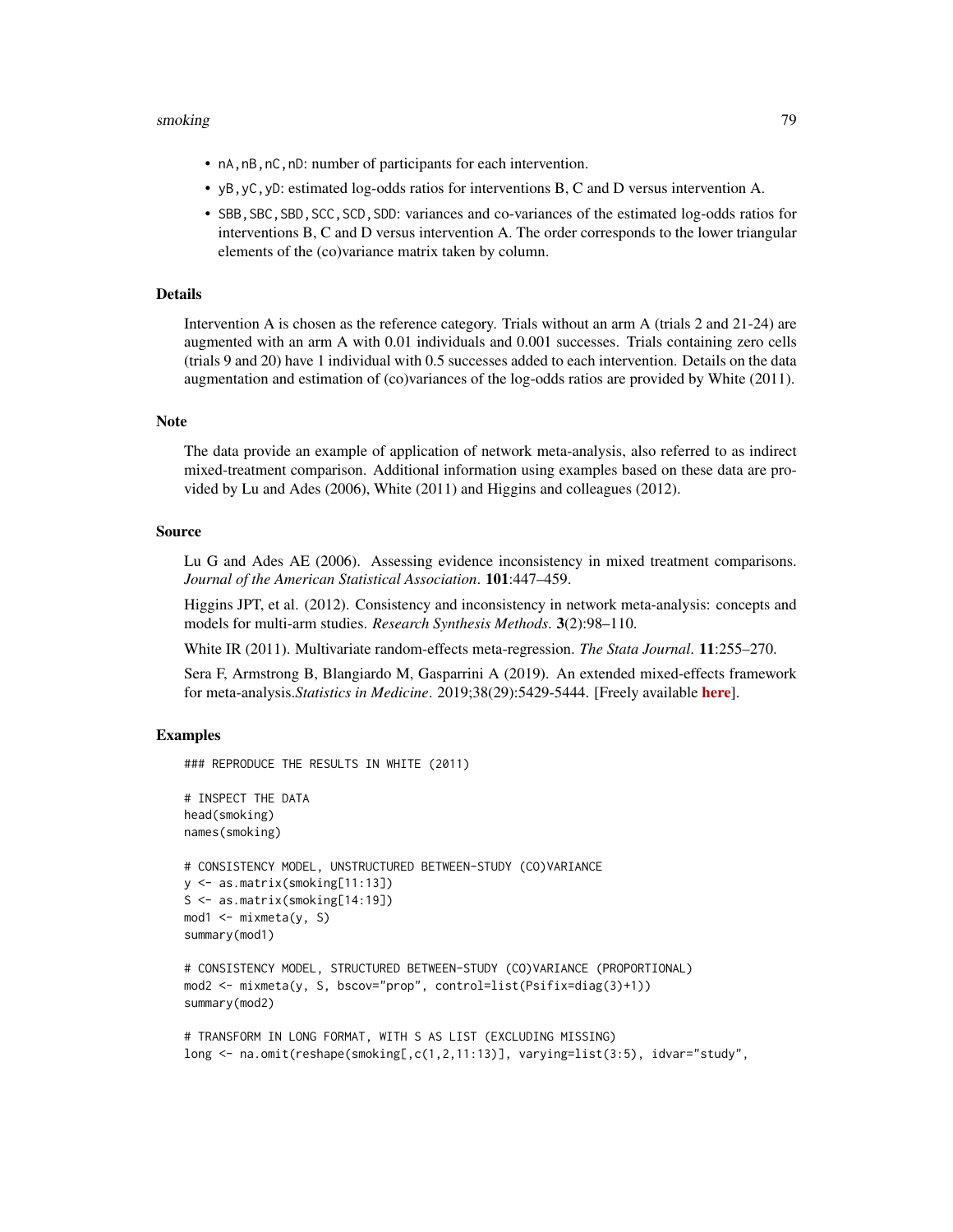- `nA,nB,nC,nD`: number of participants for each intervention.
- `yB,yC,yD`: estimated log-odds ratios for interventions B, C and D versus intervention A.
- `SBB,SBC,SBD,SCC,SCD,SDD`: variances and co-variances of the estimated log-odds ratios for interventions B, C and D versus intervention A. The order corresponds to the lower triangular elements of the (co)variance matrix taken by column.

## Details

Intervention A is chosen as the reference category. Trials without an arm A (trials 2 and 21-24) are augmented with an arm A with 0.01 individuals and 0.001 successes. Trials containing zero cells (trials 9 and 20) have 1 individual with 0.5 successes added to each intervention. Details on the data augmentation and estimation of (co)variances of the log-odds ratios are provided by White (2011).

## Note

The data provide an example of application of network meta-analysis, also referred to as indirect mixed-treatment comparison. Additional information using examples based on these data are provided by Lu and Ades (2006), White (2011) and Higgins and colleagues (2012).

## Source

Lu G and Ades AE (2006). Assessing evidence inconsistency in mixed treatment comparisons. *Journal of the American Statistical Association*. **101**:447–459.

Higgins JPT, et al. (2012). Consistency and inconsistency in network meta-analysis: concepts and models for multi-arm studies. *Research Synthesis Methods*. **3**(2):98–110.

White IR (2011). Multivariate random-effects meta-regression. *The Stata Journal*. **11**:255–270.

Sera F, Armstrong B, Blangiardo M, Gasparrini A (2019). An extended mixed-effects framework for meta-analysis.*Statistics in Medicine*. 2019;38(29):5429-5444. [Freely available **here**].

## Examples

```
### REPRODUCE THE RESULTS IN WHITE (2011)

# INSPECT THE DATA
head(smoking)
names(smoking)

# CONSISTENCY MODEL, UNSTRUCTURED BETWEEN-STUDY (CO)VARIANCE
y <- as.matrix(smoking[11:13])
S <- as.matrix(smoking[14:19])
mod1 <- mixmeta(y, S)
summary(mod1)

# CONSISTENCY MODEL, STRUCTURED BETWEEN-STUDY (CO)VARIANCE (PROPORTIONAL)
mod2 <- mixmeta(y, S, bscov="prop", control=list(Psifix=diag(3)+1))
summary(mod2)

# TRANSFORM IN LONG FORMAT, WITH S AS LIST (EXCLUDING MISSING)
long <- na.omit(reshape(smoking[,c(1,2,11:13)], varying=list(3:5), idvar="study",
```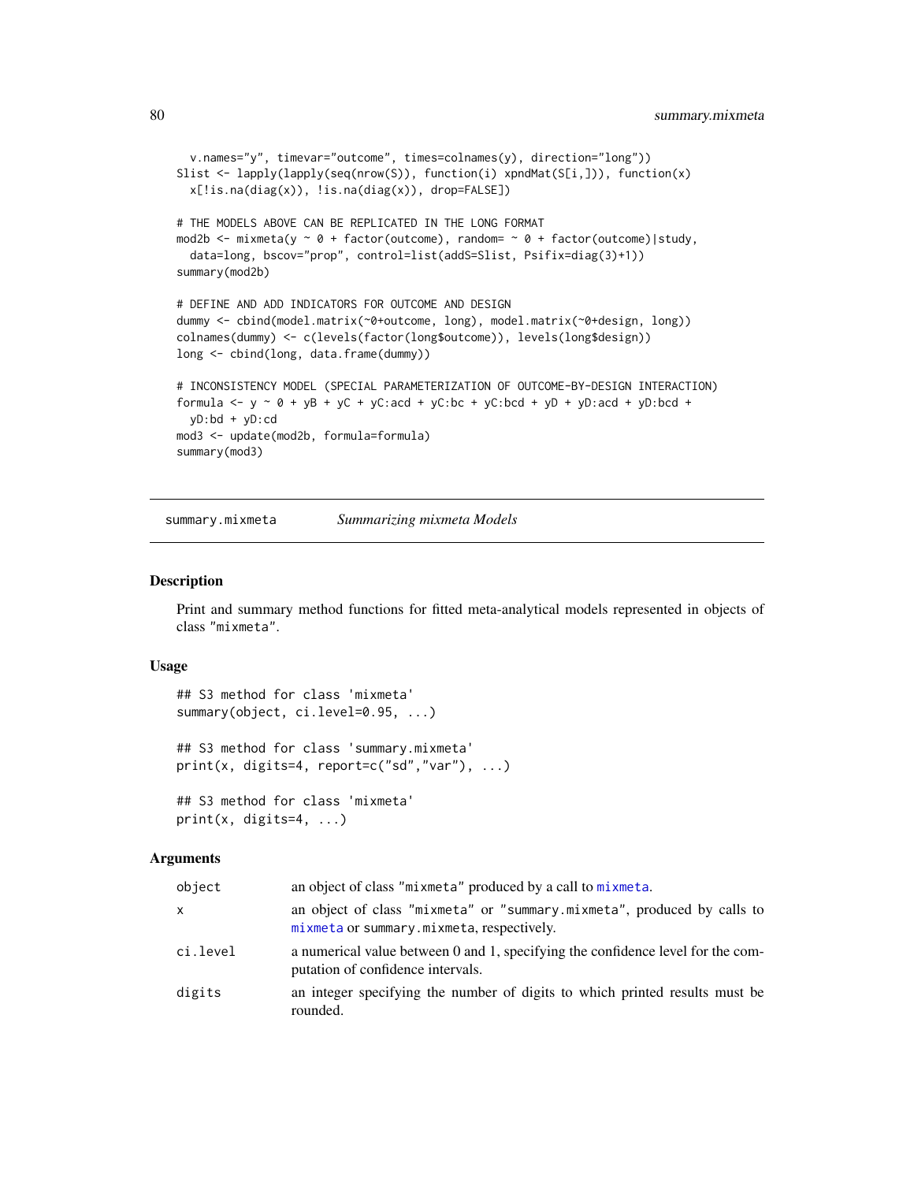```
  v.names="y", timevar="outcome", times=colnames(y), direction="long"))
Slist <- lapply(lapply(seq(nrow(S)), function(i) xpndMat(S[i,])), function(x)
  x[!is.na(diag(x)), !is.na(diag(x)), drop=FALSE])

# THE MODELS ABOVE CAN BE REPLICATED IN THE LONG FORMAT
mod2b <- mixmeta(y ~ 0 + factor(outcome), random= ~ 0 + factor(outcome)|study,
  data=long, bscov="prop", control=list(addS=Slist, Psifix=diag(3)+1))
summary(mod2b)

# DEFINE AND ADD INDICATORS FOR OUTCOME AND DESIGN
dummy <- cbind(model.matrix(~0+outcome, long), model.matrix(~0+design, long))
colnames(dummy) <- c(levels(factor(long$outcome)), levels(long$design))
long <- cbind(long, data.frame(dummy))

# INCONSISTENCY MODEL (SPECIAL PARAMETERIZATION OF OUTCOME-BY-DESIGN INTERACTION)
formula <- y ~ 0 + yB + yC + yC:acd + yC:bc + yC:bcd + yD + yD:acd + yD:bcd +
  yD:bd + yD:cd
mod3 <- update(mod2b, formula=formula)
summary(mod3)
```

---

# summary.mixmeta *Summarizing mixmeta Models*

## Description

Print and summary method functions for fitted meta-analytical models represented in objects of class "mixmeta".

## Usage

```
## S3 method for class 'mixmeta'
summary(object, ci.level=0.95, ...)

## S3 method for class 'summary.mixmeta'
print(x, digits=4, report=c("sd","var"), ...)

## S3 method for class 'mixmeta'
print(x, digits=4, ...)
```

## Arguments

| | |
|---|---|
| object | an object of class "mixmeta" produced by a call to mixmeta. |
| x | an object of class "mixmeta" or "summary.mixmeta", produced by calls to mixmeta or summary.mixmeta, respectively. |
| ci.level | a numerical value between 0 and 1, specifying the confidence level for the computation of confidence intervals. |
| digits | an integer specifying the number of digits to which printed results must be rounded. |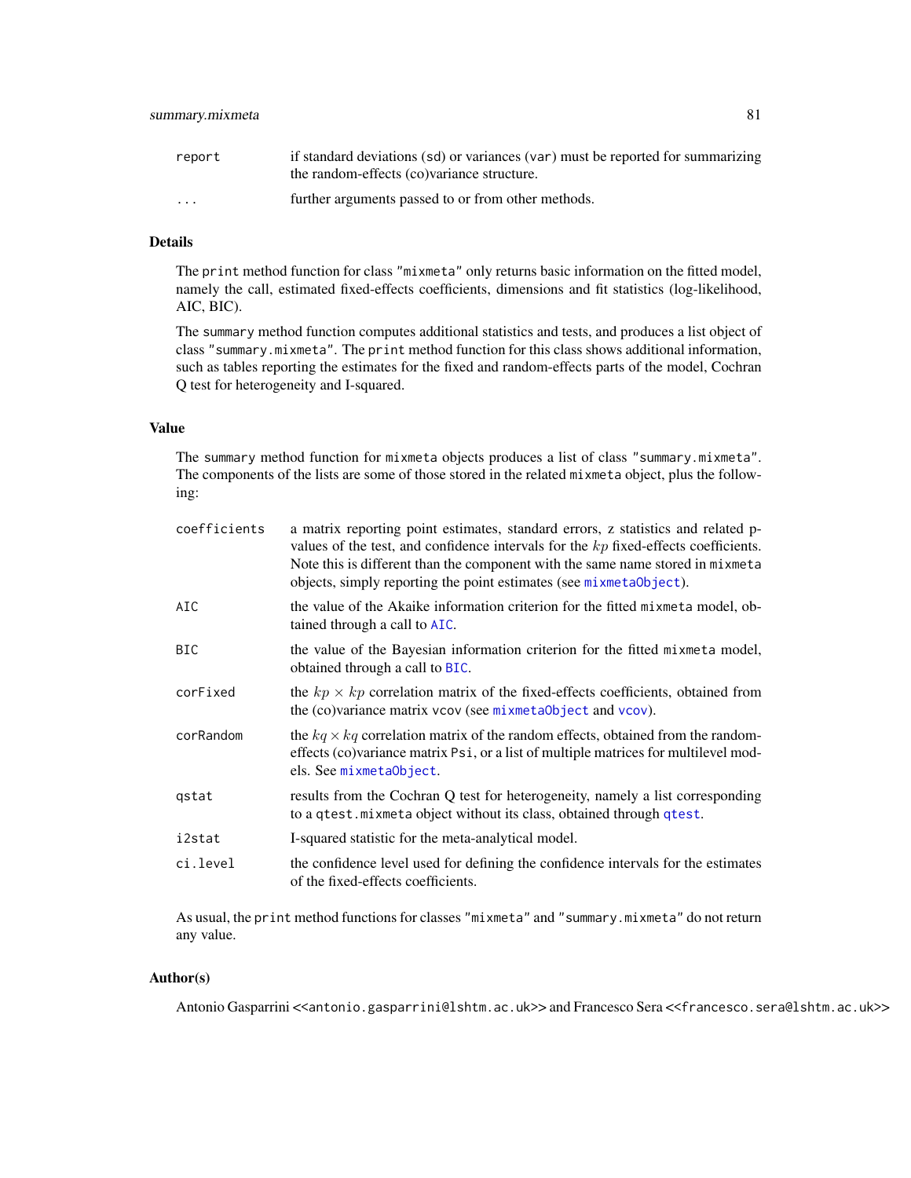| | |
|---|---|
| `report` | if standard deviations (`sd`) or variances (`var`) must be reported for summarizing the random-effects (co)variance structure. |
| `...` | further arguments passed to or from other methods. |

## Details

The `print` method function for class `"mixmeta"` only returns basic information on the fitted model, namely the call, estimated fixed-effects coefficients, dimensions and fit statistics (log-likelihood, AIC, BIC).

The `summary` method function computes additional statistics and tests, and produces a list object of class `"summary.mixmeta"`. The `print` method function for this class shows additional information, such as tables reporting the estimates for the fixed and random-effects parts of the model, Cochran Q test for heterogeneity and I-squared.

## Value

The `summary` method function for `mixmeta` objects produces a list of class `"summary.mixmeta"`. The components of the lists are some of those stored in the related `mixmeta` object, plus the following:

| | |
|---|---|
| `coefficients` | a matrix reporting point estimates, standard errors, z statistics and related p-values of the test, and confidence intervals for the $kp$ fixed-effects coefficients. Note this is different than the component with the same name stored in `mixmeta` objects, simply reporting the point estimates (see `mixmetaObject`). |
| `AIC` | the value of the Akaike information criterion for the fitted `mixmeta` model, obtained through a call to `AIC`. |
| `BIC` | the value of the Bayesian information criterion for the fitted `mixmeta` model, obtained through a call to `BIC`. |
| `corFixed` | the $kp \times kp$ correlation matrix of the fixed-effects coefficients, obtained from the (co)variance matrix `vcov` (see `mixmetaObject` and `vcov`). |
| `corRandom` | the $kq \times kq$ correlation matrix of the random effects, obtained from the random-effects (co)variance matrix `Psi`, or a list of multiple matrices for multilevel models. See `mixmetaObject`. |
| `qstat` | results from the Cochran Q test for heterogeneity, namely a list corresponding to a `qtest.mixmeta` object without its class, obtained through `qtest`. |
| `i2stat` | I-squared statistic for the meta-analytical model. |
| `ci.level` | the confidence level used for defining the confidence intervals for the estimates of the fixed-effects coefficients. |

As usual, the `print` method functions for classes `"mixmeta"` and `"summary.mixmeta"` do not return any value.

## Author(s)

Antonio Gasparrini <<antonio.gasparrini@lshtm.ac.uk>> and Francesco Sera <<francesco.sera@lshtm.ac.uk>>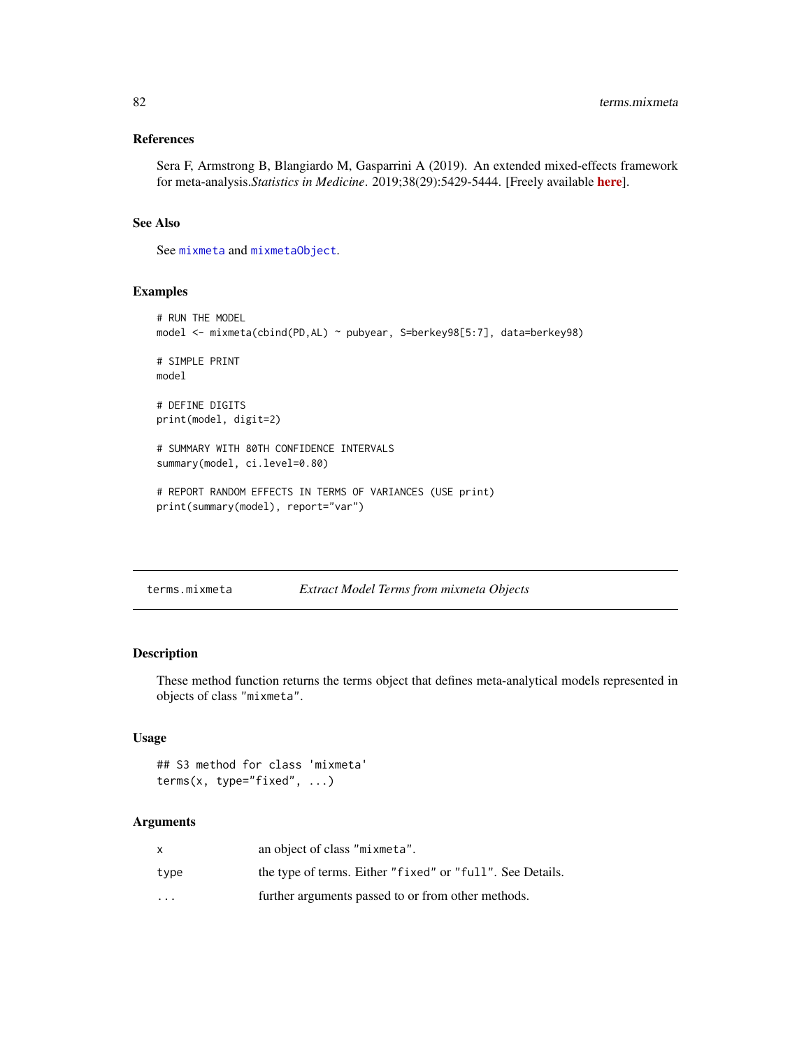### References

Sera F, Armstrong B, Blangiardo M, Gasparrini A (2019). An extended mixed-effects framework for meta-analysis.*Statistics in Medicine*. 2019;38(29):5429-5444. [Freely available **here**].

### See Also

See `mixmeta` and `mixmetaObject`.

### Examples

```
# RUN THE MODEL
model <- mixmeta(cbind(PD,AL) ~ pubyear, S=berkey98[5:7], data=berkey98)

# SIMPLE PRINT
model

# DEFINE DIGITS
print(model, digit=2)

# SUMMARY WITH 80TH CONFIDENCE INTERVALS
summary(model, ci.level=0.80)

# REPORT RANDOM EFFECTS IN TERMS OF VARIANCES (USE print)
print(summary(model), report="var")
```

---

## terms.mixmeta — *Extract Model Terms from mixmeta Objects*

---

### Description

These method function returns the terms object that defines meta-analytical models represented in objects of class "mixmeta".

### Usage

```
## S3 method for class 'mixmeta'
terms(x, type="fixed", ...)
```

### Arguments

| | |
|---|---|
| x | an object of class "mixmeta". |
| type | the type of terms. Either "fixed" or "full". See Details. |
| ... | further arguments passed to or from other methods. |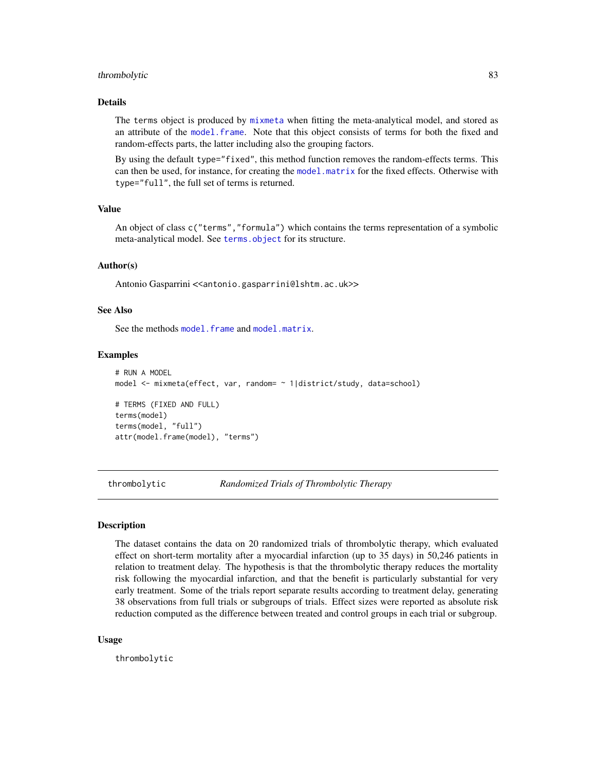## Details

The `terms` object is produced by `mixmeta` when fitting the meta-analytical model, and stored as an attribute of the `model.frame`. Note that this object consists of terms for both the fixed and random-effects parts, the latter including also the grouping factors.

By using the default `type="fixed"`, this method function removes the random-effects terms. This can then be used, for instance, for creating the `model.matrix` for the fixed effects. Otherwise with `type="full"`, the full set of terms is returned.

## Value

An object of class `c("terms","formula")` which contains the terms representation of a symbolic meta-analytical model. See `terms.object` for its structure.

## Author(s)

Antonio Gasparrini <<antonio.gasparrini@lshtm.ac.uk>>

## See Also

See the methods `model.frame` and `model.matrix`.

## Examples

```
# RUN A MODEL
model <- mixmeta(effect, var, random= ~ 1|district/study, data=school)

# TERMS (FIXED AND FULL)
terms(model)
terms(model, "full")
attr(model.frame(model), "terms")
```

---

# thrombolytic *Randomized Trials of Thrombolytic Therapy*

## Description

The dataset contains the data on 20 randomized trials of thrombolytic therapy, which evaluated effect on short-term mortality after a myocardial infarction (up to 35 days) in 50,246 patients in relation to treatment delay. The hypothesis is that the thrombolytic therapy reduces the mortality risk following the myocardial infarction, and that the benefit is particularly substantial for very early treatment. Some of the trials report separate results according to treatment delay, generating 38 observations from full trials or subgroups of trials. Effect sizes were reported as absolute risk reduction computed as the difference between treated and control groups in each trial or subgroup.

## Usage

```
thrombolytic
```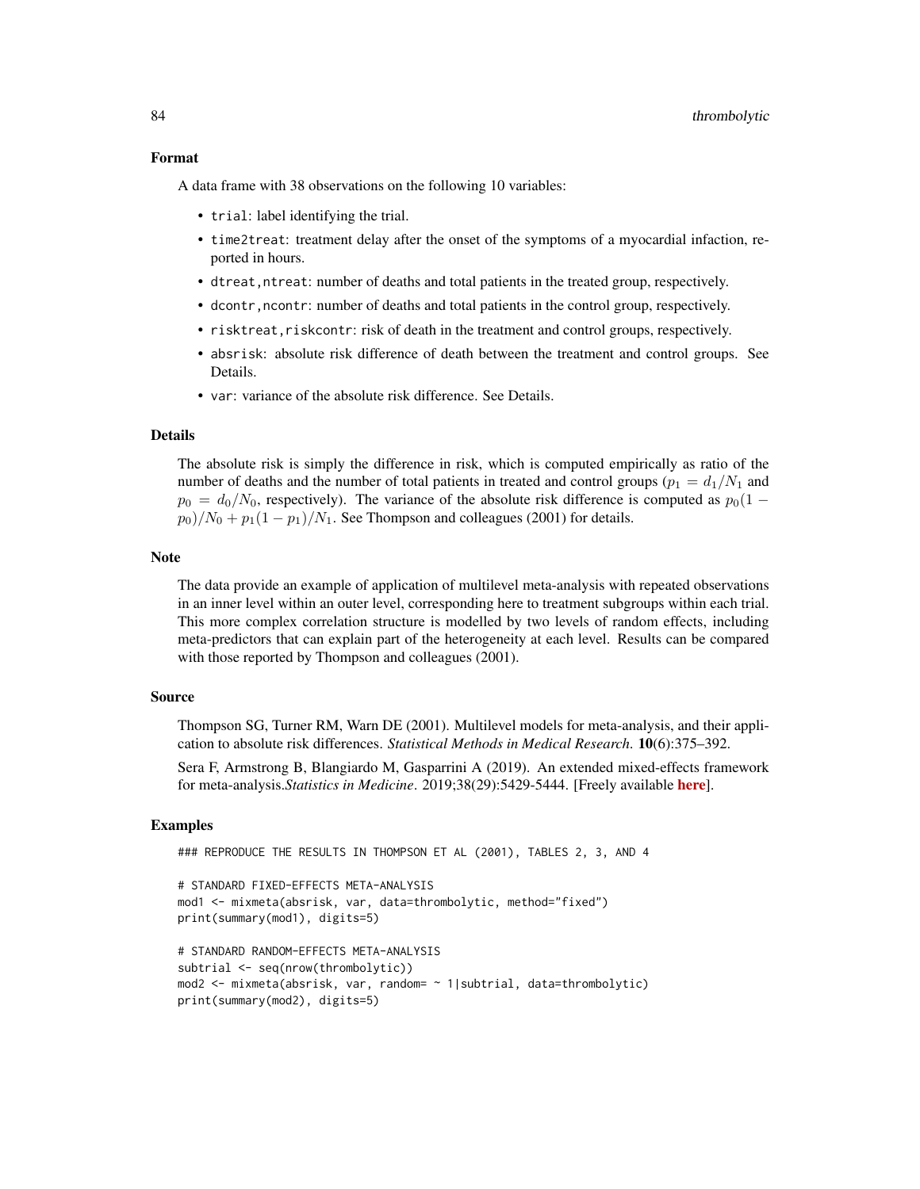### Format

A data frame with 38 observations on the following 10 variables:

- `trial`: label identifying the trial.
- `time2treat`: treatment delay after the onset of the symptoms of a myocardial infaction, reported in hours.
- `dtreat,ntreat`: number of deaths and total patients in the treated group, respectively.
- `dcontr,ncontr`: number of deaths and total patients in the control group, respectively.
- `risktreat,riskcontr`: risk of death in the treatment and control groups, respectively.
- `absrisk`: absolute risk difference of death between the treatment and control groups. See Details.
- `var`: variance of the absolute risk difference. See Details.

### Details

The absolute risk is simply the difference in risk, which is computed empirically as ratio of the number of deaths and the number of total patients in treated and control groups ($p_1 = d_1/N_1$ and $p_0 = d_0/N_0$, respectively). The variance of the absolute risk difference is computed as $p_0(1 - p_0)/N_0 + p_1(1 - p_1)/N_1$. See Thompson and colleagues (2001) for details.

### Note

The data provide an example of application of multilevel meta-analysis with repeated observations in an inner level within an outer level, corresponding here to treatment subgroups within each trial. This more complex correlation structure is modelled by two levels of random effects, including meta-predictors that can explain part of the heterogeneity at each level. Results can be compared with those reported by Thompson and colleagues (2001).

### Source

Thompson SG, Turner RM, Warn DE (2001). Multilevel models for meta-analysis, and their application to absolute risk differences. *Statistical Methods in Medical Research*. **10**(6):375–392.

Sera F, Armstrong B, Blangiardo M, Gasparrini A (2019). An extended mixed-effects framework for meta-analysis.*Statistics in Medicine*. 2019;38(29):5429-5444. [Freely available **here**].

### Examples

```
### REPRODUCE THE RESULTS IN THOMPSON ET AL (2001), TABLES 2, 3, AND 4

# STANDARD FIXED-EFFECTS META-ANALYSIS
mod1 <- mixmeta(absrisk, var, data=thrombolytic, method="fixed")
print(summary(mod1), digits=5)

# STANDARD RANDOM-EFFECTS META-ANALYSIS
subtrial <- seq(nrow(thrombolytic))
mod2 <- mixmeta(absrisk, var, random= ~ 1|subtrial, data=thrombolytic)
print(summary(mod2), digits=5)
```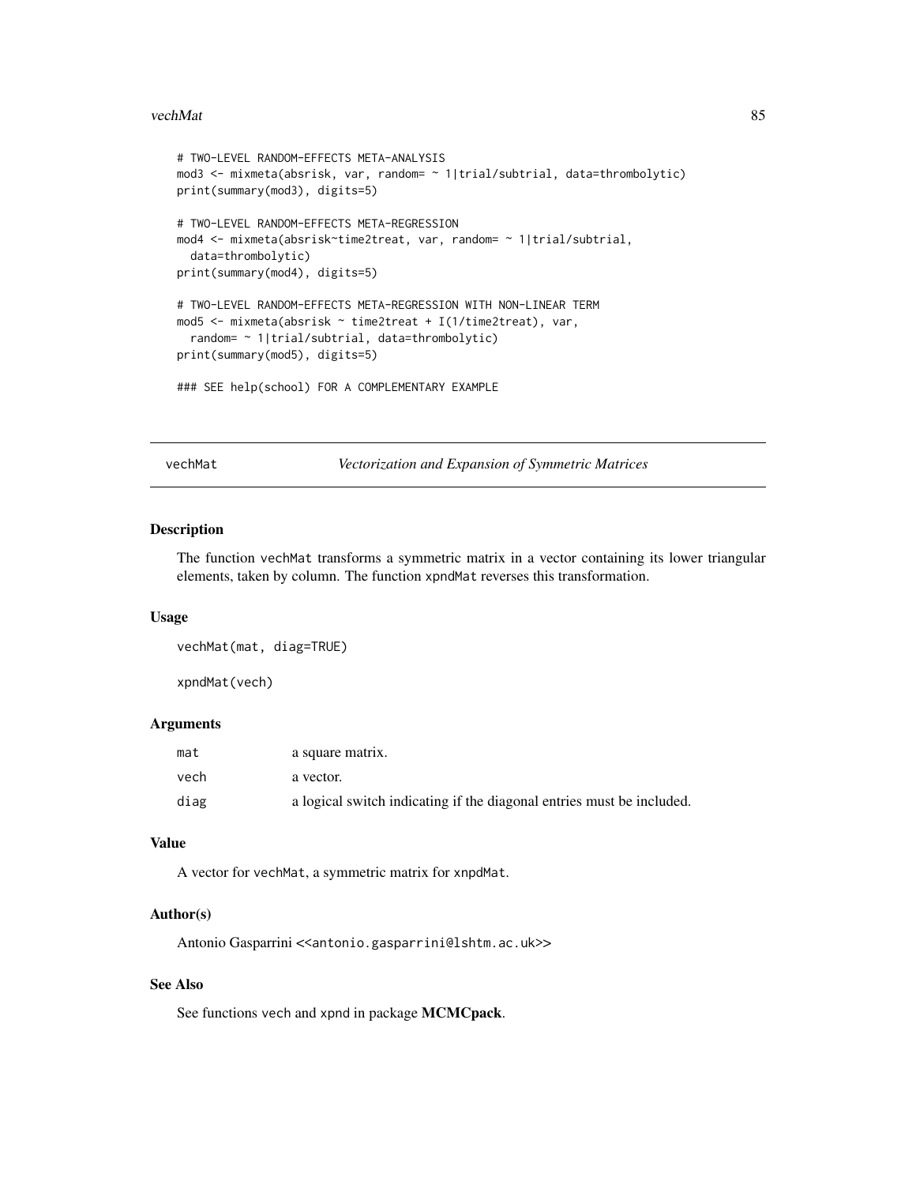```
# TWO-LEVEL RANDOM-EFFECTS META-ANALYSIS
mod3 <- mixmeta(absrisk, var, random= ~ 1|trial/subtrial, data=thrombolytic)
print(summary(mod3), digits=5)

# TWO-LEVEL RANDOM-EFFECTS META-REGRESSION
mod4 <- mixmeta(absrisk~time2treat, var, random= ~ 1|trial/subtrial,
  data=thrombolytic)
print(summary(mod4), digits=5)

# TWO-LEVEL RANDOM-EFFECTS META-REGRESSION WITH NON-LINEAR TERM
mod5 <- mixmeta(absrisk ~ time2treat + I(1/time2treat), var,
  random= ~ 1|trial/subtrial, data=thrombolytic)
print(summary(mod5), digits=5)

### SEE help(school) FOR A COMPLEMENTARY EXAMPLE
```

---

## vechMat *Vectorization and Expansion of Symmetric Matrices*

### Description

The function vechMat transforms a symmetric matrix in a vector containing its lower triangular elements, taken by column. The function xpndMat reverses this transformation.

### Usage

```
vechMat(mat, diag=TRUE)

xpndMat(vech)
```

### Arguments

| | |
|---|---|
| mat | a square matrix. |
| vech | a vector. |
| diag | a logical switch indicating if the diagonal entries must be included. |

### Value

A vector for vechMat, a symmetric matrix for xnpdMat.

### Author(s)

Antonio Gasparrini <<antonio.gasparrini@lshtm.ac.uk>>

### See Also

See functions vech and xpnd in package **MCMCpack**.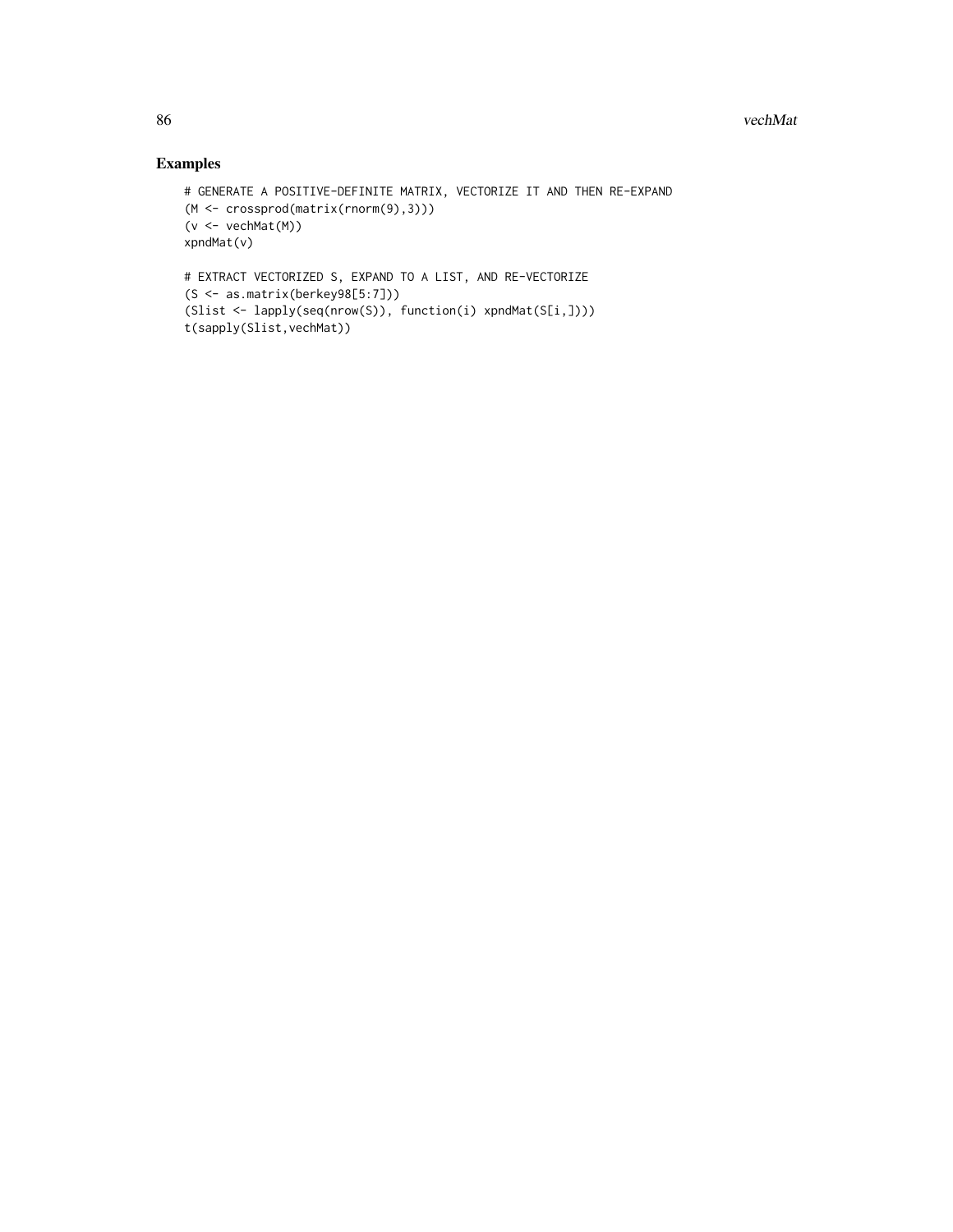## Examples

```
# GENERATE A POSITIVE-DEFINITE MATRIX, VECTORIZE IT AND THEN RE-EXPAND
(M <- crossprod(matrix(rnorm(9),3)))
(v <- vechMat(M))
xpndMat(v)

# EXTRACT VECTORIZED S, EXPAND TO A LIST, AND RE-VECTORIZE
(S <- as.matrix(berkey98[5:7]))
(Slist <- lapply(seq(nrow(S)), function(i) xpndMat(S[i,])))
t(sapply(Slist,vechMat))
```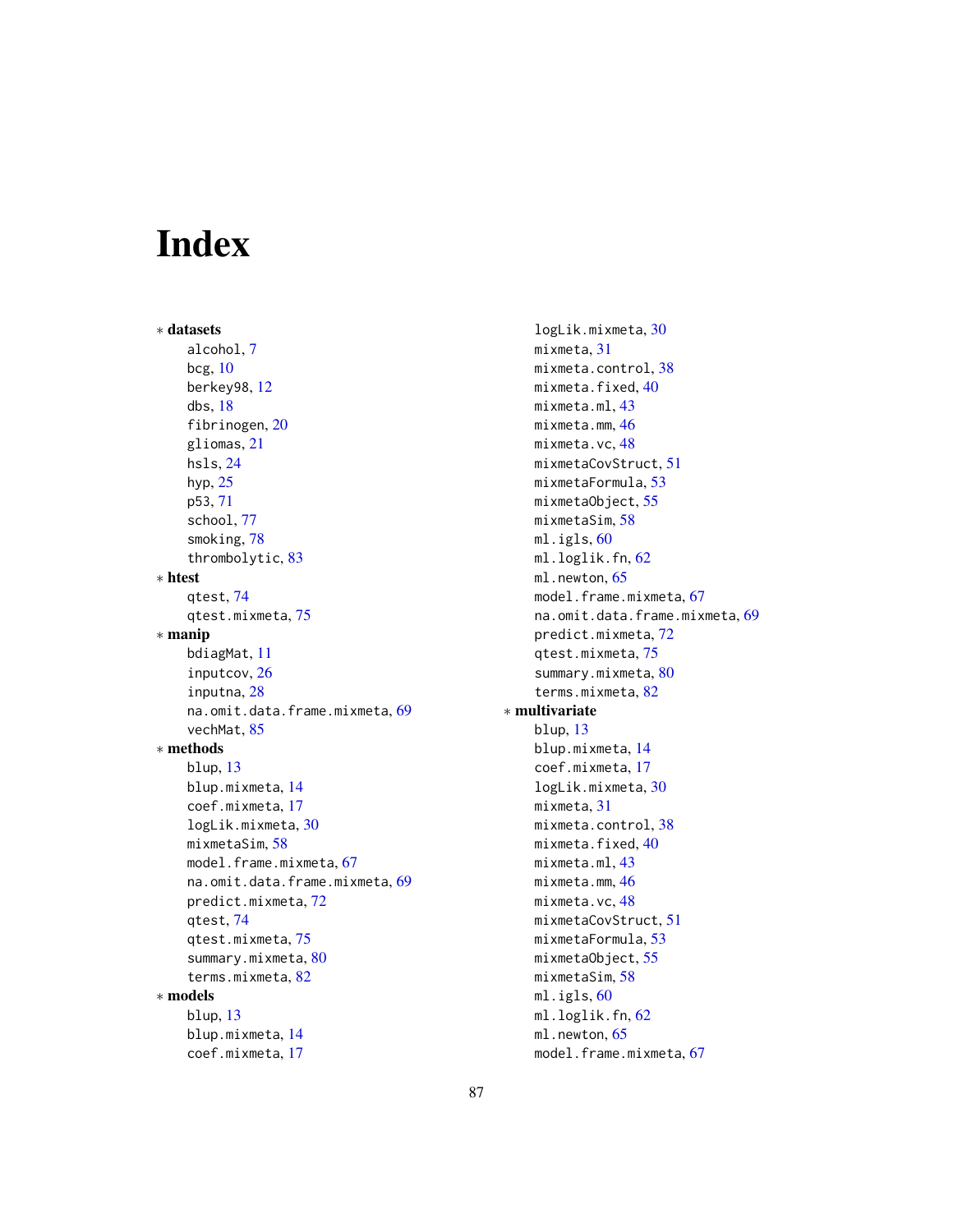# Index

* **datasets**
  - alcohol, 7
  - bcg, 10
  - berkey98, 12
  - dbs, 18
  - fibrinogen, 20
  - gliomas, 21
  - hsls, 24
  - hyp, 25
  - p53, 71
  - school, 77
  - smoking, 78
  - thrombolytic, 83
* **htest**
  - qtest, 74
  - qtest.mixmeta, 75
* **manip**
  - bdiagMat, 11
  - inputcov, 26
  - inputna, 28
  - na.omit.data.frame.mixmeta, 69
  - vechMat, 85
* **methods**
  - blup, 13
  - blup.mixmeta, 14
  - coef.mixmeta, 17
  - logLik.mixmeta, 30
  - mixmetaSim, 58
  - model.frame.mixmeta, 67
  - na.omit.data.frame.mixmeta, 69
  - predict.mixmeta, 72
  - qtest, 74
  - qtest.mixmeta, 75
  - summary.mixmeta, 80
  - terms.mixmeta, 82
* **models**
  - blup, 13
  - blup.mixmeta, 14
  - coef.mixmeta, 17
  - logLik.mixmeta, 30
  - mixmeta, 31
  - mixmeta.control, 38
  - mixmeta.fixed, 40
  - mixmeta.ml, 43
  - mixmeta.mm, 46
  - mixmeta.vc, 48
  - mixmetaCovStruct, 51
  - mixmetaFormula, 53
  - mixmetaObject, 55
  - mixmetaSim, 58
  - ml.igls, 60
  - ml.loglik.fn, 62
  - ml.newton, 65
  - model.frame.mixmeta, 67
  - na.omit.data.frame.mixmeta, 69
  - predict.mixmeta, 72
  - qtest.mixmeta, 75
  - summary.mixmeta, 80
  - terms.mixmeta, 82
* **multivariate**
  - blup, 13
  - blup.mixmeta, 14
  - coef.mixmeta, 17
  - logLik.mixmeta, 30
  - mixmeta, 31
  - mixmeta.control, 38
  - mixmeta.fixed, 40
  - mixmeta.ml, 43
  - mixmeta.mm, 46
  - mixmeta.vc, 48
  - mixmetaCovStruct, 51
  - mixmetaFormula, 53
  - mixmetaObject, 55
  - mixmetaSim, 58
  - ml.igls, 60
  - ml.loglik.fn, 62
  - ml.newton, 65
  - model.frame.mixmeta, 67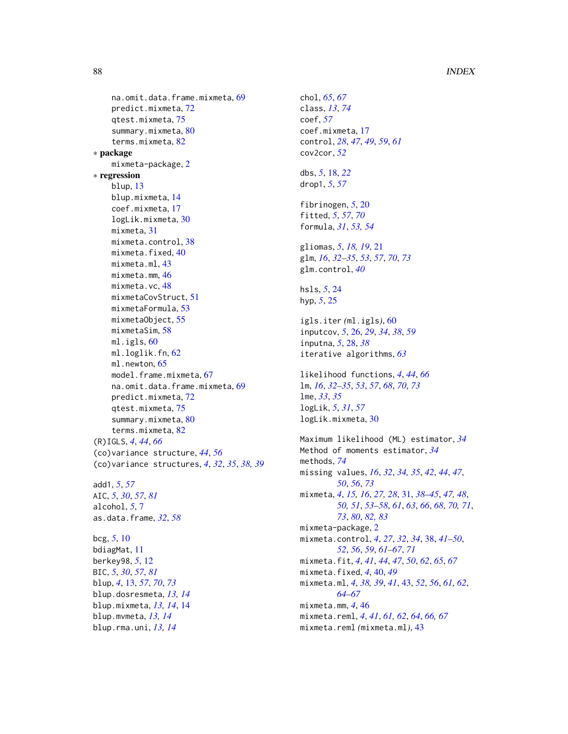na.omit.data.frame.mixmeta, 69
predict.mixmeta, 72
qtest.mixmeta, 75
summary.mixmeta, 80
terms.mixmeta, 82

∗ **package**
mixmeta-package, 2

∗ **regression**
blup, 13
blup.mixmeta, 14
coef.mixmeta, 17
logLik.mixmeta, 30
mixmeta, 31
mixmeta.control, 38
mixmeta.fixed, 40
mixmeta.ml, 43
mixmeta.mm, 46
mixmeta.vc, 48
mixmetaCovStruct, 51
mixmetaFormula, 53
mixmetaObject, 55
mixmetaSim, 58
ml.igls, 60
ml.loglik.fn, 62
ml.newton, 65
model.frame.mixmeta, 67
na.omit.data.frame.mixmeta, 69
predict.mixmeta, 72
qtest.mixmeta, 75
summary.mixmeta, 80
terms.mixmeta, 82

(R)IGLS, *4*, *44*, *66*
(co)variance structure, *44*, *56*
(co)variance structures, *4*, *32*, *35*, *38, 39*

add1, *5*, *57*
AIC, *5*, *30*, *57*, *81*
alcohol, *5*, 7
as.data.frame, *32*, *58*

bcg, *5*, 10
bdiagMat, 11
berkey98, *5*, 12
BIC, *5*, *30*, *57*, *81*
blup, *4*, 13, *57*, *70*, *73*
blup.dosresmeta, *13, 14*
blup.mixmeta, *13, 14*, 14
blup.mvmeta, *13, 14*
blup.rma.uni, *13, 14*

chol, *65*, *67*
class, *13*, *74*
coef, *57*
coef.mixmeta, 17
control, *28*, *47*, *49*, *59*, *61*
cov2cor, *52*

dbs, *5*, 18, *22*
drop1, *5*, *57*

fibrinogen, *5*, 20
fitted, *5*, *57*, *70*
formula, *31*, *53, 54*

gliomas, *5*, *18, 19*, 21
glm, *16*, *32–35*, *53*, *57*, *70*, *73*
glm.control, *40*

hsls, *5*, 24
hyp, *5*, 25

igls.iter (ml.igls), 60
inputcov, *5*, 26, *29*, *34*, *38*, *59*
inputna, *5*, 28, *38*
iterative algorithms, *63*

likelihood functions, *4*, *44*, *66*
lm, *16*, *32–35*, *53*, *57*, *68*, *70*, *73*
lme, *33*, *35*
logLik, *5*, *31*, *57*
logLik.mixmeta, 30

Maximum likelihood (ML) estimator, *34*
Method of moments estimator, *34*
methods, *74*
missing values, *16*, *32*, *34, 35*, *42*, *44*, *47*, *50*, *56*, *73*
mixmeta, *4*, *15, 16*, *27, 28*, 31, *38–45*, *47, 48*, *50, 51*, *53–58*, *61*, *63*, *66*, *68*, *70, 71*, *73*, *80*, *82, 83*
mixmeta-package, 2
mixmeta.control, *4*, *27*, *32*, *34*, 38, *41–50*, *52*, *56*, *59*, *61–67*, *71*
mixmeta.fit, *4*, *41*, *44*, *47*, *50*, *62*, *65*, *67*
mixmeta.fixed, *4*, 40, *49*
mixmeta.ml, *4*, *38, 39*, *41*, 43, *52*, *56*, *61, 62*, *64–67*
mixmeta.mm, *4*, 46
mixmeta.reml, *4*, *41*, *61, 62*, *64*, *66, 67*
mixmeta.reml (mixmeta.ml), 43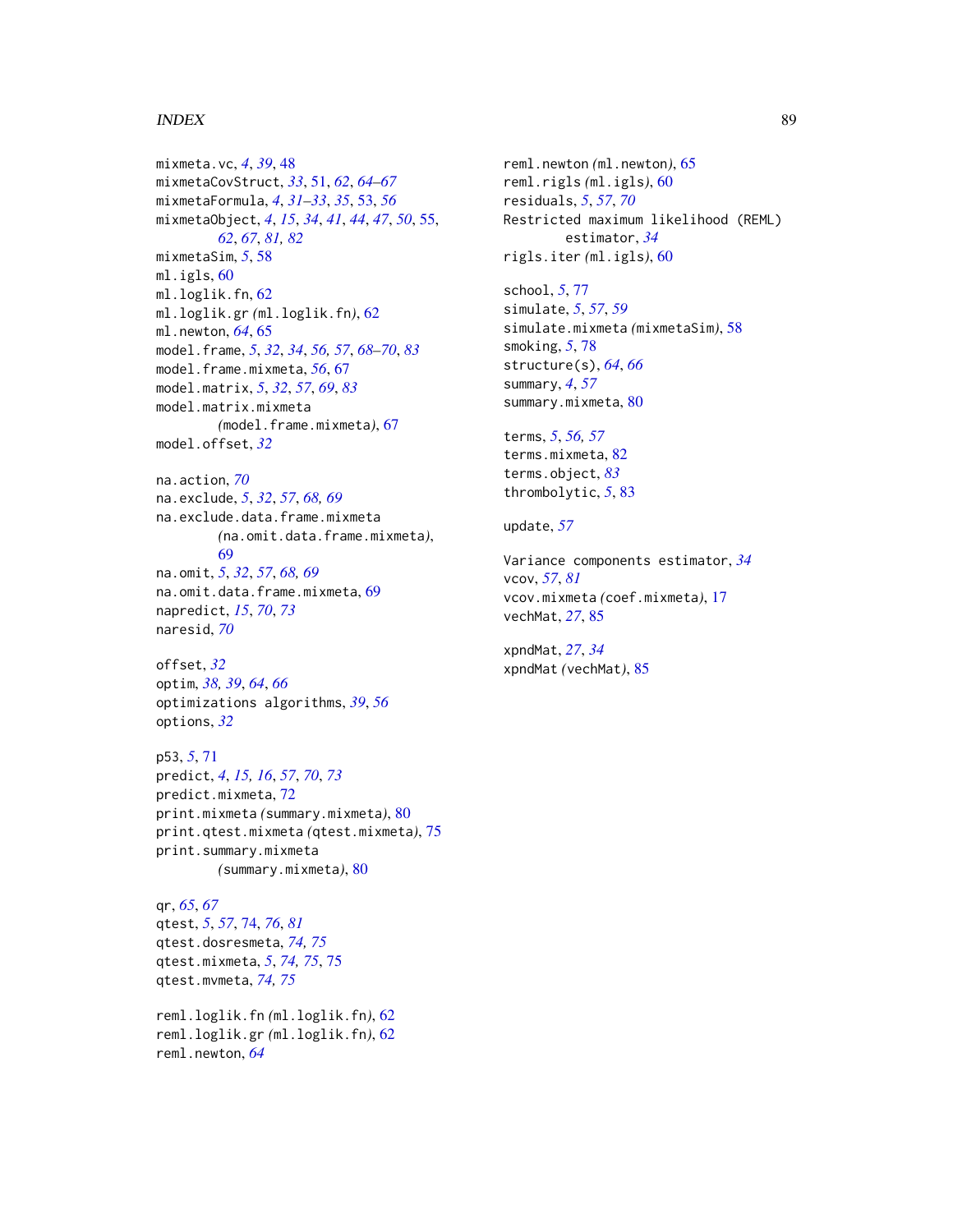mixmeta.vc, *4*, *39*, 48
mixmetaCovStruct, *33*, 51, *62*, *64–67*
mixmetaFormula, *4*, *31–33*, *35*, 53, *56*
mixmetaObject, *4*, *15*, *34*, *41*, *44*, *47*, *50*, 55, *62*, *67*, *81, 82*
mixmetaSim, *5*, 58
ml.igls, 60
ml.loglik.fn, 62
ml.loglik.gr *(*ml.loglik.fn*)*, 62
ml.newton, *64*, 65
model.frame, *5*, *32*, *34*, *56, 57*, *68–70*, *83*
model.frame.mixmeta, *56*, 67
model.matrix, *5*, *32*, *57*, *69*, *83*
model.matrix.mixmeta *(*model.frame.mixmeta*)*, 67
model.offset, *32*

na.action, *70*
na.exclude, *5*, *32*, *57*, *68, 69*
na.exclude.data.frame.mixmeta *(*na.omit.data.frame.mixmeta*)*, 69
na.omit, *5*, *32*, *57*, *68, 69*
na.omit.data.frame.mixmeta, 69
napredict, *15*, *70*, *73*
naresid, *70*

offset, *32*
optim, *38, 39*, *64*, *66*
optimizations algorithms, *39*, *56*
options, *32*

p53, *5*, 71
predict, *4*, *15, 16*, *57*, *70*, *73*
predict.mixmeta, 72
print.mixmeta *(*summary.mixmeta*)*, 80
print.qtest.mixmeta *(*qtest.mixmeta*)*, 75
print.summary.mixmeta *(*summary.mixmeta*)*, 80

qr, *65*, *67*
qtest, *5*, *57*, 74, *76*, *81*
qtest.dosresmeta, *74, 75*
qtest.mixmeta, *5*, *74, 75*, 75
qtest.mvmeta, *74, 75*

reml.loglik.fn *(*ml.loglik.fn*)*, 62
reml.loglik.gr *(*ml.loglik.fn*)*, 62
reml.newton, *64*
reml.newton *(*ml.newton*)*, 65
reml.rigls *(*ml.igls*)*, 60
residuals, *5*, *57*, *70*
Restricted maximum likelihood (REML) estimator, *34*
rigls.iter *(*ml.igls*)*, 60

school, *5*, 77
simulate, *5*, *57*, *59*
simulate.mixmeta *(*mixmetaSim*)*, 58
smoking, *5*, 78
structure(s), *64*, *66*
summary, *4*, *57*
summary.mixmeta, 80

terms, *5*, *56, 57*
terms.mixmeta, 82
terms.object, *83*
thrombolytic, *5*, 83

update, *57*

Variance components estimator, *34*
vcov, *57*, *81*
vcov.mixmeta *(*coef.mixmeta*)*, 17
vechMat, *27*, 85

xpndMat, *27*, *34*
xpndMat *(*vechMat*)*, 85